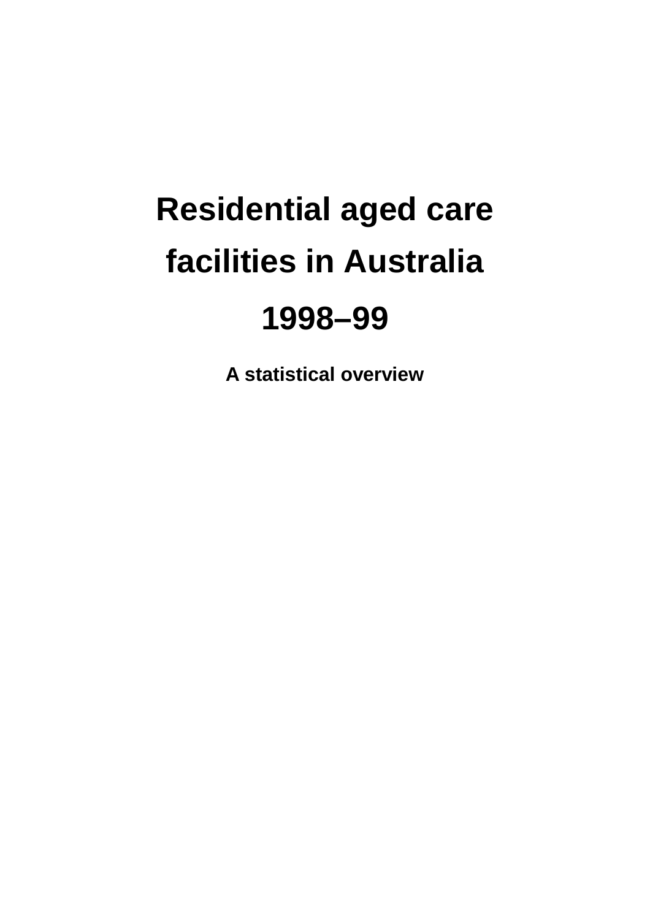# Residential aged care facilities in Australia 1998–99

**A statistical overview**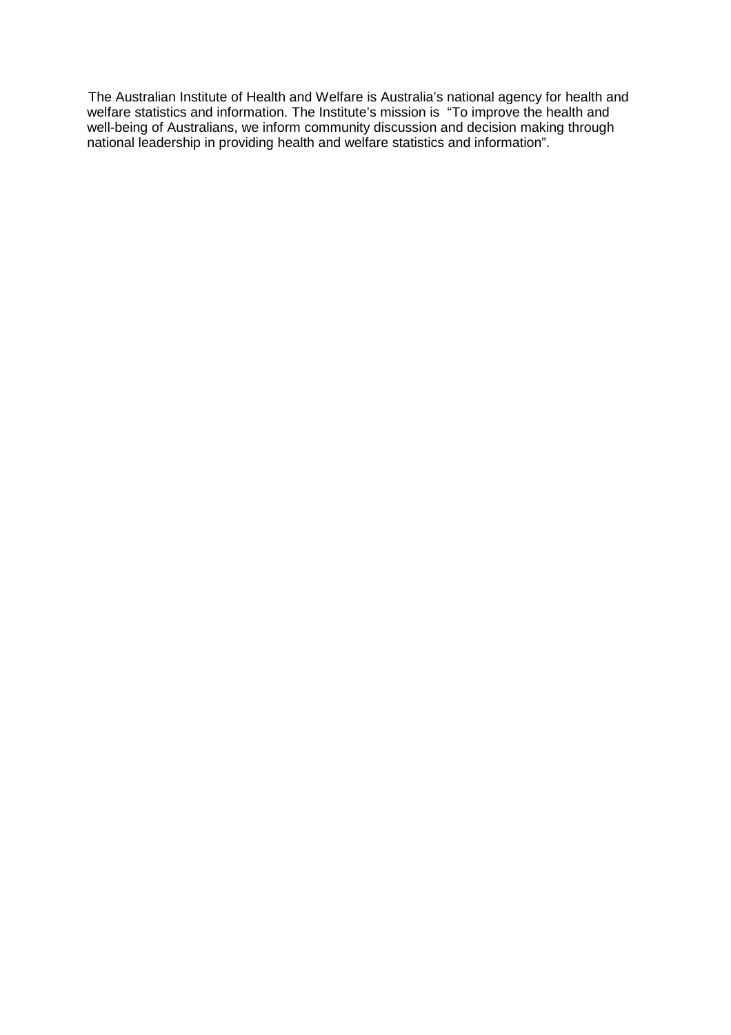The Australian Institute of Health and Welfare is Australia's national agency for health and welfare statistics and information. The Institute's mission is "To improve the health and well-being of Australians, we inform community discussion and decision making through national leadership in providing health and welfare statistics and information".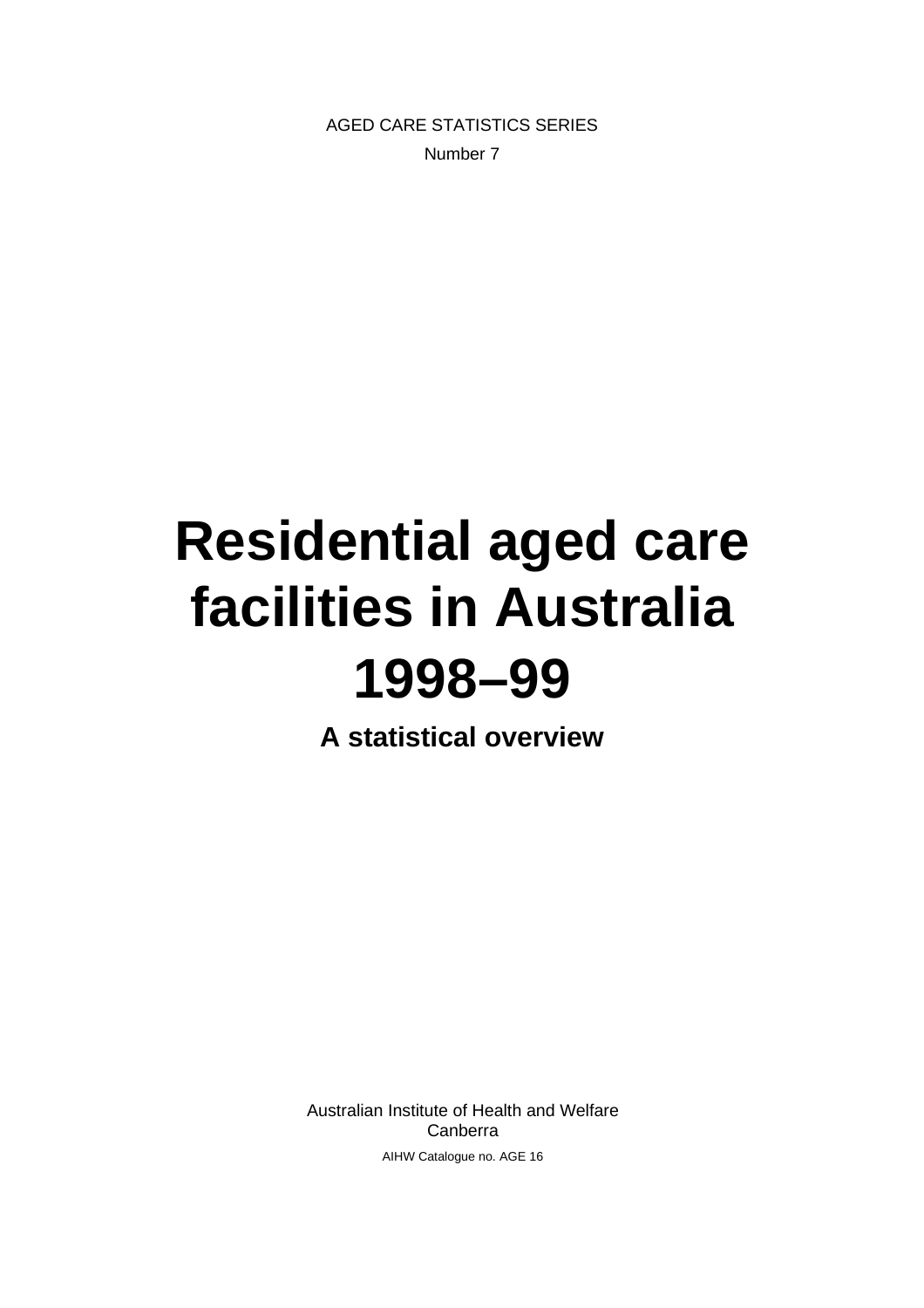AGED CARE STATISTICS SERIES

Number 7

# Residential aged care facilities in Australia 1998–99

## A statistical overview

Australian Institute of Health and Welfare
Canberra

AIHW Catalogue no. AGE 16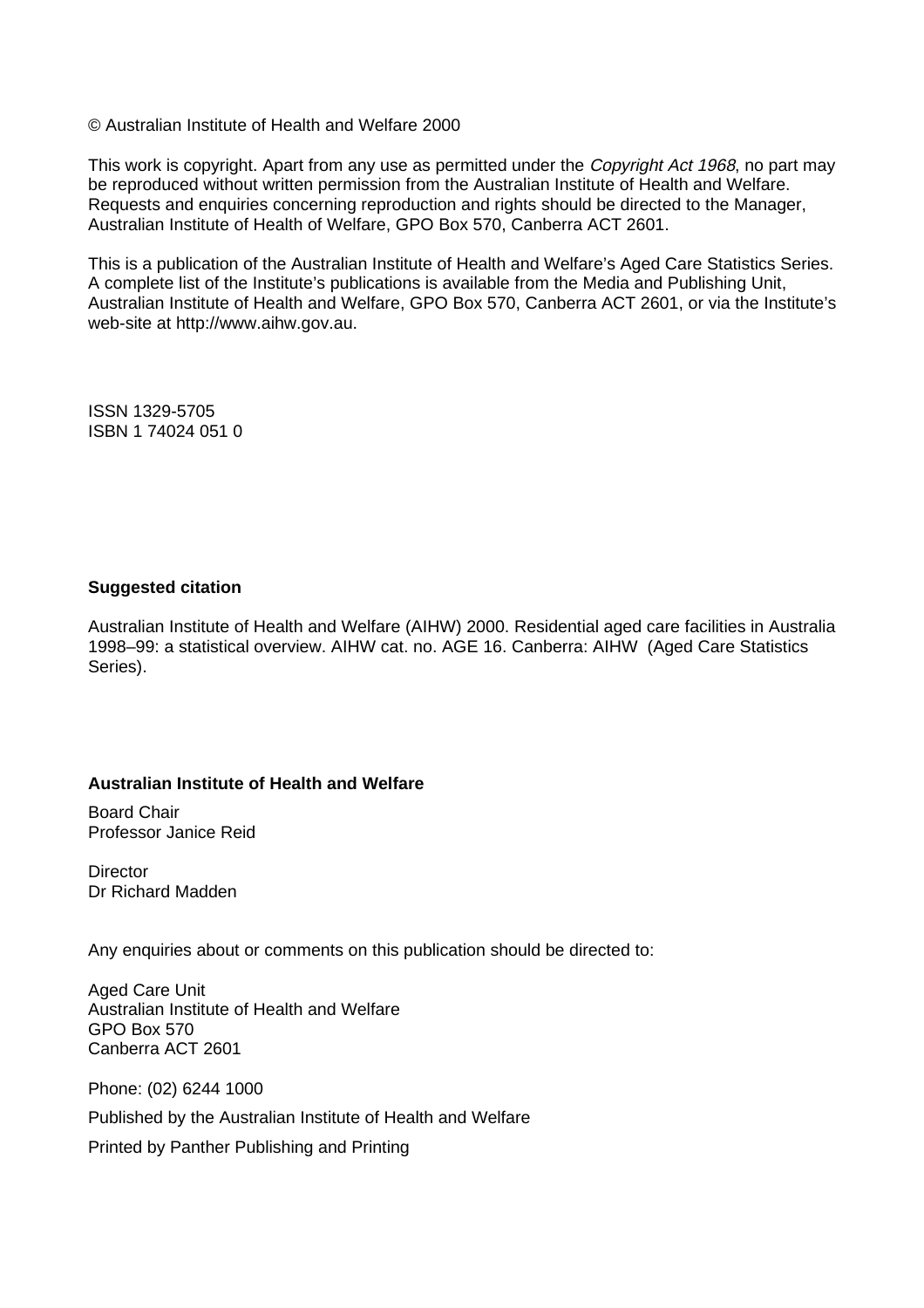© Australian Institute of Health and Welfare 2000

This work is copyright. Apart from any use as permitted under the *Copyright Act 1968*, no part may be reproduced without written permission from the Australian Institute of Health and Welfare. Requests and enquiries concerning reproduction and rights should be directed to the Manager, Australian Institute of Health of Welfare, GPO Box 570, Canberra ACT 2601.

This is a publication of the Australian Institute of Health and Welfare's Aged Care Statistics Series. A complete list of the Institute's publications is available from the Media and Publishing Unit, Australian Institute of Health and Welfare, GPO Box 570, Canberra ACT 2601, or via the Institute's web-site at http://www.aihw.gov.au.

ISSN 1329-5705
ISBN 1 74024 051 0

**Suggested citation**

Australian Institute of Health and Welfare (AIHW) 2000. Residential aged care facilities in Australia 1998–99: a statistical overview. AIHW cat. no. AGE 16. Canberra: AIHW (Aged Care Statistics Series).

**Australian Institute of Health and Welfare**

Board Chair
Professor Janice Reid

Director
Dr Richard Madden

Any enquiries about or comments on this publication should be directed to:

Aged Care Unit
Australian Institute of Health and Welfare
GPO Box 570
Canberra ACT 2601

Phone: (02) 6244 1000

Published by the Australian Institute of Health and Welfare

Printed by Panther Publishing and Printing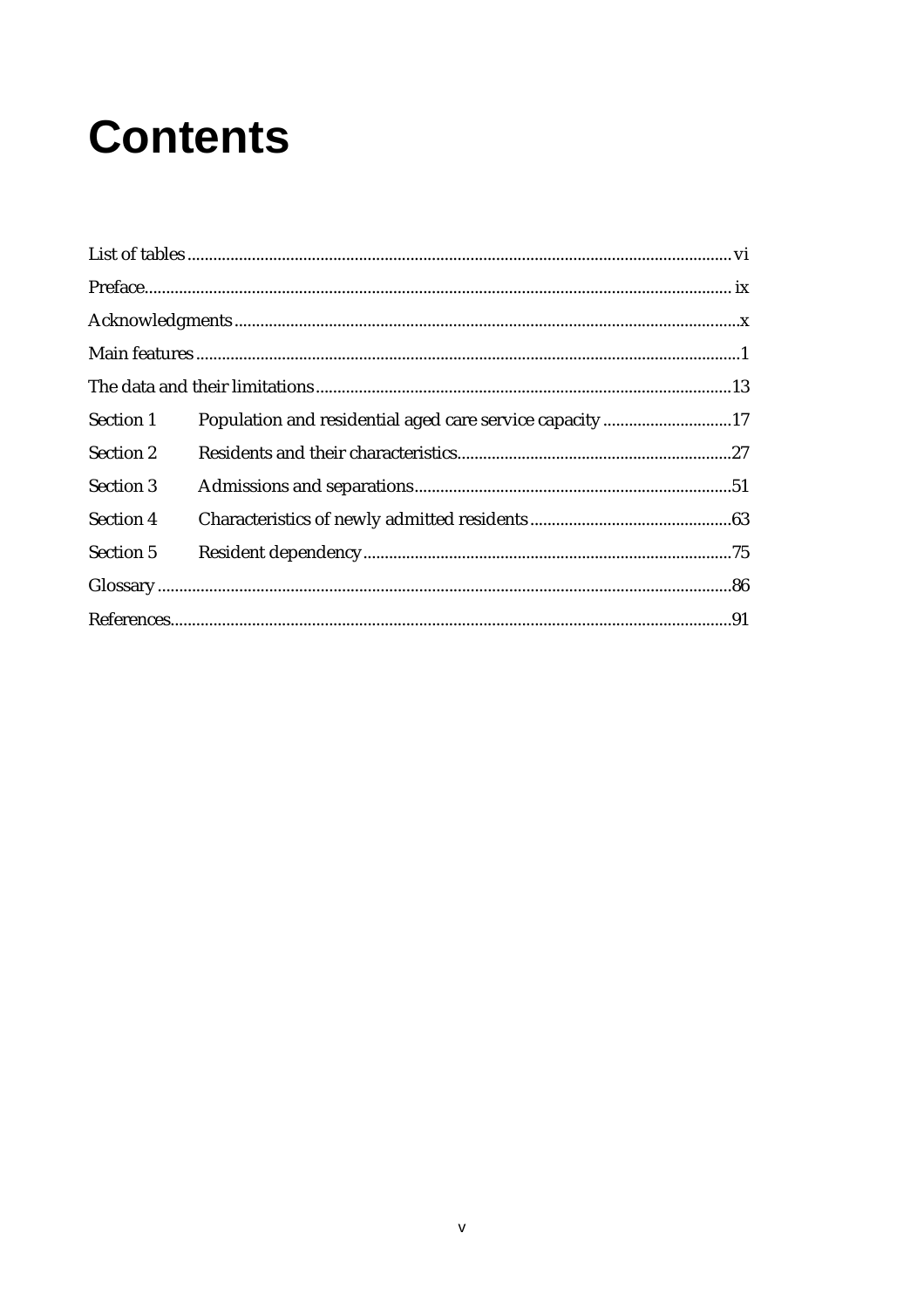# Contents

List of tables ........................................................................................................................ vi

Preface..................................................................................................................................... ix

Acknowledgments .................................................................................................................. x

Main features ........................................................................................................................... 1

The data and their limitations .............................................................................................. 13

Section 1 Population and residential aged care service capacity ...................................... 17

Section 2 Residents and their characteristics ........................................................................ 27

Section 3 Admissions and separations .................................................................................. 51

Section 4 Characteristics of newly admitted residents ........................................................ 63

Section 5 Resident dependency ............................................................................................. 75

Glossary ................................................................................................................................... 86

References ................................................................................................................................ 91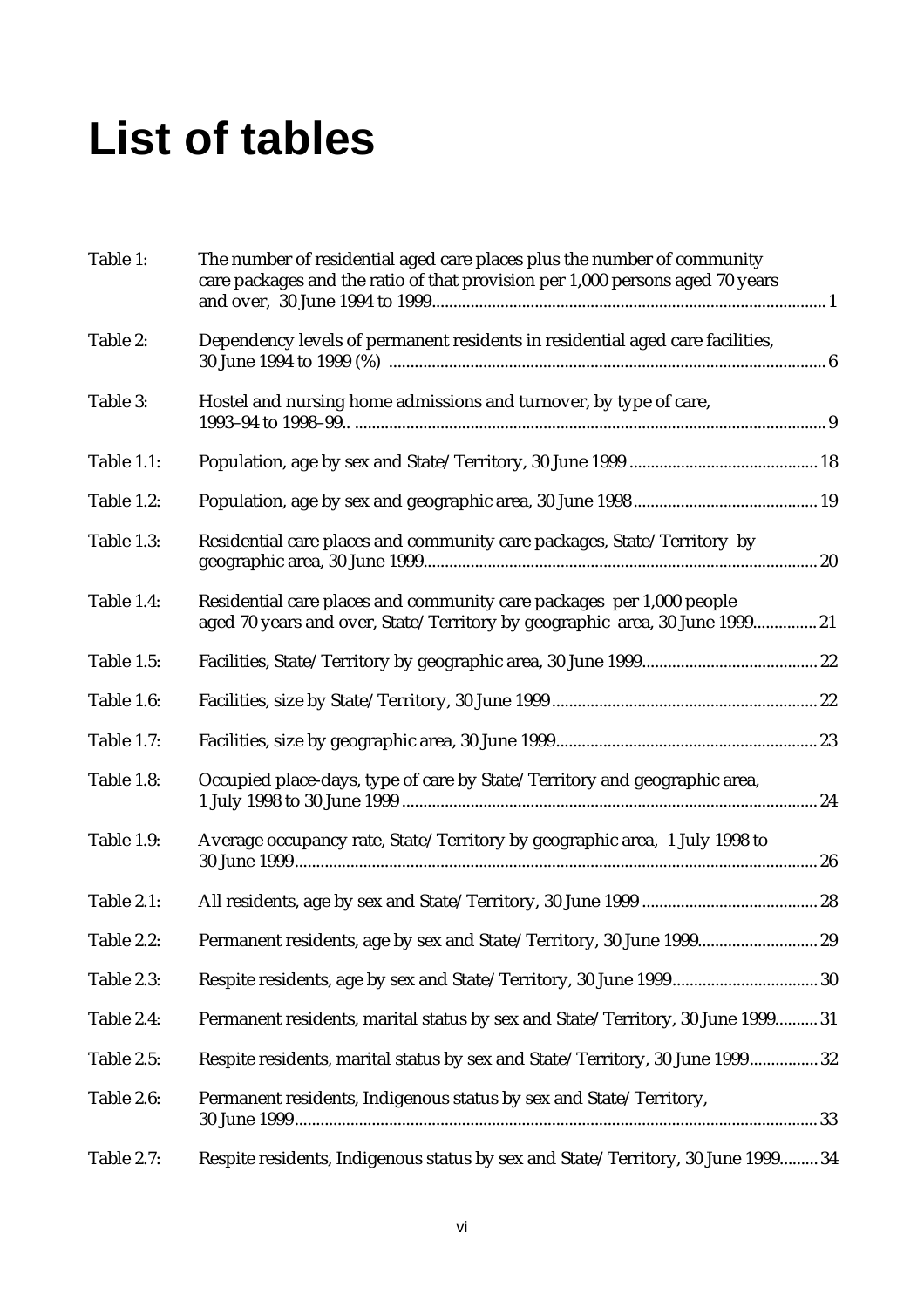# List of tables

| | | |
|---|---|---|
| Table 1: | The number of residential aged care places plus the number of community care packages and the ratio of that provision per 1,000 persons aged 70 years and over, 30 June 1994 to 1999 | 1 |
| Table 2: | Dependency levels of permanent residents in residential aged care facilities, 30 June 1994 to 1999 (%) | 6 |
| Table 3: | Hostel and nursing home admissions and turnover, by type of care, 1993–94 to 1998–99.. | 9 |
| Table 1.1: | Population, age by sex and State/Territory, 30 June 1999 | 18 |
| Table 1.2: | Population, age by sex and geographic area, 30 June 1998 | 19 |
| Table 1.3: | Residential care places and community care packages, State/Territory by geographic area, 30 June 1999 | 20 |
| Table 1.4: | Residential care places and community care packages per 1,000 people aged 70 years and over, State/Territory by geographic area, 30 June 1999 | 21 |
| Table 1.5: | Facilities, State/Territory by geographic area, 30 June 1999 | 22 |
| Table 1.6: | Facilities, size by State/Territory, 30 June 1999 | 22 |
| Table 1.7: | Facilities, size by geographic area, 30 June 1999 | 23 |
| Table 1.8: | Occupied place-days, type of care by State/Territory and geographic area, 1 July 1998 to 30 June 1999 | 24 |
| Table 1.9: | Average occupancy rate, State/Territory by geographic area, 1 July 1998 to 30 June 1999 | 26 |
| Table 2.1: | All residents, age by sex and State/Territory, 30 June 1999 | 28 |
| Table 2.2: | Permanent residents, age by sex and State/Territory, 30 June 1999 | 29 |
| Table 2.3: | Respite residents, age by sex and State/Territory, 30 June 1999 | 30 |
| Table 2.4: | Permanent residents, marital status by sex and State/Territory, 30 June 1999 | 31 |
| Table 2.5: | Respite residents, marital status by sex and State/Territory, 30 June 1999 | 32 |
| Table 2.6: | Permanent residents, Indigenous status by sex and State/Territory, 30 June 1999 | 33 |
| Table 2.7: | Respite residents, Indigenous status by sex and State/Territory, 30 June 1999 | 34 |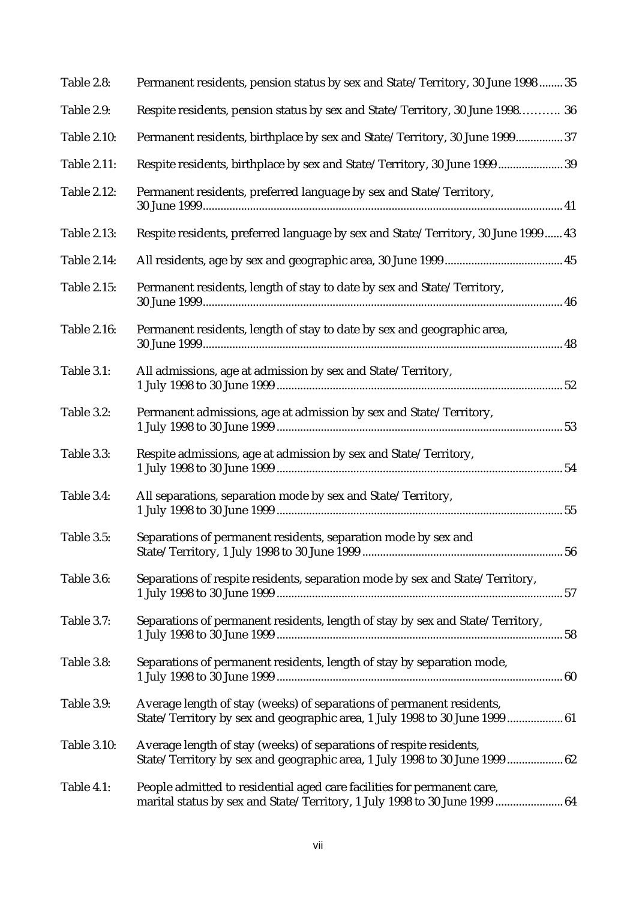| | | |
|---|---|---|
| Table 2.8: | Permanent residents, pension status by sex and State/Territory, 30 June 1998 | 35 |
| Table 2.9: | Respite residents, pension status by sex and State/Territory, 30 June 1998 | 36 |
| Table 2.10: | Permanent residents, birthplace by sex and State/Territory, 30 June 1999 | 37 |
| Table 2.11: | Respite residents, birthplace by sex and State/Territory, 30 June 1999 | 39 |
| Table 2.12: | Permanent residents, preferred language by sex and State/Territory, 30 June 1999 | 41 |
| Table 2.13: | Respite residents, preferred language by sex and State/Territory, 30 June 1999 | 43 |
| Table 2.14: | All residents, age by sex and geographic area, 30 June 1999 | 45 |
| Table 2.15: | Permanent residents, length of stay to date by sex and State/Territory, 30 June 1999 | 46 |
| Table 2.16: | Permanent residents, length of stay to date by sex and geographic area, 30 June 1999 | 48 |
| Table 3.1: | All admissions, age at admission by sex and State/Territory, 1 July 1998 to 30 June 1999 | 52 |
| Table 3.2: | Permanent admissions, age at admission by sex and State/Territory, 1 July 1998 to 30 June 1999 | 53 |
| Table 3.3: | Respite admissions, age at admission by sex and State/Territory, 1 July 1998 to 30 June 1999 | 54 |
| Table 3.4: | All separations, separation mode by sex and State/Territory, 1 July 1998 to 30 June 1999 | 55 |
| Table 3.5: | Separations of permanent residents, separation mode by sex and State/Territory, 1 July 1998 to 30 June 1999 | 56 |
| Table 3.6: | Separations of respite residents, separation mode by sex and State/Territory, 1 July 1998 to 30 June 1999 | 57 |
| Table 3.7: | Separations of permanent residents, length of stay by sex and State/Territory, 1 July 1998 to 30 June 1999 | 58 |
| Table 3.8: | Separations of permanent residents, length of stay by separation mode, 1 July 1998 to 30 June 1999 | 60 |
| Table 3.9: | Average length of stay (weeks) of separations of permanent residents, State/Territory by sex and geographic area, 1 July 1998 to 30 June 1999 | 61 |
| Table 3.10: | Average length of stay (weeks) of separations of respite residents, State/Territory by sex and geographic area, 1 July 1998 to 30 June 1999 | 62 |
| Table 4.1: | People admitted to residential aged care facilities for permanent care, marital status by sex and State/Territory, 1 July 1998 to 30 June 1999 | 64 |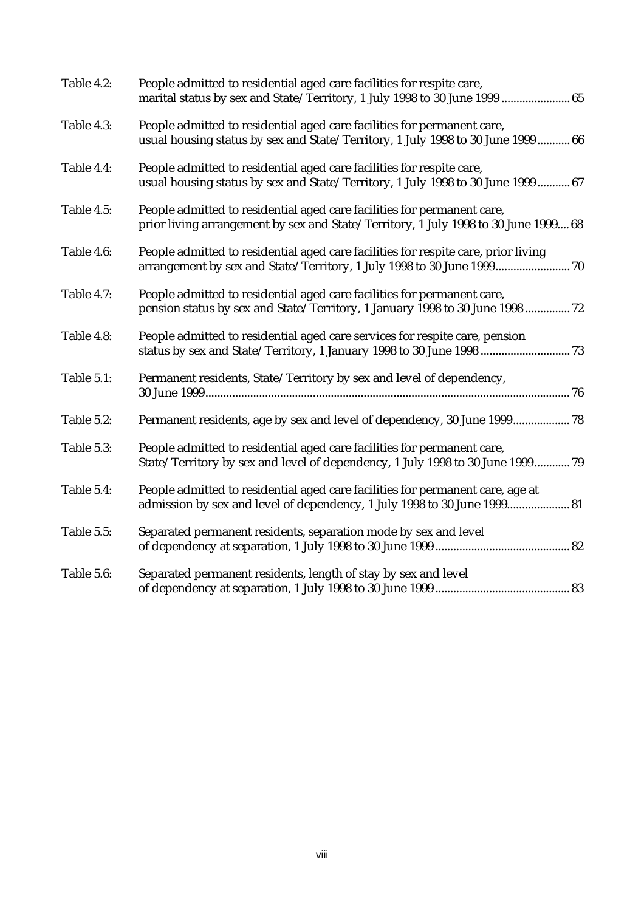Table 4.2: People admitted to residential aged care facilities for respite care, marital status by sex and State/Territory, 1 July 1998 to 30 June 1999 ....................... 65

Table 4.3: People admitted to residential aged care facilities for permanent care, usual housing status by sex and State/Territory, 1 July 1998 to 30 June 1999 ........... 66

Table 4.4: People admitted to residential aged care facilities for respite care, usual housing status by sex and State/Territory, 1 July 1998 to 30 June 1999 ........... 67

Table 4.5: People admitted to residential aged care facilities for permanent care, prior living arrangement by sex and State/Territory, 1 July 1998 to 30 June 1999.... 68

Table 4.6: People admitted to residential aged care facilities for respite care, prior living arrangement by sex and State/Territory, 1 July 1998 to 30 June 1999......................... 70

Table 4.7: People admitted to residential aged care facilities for permanent care, pension status by sex and State/Territory, 1 January 1998 to 30 June 1998 ............... 72

Table 4.8: People admitted to residential aged care services for respite care, pension status by sex and State/Territory, 1 January 1998 to 30 June 1998 .............................. 73

Table 5.1: Permanent residents, State/Territory by sex and level of dependency, 30 June 1999......................................................................................................................... 76

Table 5.2: Permanent residents, age by sex and level of dependency, 30 June 1999................... 78

Table 5.3: People admitted to residential aged care facilities for permanent care, State/Territory by sex and level of dependency, 1 July 1998 to 30 June 1999............ 79

Table 5.4: People admitted to residential aged care facilities for permanent care, age at admission by sex and level of dependency, 1 July 1998 to 30 June 1999.................... 81

Table 5.5: Separated permanent residents, separation mode by sex and level of dependency at separation, 1 July 1998 to 30 June 1999 ............................................. 82

Table 5.6: Separated permanent residents, length of stay by sex and level of dependency at separation, 1 July 1998 to 30 June 1999 ............................................. 83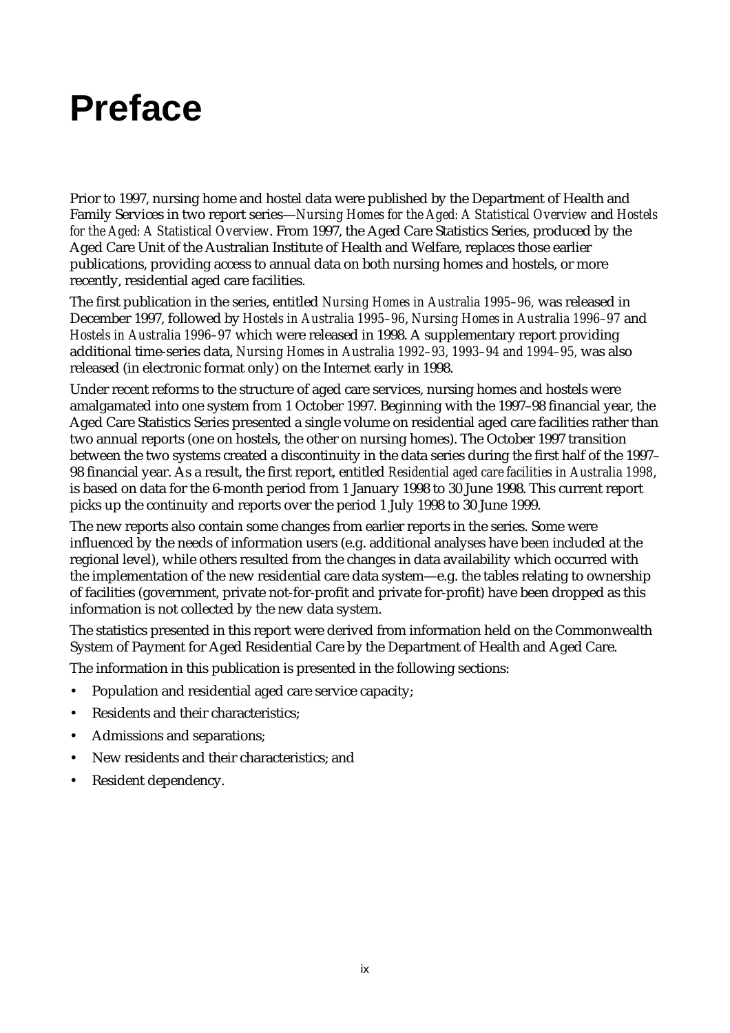# Preface

Prior to 1997, nursing home and hostel data were published by the Department of Health and Family Services in two report series—*Nursing Homes for the Aged: A Statistical Overview* and *Hostels for the Aged: A Statistical Overview*. From 1997, the Aged Care Statistics Series, produced by the Aged Care Unit of the Australian Institute of Health and Welfare, replaces those earlier publications, providing access to annual data on both nursing homes and hostels, or more recently, residential aged care facilities.

The first publication in the series, entitled *Nursing Homes in Australia 1995–96,* was released in December 1997, followed by *Hostels in Australia 1995–96*, *Nursing Homes in Australia 1996–97* and *Hostels in Australia 1996–97* which were released in 1998. A supplementary report providing additional time-series data, *Nursing Homes in Australia 1992–93, 1993–94 and 1994–95,* was also released (in electronic format only) on the Internet early in 1998.

Under recent reforms to the structure of aged care services, nursing homes and hostels were amalgamated into one system from 1 October 1997. Beginning with the 1997–98 financial year, the Aged Care Statistics Series presented a single volume on residential aged care facilities rather than two annual reports (one on hostels, the other on nursing homes). The October 1997 transition between the two systems created a discontinuity in the data series during the first half of the 1997–98 financial year. As a result, the first report, entitled *Residential aged care facilities in Australia 1998*, is based on data for the 6-month period from 1 January 1998 to 30 June 1998. This current report picks up the continuity and reports over the period 1 July 1998 to 30 June 1999.

The new reports also contain some changes from earlier reports in the series. Some were influenced by the needs of information users (e.g. additional analyses have been included at the regional level), while others resulted from the changes in data availability which occurred with the implementation of the new residential care data system—e.g. the tables relating to ownership of facilities (government, private not-for-profit and private for-profit) have been dropped as this information is not collected by the new data system.

The statistics presented in this report were derived from information held on the Commonwealth System of Payment for Aged Residential Care by the Department of Health and Aged Care.

The information in this publication is presented in the following sections:

- Population and residential aged care service capacity;
- Residents and their characteristics;
- Admissions and separations;
- New residents and their characteristics; and
- Resident dependency.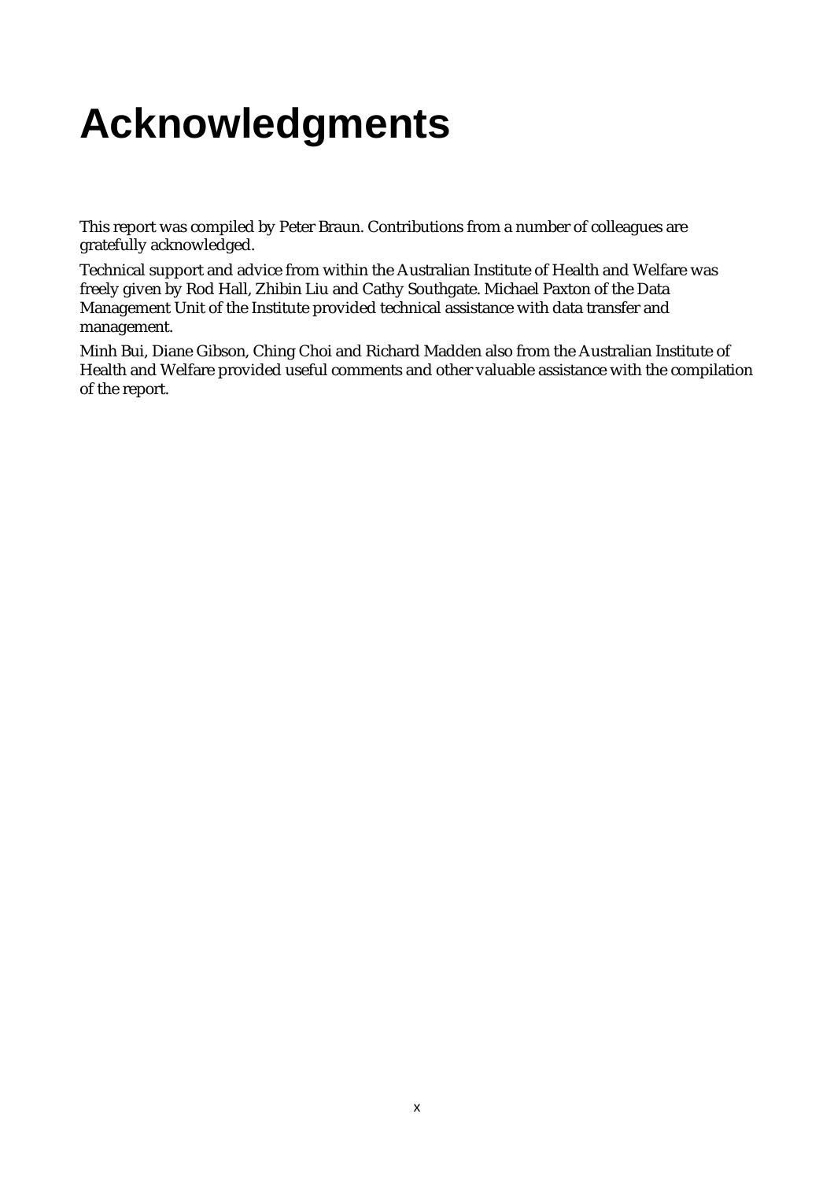# Acknowledgments

This report was compiled by Peter Braun. Contributions from a number of colleagues are gratefully acknowledged.

Technical support and advice from within the Australian Institute of Health and Welfare was freely given by Rod Hall, Zhibin Liu and Cathy Southgate. Michael Paxton of the Data Management Unit of the Institute provided technical assistance with data transfer and management.

Minh Bui, Diane Gibson, Ching Choi and Richard Madden also from the Australian Institute of Health and Welfare provided useful comments and other valuable assistance with the compilation of the report.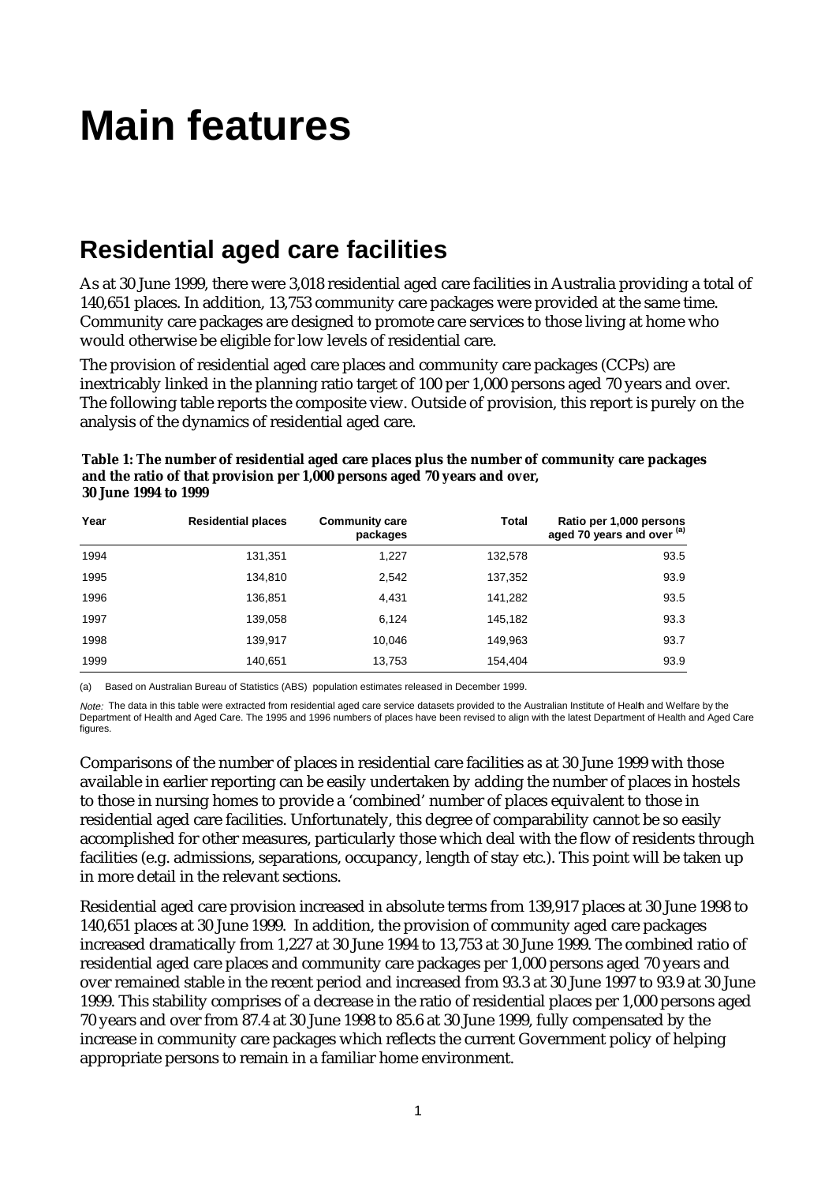# Main features

## Residential aged care facilities

As at 30 June 1999, there were 3,018 residential aged care facilities in Australia providing a total of 140,651 places. In addition, 13,753 community care packages were provided at the same time. Community care packages are designed to promote care services to those living at home who would otherwise be eligible for low levels of residential care.

The provision of residential aged care places and community care packages (CCPs) are inextricably linked in the planning ratio target of 100 per 1,000 persons aged 70 years and over. The following table reports the composite view. Outside of provision, this report is purely on the analysis of the dynamics of residential aged care.

**Table 1: The number of residential aged care places plus the number of community care packages and the ratio of that provision per 1,000 persons aged 70 years and over, 30 June 1994 to 1999**

| Year | Residential places | Community care packages | Total | Ratio per 1,000 persons aged 70 years and over [(a)] |
|---|---|---|---|---|
| 1994 | 131,351 | 1,227 | 132,578 | 93.5 |
| 1995 | 134,810 | 2,542 | 137,352 | 93.9 |
| 1996 | 136,851 | 4,431 | 141,282 | 93.5 |
| 1997 | 139,058 | 6,124 | 145,182 | 93.3 |
| 1998 | 139,917 | 10,046 | 149,963 | 93.7 |
| 1999 | 140,651 | 13,753 | 154,404 | 93.9 |

(a) Based on Australian Bureau of Statistics (ABS) population estimates released in December 1999.

*Note:* The data in this table were extracted from residential aged care service datasets provided to the Australian Institute of Health and Welfare by the Department of Health and Aged Care. The 1995 and 1996 numbers of places have been revised to align with the latest Department of Health and Aged Care figures.

Comparisons of the number of places in residential care facilities as at 30 June 1999 with those available in earlier reporting can be easily undertaken by adding the number of places in hostels to those in nursing homes to provide a 'combined' number of places equivalent to those in residential aged care facilities. Unfortunately, this degree of comparability cannot be so easily accomplished for other measures, particularly those which deal with the flow of residents through facilities (e.g. admissions, separations, occupancy, length of stay etc.). This point will be taken up in more detail in the relevant sections.

Residential aged care provision increased in absolute terms from 139,917 places at 30 June 1998 to 140,651 places at 30 June 1999. In addition, the provision of community aged care packages increased dramatically from 1,227 at 30 June 1994 to 13,753 at 30 June 1999. The combined ratio of residential aged care places and community care packages per 1,000 persons aged 70 years and over remained stable in the recent period and increased from 93.3 at 30 June 1997 to 93.9 at 30 June 1999. This stability comprises of a decrease in the ratio of residential places per 1,000 persons aged 70 years and over from 87.4 at 30 June 1998 to 85.6 at 30 June 1999, fully compensated by the increase in community care packages which reflects the current Government policy of helping appropriate persons to remain in a familiar home environment.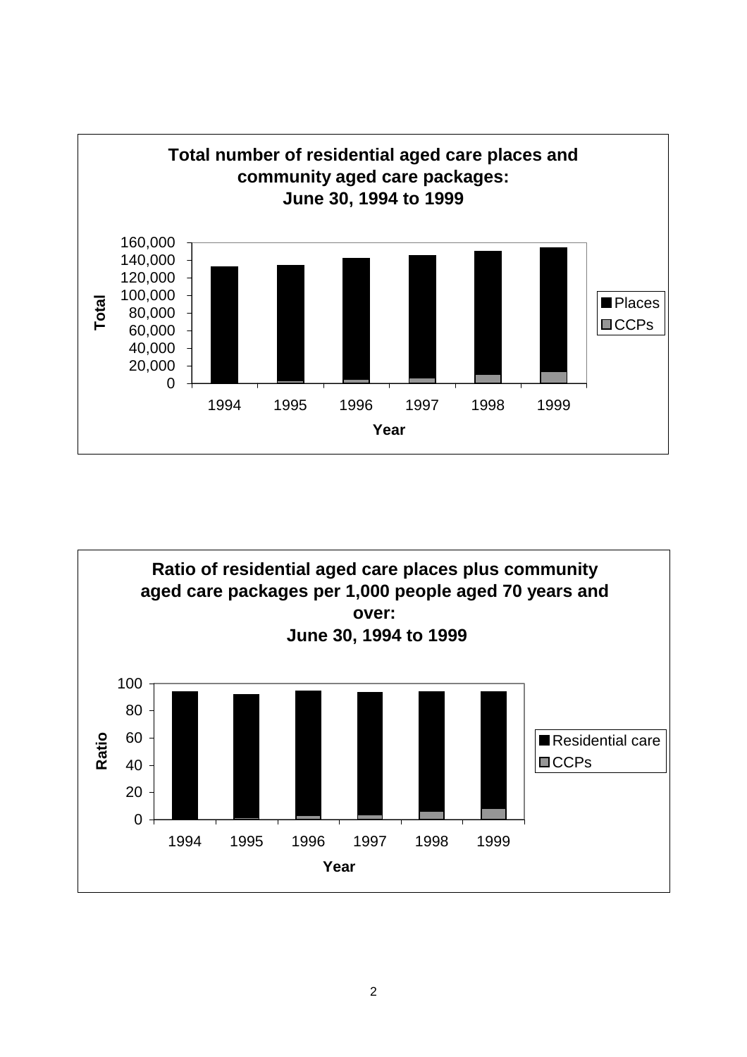**Total number of residential aged care places and community aged care packages: June 30, 1994 to 1999**

Total (0 to 160,000) by Year (1994–1999); legend: Places, CCPs

**Ratio of residential aged care places plus community aged care packages per 1,000 people aged 70 years and over: June 30, 1994 to 1999**

Ratio (0 to 100) by Year (1994–1999); legend: Residential care, CCPs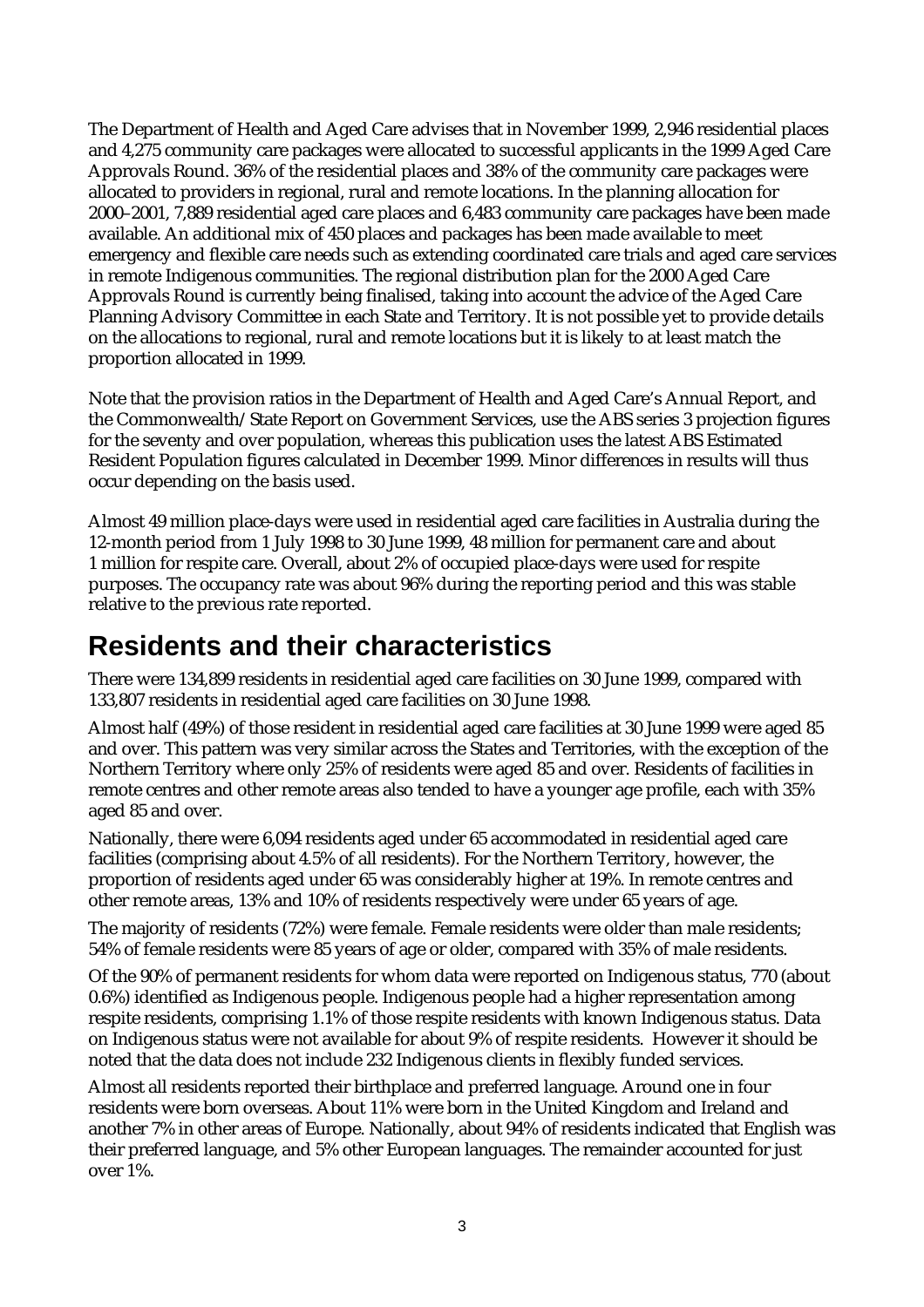The Department of Health and Aged Care advises that in November 1999, 2,946 residential places and 4,275 community care packages were allocated to successful applicants in the 1999 Aged Care Approvals Round. 36% of the residential places and 38% of the community care packages were allocated to providers in regional, rural and remote locations. In the planning allocation for 2000–2001, 7,889 residential aged care places and 6,483 community care packages have been made available. An additional mix of 450 places and packages has been made available to meet emergency and flexible care needs such as extending coordinated care trials and aged care services in remote Indigenous communities. The regional distribution plan for the 2000 Aged Care Approvals Round is currently being finalised, taking into account the advice of the Aged Care Planning Advisory Committee in each State and Territory. It is not possible yet to provide details on the allocations to regional, rural and remote locations but it is likely to at least match the proportion allocated in 1999.

Note that the provision ratios in the Department of Health and Aged Care's Annual Report, and the Commonwealth/State Report on Government Services, use the ABS series 3 projection figures for the seventy and over population, whereas this publication uses the latest ABS Estimated Resident Population figures calculated in December 1999. Minor differences in results will thus occur depending on the basis used.

Almost 49 million place-days were used in residential aged care facilities in Australia during the 12-month period from 1 July 1998 to 30 June 1999, 48 million for permanent care and about 1 million for respite care. Overall, about 2% of occupied place-days were used for respite purposes. The occupancy rate was about 96% during the reporting period and this was stable relative to the previous rate reported.

# Residents and their characteristics

There were 134,899 residents in residential aged care facilities on 30 June 1999, compared with 133,807 residents in residential aged care facilities on 30 June 1998.

Almost half (49%) of those resident in residential aged care facilities at 30 June 1999 were aged 85 and over. This pattern was very similar across the States and Territories, with the exception of the Northern Territory where only 25% of residents were aged 85 and over. Residents of facilities in remote centres and other remote areas also tended to have a younger age profile, each with 35% aged 85 and over.

Nationally, there were 6,094 residents aged under 65 accommodated in residential aged care facilities (comprising about 4.5% of all residents). For the Northern Territory, however, the proportion of residents aged under 65 was considerably higher at 19%. In remote centres and other remote areas, 13% and 10% of residents respectively were under 65 years of age.

The majority of residents (72%) were female. Female residents were older than male residents; 54% of female residents were 85 years of age or older, compared with 35% of male residents.

Of the 90% of permanent residents for whom data were reported on Indigenous status, 770 (about 0.6%) identified as Indigenous people. Indigenous people had a higher representation among respite residents, comprising 1.1% of those respite residents with known Indigenous status. Data on Indigenous status were not available for about 9% of respite residents. However it should be noted that the data does not include 232 Indigenous clients in flexibly funded services.

Almost all residents reported their birthplace and preferred language. Around one in four residents were born overseas. About 11% were born in the United Kingdom and Ireland and another 7% in other areas of Europe. Nationally, about 94% of residents indicated that English was their preferred language, and 5% other European languages. The remainder accounted for just over 1%.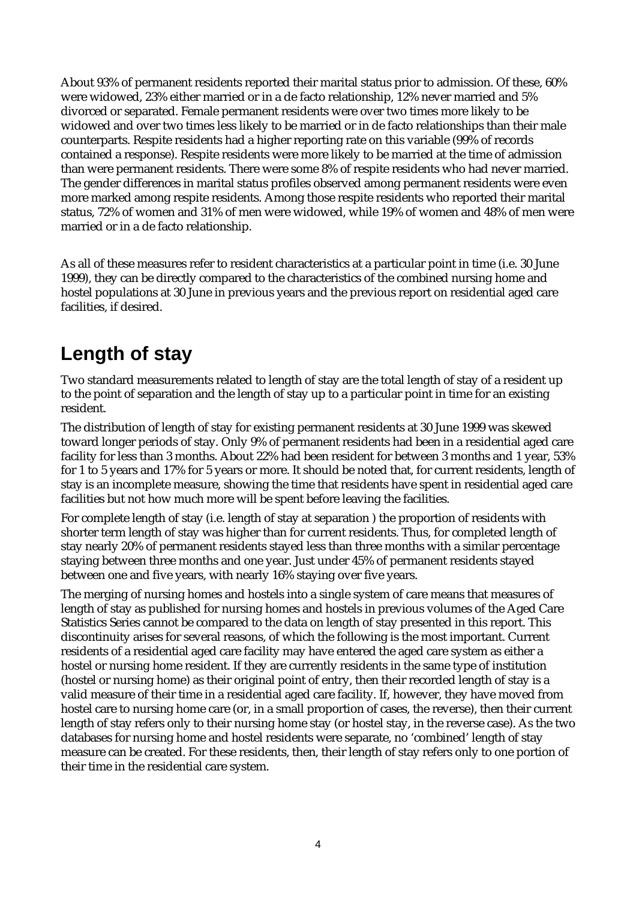About 93% of permanent residents reported their marital status prior to admission. Of these, 60% were widowed, 23% either married or in a de facto relationship, 12% never married and 5% divorced or separated. Female permanent residents were over two times more likely to be widowed and over two times less likely to be married or in de facto relationships than their male counterparts. Respite residents had a higher reporting rate on this variable (99% of records contained a response). Respite residents were more likely to be married at the time of admission than were permanent residents. There were some 8% of respite residents who had never married. The gender differences in marital status profiles observed among permanent residents were even more marked among respite residents. Among those respite residents who reported their marital status, 72% of women and 31% of men were widowed, while 19% of women and 48% of men were married or in a de facto relationship.

As all of these measures refer to resident characteristics at a particular point in time (i.e. 30 June 1999), they can be directly compared to the characteristics of the combined nursing home and hostel populations at 30 June in previous years and the previous report on residential aged care facilities, if desired.

## Length of stay

Two standard measurements related to length of stay are the total length of stay of a resident up to the point of separation and the length of stay up to a particular point in time for an existing resident.

The distribution of length of stay for existing permanent residents at 30 June 1999 was skewed toward longer periods of stay. Only 9% of permanent residents had been in a residential aged care facility for less than 3 months. About 22% had been resident for between 3 months and 1 year, 53% for 1 to 5 years and 17% for 5 years or more. It should be noted that, for current residents, length of stay is an incomplete measure, showing the time that residents have spent in residential aged care facilities but not how much more will be spent before leaving the facilities.

For complete length of stay (i.e. length of stay at separation ) the proportion of residents with shorter term length of stay was higher than for current residents. Thus, for completed length of stay nearly 20% of permanent residents stayed less than three months with a similar percentage staying between three months and one year. Just under 45% of permanent residents stayed between one and five years, with nearly 16% staying over five years.

The merging of nursing homes and hostels into a single system of care means that measures of length of stay as published for nursing homes and hostels in previous volumes of the Aged Care Statistics Series cannot be compared to the data on length of stay presented in this report. This discontinuity arises for several reasons, of which the following is the most important. Current residents of a residential aged care facility may have entered the aged care system as either a hostel or nursing home resident. If they are currently residents in the same type of institution (hostel or nursing home) as their original point of entry, then their recorded length of stay is a valid measure of their time in a residential aged care facility. If, however, they have moved from hostel care to nursing home care (or, in a small proportion of cases, the reverse), then their current length of stay refers only to their nursing home stay (or hostel stay, in the reverse case). As the two databases for nursing home and hostel residents were separate, no 'combined' length of stay measure can be created. For these residents, then, their length of stay refers only to one portion of their time in the residential care system.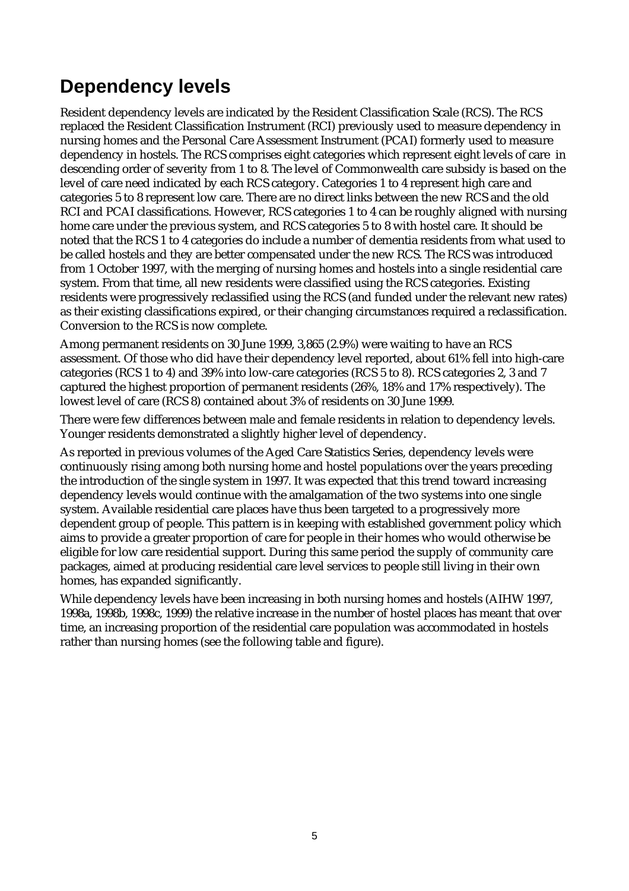# Dependency levels

Resident dependency levels are indicated by the Resident Classification Scale (RCS). The RCS replaced the Resident Classification Instrument (RCI) previously used to measure dependency in nursing homes and the Personal Care Assessment Instrument (PCAI) formerly used to measure dependency in hostels. The RCS comprises eight categories which represent eight levels of care in descending order of severity from 1 to 8. The level of Commonwealth care subsidy is based on the level of care need indicated by each RCS category. Categories 1 to 4 represent high care and categories 5 to 8 represent low care. There are no direct links between the new RCS and the old RCI and PCAI classifications. However, RCS categories 1 to 4 can be roughly aligned with nursing home care under the previous system, and RCS categories 5 to 8 with hostel care. It should be noted that the RCS 1 to 4 categories do include a number of dementia residents from what used to be called hostels and they are better compensated under the new RCS. The RCS was introduced from 1 October 1997, with the merging of nursing homes and hostels into a single residential care system. From that time, all new residents were classified using the RCS categories. Existing residents were progressively reclassified using the RCS (and funded under the relevant new rates) as their existing classifications expired, or their changing circumstances required a reclassification. Conversion to the RCS is now complete.

Among permanent residents on 30 June 1999, 3,865 (2.9%) were waiting to have an RCS assessment. Of those who did have their dependency level reported, about 61% fell into high-care categories (RCS 1 to 4) and 39% into low-care categories (RCS 5 to 8). RCS categories 2, 3 and 7 captured the highest proportion of permanent residents (26%, 18% and 17% respectively). The lowest level of care (RCS 8) contained about 3% of residents on 30 June 1999.

There were few differences between male and female residents in relation to dependency levels. Younger residents demonstrated a slightly higher level of dependency.

As reported in previous volumes of the Aged Care Statistics Series, dependency levels were continuously rising among both nursing home and hostel populations over the years preceding the introduction of the single system in 1997. It was expected that this trend toward increasing dependency levels would continue with the amalgamation of the two systems into one single system. Available residential care places have thus been targeted to a progressively more dependent group of people. This pattern is in keeping with established government policy which aims to provide a greater proportion of care for people in their homes who would otherwise be eligible for low care residential support. During this same period the supply of community care packages, aimed at producing residential care level services to people still living in their own homes, has expanded significantly.

While dependency levels have been increasing in both nursing homes and hostels (AIHW 1997, 1998a, 1998b, 1998c, 1999) the relative increase in the number of hostel places has meant that over time, an increasing proportion of the residential care population was accommodated in hostels rather than nursing homes (see the following table and figure).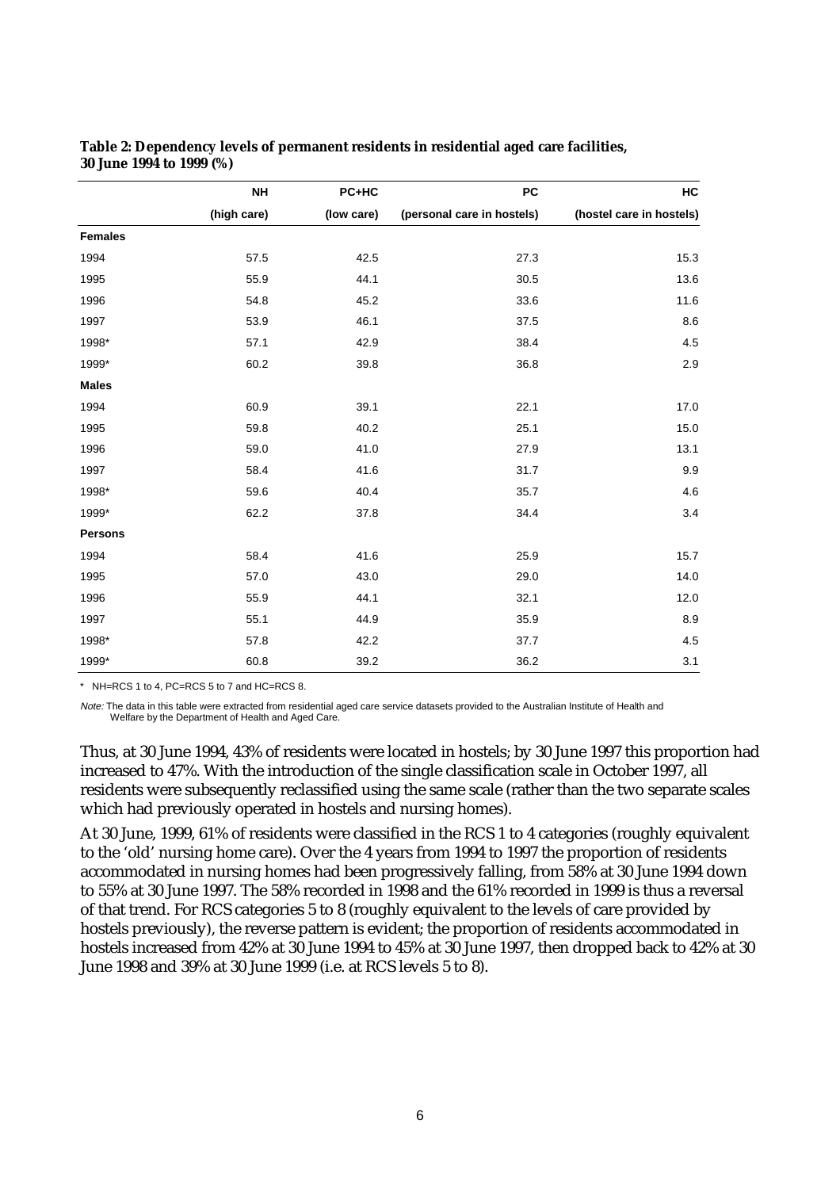**Table 2: Dependency levels of permanent residents in residential aged care facilities, 30 June 1994 to 1999 (%)**

| | NH | PC+HC | PC | HC |
|---|---|---|---|---|
| | (high care) | (low care) | (personal care in hostels) | (hostel care in hostels) |
| **Females** | | | | |
| 1994 | 57.5 | 42.5 | 27.3 | 15.3 |
| 1995 | 55.9 | 44.1 | 30.5 | 13.6 |
| 1996 | 54.8 | 45.2 | 33.6 | 11.6 |
| 1997 | 53.9 | 46.1 | 37.5 | 8.6 |
| 1998* | 57.1 | 42.9 | 38.4 | 4.5 |
| 1999* | 60.2 | 39.8 | 36.8 | 2.9 |
| **Males** | | | | |
| 1994 | 60.9 | 39.1 | 22.1 | 17.0 |
| 1995 | 59.8 | 40.2 | 25.1 | 15.0 |
| 1996 | 59.0 | 41.0 | 27.9 | 13.1 |
| 1997 | 58.4 | 41.6 | 31.7 | 9.9 |
| 1998* | 59.6 | 40.4 | 35.7 | 4.6 |
| 1999* | 62.2 | 37.8 | 34.4 | 3.4 |
| **Persons** | | | | |
| 1994 | 58.4 | 41.6 | 25.9 | 15.7 |
| 1995 | 57.0 | 43.0 | 29.0 | 14.0 |
| 1996 | 55.9 | 44.1 | 32.1 | 12.0 |
| 1997 | 55.1 | 44.9 | 35.9 | 8.9 |
| 1998* | 57.8 | 42.2 | 37.7 | 4.5 |
| 1999* | 60.8 | 39.2 | 36.2 | 3.1 |

\* NH=RCS 1 to 4, PC=RCS 5 to 7 and HC=RCS 8.

*Note:* The data in this table were extracted from residential aged care service datasets provided to the Australian Institute of Health and Welfare by the Department of Health and Aged Care.

Thus, at 30 June 1994, 43% of residents were located in hostels; by 30 June 1997 this proportion had increased to 47%. With the introduction of the single classification scale in October 1997, all residents were subsequently reclassified using the same scale (rather than the two separate scales which had previously operated in hostels and nursing homes).

At 30 June, 1999, 61% of residents were classified in the RCS 1 to 4 categories (roughly equivalent to the 'old' nursing home care). Over the 4 years from 1994 to 1997 the proportion of residents accommodated in nursing homes had been progressively falling, from 58% at 30 June 1994 down to 55% at 30 June 1997. The 58% recorded in 1998 and the 61% recorded in 1999 is thus a reversal of that trend. For RCS categories 5 to 8 (roughly equivalent to the levels of care provided by hostels previously), the reverse pattern is evident; the proportion of residents accommodated in hostels increased from 42% at 30 June 1994 to 45% at 30 June 1997, then dropped back to 42% at 30 June 1998 and 39% at 30 June 1999 (i.e. at RCS levels 5 to 8).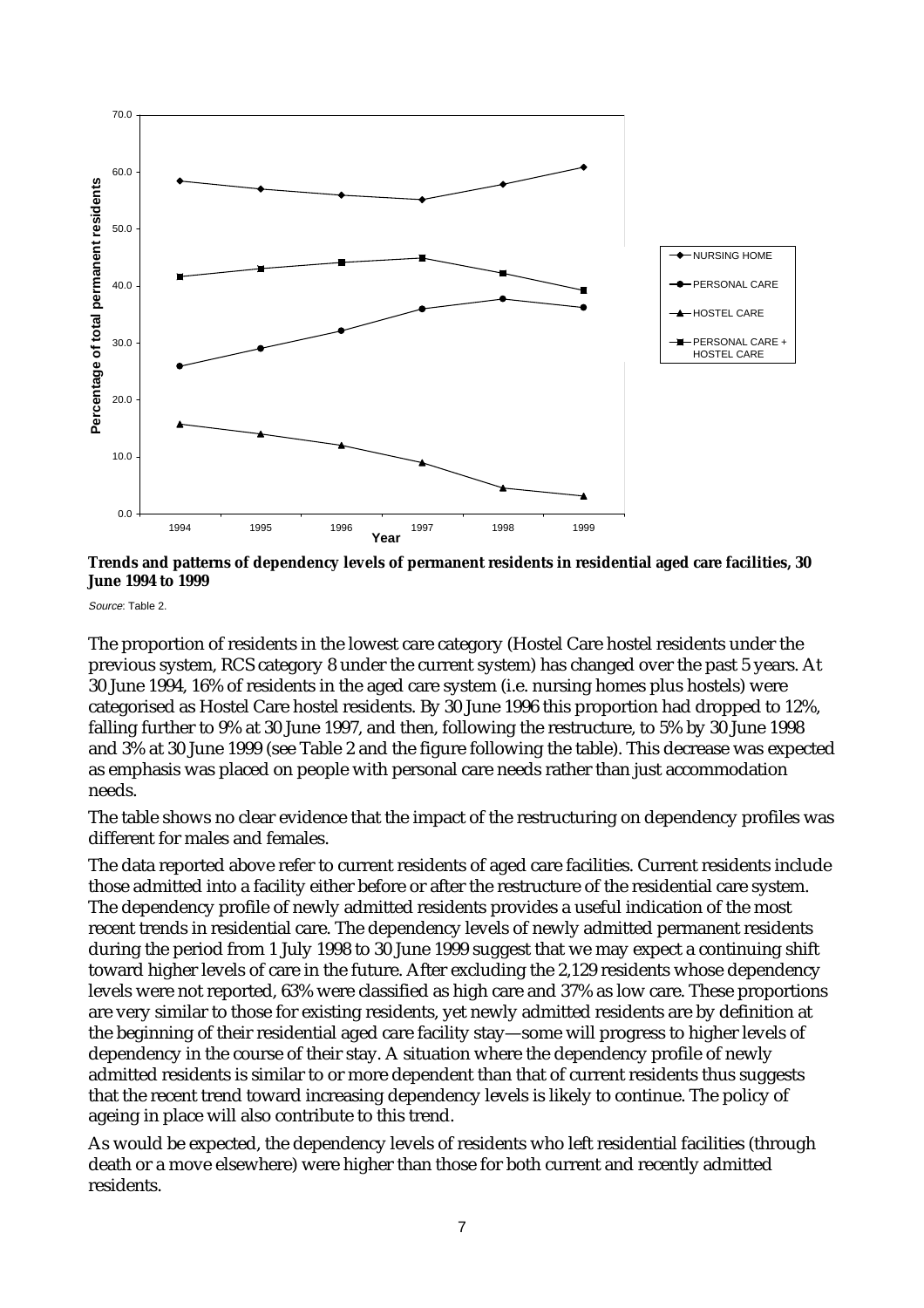**Trends and patterns of dependency levels of permanent residents in residential aged care facilities, 30 June 1994 to 1999**

*Source*: Table 2.

The proportion of residents in the lowest care category (Hostel Care hostel residents under the previous system, RCS category 8 under the current system) has changed over the past 5 years. At 30 June 1994, 16% of residents in the aged care system (i.e. nursing homes plus hostels) were categorised as Hostel Care hostel residents. By 30 June 1996 this proportion had dropped to 12%, falling further to 9% at 30 June 1997, and then, following the restructure, to 5% by 30 June 1998 and 3% at 30 June 1999 (see Table 2 and the figure following the table). This decrease was expected as emphasis was placed on people with personal care needs rather than just accommodation needs.

The table shows no clear evidence that the impact of the restructuring on dependency profiles was different for males and females.

The data reported above refer to current residents of aged care facilities. Current residents include those admitted into a facility either before or after the restructure of the residential care system. The dependency profile of newly admitted residents provides a useful indication of the most recent trends in residential care. The dependency levels of newly admitted permanent residents during the period from 1 July 1998 to 30 June 1999 suggest that we may expect a continuing shift toward higher levels of care in the future. After excluding the 2,129 residents whose dependency levels were not reported, 63% were classified as high care and 37% as low care. These proportions are very similar to those for existing residents, yet newly admitted residents are by definition at the beginning of their residential aged care facility stay—some will progress to higher levels of dependency in the course of their stay. A situation where the dependency profile of newly admitted residents is similar to or more dependent than that of current residents thus suggests that the recent trend toward increasing dependency levels is likely to continue. The policy of ageing in place will also contribute to this trend.

As would be expected, the dependency levels of residents who left residential facilities (through death or a move elsewhere) were higher than those for both current and recently admitted residents.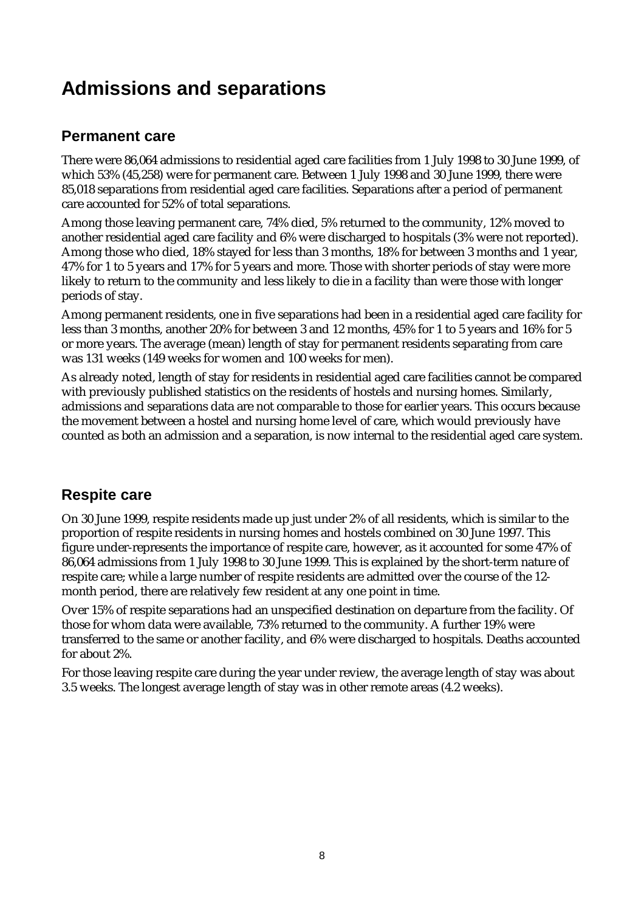# Admissions and separations

## Permanent care

There were 86,064 admissions to residential aged care facilities from 1 July 1998 to 30 June 1999, of which 53% (45,258) were for permanent care. Between 1 July 1998 and 30 June 1999, there were 85,018 separations from residential aged care facilities. Separations after a period of permanent care accounted for 52% of total separations.

Among those leaving permanent care, 74% died, 5% returned to the community, 12% moved to another residential aged care facility and 6% were discharged to hospitals (3% were not reported). Among those who died, 18% stayed for less than 3 months, 18% for between 3 months and 1 year, 47% for 1 to 5 years and 17% for 5 years and more. Those with shorter periods of stay were more likely to return to the community and less likely to die in a facility than were those with longer periods of stay.

Among permanent residents, one in five separations had been in a residential aged care facility for less than 3 months, another 20% for between 3 and 12 months, 45% for 1 to 5 years and 16% for 5 or more years. The average (mean) length of stay for permanent residents separating from care was 131 weeks (149 weeks for women and 100 weeks for men).

As already noted, length of stay for residents in residential aged care facilities cannot be compared with previously published statistics on the residents of hostels and nursing homes. Similarly, admissions and separations data are not comparable to those for earlier years. This occurs because the movement between a hostel and nursing home level of care, which would previously have counted as both an admission and a separation, is now internal to the residential aged care system.

## Respite care

On 30 June 1999, respite residents made up just under 2% of all residents, which is similar to the proportion of respite residents in nursing homes and hostels combined on 30 June 1997. This figure under-represents the importance of respite care, however, as it accounted for some 47% of 86,064 admissions from 1 July 1998 to 30 June 1999. This is explained by the short-term nature of respite care; while a large number of respite residents are admitted over the course of the 12-month period, there are relatively few resident at any one point in time.

Over 15% of respite separations had an unspecified destination on departure from the facility. Of those for whom data were available, 73% returned to the community. A further 19% were transferred to the same or another facility, and 6% were discharged to hospitals. Deaths accounted for about 2%.

For those leaving respite care during the year under review, the average length of stay was about 3.5 weeks. The longest average length of stay was in other remote areas (4.2 weeks).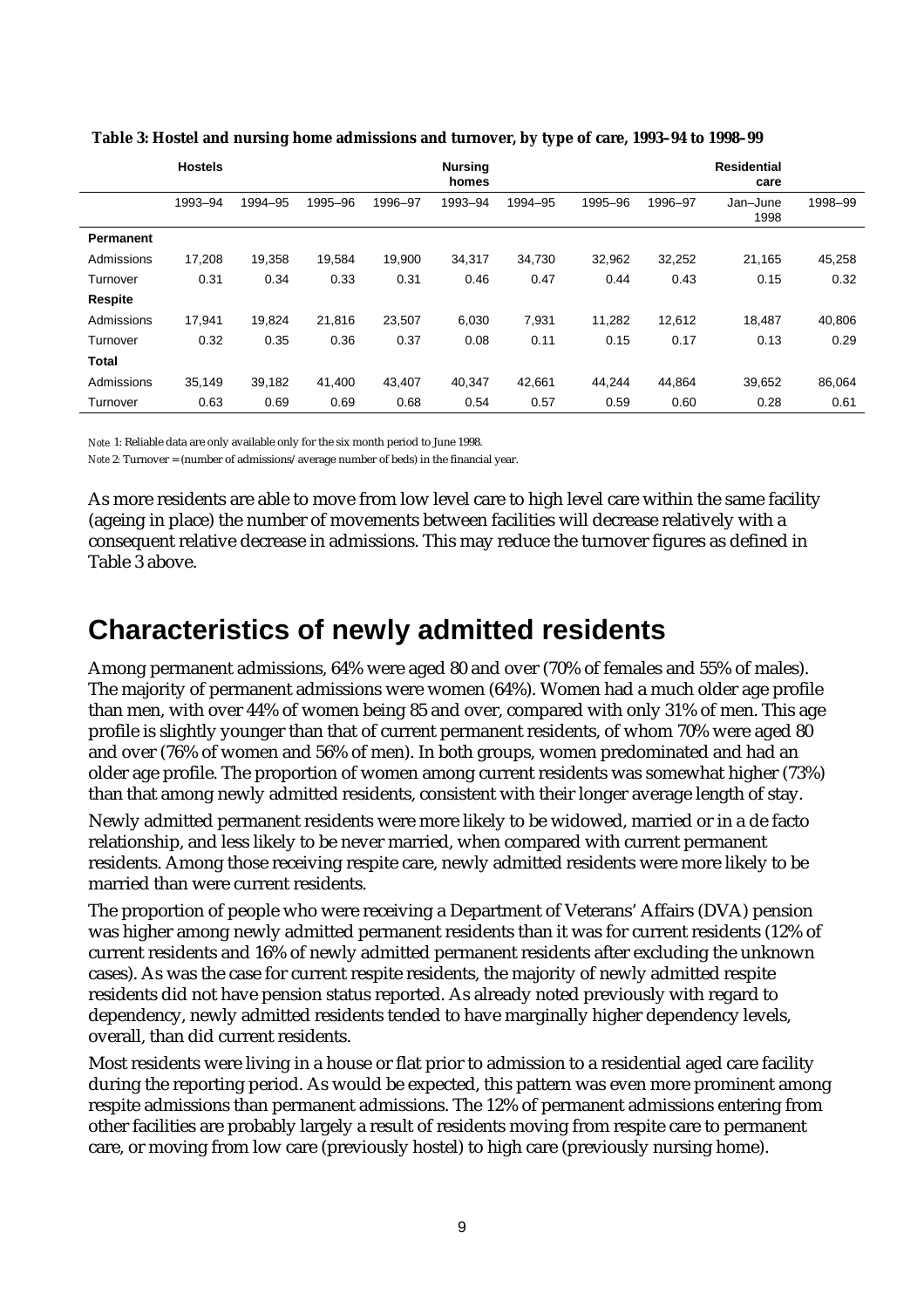**Table 3: Hostel and nursing home admissions and turnover, by type of care, 1993–94 to 1998–99**

| | Hostels | | | | Nursing homes | | | | Residential care | |
|---|---|---|---|---|---|---|---|---|---|---|
| | 1993–94 | 1994–95 | 1995–96 | 1996–97 | 1993–94 | 1994–95 | 1995–96 | 1996–97 | Jan–June 1998 | 1998–99 |
| **Permanent** | | | | | | | | | | |
| Admissions | 17,208 | 19,358 | 19,584 | 19,900 | 34,317 | 34,730 | 32,962 | 32,252 | 21,165 | 45,258 |
| Turnover | 0.31 | 0.34 | 0.33 | 0.31 | 0.46 | 0.47 | 0.44 | 0.43 | 0.15 | 0.32 |
| **Respite** | | | | | | | | | | |
| Admissions | 17,941 | 19,824 | 21,816 | 23,507 | 6,030 | 7,931 | 11,282 | 12,612 | 18,487 | 40,806 |
| Turnover | 0.32 | 0.35 | 0.36 | 0.37 | 0.08 | 0.11 | 0.15 | 0.17 | 0.13 | 0.29 |
| **Total** | | | | | | | | | | |
| Admissions | 35,149 | 39,182 | 41,400 | 43,407 | 40,347 | 42,661 | 44,244 | 44,864 | 39,652 | 86,064 |
| Turnover | 0.63 | 0.69 | 0.69 | 0.68 | 0.54 | 0.57 | 0.59 | 0.60 | 0.28 | 0.61 |

*Note* 1: Reliable data are only available only for the six month period to June 1998.

*Note* 2: Turnover = (number of admissions/average number of beds) in the financial year.

As more residents are able to move from low level care to high level care within the same facility (ageing in place) the number of movements between facilities will decrease relatively with a consequent relative decrease in admissions. This may reduce the turnover figures as defined in Table 3 above.

# Characteristics of newly admitted residents

Among permanent admissions, 64% were aged 80 and over (70% of females and 55% of males). The majority of permanent admissions were women (64%). Women had a much older age profile than men, with over 44% of women being 85 and over, compared with only 31% of men. This age profile is slightly younger than that of current permanent residents, of whom 70% were aged 80 and over (76% of women and 56% of men). In both groups, women predominated and had an older age profile. The proportion of women among current residents was somewhat higher (73%) than that among newly admitted residents, consistent with their longer average length of stay.

Newly admitted permanent residents were more likely to be widowed, married or in a de facto relationship, and less likely to be never married, when compared with current permanent residents. Among those receiving respite care, newly admitted residents were more likely to be married than were current residents.

The proportion of people who were receiving a Department of Veterans' Affairs (DVA) pension was higher among newly admitted permanent residents than it was for current residents (12% of current residents and 16% of newly admitted permanent residents after excluding the unknown cases). As was the case for current respite residents, the majority of newly admitted respite residents did not have pension status reported. As already noted previously with regard to dependency, newly admitted residents tended to have marginally higher dependency levels, overall, than did current residents.

Most residents were living in a house or flat prior to admission to a residential aged care facility during the reporting period. As would be expected, this pattern was even more prominent among respite admissions than permanent admissions. The 12% of permanent admissions entering from other facilities are probably largely a result of residents moving from respite care to permanent care, or moving from low care (previously hostel) to high care (previously nursing home).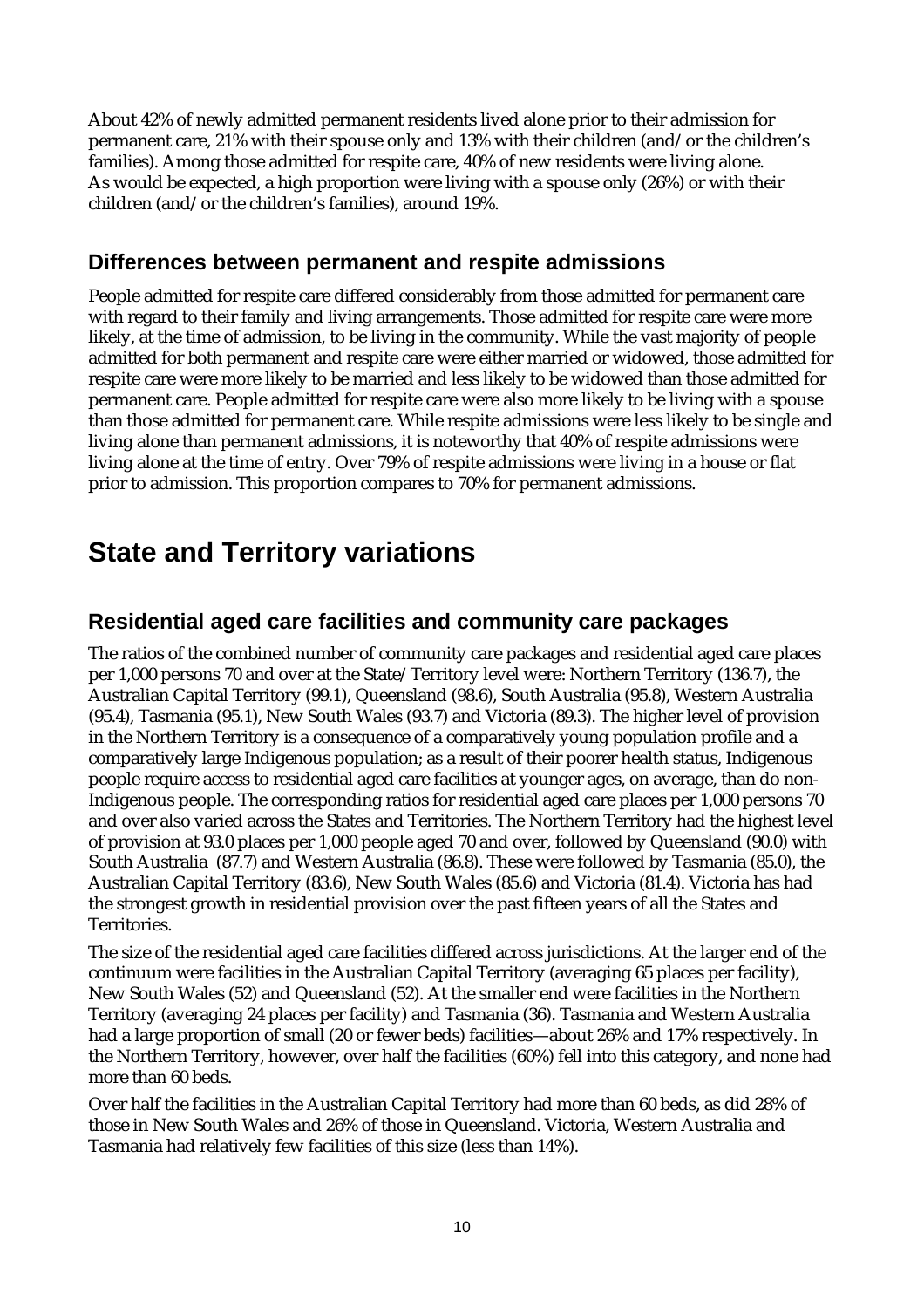About 42% of newly admitted permanent residents lived alone prior to their admission for permanent care, 21% with their spouse only and 13% with their children (and/or the children's families). Among those admitted for respite care, 40% of new residents were living alone. As would be expected, a high proportion were living with a spouse only (26%) or with their children (and/or the children's families), around 19%.

### Differences between permanent and respite admissions

People admitted for respite care differed considerably from those admitted for permanent care with regard to their family and living arrangements. Those admitted for respite care were more likely, at the time of admission, to be living in the community. While the vast majority of people admitted for both permanent and respite care were either married or widowed, those admitted for respite care were more likely to be married and less likely to be widowed than those admitted for permanent care. People admitted for respite care were also more likely to be living with a spouse than those admitted for permanent care. While respite admissions were less likely to be single and living alone than permanent admissions, it is noteworthy that 40% of respite admissions were living alone at the time of entry. Over 79% of respite admissions were living in a house or flat prior to admission. This proportion compares to 70% for permanent admissions.

## State and Territory variations

### Residential aged care facilities and community care packages

The ratios of the combined number of community care packages and residential aged care places per 1,000 persons 70 and over at the State/Territory level were: Northern Territory (136.7), the Australian Capital Territory (99.1), Queensland (98.6), South Australia (95.8), Western Australia (95.4), Tasmania (95.1), New South Wales (93.7) and Victoria (89.3). The higher level of provision in the Northern Territory is a consequence of a comparatively young population profile and a comparatively large Indigenous population; as a result of their poorer health status, Indigenous people require access to residential aged care facilities at younger ages, on average, than do non-Indigenous people. The corresponding ratios for residential aged care places per 1,000 persons 70 and over also varied across the States and Territories. The Northern Territory had the highest level of provision at 93.0 places per 1,000 people aged 70 and over, followed by Queensland (90.0) with South Australia (87.7) and Western Australia (86.8). These were followed by Tasmania (85.0), the Australian Capital Territory (83.6), New South Wales (85.6) and Victoria (81.4). Victoria has had the strongest growth in residential provision over the past fifteen years of all the States and Territories.

The size of the residential aged care facilities differed across jurisdictions. At the larger end of the continuum were facilities in the Australian Capital Territory (averaging 65 places per facility), New South Wales (52) and Queensland (52). At the smaller end were facilities in the Northern Territory (averaging 24 places per facility) and Tasmania (36). Tasmania and Western Australia had a large proportion of small (20 or fewer beds) facilities—about 26% and 17% respectively. In the Northern Territory, however, over half the facilities (60%) fell into this category, and none had more than 60 beds.

Over half the facilities in the Australian Capital Territory had more than 60 beds, as did 28% of those in New South Wales and 26% of those in Queensland. Victoria, Western Australia and Tasmania had relatively few facilities of this size (less than 14%).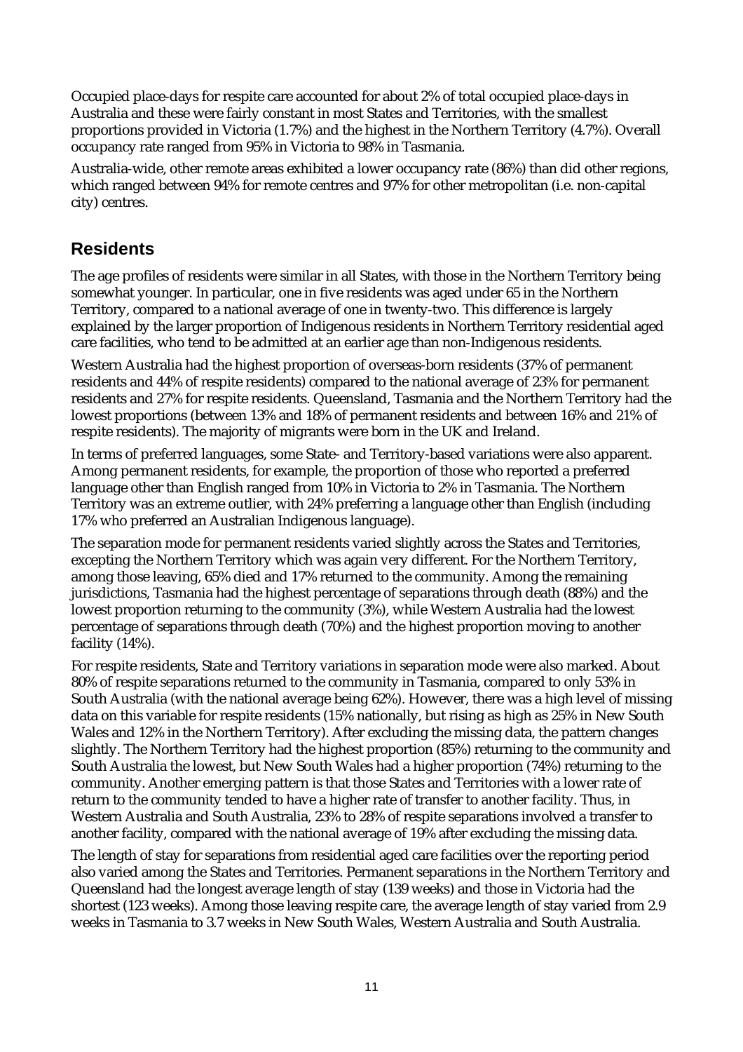Occupied place-days for respite care accounted for about 2% of total occupied place-days in Australia and these were fairly constant in most States and Territories, with the smallest proportions provided in Victoria (1.7%) and the highest in the Northern Territory (4.7%). Overall occupancy rate ranged from 95% in Victoria to 98% in Tasmania.

Australia-wide, other remote areas exhibited a lower occupancy rate (86%) than did other regions, which ranged between 94% for remote centres and 97% for other metropolitan (i.e. non-capital city) centres.

## Residents

The age profiles of residents were similar in all States, with those in the Northern Territory being somewhat younger. In particular, one in five residents was aged under 65 in the Northern Territory, compared to a national average of one in twenty-two. This difference is largely explained by the larger proportion of Indigenous residents in Northern Territory residential aged care facilities, who tend to be admitted at an earlier age than non-Indigenous residents.

Western Australia had the highest proportion of overseas-born residents (37% of permanent residents and 44% of respite residents) compared to the national average of 23% for permanent residents and 27% for respite residents. Queensland, Tasmania and the Northern Territory had the lowest proportions (between 13% and 18% of permanent residents and between 16% and 21% of respite residents). The majority of migrants were born in the UK and Ireland.

In terms of preferred languages, some State- and Territory-based variations were also apparent. Among permanent residents, for example, the proportion of those who reported a preferred language other than English ranged from 10% in Victoria to 2% in Tasmania. The Northern Territory was an extreme outlier, with 24% preferring a language other than English (including 17% who preferred an Australian Indigenous language).

The separation mode for permanent residents varied slightly across the States and Territories, excepting the Northern Territory which was again very different. For the Northern Territory, among those leaving, 65% died and 17% returned to the community. Among the remaining jurisdictions, Tasmania had the highest percentage of separations through death (88%) and the lowest proportion returning to the community (3%), while Western Australia had the lowest percentage of separations through death (70%) and the highest proportion moving to another facility (14%).

For respite residents, State and Territory variations in separation mode were also marked. About 80% of respite separations returned to the community in Tasmania, compared to only 53% in South Australia (with the national average being 62%). However, there was a high level of missing data on this variable for respite residents (15% nationally, but rising as high as 25% in New South Wales and 12% in the Northern Territory). After excluding the missing data, the pattern changes slightly. The Northern Territory had the highest proportion (85%) returning to the community and South Australia the lowest, but New South Wales had a higher proportion (74%) returning to the community. Another emerging pattern is that those States and Territories with a lower rate of return to the community tended to have a higher rate of transfer to another facility. Thus, in Western Australia and South Australia, 23% to 28% of respite separations involved a transfer to another facility, compared with the national average of 19% after excluding the missing data.

The length of stay for separations from residential aged care facilities over the reporting period also varied among the States and Territories. Permanent separations in the Northern Territory and Queensland had the longest average length of stay (139 weeks) and those in Victoria had the shortest (123 weeks). Among those leaving respite care, the average length of stay varied from 2.9 weeks in Tasmania to 3.7 weeks in New South Wales, Western Australia and South Australia.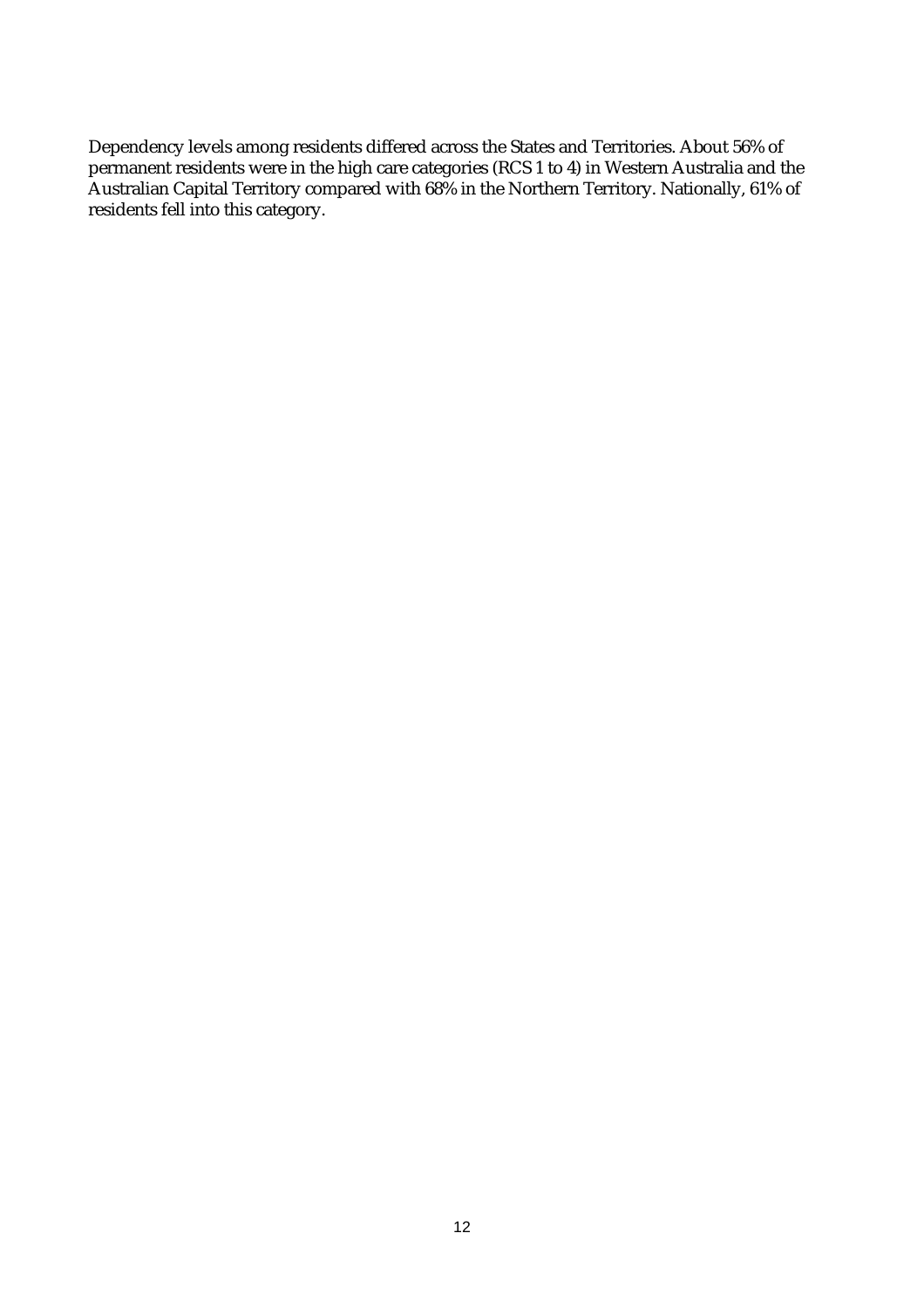Dependency levels among residents differed across the States and Territories. About 56% of permanent residents were in the high care categories (RCS 1 to 4) in Western Australia and the Australian Capital Territory compared with 68% in the Northern Territory. Nationally, 61% of residents fell into this category.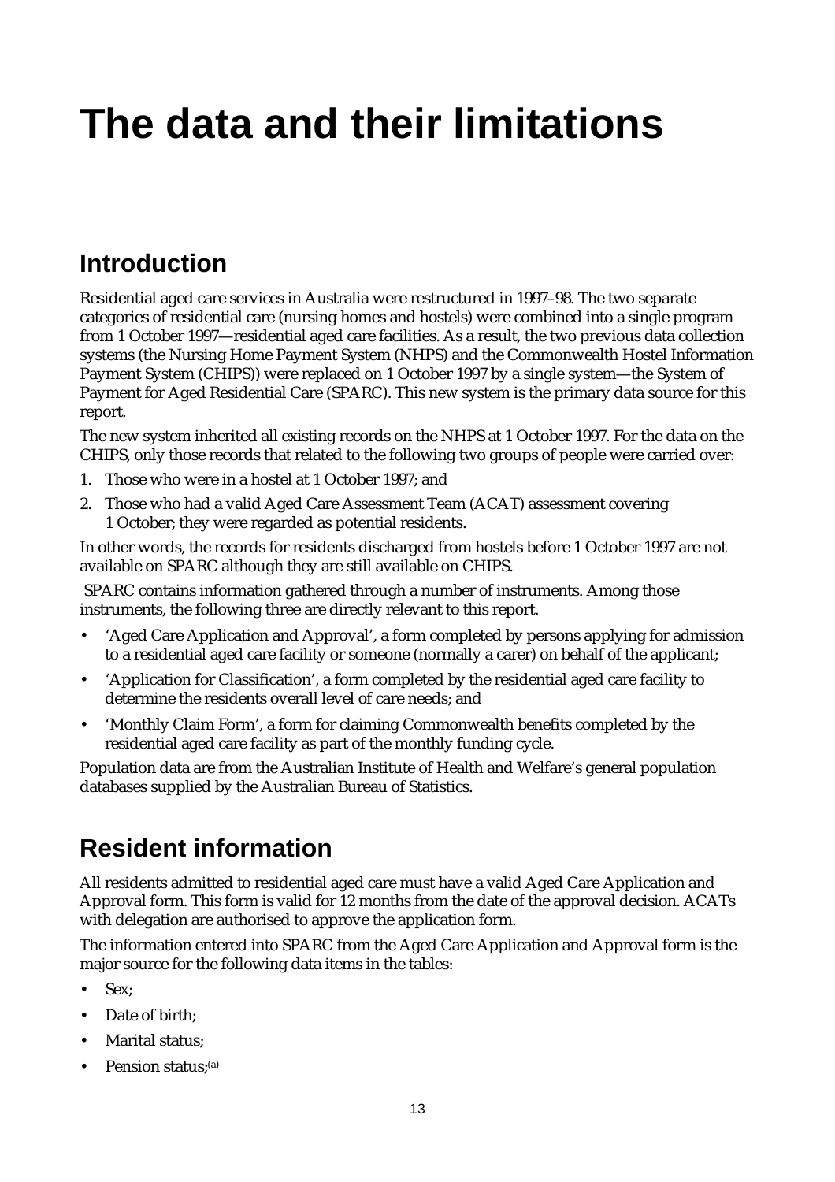# The data and their limitations

## Introduction

Residential aged care services in Australia were restructured in 1997–98. The two separate categories of residential care (nursing homes and hostels) were combined into a single program from 1 October 1997—residential aged care facilities. As a result, the two previous data collection systems (the Nursing Home Payment System (NHPS) and the Commonwealth Hostel Information Payment System (CHIPS)) were replaced on 1 October 1997 by a single system—the System of Payment for Aged Residential Care (SPARC). This new system is the primary data source for this report.

The new system inherited all existing records on the NHPS at 1 October 1997. For the data on the CHIPS, only those records that related to the following two groups of people were carried over:

1. Those who were in a hostel at 1 October 1997; and
2. Those who had a valid Aged Care Assessment Team (ACAT) assessment covering 1 October; they were regarded as potential residents.

In other words, the records for residents discharged from hostels before 1 October 1997 are not available on SPARC although they are still available on CHIPS.

SPARC contains information gathered through a number of instruments. Among those instruments, the following three are directly relevant to this report.

- 'Aged Care Application and Approval', a form completed by persons applying for admission to a residential aged care facility or someone (normally a carer) on behalf of the applicant;
- 'Application for Classification', a form completed by the residential aged care facility to determine the residents overall level of care needs; and
- 'Monthly Claim Form', a form for claiming Commonwealth benefits completed by the residential aged care facility as part of the monthly funding cycle.

Population data are from the Australian Institute of Health and Welfare's general population databases supplied by the Australian Bureau of Statistics.

## Resident information

All residents admitted to residential aged care must have a valid Aged Care Application and Approval form. This form is valid for 12 months from the date of the approval decision. ACATs with delegation are authorised to approve the application form.

The information entered into SPARC from the Aged Care Application and Approval form is the major source for the following data items in the tables:

- Sex;
- Date of birth;
- Marital status;
- Pension status;[a]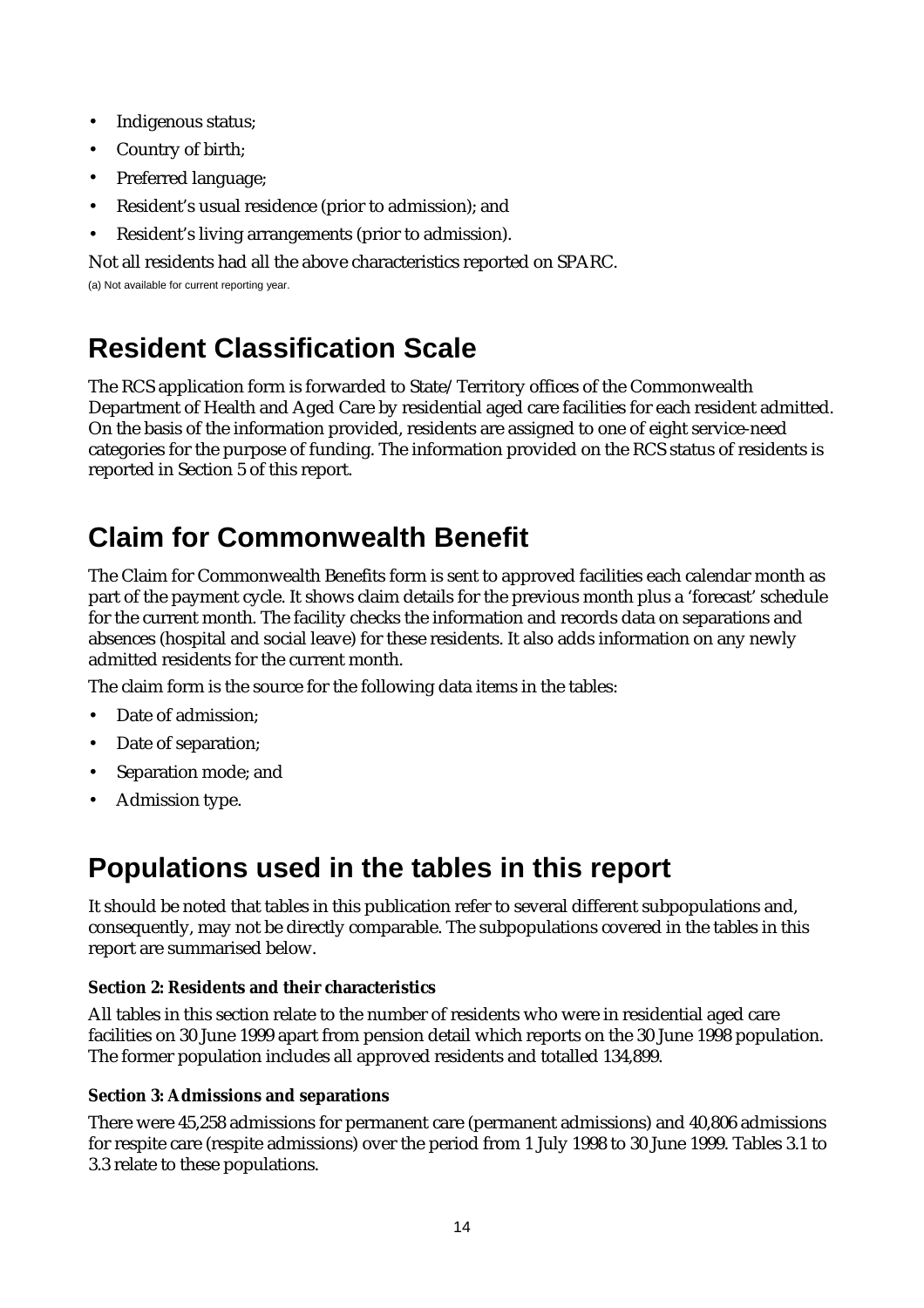- Indigenous status;
- Country of birth;
- Preferred language;
- Resident's usual residence (prior to admission); and
- Resident's living arrangements (prior to admission).

Not all residents had all the above characteristics reported on SPARC.

(a) Not available for current reporting year.

## Resident Classification Scale

The RCS application form is forwarded to State/Territory offices of the Commonwealth Department of Health and Aged Care by residential aged care facilities for each resident admitted. On the basis of the information provided, residents are assigned to one of eight service-need categories for the purpose of funding. The information provided on the RCS status of residents is reported in Section 5 of this report.

## Claim for Commonwealth Benefit

The Claim for Commonwealth Benefits form is sent to approved facilities each calendar month as part of the payment cycle. It shows claim details for the previous month plus a 'forecast' schedule for the current month. The facility checks the information and records data on separations and absences (hospital and social leave) for these residents. It also adds information on any newly admitted residents for the current month.

The claim form is the source for the following data items in the tables:

- Date of admission;
- Date of separation;
- Separation mode; and
- Admission type.

## Populations used in the tables in this report

It should be noted that tables in this publication refer to several different subpopulations and, consequently, may not be directly comparable. The subpopulations covered in the tables in this report are summarised below.

**Section 2: Residents and their characteristics**

All tables in this section relate to the number of residents who were in residential aged care facilities on 30 June 1999 apart from pension detail which reports on the 30 June 1998 population. The former population includes all approved residents and totalled 134,899.

**Section 3: Admissions and separations**

There were 45,258 admissions for permanent care (permanent admissions) and 40,806 admissions for respite care (respite admissions) over the period from 1 July 1998 to 30 June 1999. Tables 3.1 to 3.3 relate to these populations.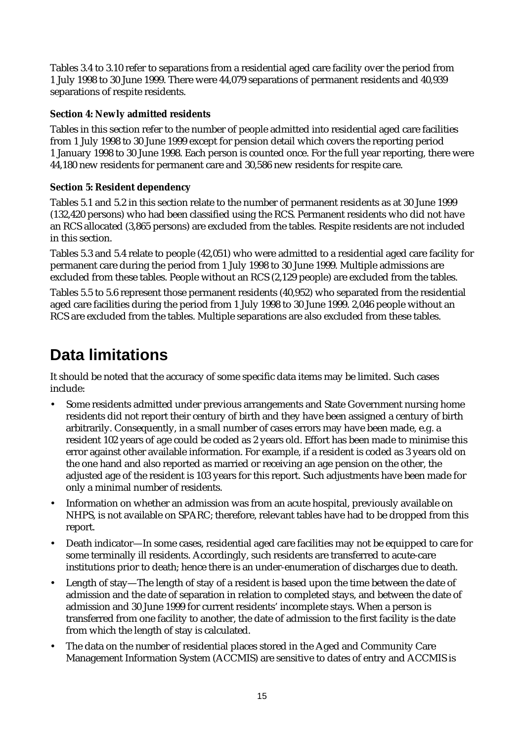Tables 3.4 to 3.10 refer to separations from a residential aged care facility over the period from 1 July 1998 to 30 June 1999. There were 44,079 separations of permanent residents and 40,939 separations of respite residents.

**Section 4: Newly admitted residents**

Tables in this section refer to the number of people admitted into residential aged care facilities from 1 July 1998 to 30 June 1999 except for pension detail which covers the reporting period 1 January 1998 to 30 June 1998. Each person is counted once. For the full year reporting, there were 44,180 new residents for permanent care and 30,586 new residents for respite care.

**Section 5: Resident dependency**

Tables 5.1 and 5.2 in this section relate to the number of permanent residents as at 30 June 1999 (132,420 persons) who had been classified using the RCS. Permanent residents who did not have an RCS allocated (3,865 persons) are excluded from the tables. Respite residents are not included in this section.

Tables 5.3 and 5.4 relate to people (42,051) who were admitted to a residential aged care facility for permanent care during the period from 1 July 1998 to 30 June 1999. Multiple admissions are excluded from these tables. People without an RCS (2,129 people) are excluded from the tables.

Tables 5.5 to 5.6 represent those permanent residents (40,952) who separated from the residential aged care facilities during the period from 1 July 1998 to 30 June 1999. 2,046 people without an RCS are excluded from the tables. Multiple separations are also excluded from these tables.

# Data limitations

It should be noted that the accuracy of some specific data items may be limited. Such cases include:

- Some residents admitted under previous arrangements and State Government nursing home residents did not report their century of birth and they have been assigned a century of birth arbitrarily. Consequently, in a small number of cases errors may have been made, e.g. a resident 102 years of age could be coded as 2 years old. Effort has been made to minimise this error against other available information. For example, if a resident is coded as 3 years old on the one hand and also reported as married or receiving an age pension on the other, the adjusted age of the resident is 103 years for this report. Such adjustments have been made for only a minimal number of residents.
- Information on whether an admission was from an acute hospital, previously available on NHPS, is not available on SPARC; therefore, relevant tables have had to be dropped from this report.
- Death indicator—In some cases, residential aged care facilities may not be equipped to care for some terminally ill residents. Accordingly, such residents are transferred to acute-care institutions prior to death; hence there is an under-enumeration of discharges due to death.
- Length of stay—The length of stay of a resident is based upon the time between the date of admission and the date of separation in relation to completed stays, and between the date of admission and 30 June 1999 for current residents' incomplete stays. When a person is transferred from one facility to another, the date of admission to the first facility is the date from which the length of stay is calculated.
- The data on the number of residential places stored in the Aged and Community Care Management Information System (ACCMIS) are sensitive to dates of entry and ACCMIS is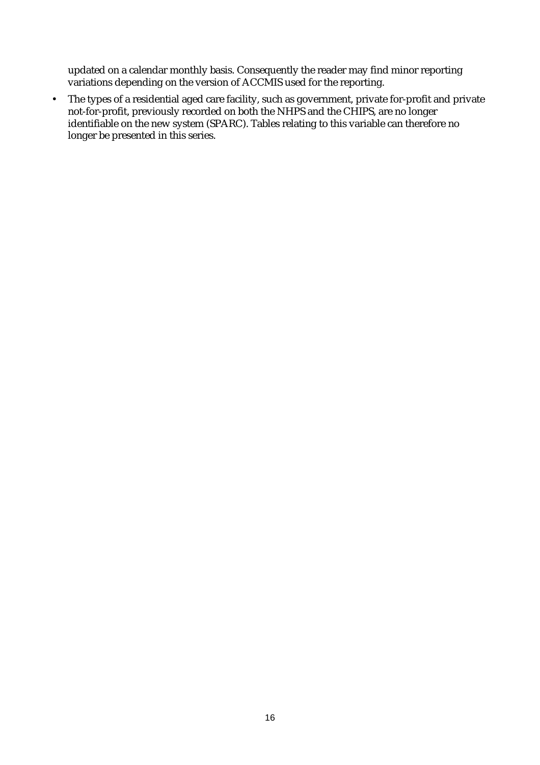updated on a calendar monthly basis. Consequently the reader may find minor reporting variations depending on the version of ACCMIS used for the reporting.

- The types of a residential aged care facility, such as government, private for-profit and private not-for-profit, previously recorded on both the NHPS and the CHIPS, are no longer identifiable on the new system (SPARC). Tables relating to this variable can therefore no longer be presented in this series.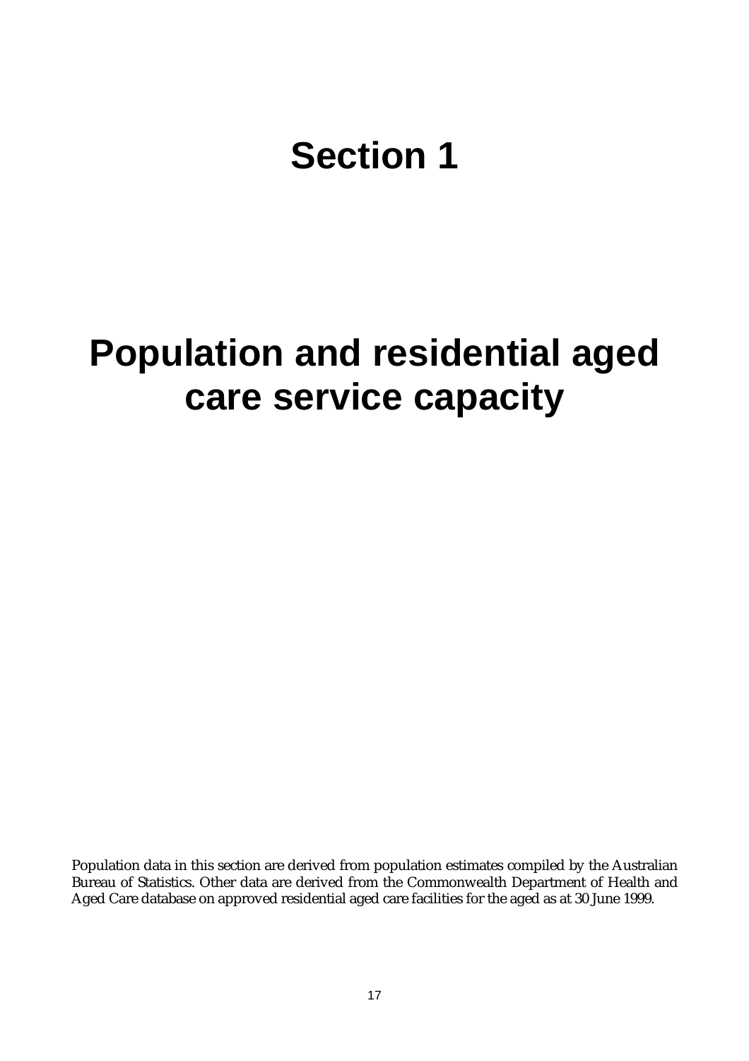# Section 1

# Population and residential aged care service capacity

Population data in this section are derived from population estimates compiled by the Australian Bureau of Statistics. Other data are derived from the Commonwealth Department of Health and Aged Care database on approved residential aged care facilities for the aged as at 30 June 1999.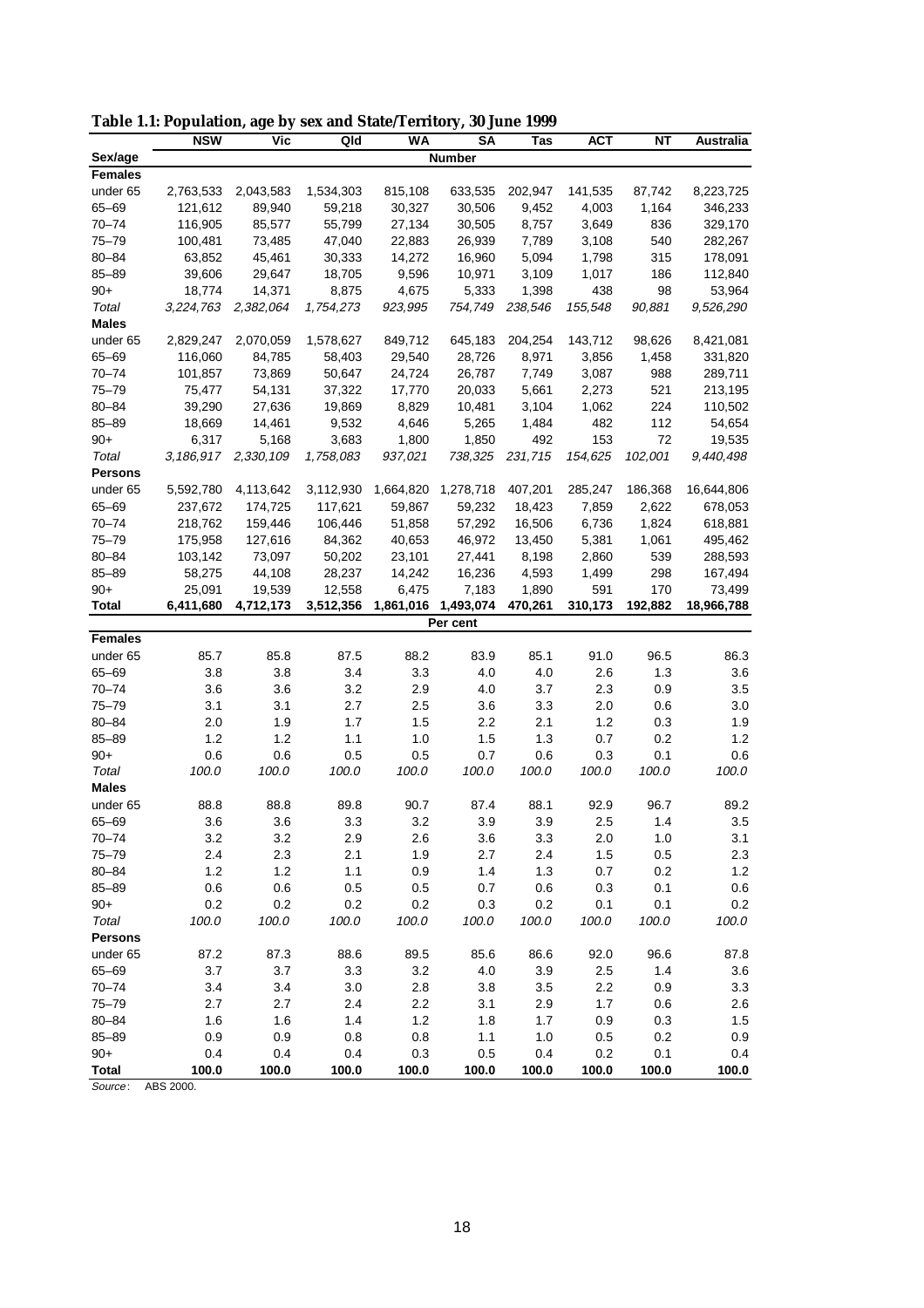**Table 1.1: Population, age by sex and State/Territory, 30 June 1999**

| Sex/age | NSW | Vic | Qld | WA | SA | Tas | ACT | NT | Australia |
|---|---|---|---|---|---|---|---|---|---|
| | | | | | **Number** | | | | |
| **Females** | | | | | | | | | |
| under 65 | 2,763,533 | 2,043,583 | 1,534,303 | 815,108 | 633,535 | 202,947 | 141,535 | 87,742 | 8,223,725 |
| 65–69 | 121,612 | 89,940 | 59,218 | 30,327 | 30,506 | 9,452 | 4,003 | 1,164 | 346,233 |
| 70–74 | 116,905 | 85,577 | 55,799 | 27,134 | 30,505 | 8,757 | 3,649 | 836 | 329,170 |
| 75–79 | 100,481 | 73,485 | 47,040 | 22,883 | 26,939 | 7,789 | 3,108 | 540 | 282,267 |
| 80–84 | 63,852 | 45,461 | 30,333 | 14,272 | 16,960 | 5,094 | 1,798 | 315 | 178,091 |
| 85–89 | 39,606 | 29,647 | 18,705 | 9,596 | 10,971 | 3,109 | 1,017 | 186 | 112,840 |
| 90+ | 18,774 | 14,371 | 8,875 | 4,675 | 5,333 | 1,398 | 438 | 98 | 53,964 |
| *Total* | *3,224,763* | *2,382,064* | *1,754,273* | *923,995* | *754,749* | *238,546* | *155,548* | *90,881* | *9,526,290* |
| **Males** | | | | | | | | | |
| under 65 | 2,829,247 | 2,070,059 | 1,578,627 | 849,712 | 645,183 | 204,254 | 143,712 | 98,626 | 8,421,081 |
| 65–69 | 116,060 | 84,785 | 58,403 | 29,540 | 28,726 | 8,971 | 3,856 | 1,458 | 331,820 |
| 70–74 | 101,857 | 73,869 | 50,647 | 24,724 | 26,787 | 7,749 | 3,087 | 988 | 289,711 |
| 75–79 | 75,477 | 54,131 | 37,322 | 17,770 | 20,033 | 5,661 | 2,273 | 521 | 213,195 |
| 80–84 | 39,290 | 27,636 | 19,869 | 8,829 | 10,481 | 3,104 | 1,062 | 224 | 110,502 |
| 85–89 | 18,669 | 14,461 | 9,532 | 4,646 | 5,265 | 1,484 | 482 | 112 | 54,654 |
| 90+ | 6,317 | 5,168 | 3,683 | 1,800 | 1,850 | 492 | 153 | 72 | 19,535 |
| *Total* | *3,186,917* | *2,330,109* | *1,758,083* | *937,021* | *738,325* | *231,715* | *154,625* | *102,001* | *9,440,498* |
| **Persons** | | | | | | | | | |
| under 65 | 5,592,780 | 4,113,642 | 3,112,930 | 1,664,820 | 1,278,718 | 407,201 | 285,247 | 186,368 | 16,644,806 |
| 65–69 | 237,672 | 174,725 | 117,621 | 59,867 | 59,232 | 18,423 | 7,859 | 2,622 | 678,053 |
| 70–74 | 218,762 | 159,446 | 106,446 | 51,858 | 57,292 | 16,506 | 6,736 | 1,824 | 618,881 |
| 75–79 | 175,958 | 127,616 | 84,362 | 40,653 | 46,972 | 13,450 | 5,381 | 1,061 | 495,462 |
| 80–84 | 103,142 | 73,097 | 50,202 | 23,101 | 27,441 | 8,198 | 2,860 | 539 | 288,593 |
| 85–89 | 58,275 | 44,108 | 28,237 | 14,242 | 16,236 | 4,593 | 1,499 | 298 | 167,494 |
| 90+ | 25,091 | 19,539 | 12,558 | 6,475 | 7,183 | 1,890 | 591 | 170 | 73,499 |
| **Total** | **6,411,680** | **4,712,173** | **3,512,356** | **1,861,016** | **1,493,074** | **470,261** | **310,173** | **192,882** | **18,966,788** |
| | | | | | **Per cent** | | | | |
| **Females** | | | | | | | | | |
| under 65 | 85.7 | 85.8 | 87.5 | 88.2 | 83.9 | 85.1 | 91.0 | 96.5 | 86.3 |
| 65–69 | 3.8 | 3.8 | 3.4 | 3.3 | 4.0 | 4.0 | 2.6 | 1.3 | 3.6 |
| 70–74 | 3.6 | 3.6 | 3.2 | 2.9 | 4.0 | 3.7 | 2.3 | 0.9 | 3.5 |
| 75–79 | 3.1 | 3.1 | 2.7 | 2.5 | 3.6 | 3.3 | 2.0 | 0.6 | 3.0 |
| 80–84 | 2.0 | 1.9 | 1.7 | 1.5 | 2.2 | 2.1 | 1.2 | 0.3 | 1.9 |
| 85–89 | 1.2 | 1.2 | 1.1 | 1.0 | 1.5 | 1.3 | 0.7 | 0.2 | 1.2 |
| 90+ | 0.6 | 0.6 | 0.5 | 0.5 | 0.7 | 0.6 | 0.3 | 0.1 | 0.6 |
| *Total* | *100.0* | *100.0* | *100.0* | *100.0* | *100.0* | *100.0* | *100.0* | *100.0* | *100.0* |
| **Males** | | | | | | | | | |
| under 65 | 88.8 | 88.8 | 89.8 | 90.7 | 87.4 | 88.1 | 92.9 | 96.7 | 89.2 |
| 65–69 | 3.6 | 3.6 | 3.3 | 3.2 | 3.9 | 3.9 | 2.5 | 1.4 | 3.5 |
| 70–74 | 3.2 | 3.2 | 2.9 | 2.6 | 3.6 | 3.3 | 2.0 | 1.0 | 3.1 |
| 75–79 | 2.4 | 2.3 | 2.1 | 1.9 | 2.7 | 2.4 | 1.5 | 0.5 | 2.3 |
| 80–84 | 1.2 | 1.2 | 1.1 | 0.9 | 1.4 | 1.3 | 0.7 | 0.2 | 1.2 |
| 85–89 | 0.6 | 0.6 | 0.5 | 0.5 | 0.7 | 0.6 | 0.3 | 0.1 | 0.6 |
| 90+ | 0.2 | 0.2 | 0.2 | 0.2 | 0.3 | 0.2 | 0.1 | 0.1 | 0.2 |
| *Total* | *100.0* | *100.0* | *100.0* | *100.0* | *100.0* | *100.0* | *100.0* | *100.0* | *100.0* |
| **Persons** | | | | | | | | | |
| under 65 | 87.2 | 87.3 | 88.6 | 89.5 | 85.6 | 86.6 | 92.0 | 96.6 | 87.8 |
| 65–69 | 3.7 | 3.7 | 3.3 | 3.2 | 4.0 | 3.9 | 2.5 | 1.4 | 3.6 |
| 70–74 | 3.4 | 3.4 | 3.0 | 2.8 | 3.8 | 3.5 | 2.2 | 0.9 | 3.3 |
| 75–79 | 2.7 | 2.7 | 2.4 | 2.2 | 3.1 | 2.9 | 1.7 | 0.6 | 2.6 |
| 80–84 | 1.6 | 1.6 | 1.4 | 1.2 | 1.8 | 1.7 | 0.9 | 0.3 | 1.5 |
| 85–89 | 0.9 | 0.9 | 0.8 | 0.8 | 1.1 | 1.0 | 0.5 | 0.2 | 0.9 |
| 90+ | 0.4 | 0.4 | 0.4 | 0.3 | 0.5 | 0.4 | 0.2 | 0.1 | 0.4 |
| **Total** | **100.0** | **100.0** | **100.0** | **100.0** | **100.0** | **100.0** | **100.0** | **100.0** | **100.0** |

*Source*: ABS 2000.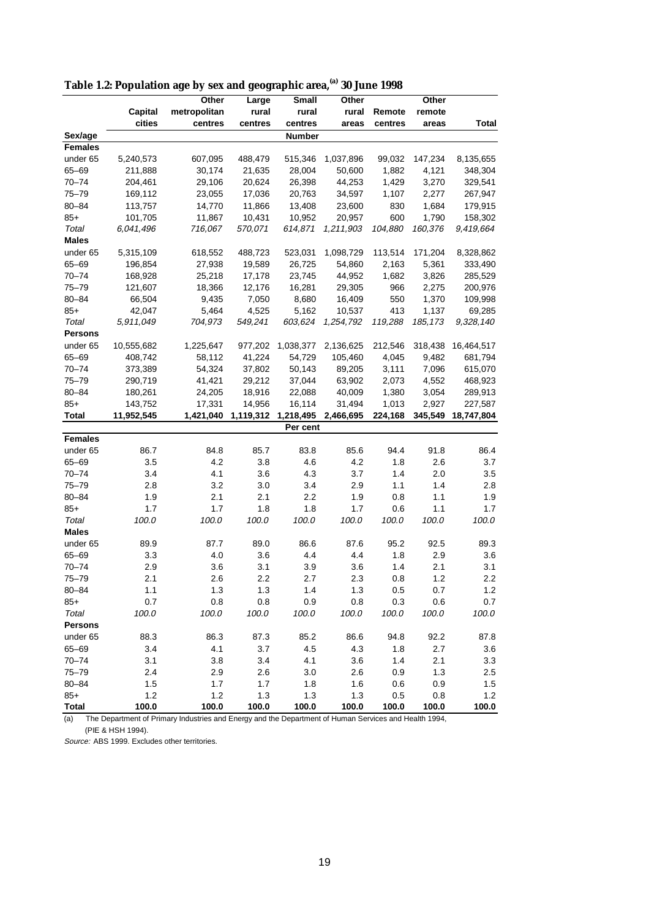**Table 1.2: Population age by sex and geographic area,[(a)] 30 June 1998**

| Sex/age | Capital cities | Other metropolitan centres | Large rural centres | Small rural centres | Other rural areas | Remote centres | Other remote areas | Total |
|---|---|---|---|---|---|---|---|---|
| | | | | **Number** | | | | |
| **Females** | | | | | | | | |
| under 65 | 5,240,573 | 607,095 | 488,479 | 515,346 | 1,037,896 | 99,032 | 147,234 | 8,135,655 |
| 65–69 | 211,888 | 30,174 | 21,635 | 28,004 | 50,600 | 1,882 | 4,121 | 348,304 |
| 70–74 | 204,461 | 29,106 | 20,624 | 26,398 | 44,253 | 1,429 | 3,270 | 329,541 |
| 75–79 | 169,112 | 23,055 | 17,036 | 20,763 | 34,597 | 1,107 | 2,277 | 267,947 |
| 80–84 | 113,757 | 14,770 | 11,866 | 13,408 | 23,600 | 830 | 1,684 | 179,915 |
| 85+ | 101,705 | 11,867 | 10,431 | 10,952 | 20,957 | 600 | 1,790 | 158,302 |
| *Total* | *6,041,496* | *716,067* | *570,071* | *614,871* | *1,211,903* | *104,880* | *160,376* | *9,419,664* |
| **Males** | | | | | | | | |
| under 65 | 5,315,109 | 618,552 | 488,723 | 523,031 | 1,098,729 | 113,514 | 171,204 | 8,328,862 |
| 65–69 | 196,854 | 27,938 | 19,589 | 26,725 | 54,860 | 2,163 | 5,361 | 333,490 |
| 70–74 | 168,928 | 25,218 | 17,178 | 23,745 | 44,952 | 1,682 | 3,826 | 285,529 |
| 75–79 | 121,607 | 18,366 | 12,176 | 16,281 | 29,305 | 966 | 2,275 | 200,976 |
| 80–84 | 66,504 | 9,435 | 7,050 | 8,680 | 16,409 | 550 | 1,370 | 109,998 |
| 85+ | 42,047 | 5,464 | 4,525 | 5,162 | 10,537 | 413 | 1,137 | 69,285 |
| *Total* | *5,911,049* | *704,973* | *549,241* | *603,624* | *1,254,792* | *119,288* | *185,173* | *9,328,140* |
| **Persons** | | | | | | | | |
| under 65 | 10,555,682 | 1,225,647 | 977,202 | 1,038,377 | 2,136,625 | 212,546 | 318,438 | 16,464,517 |
| 65–69 | 408,742 | 58,112 | 41,224 | 54,729 | 105,460 | 4,045 | 9,482 | 681,794 |
| 70–74 | 373,389 | 54,324 | 37,802 | 50,143 | 89,205 | 3,111 | 7,096 | 615,070 |
| 75–79 | 290,719 | 41,421 | 29,212 | 37,044 | 63,902 | 2,073 | 4,552 | 468,923 |
| 80–84 | 180,261 | 24,205 | 18,916 | 22,088 | 40,009 | 1,380 | 3,054 | 289,913 |
| 85+ | 143,752 | 17,331 | 14,956 | 16,114 | 31,494 | 1,013 | 2,927 | 227,587 |
| **Total** | **11,952,545** | **1,421,040** | **1,119,312** | **1,218,495** | **2,466,695** | **224,168** | **345,549** | **18,747,804** |
| | | | | **Per cent** | | | | |
| **Females** | | | | | | | | |
| under 65 | 86.7 | 84.8 | 85.7 | 83.8 | 85.6 | 94.4 | 91.8 | 86.4 |
| 65–69 | 3.5 | 4.2 | 3.8 | 4.6 | 4.2 | 1.8 | 2.6 | 3.7 |
| 70–74 | 3.4 | 4.1 | 3.6 | 4.3 | 3.7 | 1.4 | 2.0 | 3.5 |
| 75–79 | 2.8 | 3.2 | 3.0 | 3.4 | 2.9 | 1.1 | 1.4 | 2.8 |
| 80–84 | 1.9 | 2.1 | 2.1 | 2.2 | 1.9 | 0.8 | 1.1 | 1.9 |
| 85+ | 1.7 | 1.7 | 1.8 | 1.8 | 1.7 | 0.6 | 1.1 | 1.7 |
| *Total* | *100.0* | *100.0* | *100.0* | *100.0* | *100.0* | *100.0* | *100.0* | *100.0* |
| **Males** | | | | | | | | |
| under 65 | 89.9 | 87.7 | 89.0 | 86.6 | 87.6 | 95.2 | 92.5 | 89.3 |
| 65–69 | 3.3 | 4.0 | 3.6 | 4.4 | 4.4 | 1.8 | 2.9 | 3.6 |
| 70–74 | 2.9 | 3.6 | 3.1 | 3.9 | 3.6 | 1.4 | 2.1 | 3.1 |
| 75–79 | 2.1 | 2.6 | 2.2 | 2.7 | 2.3 | 0.8 | 1.2 | 2.2 |
| 80–84 | 1.1 | 1.3 | 1.3 | 1.4 | 1.3 | 0.5 | 0.7 | 1.2 |
| 85+ | 0.7 | 0.8 | 0.8 | 0.9 | 0.8 | 0.3 | 0.6 | 0.7 |
| *Total* | *100.0* | *100.0* | *100.0* | *100.0* | *100.0* | *100.0* | *100.0* | *100.0* |
| **Persons** | | | | | | | | |
| under 65 | 88.3 | 86.3 | 87.3 | 85.2 | 86.6 | 94.8 | 92.2 | 87.8 |
| 65–69 | 3.4 | 4.1 | 3.7 | 4.5 | 4.3 | 1.8 | 2.7 | 3.6 |
| 70–74 | 3.1 | 3.8 | 3.4 | 4.1 | 3.6 | 1.4 | 2.1 | 3.3 |
| 75–79 | 2.4 | 2.9 | 2.6 | 3.0 | 2.6 | 0.9 | 1.3 | 2.5 |
| 80–84 | 1.5 | 1.7 | 1.7 | 1.8 | 1.6 | 0.6 | 0.9 | 1.5 |
| 85+ | 1.2 | 1.2 | 1.3 | 1.3 | 1.3 | 0.5 | 0.8 | 1.2 |
| **Total** | **100.0** | **100.0** | **100.0** | **100.0** | **100.0** | **100.0** | **100.0** | **100.0** |

(a) The Department of Primary Industries and Energy and the Department of Human Services and Health 1994, (PIE & HSH 1994).

*Source:* ABS 1999. Excludes other territories.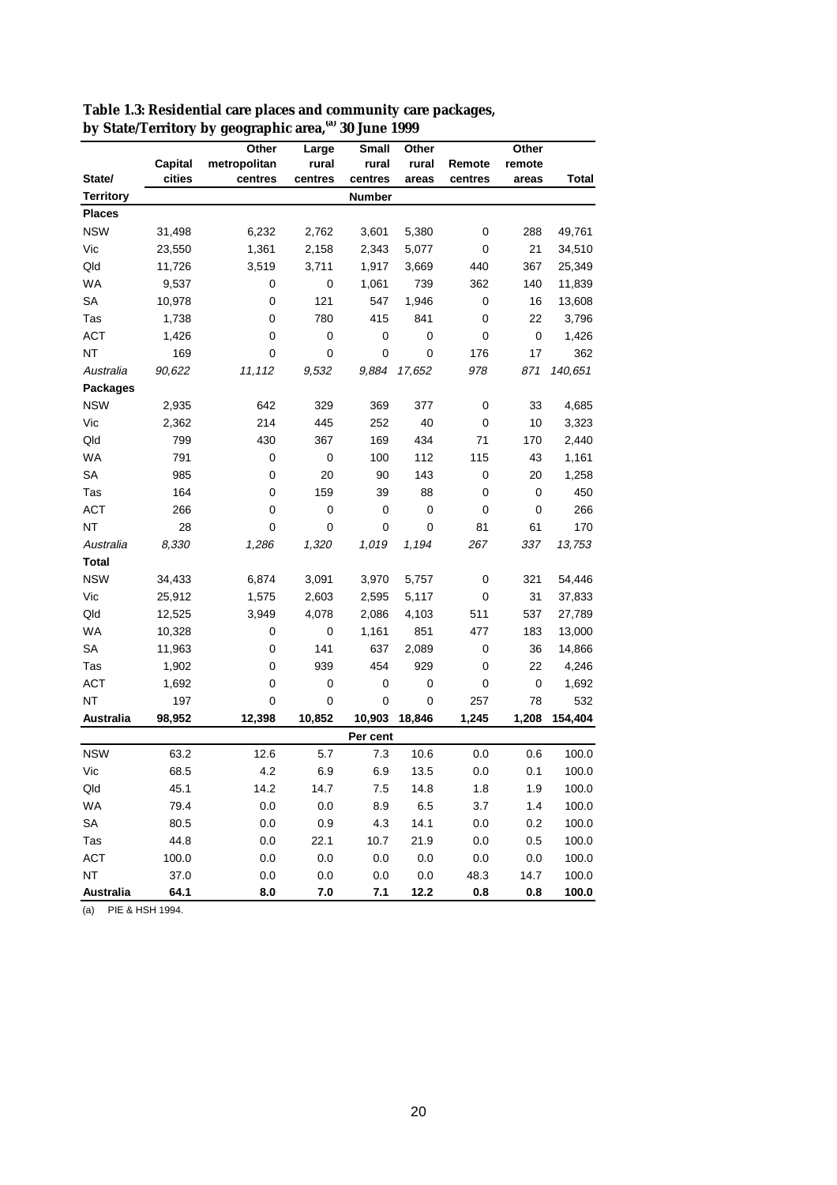**Table 1.3: Residential care places and community care packages, by State/Territory by geographic area,[(a)] 30 June 1999**

| State/ Territory | Capital cities | Other metropolitan centres | Large rural centres | Small rural centres | Other rural areas | Remote centres | Other remote areas | Total |
|---|---|---|---|---|---|---|---|---|
| | | | | Number | | | | |
| **Places** | | | | | | | | |
| NSW | 31,498 | 6,232 | 2,762 | 3,601 | 5,380 | 0 | 288 | 49,761 |
| Vic | 23,550 | 1,361 | 2,158 | 2,343 | 5,077 | 0 | 21 | 34,510 |
| Qld | 11,726 | 3,519 | 3,711 | 1,917 | 3,669 | 440 | 367 | 25,349 |
| WA | 9,537 | 0 | 0 | 1,061 | 739 | 362 | 140 | 11,839 |
| SA | 10,978 | 0 | 121 | 547 | 1,946 | 0 | 16 | 13,608 |
| Tas | 1,738 | 0 | 780 | 415 | 841 | 0 | 22 | 3,796 |
| ACT | 1,426 | 0 | 0 | 0 | 0 | 0 | 0 | 1,426 |
| NT | 169 | 0 | 0 | 0 | 0 | 176 | 17 | 362 |
| *Australia* | *90,622* | *11,112* | *9,532* | *9,884* | *17,652* | *978* | *871* | *140,651* |
| **Packages** | | | | | | | | |
| NSW | 2,935 | 642 | 329 | 369 | 377 | 0 | 33 | 4,685 |
| Vic | 2,362 | 214 | 445 | 252 | 40 | 0 | 10 | 3,323 |
| Qld | 799 | 430 | 367 | 169 | 434 | 71 | 170 | 2,440 |
| WA | 791 | 0 | 0 | 100 | 112 | 115 | 43 | 1,161 |
| SA | 985 | 0 | 20 | 90 | 143 | 0 | 20 | 1,258 |
| Tas | 164 | 0 | 159 | 39 | 88 | 0 | 0 | 450 |
| ACT | 266 | 0 | 0 | 0 | 0 | 0 | 0 | 266 |
| NT | 28 | 0 | 0 | 0 | 0 | 81 | 61 | 170 |
| *Australia* | *8,330* | *1,286* | *1,320* | *1,019* | *1,194* | *267* | *337* | *13,753* |
| **Total** | | | | | | | | |
| NSW | 34,433 | 6,874 | 3,091 | 3,970 | 5,757 | 0 | 321 | 54,446 |
| Vic | 25,912 | 1,575 | 2,603 | 2,595 | 5,117 | 0 | 31 | 37,833 |
| Qld | 12,525 | 3,949 | 4,078 | 2,086 | 4,103 | 511 | 537 | 27,789 |
| WA | 10,328 | 0 | 0 | 1,161 | 851 | 477 | 183 | 13,000 |
| SA | 11,963 | 0 | 141 | 637 | 2,089 | 0 | 36 | 14,866 |
| Tas | 1,902 | 0 | 939 | 454 | 929 | 0 | 22 | 4,246 |
| ACT | 1,692 | 0 | 0 | 0 | 0 | 0 | 0 | 1,692 |
| NT | 197 | 0 | 0 | 0 | 0 | 257 | 78 | 532 |
| **Australia** | **98,952** | **12,398** | **10,852** | **10,903** | **18,846** | **1,245** | **1,208** | **154,404** |
| | | | | Per cent | | | | |
| NSW | 63.2 | 12.6 | 5.7 | 7.3 | 10.6 | 0.0 | 0.6 | 100.0 |
| Vic | 68.5 | 4.2 | 6.9 | 6.9 | 13.5 | 0.0 | 0.1 | 100.0 |
| Qld | 45.1 | 14.2 | 14.7 | 7.5 | 14.8 | 1.8 | 1.9 | 100.0 |
| WA | 79.4 | 0.0 | 0.0 | 8.9 | 6.5 | 3.7 | 1.4 | 100.0 |
| SA | 80.5 | 0.0 | 0.9 | 4.3 | 14.1 | 0.0 | 0.2 | 100.0 |
| Tas | 44.8 | 0.0 | 22.1 | 10.7 | 21.9 | 0.0 | 0.5 | 100.0 |
| ACT | 100.0 | 0.0 | 0.0 | 0.0 | 0.0 | 0.0 | 0.0 | 100.0 |
| NT | 37.0 | 0.0 | 0.0 | 0.0 | 0.0 | 48.3 | 14.7 | 100.0 |
| **Australia** | **64.1** | **8.0** | **7.0** | **7.1** | **12.2** | **0.8** | **0.8** | **100.0** |

(a) PIE & HSH 1994.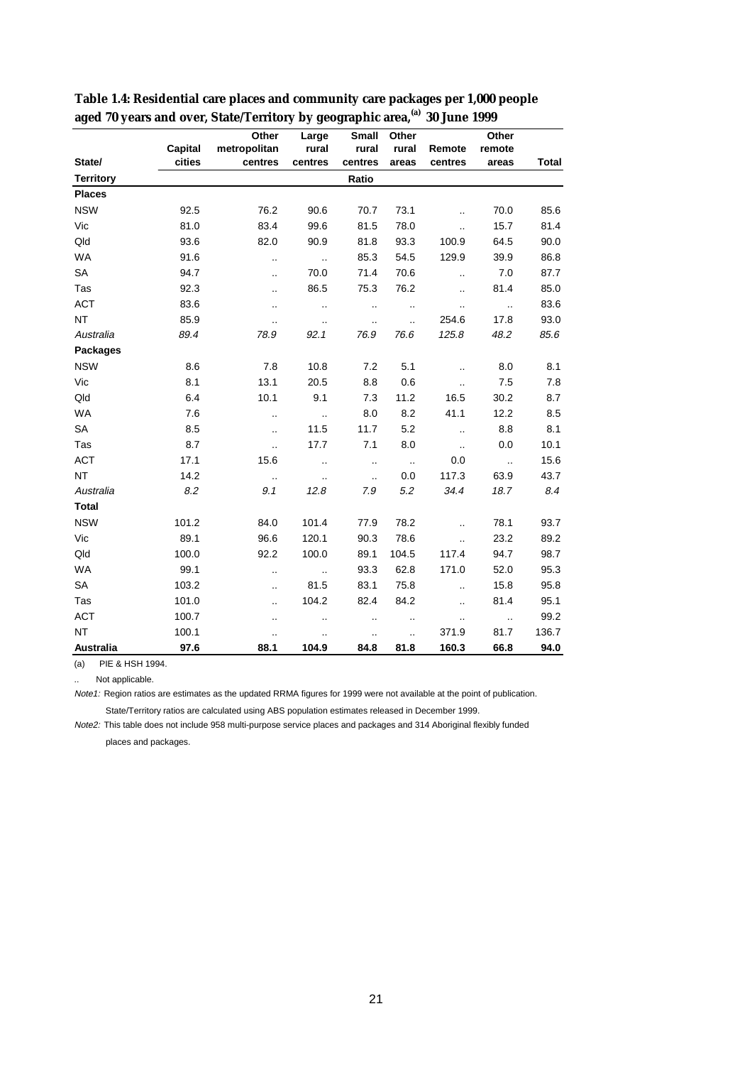**Table 1.4: Residential care places and community care packages per 1,000 people aged 70 years and over, State/Territory by geographic area,[(a)] 30 June 1999**

| State/ Territory | Capital cities | Other metropolitan centres | Large rural centres | Small rural centres | Other rural areas | Remote centres | Other remote areas | Total |
|---|---|---|---|---|---|---|---|---|
| | | | | Ratio | | | | |
| **Places** | | | | | | | | |
| NSW | 92.5 | 76.2 | 90.6 | 70.7 | 73.1 | .. | 70.0 | 85.6 |
| Vic | 81.0 | 83.4 | 99.6 | 81.5 | 78.0 | .. | 15.7 | 81.4 |
| Qld | 93.6 | 82.0 | 90.9 | 81.8 | 93.3 | 100.9 | 64.5 | 90.0 |
| WA | 91.6 | .. | .. | 85.3 | 54.5 | 129.9 | 39.9 | 86.8 |
| SA | 94.7 | .. | 70.0 | 71.4 | 70.6 | .. | 7.0 | 87.7 |
| Tas | 92.3 | .. | 86.5 | 75.3 | 76.2 | .. | 81.4 | 85.0 |
| ACT | 83.6 | .. | .. | .. | .. | .. | .. | 83.6 |
| NT | 85.9 | .. | .. | .. | .. | 254.6 | 17.8 | 93.0 |
| *Australia* | *89.4* | *78.9* | *92.1* | *76.9* | *76.6* | *125.8* | *48.2* | *85.6* |
| **Packages** | | | | | | | | |
| NSW | 8.6 | 7.8 | 10.8 | 7.2 | 5.1 | .. | 8.0 | 8.1 |
| Vic | 8.1 | 13.1 | 20.5 | 8.8 | 0.6 | .. | 7.5 | 7.8 |
| Qld | 6.4 | 10.1 | 9.1 | 7.3 | 11.2 | 16.5 | 30.2 | 8.7 |
| WA | 7.6 | .. | .. | 8.0 | 8.2 | 41.1 | 12.2 | 8.5 |
| SA | 8.5 | .. | 11.5 | 11.7 | 5.2 | .. | 8.8 | 8.1 |
| Tas | 8.7 | .. | 17.7 | 7.1 | 8.0 | .. | 0.0 | 10.1 |
| ACT | 17.1 | 15.6 | .. | .. | .. | 0.0 | .. | 15.6 |
| NT | 14.2 | .. | .. | .. | 0.0 | 117.3 | 63.9 | 43.7 |
| *Australia* | *8.2* | *9.1* | *12.8* | *7.9* | *5.2* | *34.4* | *18.7* | *8.4* |
| **Total** | | | | | | | | |
| NSW | 101.2 | 84.0 | 101.4 | 77.9 | 78.2 | .. | 78.1 | 93.7 |
| Vic | 89.1 | 96.6 | 120.1 | 90.3 | 78.6 | .. | 23.2 | 89.2 |
| Qld | 100.0 | 92.2 | 100.0 | 89.1 | 104.5 | 117.4 | 94.7 | 98.7 |
| WA | 99.1 | .. | .. | 93.3 | 62.8 | 171.0 | 52.0 | 95.3 |
| SA | 103.2 | .. | 81.5 | 83.1 | 75.8 | .. | 15.8 | 95.8 |
| Tas | 101.0 | .. | 104.2 | 82.4 | 84.2 | .. | 81.4 | 95.1 |
| ACT | 100.7 | .. | .. | .. | .. | .. | .. | 99.2 |
| NT | 100.1 | .. | .. | .. | .. | 371.9 | 81.7 | 136.7 |
| **Australia** | **97.6** | **88.1** | **104.9** | **84.8** | **81.8** | **160.3** | **66.8** | **94.0** |

(a) PIE & HSH 1994.

.. Not applicable.

*Note1:* Region ratios are estimates as the updated RRMA figures for 1999 were not available at the point of publication. State/Territory ratios are calculated using ABS population estimates released in December 1999.

*Note2:* This table does not include 958 multi-purpose service places and packages and 314 Aboriginal flexibly funded places and packages.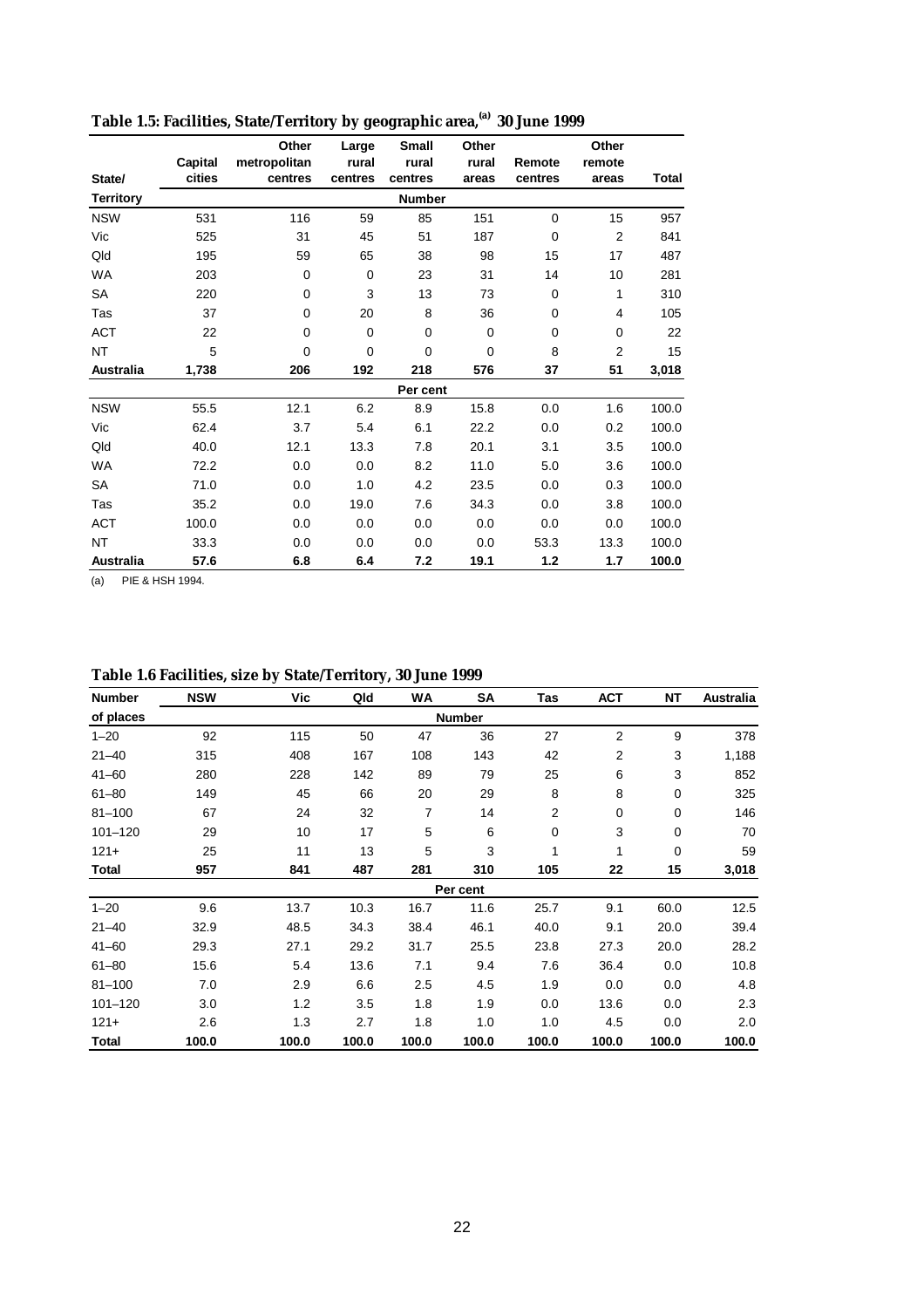**Table 1.5: Facilities, State/Territory by geographic area,[(a)] 30 June 1999**

| State/ Territory | Capital cities | Other metropolitan centres | Large rural centres | Small rural centres | Other rural areas | Remote centres | Other remote areas | Total |
|---|---|---|---|---|---|---|---|---|
| | | | | **Number** | | | | |
| NSW | 531 | 116 | 59 | 85 | 151 | 0 | 15 | 957 |
| Vic | 525 | 31 | 45 | 51 | 187 | 0 | 2 | 841 |
| Qld | 195 | 59 | 65 | 38 | 98 | 15 | 17 | 487 |
| WA | 203 | 0 | 0 | 23 | 31 | 14 | 10 | 281 |
| SA | 220 | 0 | 3 | 13 | 73 | 0 | 1 | 310 |
| Tas | 37 | 0 | 20 | 8 | 36 | 0 | 4 | 105 |
| ACT | 22 | 0 | 0 | 0 | 0 | 0 | 0 | 22 |
| NT | 5 | 0 | 0 | 0 | 0 | 8 | 2 | 15 |
| **Australia** | **1,738** | **206** | **192** | **218** | **576** | **37** | **51** | **3,018** |
| | | | | **Per cent** | | | | |
| NSW | 55.5 | 12.1 | 6.2 | 8.9 | 15.8 | 0.0 | 1.6 | 100.0 |
| Vic | 62.4 | 3.7 | 5.4 | 6.1 | 22.2 | 0.0 | 0.2 | 100.0 |
| Qld | 40.0 | 12.1 | 13.3 | 7.8 | 20.1 | 3.1 | 3.5 | 100.0 |
| WA | 72.2 | 0.0 | 0.0 | 8.2 | 11.0 | 5.0 | 3.6 | 100.0 |
| SA | 71.0 | 0.0 | 1.0 | 4.2 | 23.5 | 0.0 | 0.3 | 100.0 |
| Tas | 35.2 | 0.0 | 19.0 | 7.6 | 34.3 | 0.0 | 3.8 | 100.0 |
| ACT | 100.0 | 0.0 | 0.0 | 0.0 | 0.0 | 0.0 | 0.0 | 100.0 |
| NT | 33.3 | 0.0 | 0.0 | 0.0 | 0.0 | 53.3 | 13.3 | 100.0 |
| **Australia** | **57.6** | **6.8** | **6.4** | **7.2** | **19.1** | **1.2** | **1.7** | **100.0** |

(a) PIE & HSH 1994.

**Table 1.6 Facilities, size by State/Territory, 30 June 1999**

| Number of places | NSW | Vic | Qld | WA | SA | Tas | ACT | NT | Australia |
|---|---|---|---|---|---|---|---|---|---|
| | | | | | **Number** | | | | |
| 1–20 | 92 | 115 | 50 | 47 | 36 | 27 | 2 | 9 | 378 |
| 21–40 | 315 | 408 | 167 | 108 | 143 | 42 | 2 | 3 | 1,188 |
| 41–60 | 280 | 228 | 142 | 89 | 79 | 25 | 6 | 3 | 852 |
| 61–80 | 149 | 45 | 66 | 20 | 29 | 8 | 8 | 0 | 325 |
| 81–100 | 67 | 24 | 32 | 7 | 14 | 2 | 0 | 0 | 146 |
| 101–120 | 29 | 10 | 17 | 5 | 6 | 0 | 3 | 0 | 70 |
| 121+ | 25 | 11 | 13 | 5 | 3 | 1 | 1 | 0 | 59 |
| **Total** | **957** | **841** | **487** | **281** | **310** | **105** | **22** | **15** | **3,018** |
| | | | | | **Per cent** | | | | |
| 1–20 | 9.6 | 13.7 | 10.3 | 16.7 | 11.6 | 25.7 | 9.1 | 60.0 | 12.5 |
| 21–40 | 32.9 | 48.5 | 34.3 | 38.4 | 46.1 | 40.0 | 9.1 | 20.0 | 39.4 |
| 41–60 | 29.3 | 27.1 | 29.2 | 31.7 | 25.5 | 23.8 | 27.3 | 20.0 | 28.2 |
| 61–80 | 15.6 | 5.4 | 13.6 | 7.1 | 9.4 | 7.6 | 36.4 | 0.0 | 10.8 |
| 81–100 | 7.0 | 2.9 | 6.6 | 2.5 | 4.5 | 1.9 | 0.0 | 0.0 | 4.8 |
| 101–120 | 3.0 | 1.2 | 3.5 | 1.8 | 1.9 | 0.0 | 13.6 | 0.0 | 2.3 |
| 121+ | 2.6 | 1.3 | 2.7 | 1.8 | 1.0 | 1.0 | 4.5 | 0.0 | 2.0 |
| **Total** | **100.0** | **100.0** | **100.0** | **100.0** | **100.0** | **100.0** | **100.0** | **100.0** | **100.0** |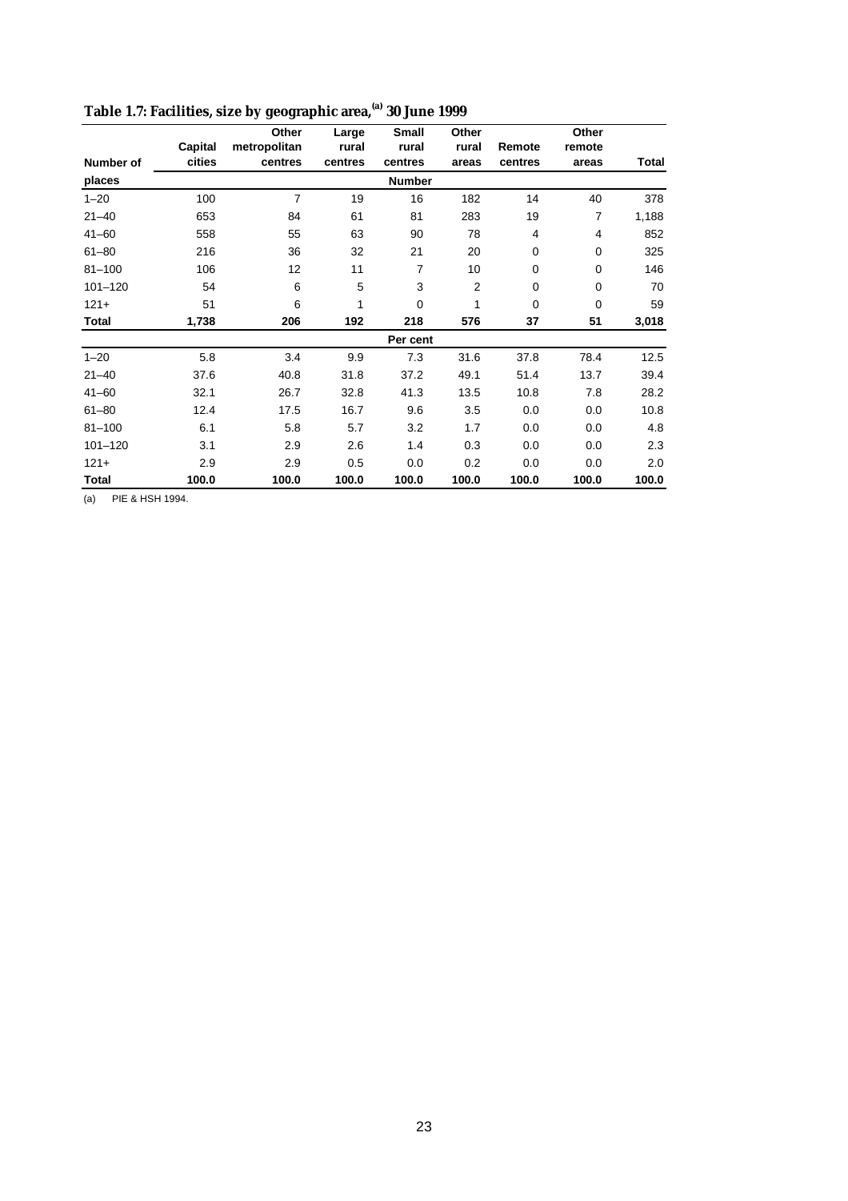**Table 1.7: Facilities, size by geographic area,[(a)] 30 June 1999**

| Number of places | Capital cities | Other metropolitan centres | Large rural centres | Small rural centres | Other rural areas | Remote centres | Other remote areas | Total |
|---|---|---|---|---|---|---|---|---|
| | | | | **Number** | | | | |
| 1–20 | 100 | 7 | 19 | 16 | 182 | 14 | 40 | 378 |
| 21–40 | 653 | 84 | 61 | 81 | 283 | 19 | 7 | 1,188 |
| 41–60 | 558 | 55 | 63 | 90 | 78 | 4 | 4 | 852 |
| 61–80 | 216 | 36 | 32 | 21 | 20 | 0 | 0 | 325 |
| 81–100 | 106 | 12 | 11 | 7 | 10 | 0 | 0 | 146 |
| 101–120 | 54 | 6 | 5 | 3 | 2 | 0 | 0 | 70 |
| 121+ | 51 | 6 | 1 | 0 | 1 | 0 | 0 | 59 |
| **Total** | **1,738** | **206** | **192** | **218** | **576** | **37** | **51** | **3,018** |
| | | | | **Per cent** | | | | |
| 1–20 | 5.8 | 3.4 | 9.9 | 7.3 | 31.6 | 37.8 | 78.4 | 12.5 |
| 21–40 | 37.6 | 40.8 | 31.8 | 37.2 | 49.1 | 51.4 | 13.7 | 39.4 |
| 41–60 | 32.1 | 26.7 | 32.8 | 41.3 | 13.5 | 10.8 | 7.8 | 28.2 |
| 61–80 | 12.4 | 17.5 | 16.7 | 9.6 | 3.5 | 0.0 | 0.0 | 10.8 |
| 81–100 | 6.1 | 5.8 | 5.7 | 3.2 | 1.7 | 0.0 | 0.0 | 4.8 |
| 101–120 | 3.1 | 2.9 | 2.6 | 1.4 | 0.3 | 0.0 | 0.0 | 2.3 |
| 121+ | 2.9 | 2.9 | 0.5 | 0.0 | 0.2 | 0.0 | 0.0 | 2.0 |
| **Total** | **100.0** | **100.0** | **100.0** | **100.0** | **100.0** | **100.0** | **100.0** | **100.0** |

(a) PIE & HSH 1994.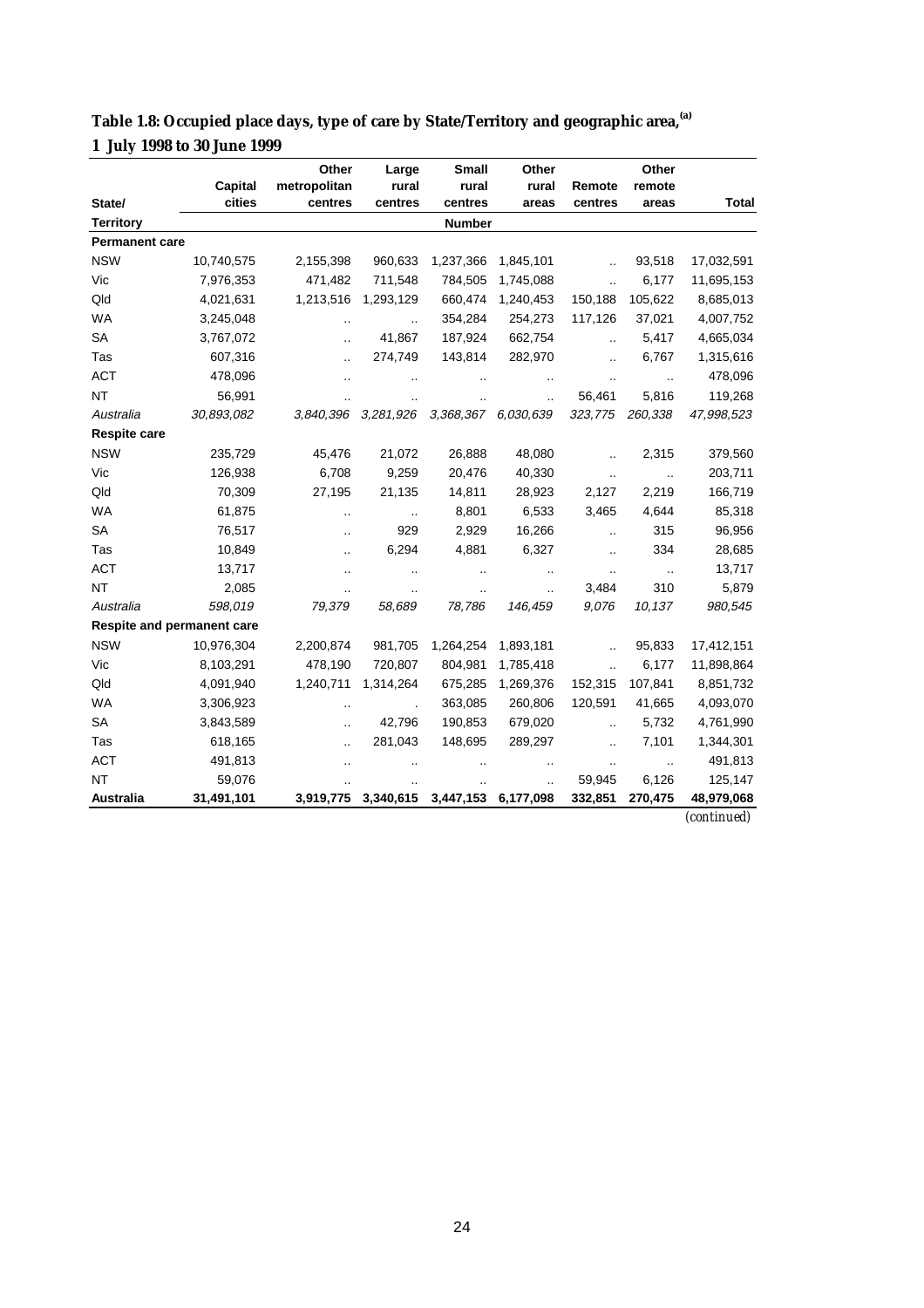**Table 1.8: Occupied place days, type of care by State/Territory and geographic area,[(a)] 1 July 1998 to 30 June 1999**

| State/ Territory | Capital cities | Other metropolitan centres | Large rural centres | Small rural centres | Other rural areas | Remote centres | Other remote areas | Total |
|---|---|---|---|---|---|---|---|---|
| | | | | Number | | | | |
| **Permanent care** | | | | | | | | |
| NSW | 10,740,575 | 2,155,398 | 960,633 | 1,237,366 | 1,845,101 | .. | 93,518 | 17,032,591 |
| Vic | 7,976,353 | 471,482 | 711,548 | 784,505 | 1,745,088 | .. | 6,177 | 11,695,153 |
| Qld | 4,021,631 | 1,213,516 | 1,293,129 | 660,474 | 1,240,453 | 150,188 | 105,622 | 8,685,013 |
| WA | 3,245,048 | .. | .. | 354,284 | 254,273 | 117,126 | 37,021 | 4,007,752 |
| SA | 3,767,072 | .. | 41,867 | 187,924 | 662,754 | .. | 5,417 | 4,665,034 |
| Tas | 607,316 | .. | 274,749 | 143,814 | 282,970 | .. | 6,767 | 1,315,616 |
| ACT | 478,096 | .. | .. | .. | .. | .. | .. | 478,096 |
| NT | 56,991 | .. | .. | .. | .. | 56,461 | 5,816 | 119,268 |
| *Australia* | *30,893,082* | *3,840,396* | *3,281,926* | *3,368,367* | *6,030,639* | *323,775* | *260,338* | *47,998,523* |
| **Respite care** | | | | | | | | |
| NSW | 235,729 | 45,476 | 21,072 | 26,888 | 48,080 | .. | 2,315 | 379,560 |
| Vic | 126,938 | 6,708 | 9,259 | 20,476 | 40,330 | .. | .. | 203,711 |
| Qld | 70,309 | 27,195 | 21,135 | 14,811 | 28,923 | 2,127 | 2,219 | 166,719 |
| WA | 61,875 | .. | .. | 8,801 | 6,533 | 3,465 | 4,644 | 85,318 |
| SA | 76,517 | .. | 929 | 2,929 | 16,266 | .. | 315 | 96,956 |
| Tas | 10,849 | .. | 6,294 | 4,881 | 6,327 | .. | 334 | 28,685 |
| ACT | 13,717 | .. | .. | .. | .. | .. | .. | 13,717 |
| NT | 2,085 | .. | .. | .. | .. | 3,484 | 310 | 5,879 |
| *Australia* | *598,019* | *79,379* | *58,689* | *78,786* | *146,459* | *9,076* | *10,137* | *980,545* |
| **Respite and permanent care** | | | | | | | | |
| NSW | 10,976,304 | 2,200,874 | 981,705 | 1,264,254 | 1,893,181 | .. | 95,833 | 17,412,151 |
| Vic | 8,103,291 | 478,190 | 720,807 | 804,981 | 1,785,418 | .. | 6,177 | 11,898,864 |
| Qld | 4,091,940 | 1,240,711 | 1,314,264 | 675,285 | 1,269,376 | 152,315 | 107,841 | 8,851,732 |
| WA | 3,306,923 | .. | . | 363,085 | 260,806 | 120,591 | 41,665 | 4,093,070 |
| SA | 3,843,589 | .. | 42,796 | 190,853 | 679,020 | .. | 5,732 | 4,761,990 |
| Tas | 618,165 | .. | 281,043 | 148,695 | 289,297 | .. | 7,101 | 1,344,301 |
| ACT | 491,813 | .. | .. | .. | .. | .. | .. | 491,813 |
| NT | 59,076 | .. | .. | .. | .. | 59,945 | 6,126 | 125,147 |
| **Australia** | **31,491,101** | **3,919,775** | **3,340,615** | **3,447,153** | **6,177,098** | **332,851** | **270,475** | **48,979,068** |

*(continued)*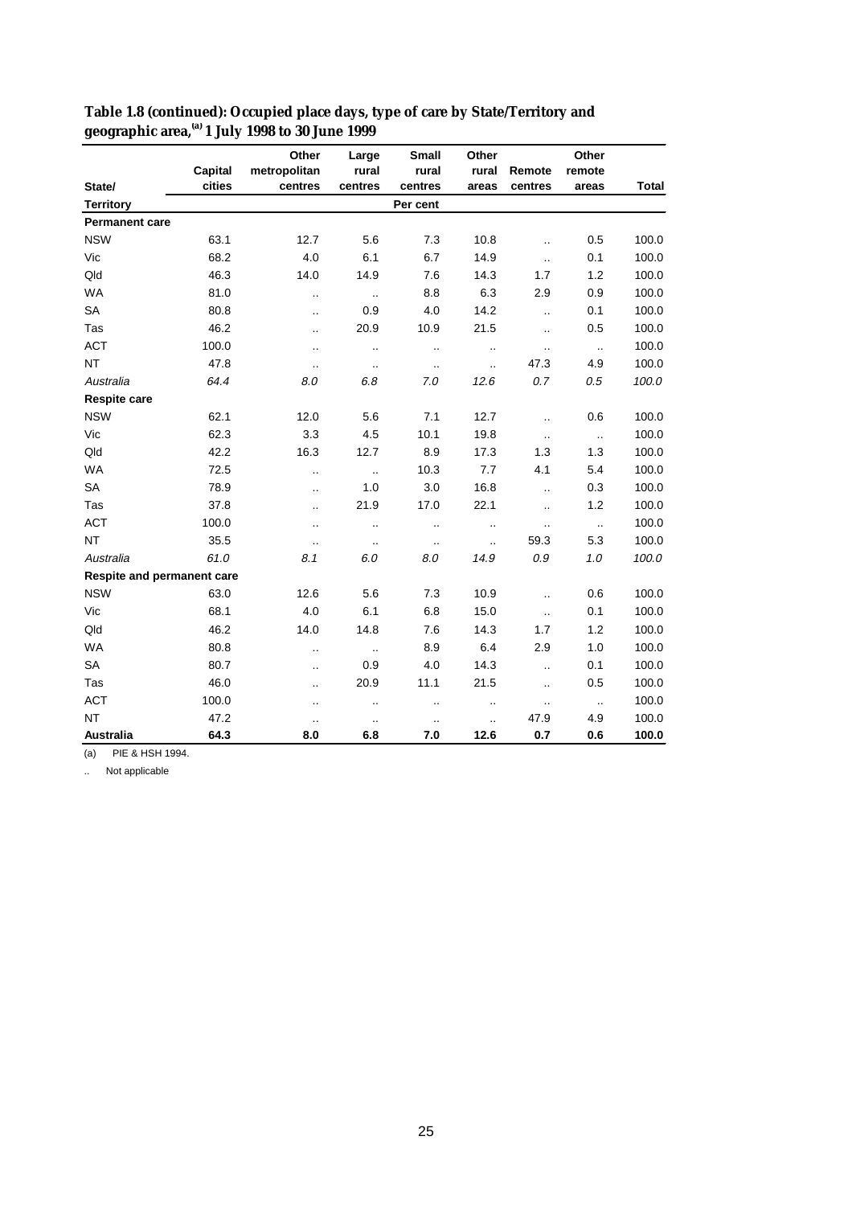**Table 1.8 (continued): Occupied place days, type of care by State/Territory and geographic area,[(a)] 1 July 1998 to 30 June 1999**

| State/ Territory | Capital cities | Other metropolitan centres | Large rural centres | Small rural centres | Other rural areas | Remote centres | Other remote areas | Total |
|---|---|---|---|---|---|---|---|---|
| | | | | Per cent | | | | |
| **Permanent care** | | | | | | | | |
| NSW | 63.1 | 12.7 | 5.6 | 7.3 | 10.8 | .. | 0.5 | 100.0 |
| Vic | 68.2 | 4.0 | 6.1 | 6.7 | 14.9 | .. | 0.1 | 100.0 |
| Qld | 46.3 | 14.0 | 14.9 | 7.6 | 14.3 | 1.7 | 1.2 | 100.0 |
| WA | 81.0 | .. | .. | 8.8 | 6.3 | 2.9 | 0.9 | 100.0 |
| SA | 80.8 | .. | 0.9 | 4.0 | 14.2 | .. | 0.1 | 100.0 |
| Tas | 46.2 | .. | 20.9 | 10.9 | 21.5 | .. | 0.5 | 100.0 |
| ACT | 100.0 | .. | .. | .. | .. | .. | .. | 100.0 |
| NT | 47.8 | .. | .. | .. | .. | 47.3 | 4.9 | 100.0 |
| *Australia* | *64.4* | *8.0* | *6.8* | *7.0* | *12.6* | *0.7* | *0.5* | *100.0* |
| **Respite care** | | | | | | | | |
| NSW | 62.1 | 12.0 | 5.6 | 7.1 | 12.7 | .. | 0.6 | 100.0 |
| Vic | 62.3 | 3.3 | 4.5 | 10.1 | 19.8 | .. | .. | 100.0 |
| Qld | 42.2 | 16.3 | 12.7 | 8.9 | 17.3 | 1.3 | 1.3 | 100.0 |
| WA | 72.5 | .. | .. | 10.3 | 7.7 | 4.1 | 5.4 | 100.0 |
| SA | 78.9 | .. | 1.0 | 3.0 | 16.8 | .. | 0.3 | 100.0 |
| Tas | 37.8 | .. | 21.9 | 17.0 | 22.1 | .. | 1.2 | 100.0 |
| ACT | 100.0 | .. | .. | .. | .. | .. | .. | 100.0 |
| NT | 35.5 | .. | .. | .. | .. | 59.3 | 5.3 | 100.0 |
| *Australia* | *61.0* | *8.1* | *6.0* | *8.0* | *14.9* | *0.9* | *1.0* | *100.0* |
| **Respite and permanent care** | | | | | | | | |
| NSW | 63.0 | 12.6 | 5.6 | 7.3 | 10.9 | .. | 0.6 | 100.0 |
| Vic | 68.1 | 4.0 | 6.1 | 6.8 | 15.0 | .. | 0.1 | 100.0 |
| Qld | 46.2 | 14.0 | 14.8 | 7.6 | 14.3 | 1.7 | 1.2 | 100.0 |
| WA | 80.8 | .. | .. | 8.9 | 6.4 | 2.9 | 1.0 | 100.0 |
| SA | 80.7 | .. | 0.9 | 4.0 | 14.3 | .. | 0.1 | 100.0 |
| Tas | 46.0 | .. | 20.9 | 11.1 | 21.5 | .. | 0.5 | 100.0 |
| ACT | 100.0 | .. | .. | .. | .. | .. | .. | 100.0 |
| NT | 47.2 | .. | .. | .. | .. | 47.9 | 4.9 | 100.0 |
| **Australia** | **64.3** | **8.0** | **6.8** | **7.0** | **12.6** | **0.7** | **0.6** | **100.0** |

(a) PIE & HSH 1994.

.. Not applicable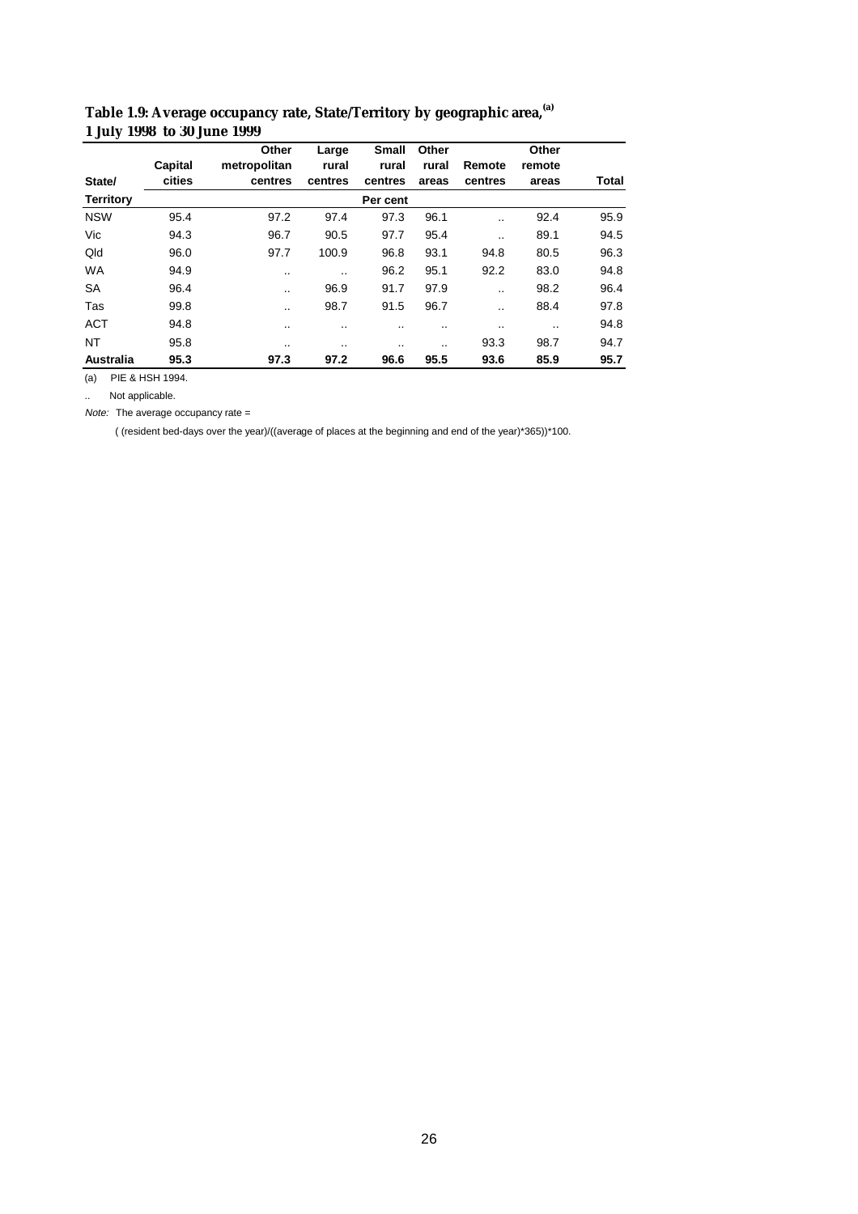**Table 1.9: Average occupancy rate, State/Territory by geographic area,[(a)] 1 July 1998 to 30 June 1999**

| State/ Territory | Capital cities | Other metropolitan centres | Large rural centres | Small rural centres | Other rural areas | Remote centres | Other remote areas | Total |
|---|---|---|---|---|---|---|---|---|
| | | | | Per cent | | | | |
| NSW | 95.4 | 97.2 | 97.4 | 97.3 | 96.1 | .. | 92.4 | 95.9 |
| Vic | 94.3 | 96.7 | 90.5 | 97.7 | 95.4 | .. | 89.1 | 94.5 |
| Qld | 96.0 | 97.7 | 100.9 | 96.8 | 93.1 | 94.8 | 80.5 | 96.3 |
| WA | 94.9 | .. | .. | 96.2 | 95.1 | 92.2 | 83.0 | 94.8 |
| SA | 96.4 | .. | 96.9 | 91.7 | 97.9 | .. | 98.2 | 96.4 |
| Tas | 99.8 | .. | 98.7 | 91.5 | 96.7 | .. | 88.4 | 97.8 |
| ACT | 94.8 | .. | .. | .. | .. | .. | .. | 94.8 |
| NT | 95.8 | .. | .. | .. | .. | 93.3 | 98.7 | 94.7 |
| **Australia** | **95.3** | **97.3** | **97.2** | **96.6** | **95.5** | **93.6** | **85.9** | **95.7** |

(a) PIE & HSH 1994.

.. Not applicable.

*Note:* The average occupancy rate =

( (resident bed-days over the year)/((average of places at the beginning and end of the year)*365))*100.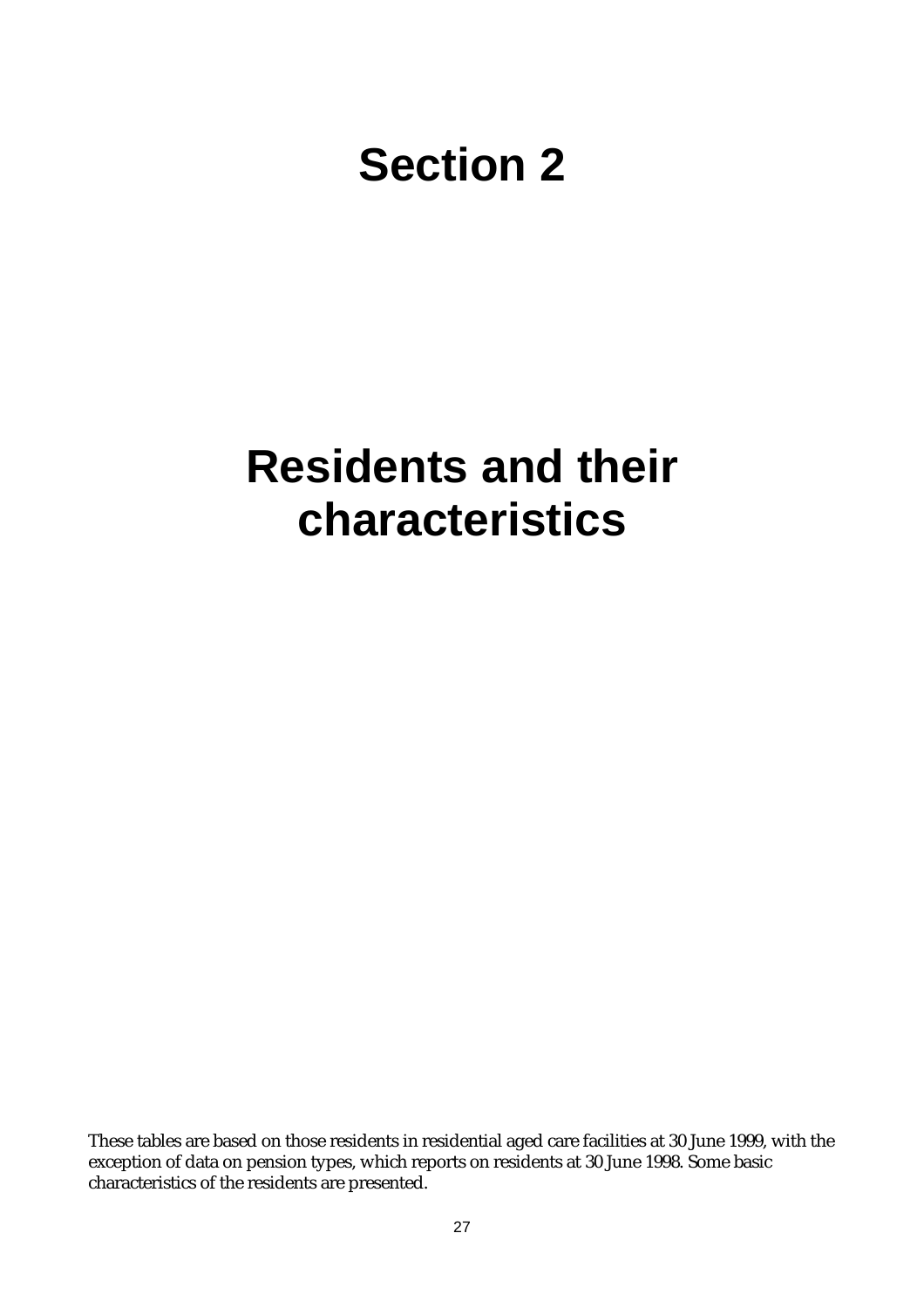# Section 2

# Residents and their characteristics

These tables are based on those residents in residential aged care facilities at 30 June 1999, with the exception of data on pension types, which reports on residents at 30 June 1998. Some basic characteristics of the residents are presented.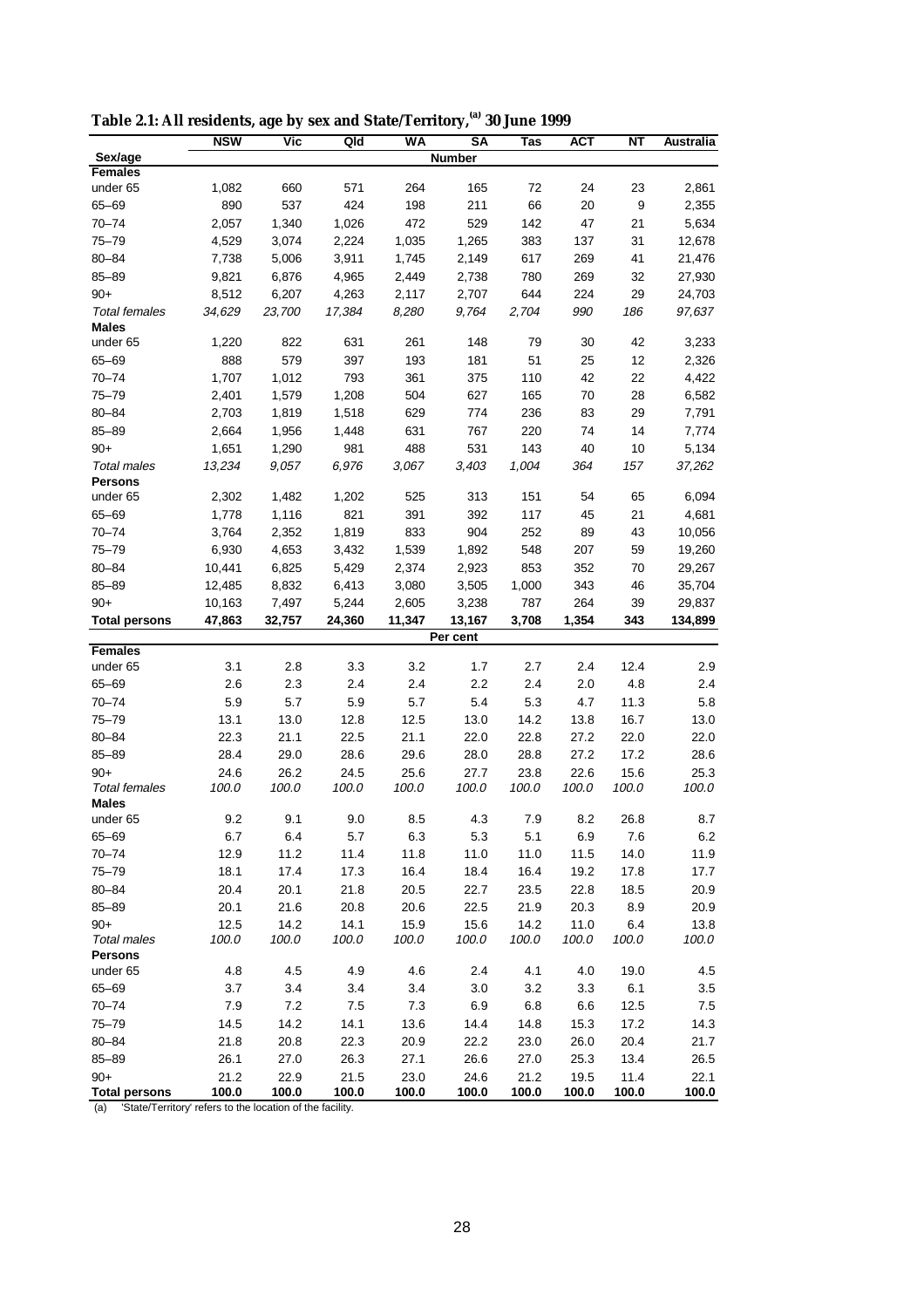**Table 2.1: All residents, age by sex and State/Territory,[(a)] 30 June 1999**

| Sex/age | NSW | Vic | Qld | WA | SA | Tas | ACT | NT | Australia |
|---|---|---|---|---|---|---|---|---|---|
| | | | | | **Number** | | | | |
| **Females** | | | | | | | | | |
| under 65 | 1,082 | 660 | 571 | 264 | 165 | 72 | 24 | 23 | 2,861 |
| 65–69 | 890 | 537 | 424 | 198 | 211 | 66 | 20 | 9 | 2,355 |
| 70–74 | 2,057 | 1,340 | 1,026 | 472 | 529 | 142 | 47 | 21 | 5,634 |
| 75–79 | 4,529 | 3,074 | 2,224 | 1,035 | 1,265 | 383 | 137 | 31 | 12,678 |
| 80–84 | 7,738 | 5,006 | 3,911 | 1,745 | 2,149 | 617 | 269 | 41 | 21,476 |
| 85–89 | 9,821 | 6,876 | 4,965 | 2,449 | 2,738 | 780 | 269 | 32 | 27,930 |
| 90+ | 8,512 | 6,207 | 4,263 | 2,117 | 2,707 | 644 | 224 | 29 | 24,703 |
| *Total females* | *34,629* | *23,700* | *17,384* | *8,280* | *9,764* | *2,704* | *990* | *186* | *97,637* |
| **Males** | | | | | | | | | |
| under 65 | 1,220 | 822 | 631 | 261 | 148 | 79 | 30 | 42 | 3,233 |
| 65–69 | 888 | 579 | 397 | 193 | 181 | 51 | 25 | 12 | 2,326 |
| 70–74 | 1,707 | 1,012 | 793 | 361 | 375 | 110 | 42 | 22 | 4,422 |
| 75–79 | 2,401 | 1,579 | 1,208 | 504 | 627 | 165 | 70 | 28 | 6,582 |
| 80–84 | 2,703 | 1,819 | 1,518 | 629 | 774 | 236 | 83 | 29 | 7,791 |
| 85–89 | 2,664 | 1,956 | 1,448 | 631 | 767 | 220 | 74 | 14 | 7,774 |
| 90+ | 1,651 | 1,290 | 981 | 488 | 531 | 143 | 40 | 10 | 5,134 |
| *Total males* | *13,234* | *9,057* | *6,976* | *3,067* | *3,403* | *1,004* | *364* | *157* | *37,262* |
| **Persons** | | | | | | | | | |
| under 65 | 2,302 | 1,482 | 1,202 | 525 | 313 | 151 | 54 | 65 | 6,094 |
| 65–69 | 1,778 | 1,116 | 821 | 391 | 392 | 117 | 45 | 21 | 4,681 |
| 70–74 | 3,764 | 2,352 | 1,819 | 833 | 904 | 252 | 89 | 43 | 10,056 |
| 75–79 | 6,930 | 4,653 | 3,432 | 1,539 | 1,892 | 548 | 207 | 59 | 19,260 |
| 80–84 | 10,441 | 6,825 | 5,429 | 2,374 | 2,923 | 853 | 352 | 70 | 29,267 |
| 85–89 | 12,485 | 8,832 | 6,413 | 3,080 | 3,505 | 1,000 | 343 | 46 | 35,704 |
| 90+ | 10,163 | 7,497 | 5,244 | 2,605 | 3,238 | 787 | 264 | 39 | 29,837 |
| **Total persons** | **47,863** | **32,757** | **24,360** | **11,347** | **13,167** | **3,708** | **1,354** | **343** | **134,899** |
| | | | | | **Per cent** | | | | |
| **Females** | | | | | | | | | |
| under 65 | 3.1 | 2.8 | 3.3 | 3.2 | 1.7 | 2.7 | 2.4 | 12.4 | 2.9 |
| 65–69 | 2.6 | 2.3 | 2.4 | 2.4 | 2.2 | 2.4 | 2.0 | 4.8 | 2.4 |
| 70–74 | 5.9 | 5.7 | 5.9 | 5.7 | 5.4 | 5.3 | 4.7 | 11.3 | 5.8 |
| 75–79 | 13.1 | 13.0 | 12.8 | 12.5 | 13.0 | 14.2 | 13.8 | 16.7 | 13.0 |
| 80–84 | 22.3 | 21.1 | 22.5 | 21.1 | 22.0 | 22.8 | 27.2 | 22.0 | 22.0 |
| 85–89 | 28.4 | 29.0 | 28.6 | 29.6 | 28.0 | 28.8 | 27.2 | 17.2 | 28.6 |
| 90+ | 24.6 | 26.2 | 24.5 | 25.6 | 27.7 | 23.8 | 22.6 | 15.6 | 25.3 |
| *Total females* | *100.0* | *100.0* | *100.0* | *100.0* | *100.0* | *100.0* | *100.0* | *100.0* | *100.0* |
| **Males** | | | | | | | | | |
| under 65 | 9.2 | 9.1 | 9.0 | 8.5 | 4.3 | 7.9 | 8.2 | 26.8 | 8.7 |
| 65–69 | 6.7 | 6.4 | 5.7 | 6.3 | 5.3 | 5.1 | 6.9 | 7.6 | 6.2 |
| 70–74 | 12.9 | 11.2 | 11.4 | 11.8 | 11.0 | 11.0 | 11.5 | 14.0 | 11.9 |
| 75–79 | 18.1 | 17.4 | 17.3 | 16.4 | 18.4 | 16.4 | 19.2 | 17.8 | 17.7 |
| 80–84 | 20.4 | 20.1 | 21.8 | 20.5 | 22.7 | 23.5 | 22.8 | 18.5 | 20.9 |
| 85–89 | 20.1 | 21.6 | 20.8 | 20.6 | 22.5 | 21.9 | 20.3 | 8.9 | 20.9 |
| 90+ | 12.5 | 14.2 | 14.1 | 15.9 | 15.6 | 14.2 | 11.0 | 6.4 | 13.8 |
| *Total males* | *100.0* | *100.0* | *100.0* | *100.0* | *100.0* | *100.0* | *100.0* | *100.0* | *100.0* |
| **Persons** | | | | | | | | | |
| under 65 | 4.8 | 4.5 | 4.9 | 4.6 | 2.4 | 4.1 | 4.0 | 19.0 | 4.5 |
| 65–69 | 3.7 | 3.4 | 3.4 | 3.4 | 3.0 | 3.2 | 3.3 | 6.1 | 3.5 |
| 70–74 | 7.9 | 7.2 | 7.5 | 7.3 | 6.9 | 6.8 | 6.6 | 12.5 | 7.5 |
| 75–79 | 14.5 | 14.2 | 14.1 | 13.6 | 14.4 | 14.8 | 15.3 | 17.2 | 14.3 |
| 80–84 | 21.8 | 20.8 | 22.3 | 20.9 | 22.2 | 23.0 | 26.0 | 20.4 | 21.7 |
| 85–89 | 26.1 | 27.0 | 26.3 | 27.1 | 26.6 | 27.0 | 25.3 | 13.4 | 26.5 |
| 90+ | 21.2 | 22.9 | 21.5 | 23.0 | 24.6 | 21.2 | 19.5 | 11.4 | 22.1 |
| **Total persons** | **100.0** | **100.0** | **100.0** | **100.0** | **100.0** | **100.0** | **100.0** | **100.0** | **100.0** |

(a) 'State/Territory' refers to the location of the facility.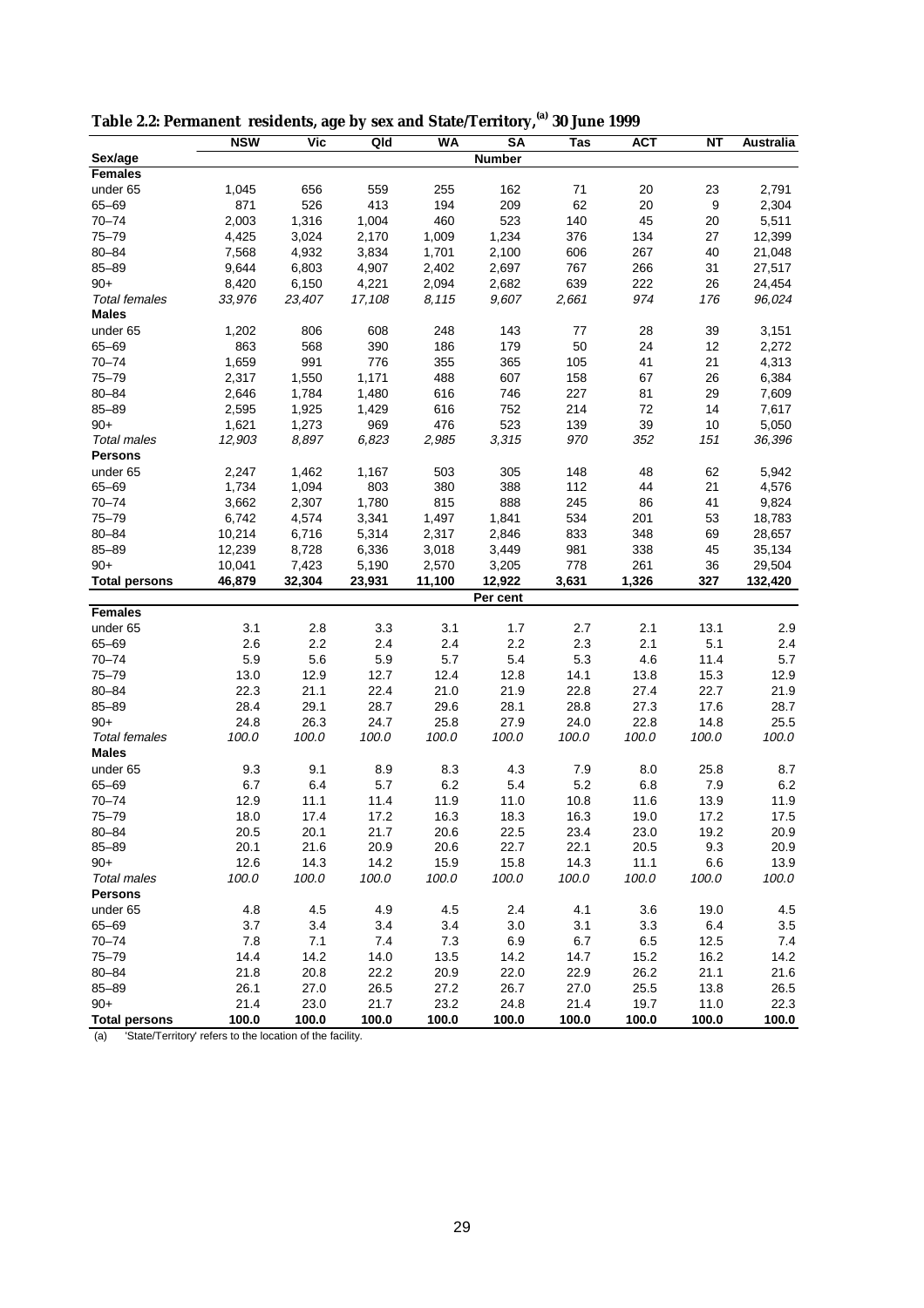**Table 2.2: Permanent residents, age by sex and State/Territory,[(a)] 30 June 1999**

| | NSW | Vic | Qld | WA | SA | Tas | ACT | NT | Australia |
|---|---|---|---|---|---|---|---|---|---|
| **Sex/age** | | | | | **Number** | | | | |
| **Females** | | | | | | | | | |
| under 65 | 1,045 | 656 | 559 | 255 | 162 | 71 | 20 | 23 | 2,791 |
| 65–69 | 871 | 526 | 413 | 194 | 209 | 62 | 20 | 9 | 2,304 |
| 70–74 | 2,003 | 1,316 | 1,004 | 460 | 523 | 140 | 45 | 20 | 5,511 |
| 75–79 | 4,425 | 3,024 | 2,170 | 1,009 | 1,234 | 376 | 134 | 27 | 12,399 |
| 80–84 | 7,568 | 4,932 | 3,834 | 1,701 | 2,100 | 606 | 267 | 40 | 21,048 |
| 85–89 | 9,644 | 6,803 | 4,907 | 2,402 | 2,697 | 767 | 266 | 31 | 27,517 |
| 90+ | 8,420 | 6,150 | 4,221 | 2,094 | 2,682 | 639 | 222 | 26 | 24,454 |
| *Total females* | *33,976* | *23,407* | *17,108* | *8,115* | *9,607* | *2,661* | *974* | *176* | *96,024* |
| **Males** | | | | | | | | | |
| under 65 | 1,202 | 806 | 608 | 248 | 143 | 77 | 28 | 39 | 3,151 |
| 65–69 | 863 | 568 | 390 | 186 | 179 | 50 | 24 | 12 | 2,272 |
| 70–74 | 1,659 | 991 | 776 | 355 | 365 | 105 | 41 | 21 | 4,313 |
| 75–79 | 2,317 | 1,550 | 1,171 | 488 | 607 | 158 | 67 | 26 | 6,384 |
| 80–84 | 2,646 | 1,784 | 1,480 | 616 | 746 | 227 | 81 | 29 | 7,609 |
| 85–89 | 2,595 | 1,925 | 1,429 | 616 | 752 | 214 | 72 | 14 | 7,617 |
| 90+ | 1,621 | 1,273 | 969 | 476 | 523 | 139 | 39 | 10 | 5,050 |
| *Total males* | *12,903* | *8,897* | *6,823* | *2,985* | *3,315* | *970* | *352* | *151* | *36,396* |
| **Persons** | | | | | | | | | |
| under 65 | 2,247 | 1,462 | 1,167 | 503 | 305 | 148 | 48 | 62 | 5,942 |
| 65–69 | 1,734 | 1,094 | 803 | 380 | 388 | 112 | 44 | 21 | 4,576 |
| 70–74 | 3,662 | 2,307 | 1,780 | 815 | 888 | 245 | 86 | 41 | 9,824 |
| 75–79 | 6,742 | 4,574 | 3,341 | 1,497 | 1,841 | 534 | 201 | 53 | 18,783 |
| 80–84 | 10,214 | 6,716 | 5,314 | 2,317 | 2,846 | 833 | 348 | 69 | 28,657 |
| 85–89 | 12,239 | 8,728 | 6,336 | 3,018 | 3,449 | 981 | 338 | 45 | 35,134 |
| 90+ | 10,041 | 7,423 | 5,190 | 2,570 | 3,205 | 778 | 261 | 36 | 29,504 |
| **Total persons** | **46,879** | **32,304** | **23,931** | **11,100** | **12,922** | **3,631** | **1,326** | **327** | **132,420** |
| | | | | | **Per cent** | | | | |
| **Females** | | | | | | | | | |
| under 65 | 3.1 | 2.8 | 3.3 | 3.1 | 1.7 | 2.7 | 2.1 | 13.1 | 2.9 |
| 65–69 | 2.6 | 2.2 | 2.4 | 2.4 | 2.2 | 2.3 | 2.1 | 5.1 | 2.4 |
| 70–74 | 5.9 | 5.6 | 5.9 | 5.7 | 5.4 | 5.3 | 4.6 | 11.4 | 5.7 |
| 75–79 | 13.0 | 12.9 | 12.7 | 12.4 | 12.8 | 14.1 | 13.8 | 15.3 | 12.9 |
| 80–84 | 22.3 | 21.1 | 22.4 | 21.0 | 21.9 | 22.8 | 27.4 | 22.7 | 21.9 |
| 85–89 | 28.4 | 29.1 | 28.7 | 29.6 | 28.1 | 28.8 | 27.3 | 17.6 | 28.7 |
| 90+ | 24.8 | 26.3 | 24.7 | 25.8 | 27.9 | 24.0 | 22.8 | 14.8 | 25.5 |
| *Total females* | *100.0* | *100.0* | *100.0* | *100.0* | *100.0* | *100.0* | *100.0* | *100.0* | *100.0* |
| **Males** | | | | | | | | | |
| under 65 | 9.3 | 9.1 | 8.9 | 8.3 | 4.3 | 7.9 | 8.0 | 25.8 | 8.7 |
| 65–69 | 6.7 | 6.4 | 5.7 | 6.2 | 5.4 | 5.2 | 6.8 | 7.9 | 6.2 |
| 70–74 | 12.9 | 11.1 | 11.4 | 11.9 | 11.0 | 10.8 | 11.6 | 13.9 | 11.9 |
| 75–79 | 18.0 | 17.4 | 17.2 | 16.3 | 18.3 | 16.3 | 19.0 | 17.2 | 17.5 |
| 80–84 | 20.5 | 20.1 | 21.7 | 20.6 | 22.5 | 23.4 | 23.0 | 19.2 | 20.9 |
| 85–89 | 20.1 | 21.6 | 20.9 | 20.6 | 22.7 | 22.1 | 20.5 | 9.3 | 20.9 |
| 90+ | 12.6 | 14.3 | 14.2 | 15.9 | 15.8 | 14.3 | 11.1 | 6.6 | 13.9 |
| *Total males* | *100.0* | *100.0* | *100.0* | *100.0* | *100.0* | *100.0* | *100.0* | *100.0* | *100.0* |
| **Persons** | | | | | | | | | |
| under 65 | 4.8 | 4.5 | 4.9 | 4.5 | 2.4 | 4.1 | 3.6 | 19.0 | 4.5 |
| 65–69 | 3.7 | 3.4 | 3.4 | 3.4 | 3.0 | 3.1 | 3.3 | 6.4 | 3.5 |
| 70–74 | 7.8 | 7.1 | 7.4 | 7.3 | 6.9 | 6.7 | 6.5 | 12.5 | 7.4 |
| 75–79 | 14.4 | 14.2 | 14.0 | 13.5 | 14.2 | 14.7 | 15.2 | 16.2 | 14.2 |
| 80–84 | 21.8 | 20.8 | 22.2 | 20.9 | 22.0 | 22.9 | 26.2 | 21.1 | 21.6 |
| 85–89 | 26.1 | 27.0 | 26.5 | 27.2 | 26.7 | 27.0 | 25.5 | 13.8 | 26.5 |
| 90+ | 21.4 | 23.0 | 21.7 | 23.2 | 24.8 | 21.4 | 19.7 | 11.0 | 22.3 |
| **Total persons** | **100.0** | **100.0** | **100.0** | **100.0** | **100.0** | **100.0** | **100.0** | **100.0** | **100.0** |

(a) 'State/Territory' refers to the location of the facility.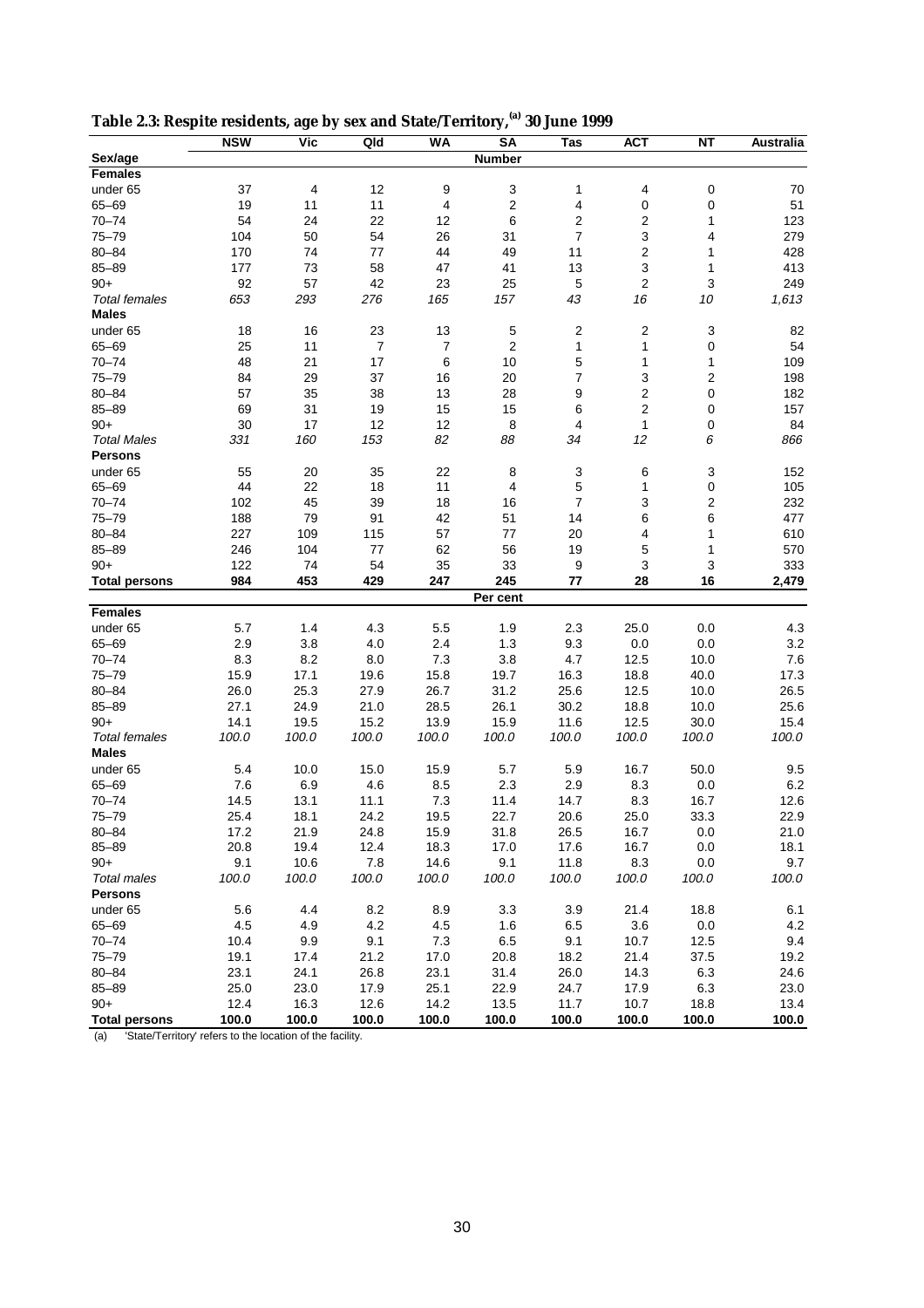**Table 2.3: Respite residents, age by sex and State/Territory,[(a)] 30 June 1999**

| Sex/age | NSW | Vic | Qld | WA | SA | Tas | ACT | NT | Australia |
|---|---|---|---|---|---|---|---|---|---|
| | | | | | **Number** | | | | |
| **Females** | | | | | | | | | |
| under 65 | 37 | 4 | 12 | 9 | 3 | 1 | 4 | 0 | 70 |
| 65–69 | 19 | 11 | 11 | 4 | 2 | 4 | 0 | 0 | 51 |
| 70–74 | 54 | 24 | 22 | 12 | 6 | 2 | 2 | 1 | 123 |
| 75–79 | 104 | 50 | 54 | 26 | 31 | 7 | 3 | 4 | 279 |
| 80–84 | 170 | 74 | 77 | 44 | 49 | 11 | 2 | 1 | 428 |
| 85–89 | 177 | 73 | 58 | 47 | 41 | 13 | 3 | 1 | 413 |
| 90+ | 92 | 57 | 42 | 23 | 25 | 5 | 2 | 3 | 249 |
| *Total females* | *653* | *293* | *276* | *165* | *157* | *43* | *16* | *10* | *1,613* |
| **Males** | | | | | | | | | |
| under 65 | 18 | 16 | 23 | 13 | 5 | 2 | 2 | 3 | 82 |
| 65–69 | 25 | 11 | 7 | 7 | 2 | 1 | 1 | 0 | 54 |
| 70–74 | 48 | 21 | 17 | 6 | 10 | 5 | 1 | 1 | 109 |
| 75–79 | 84 | 29 | 37 | 16 | 20 | 7 | 3 | 2 | 198 |
| 80–84 | 57 | 35 | 38 | 13 | 28 | 9 | 2 | 0 | 182 |
| 85–89 | 69 | 31 | 19 | 15 | 15 | 6 | 2 | 0 | 157 |
| 90+ | 30 | 17 | 12 | 12 | 8 | 4 | 1 | 0 | 84 |
| *Total Males* | *331* | *160* | *153* | *82* | *88* | *34* | *12* | *6* | *866* |
| **Persons** | | | | | | | | | |
| under 65 | 55 | 20 | 35 | 22 | 8 | 3 | 6 | 3 | 152 |
| 65–69 | 44 | 22 | 18 | 11 | 4 | 5 | 1 | 0 | 105 |
| 70–74 | 102 | 45 | 39 | 18 | 16 | 7 | 3 | 2 | 232 |
| 75–79 | 188 | 79 | 91 | 42 | 51 | 14 | 6 | 6 | 477 |
| 80–84 | 227 | 109 | 115 | 57 | 77 | 20 | 4 | 1 | 610 |
| 85–89 | 246 | 104 | 77 | 62 | 56 | 19 | 5 | 1 | 570 |
| 90+ | 122 | 74 | 54 | 35 | 33 | 9 | 3 | 3 | 333 |
| **Total persons** | **984** | **453** | **429** | **247** | **245** | **77** | **28** | **16** | **2,479** |
| | | | | | **Per cent** | | | | |
| **Females** | | | | | | | | | |
| under 65 | 5.7 | 1.4 | 4.3 | 5.5 | 1.9 | 2.3 | 25.0 | 0.0 | 4.3 |
| 65–69 | 2.9 | 3.8 | 4.0 | 2.4 | 1.3 | 9.3 | 0.0 | 0.0 | 3.2 |
| 70–74 | 8.3 | 8.2 | 8.0 | 7.3 | 3.8 | 4.7 | 12.5 | 10.0 | 7.6 |
| 75–79 | 15.9 | 17.1 | 19.6 | 15.8 | 19.7 | 16.3 | 18.8 | 40.0 | 17.3 |
| 80–84 | 26.0 | 25.3 | 27.9 | 26.7 | 31.2 | 25.6 | 12.5 | 10.0 | 26.5 |
| 85–89 | 27.1 | 24.9 | 21.0 | 28.5 | 26.1 | 30.2 | 18.8 | 10.0 | 25.6 |
| 90+ | 14.1 | 19.5 | 15.2 | 13.9 | 15.9 | 11.6 | 12.5 | 30.0 | 15.4 |
| *Total females* | *100.0* | *100.0* | *100.0* | *100.0* | *100.0* | *100.0* | *100.0* | *100.0* | *100.0* |
| **Males** | | | | | | | | | |
| under 65 | 5.4 | 10.0 | 15.0 | 15.9 | 5.7 | 5.9 | 16.7 | 50.0 | 9.5 |
| 65–69 | 7.6 | 6.9 | 4.6 | 8.5 | 2.3 | 2.9 | 8.3 | 0.0 | 6.2 |
| 70–74 | 14.5 | 13.1 | 11.1 | 7.3 | 11.4 | 14.7 | 8.3 | 16.7 | 12.6 |
| 75–79 | 25.4 | 18.1 | 24.2 | 19.5 | 22.7 | 20.6 | 25.0 | 33.3 | 22.9 |
| 80–84 | 17.2 | 21.9 | 24.8 | 15.9 | 31.8 | 26.5 | 16.7 | 0.0 | 21.0 |
| 85–89 | 20.8 | 19.4 | 12.4 | 18.3 | 17.0 | 17.6 | 16.7 | 0.0 | 18.1 |
| 90+ | 9.1 | 10.6 | 7.8 | 14.6 | 9.1 | 11.8 | 8.3 | 0.0 | 9.7 |
| *Total males* | *100.0* | *100.0* | *100.0* | *100.0* | *100.0* | *100.0* | *100.0* | *100.0* | *100.0* |
| **Persons** | | | | | | | | | |
| under 65 | 5.6 | 4.4 | 8.2 | 8.9 | 3.3 | 3.9 | 21.4 | 18.8 | 6.1 |
| 65–69 | 4.5 | 4.9 | 4.2 | 4.5 | 1.6 | 6.5 | 3.6 | 0.0 | 4.2 |
| 70–74 | 10.4 | 9.9 | 9.1 | 7.3 | 6.5 | 9.1 | 10.7 | 12.5 | 9.4 |
| 75–79 | 19.1 | 17.4 | 21.2 | 17.0 | 20.8 | 18.2 | 21.4 | 37.5 | 19.2 |
| 80–84 | 23.1 | 24.1 | 26.8 | 23.1 | 31.4 | 26.0 | 14.3 | 6.3 | 24.6 |
| 85–89 | 25.0 | 23.0 | 17.9 | 25.1 | 22.9 | 24.7 | 17.9 | 6.3 | 23.0 |
| 90+ | 12.4 | 16.3 | 12.6 | 14.2 | 13.5 | 11.7 | 10.7 | 18.8 | 13.4 |
| **Total persons** | **100.0** | **100.0** | **100.0** | **100.0** | **100.0** | **100.0** | **100.0** | **100.0** | **100.0** |

(a) 'State/Territory' refers to the location of the facility.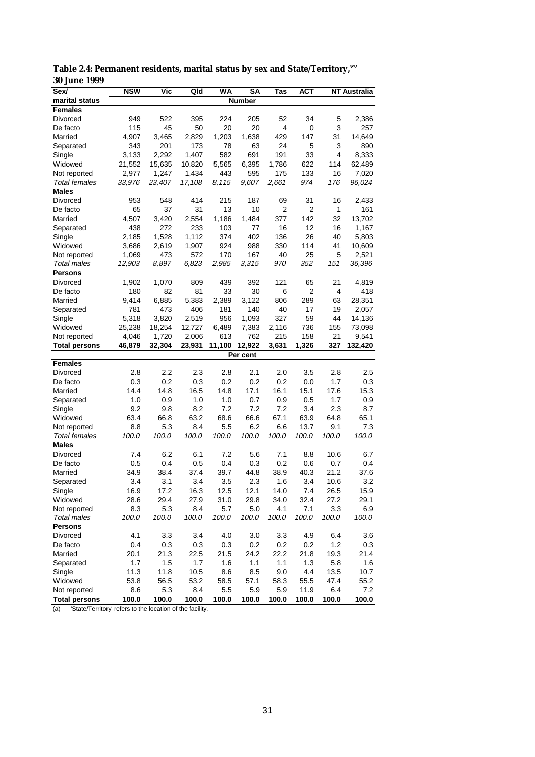**Table 2.4: Permanent residents, marital status by sex and State/Territory,[(a)] 30 June 1999**

| Sex/ marital status | NSW | Vic | Qld | WA | SA | Tas | ACT | NT | Australia |
|---|---|---|---|---|---|---|---|---|---|
| | | | | | **Number** | | | | |
| **Females** | | | | | | | | | |
| Divorced | 949 | 522 | 395 | 224 | 205 | 52 | 34 | 5 | 2,386 |
| De facto | 115 | 45 | 50 | 20 | 20 | 4 | 0 | 3 | 257 |
| Married | 4,907 | 3,465 | 2,829 | 1,203 | 1,638 | 429 | 147 | 31 | 14,649 |
| Separated | 343 | 201 | 173 | 78 | 63 | 24 | 5 | 3 | 890 |
| Single | 3,133 | 2,292 | 1,407 | 582 | 691 | 191 | 33 | 4 | 8,333 |
| Widowed | 21,552 | 15,635 | 10,820 | 5,565 | 6,395 | 1,786 | 622 | 114 | 62,489 |
| Not reported | 2,977 | 1,247 | 1,434 | 443 | 595 | 175 | 133 | 16 | 7,020 |
| *Total females* | *33,976* | *23,407* | *17,108* | *8,115* | *9,607* | *2,661* | *974* | *176* | *96,024* |
| **Males** | | | | | | | | | |
| Divorced | 953 | 548 | 414 | 215 | 187 | 69 | 31 | 16 | 2,433 |
| De facto | 65 | 37 | 31 | 13 | 10 | 2 | 2 | 1 | 161 |
| Married | 4,507 | 3,420 | 2,554 | 1,186 | 1,484 | 377 | 142 | 32 | 13,702 |
| Separated | 438 | 272 | 233 | 103 | 77 | 16 | 12 | 16 | 1,167 |
| Single | 2,185 | 1,528 | 1,112 | 374 | 402 | 136 | 26 | 40 | 5,803 |
| Widowed | 3,686 | 2,619 | 1,907 | 924 | 988 | 330 | 114 | 41 | 10,609 |
| Not reported | 1,069 | 473 | 572 | 170 | 167 | 40 | 25 | 5 | 2,521 |
| *Total males* | *12,903* | *8,897* | *6,823* | *2,985* | *3,315* | *970* | *352* | *151* | *36,396* |
| **Persons** | | | | | | | | | |
| Divorced | 1,902 | 1,070 | 809 | 439 | 392 | 121 | 65 | 21 | 4,819 |
| De facto | 180 | 82 | 81 | 33 | 30 | 6 | 2 | 4 | 418 |
| Married | 9,414 | 6,885 | 5,383 | 2,389 | 3,122 | 806 | 289 | 63 | 28,351 |
| Separated | 781 | 473 | 406 | 181 | 140 | 40 | 17 | 19 | 2,057 |
| Single | 5,318 | 3,820 | 2,519 | 956 | 1,093 | 327 | 59 | 44 | 14,136 |
| Widowed | 25,238 | 18,254 | 12,727 | 6,489 | 7,383 | 2,116 | 736 | 155 | 73,098 |
| Not reported | 4,046 | 1,720 | 2,006 | 613 | 762 | 215 | 158 | 21 | 9,541 |
| **Total persons** | **46,879** | **32,304** | **23,931** | **11,100** | **12,922** | **3,631** | **1,326** | **327** | **132,420** |
| | | | | | **Per cent** | | | | |
| **Females** | | | | | | | | | |
| Divorced | 2.8 | 2.2 | 2.3 | 2.8 | 2.1 | 2.0 | 3.5 | 2.8 | 2.5 |
| De facto | 0.3 | 0.2 | 0.3 | 0.2 | 0.2 | 0.2 | 0.0 | 1.7 | 0.3 |
| Married | 14.4 | 14.8 | 16.5 | 14.8 | 17.1 | 16.1 | 15.1 | 17.6 | 15.3 |
| Separated | 1.0 | 0.9 | 1.0 | 1.0 | 0.7 | 0.9 | 0.5 | 1.7 | 0.9 |
| Single | 9.2 | 9.8 | 8.2 | 7.2 | 7.2 | 7.2 | 3.4 | 2.3 | 8.7 |
| Widowed | 63.4 | 66.8 | 63.2 | 68.6 | 66.6 | 67.1 | 63.9 | 64.8 | 65.1 |
| Not reported | 8.8 | 5.3 | 8.4 | 5.5 | 6.2 | 6.6 | 13.7 | 9.1 | 7.3 |
| *Total females* | *100.0* | *100.0* | *100.0* | *100.0* | *100.0* | *100.0* | *100.0* | *100.0* | *100.0* |
| **Males** | | | | | | | | | |
| Divorced | 7.4 | 6.2 | 6.1 | 7.2 | 5.6 | 7.1 | 8.8 | 10.6 | 6.7 |
| De facto | 0.5 | 0.4 | 0.5 | 0.4 | 0.3 | 0.2 | 0.6 | 0.7 | 0.4 |
| Married | 34.9 | 38.4 | 37.4 | 39.7 | 44.8 | 38.9 | 40.3 | 21.2 | 37.6 |
| Separated | 3.4 | 3.1 | 3.4 | 3.5 | 2.3 | 1.6 | 3.4 | 10.6 | 3.2 |
| Single | 16.9 | 17.2 | 16.3 | 12.5 | 12.1 | 14.0 | 7.4 | 26.5 | 15.9 |
| Widowed | 28.6 | 29.4 | 27.9 | 31.0 | 29.8 | 34.0 | 32.4 | 27.2 | 29.1 |
| Not reported | 8.3 | 5.3 | 8.4 | 5.7 | 5.0 | 4.1 | 7.1 | 3.3 | 6.9 |
| *Total males* | *100.0* | *100.0* | *100.0* | *100.0* | *100.0* | *100.0* | *100.0* | *100.0* | *100.0* |
| **Persons** | | | | | | | | | |
| Divorced | 4.1 | 3.3 | 3.4 | 4.0 | 3.0 | 3.3 | 4.9 | 6.4 | 3.6 |
| De facto | 0.4 | 0.3 | 0.3 | 0.3 | 0.2 | 0.2 | 0.2 | 1.2 | 0.3 |
| Married | 20.1 | 21.3 | 22.5 | 21.5 | 24.2 | 22.2 | 21.8 | 19.3 | 21.4 |
| Separated | 1.7 | 1.5 | 1.7 | 1.6 | 1.1 | 1.1 | 1.3 | 5.8 | 1.6 |
| Single | 11.3 | 11.8 | 10.5 | 8.6 | 8.5 | 9.0 | 4.4 | 13.5 | 10.7 |
| Widowed | 53.8 | 56.5 | 53.2 | 58.5 | 57.1 | 58.3 | 55.5 | 47.4 | 55.2 |
| Not reported | 8.6 | 5.3 | 8.4 | 5.5 | 5.9 | 5.9 | 11.9 | 6.4 | 7.2 |
| **Total persons** | **100.0** | **100.0** | **100.0** | **100.0** | **100.0** | **100.0** | **100.0** | **100.0** | **100.0** |

(a) 'State/Territory' refers to the location of the facility.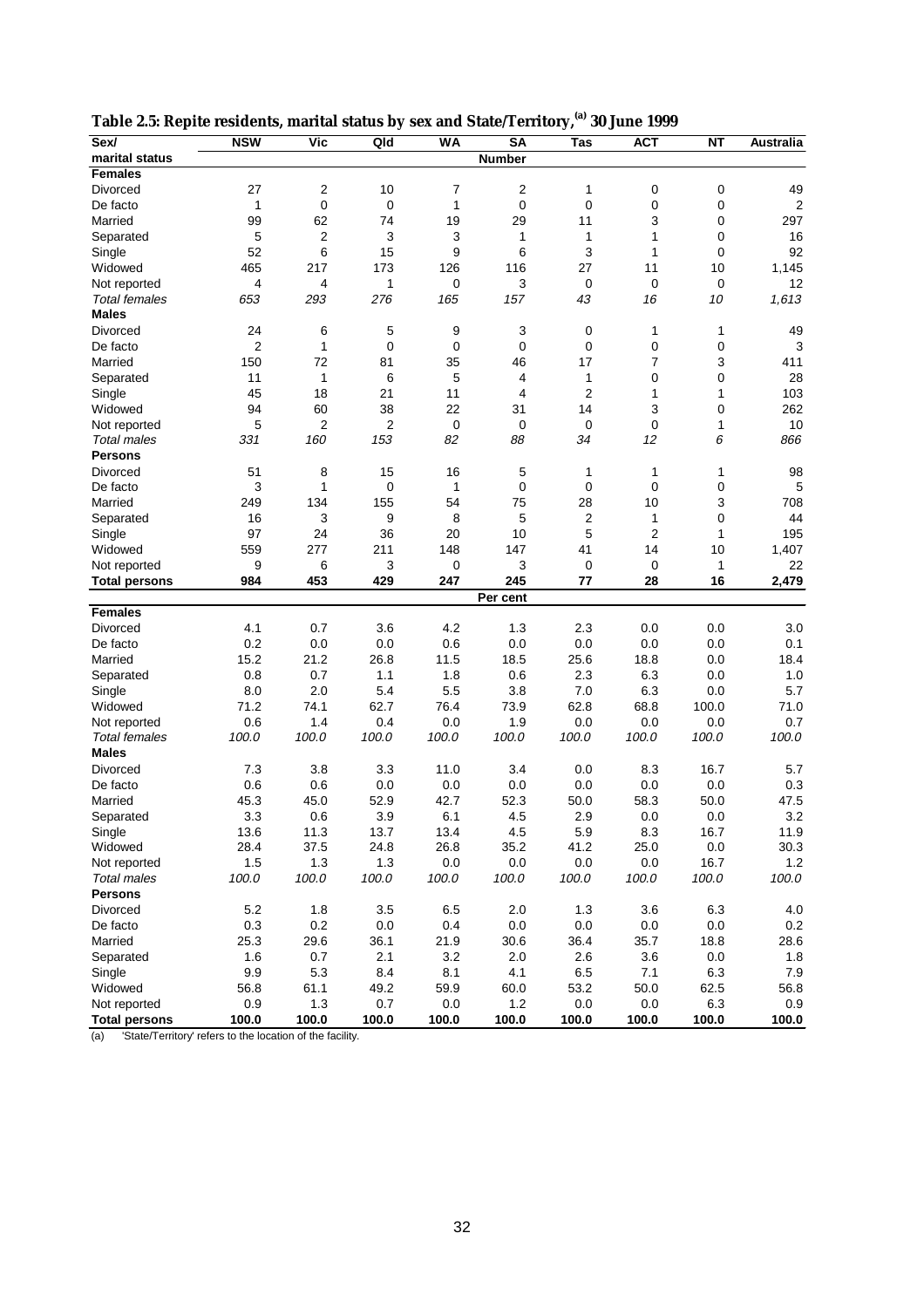**Table 2.5: Repite residents, marital status by sex and State/Territory,[(a)] 30 June 1999**

| Sex/ marital status | NSW | Vic | Qld | WA | SA | Tas | ACT | NT | Australia |
|---|---|---|---|---|---|---|---|---|---|
| | | | | | **Number** | | | | |
| **Females** | | | | | | | | | |
| Divorced | 27 | 2 | 10 | 7 | 2 | 1 | 0 | 0 | 49 |
| De facto | 1 | 0 | 0 | 1 | 0 | 0 | 0 | 0 | 2 |
| Married | 99 | 62 | 74 | 19 | 29 | 11 | 3 | 0 | 297 |
| Separated | 5 | 2 | 3 | 3 | 1 | 1 | 1 | 0 | 16 |
| Single | 52 | 6 | 15 | 9 | 6 | 3 | 1 | 0 | 92 |
| Widowed | 465 | 217 | 173 | 126 | 116 | 27 | 11 | 10 | 1,145 |
| Not reported | 4 | 4 | 1 | 0 | 3 | 0 | 0 | 0 | 12 |
| *Total females* | *653* | *293* | *276* | *165* | *157* | *43* | *16* | *10* | *1,613* |
| **Males** | | | | | | | | | |
| Divorced | 24 | 6 | 5 | 9 | 3 | 0 | 1 | 1 | 49 |
| De facto | 2 | 1 | 0 | 0 | 0 | 0 | 0 | 0 | 3 |
| Married | 150 | 72 | 81 | 35 | 46 | 17 | 7 | 3 | 411 |
| Separated | 11 | 1 | 6 | 5 | 4 | 1 | 0 | 0 | 28 |
| Single | 45 | 18 | 21 | 11 | 4 | 2 | 1 | 1 | 103 |
| Widowed | 94 | 60 | 38 | 22 | 31 | 14 | 3 | 0 | 262 |
| Not reported | 5 | 2 | 2 | 0 | 0 | 0 | 0 | 1 | 10 |
| *Total males* | *331* | *160* | *153* | *82* | *88* | *34* | *12* | *6* | *866* |
| **Persons** | | | | | | | | | |
| Divorced | 51 | 8 | 15 | 16 | 5 | 1 | 1 | 1 | 98 |
| De facto | 3 | 1 | 0 | 1 | 0 | 0 | 0 | 0 | 5 |
| Married | 249 | 134 | 155 | 54 | 75 | 28 | 10 | 3 | 708 |
| Separated | 16 | 3 | 9 | 8 | 5 | 2 | 1 | 0 | 44 |
| Single | 97 | 24 | 36 | 20 | 10 | 5 | 2 | 1 | 195 |
| Widowed | 559 | 277 | 211 | 148 | 147 | 41 | 14 | 10 | 1,407 |
| Not reported | 9 | 6 | 3 | 0 | 3 | 0 | 0 | 1 | 22 |
| **Total persons** | **984** | **453** | **429** | **247** | **245** | **77** | **28** | **16** | **2,479** |
| | | | | | **Per cent** | | | | |
| **Females** | | | | | | | | | |
| Divorced | 4.1 | 0.7 | 3.6 | 4.2 | 1.3 | 2.3 | 0.0 | 0.0 | 3.0 |
| De facto | 0.2 | 0.0 | 0.0 | 0.6 | 0.0 | 0.0 | 0.0 | 0.0 | 0.1 |
| Married | 15.2 | 21.2 | 26.8 | 11.5 | 18.5 | 25.6 | 18.8 | 0.0 | 18.4 |
| Separated | 0.8 | 0.7 | 1.1 | 1.8 | 0.6 | 2.3 | 6.3 | 0.0 | 1.0 |
| Single | 8.0 | 2.0 | 5.4 | 5.5 | 3.8 | 7.0 | 6.3 | 0.0 | 5.7 |
| Widowed | 71.2 | 74.1 | 62.7 | 76.4 | 73.9 | 62.8 | 68.8 | 100.0 | 71.0 |
| Not reported | 0.6 | 1.4 | 0.4 | 0.0 | 1.9 | 0.0 | 0.0 | 0.0 | 0.7 |
| *Total females* | *100.0* | *100.0* | *100.0* | *100.0* | *100.0* | *100.0* | *100.0* | *100.0* | *100.0* |
| **Males** | | | | | | | | | |
| Divorced | 7.3 | 3.8 | 3.3 | 11.0 | 3.4 | 0.0 | 8.3 | 16.7 | 5.7 |
| De facto | 0.6 | 0.6 | 0.0 | 0.0 | 0.0 | 0.0 | 0.0 | 0.0 | 0.3 |
| Married | 45.3 | 45.0 | 52.9 | 42.7 | 52.3 | 50.0 | 58.3 | 50.0 | 47.5 |
| Separated | 3.3 | 0.6 | 3.9 | 6.1 | 4.5 | 2.9 | 0.0 | 0.0 | 3.2 |
| Single | 13.6 | 11.3 | 13.7 | 13.4 | 4.5 | 5.9 | 8.3 | 16.7 | 11.9 |
| Widowed | 28.4 | 37.5 | 24.8 | 26.8 | 35.2 | 41.2 | 25.0 | 0.0 | 30.3 |
| Not reported | 1.5 | 1.3 | 1.3 | 0.0 | 0.0 | 0.0 | 0.0 | 16.7 | 1.2 |
| *Total males* | *100.0* | *100.0* | *100.0* | *100.0* | *100.0* | *100.0* | *100.0* | *100.0* | *100.0* |
| **Persons** | | | | | | | | | |
| Divorced | 5.2 | 1.8 | 3.5 | 6.5 | 2.0 | 1.3 | 3.6 | 6.3 | 4.0 |
| De facto | 0.3 | 0.2 | 0.0 | 0.4 | 0.0 | 0.0 | 0.0 | 0.0 | 0.2 |
| Married | 25.3 | 29.6 | 36.1 | 21.9 | 30.6 | 36.4 | 35.7 | 18.8 | 28.6 |
| Separated | 1.6 | 0.7 | 2.1 | 3.2 | 2.0 | 2.6 | 3.6 | 0.0 | 1.8 |
| Single | 9.9 | 5.3 | 8.4 | 8.1 | 4.1 | 6.5 | 7.1 | 6.3 | 7.9 |
| Widowed | 56.8 | 61.1 | 49.2 | 59.9 | 60.0 | 53.2 | 50.0 | 62.5 | 56.8 |
| Not reported | 0.9 | 1.3 | 0.7 | 0.0 | 1.2 | 0.0 | 0.0 | 6.3 | 0.9 |
| **Total persons** | **100.0** | **100.0** | **100.0** | **100.0** | **100.0** | **100.0** | **100.0** | **100.0** | **100.0** |

(a) 'State/Territory' refers to the location of the facility.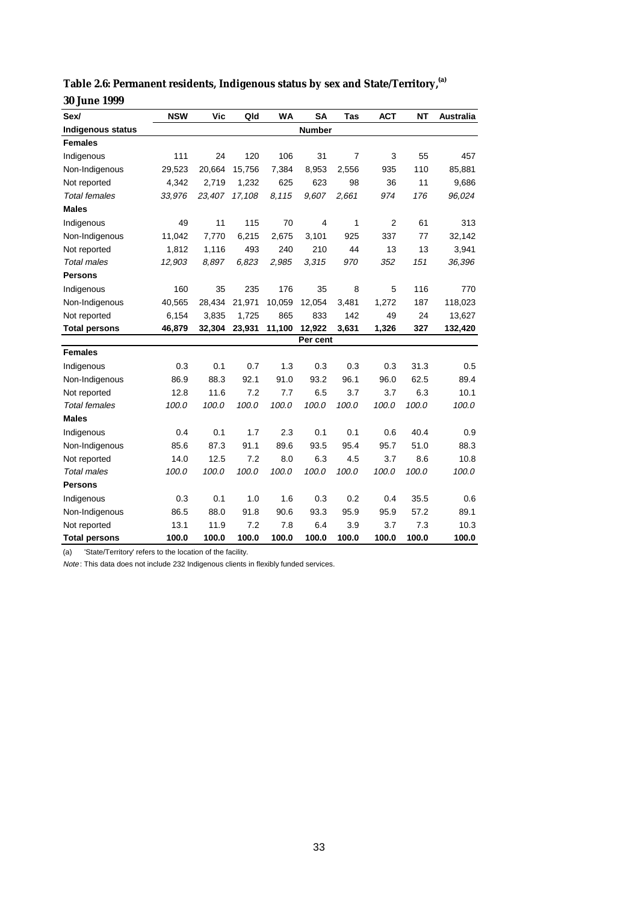**Table 2.6: Permanent residents, Indigenous status by sex and State/Territory,[(a)] 30 June 1999**

| Sex/ Indigenous status | NSW | Vic | Qld | WA | SA | Tas | ACT | NT | Australia |
|---|---|---|---|---|---|---|---|---|---|
| | | | | | **Number** | | | | |
| **Females** | | | | | | | | | |
| Indigenous | 111 | 24 | 120 | 106 | 31 | 7 | 3 | 55 | 457 |
| Non-Indigenous | 29,523 | 20,664 | 15,756 | 7,384 | 8,953 | 2,556 | 935 | 110 | 85,881 |
| Not reported | 4,342 | 2,719 | 1,232 | 625 | 623 | 98 | 36 | 11 | 9,686 |
| *Total females* | *33,976* | *23,407* | *17,108* | *8,115* | *9,607* | *2,661* | *974* | *176* | *96,024* |
| **Males** | | | | | | | | | |
| Indigenous | 49 | 11 | 115 | 70 | 4 | 1 | 2 | 61 | 313 |
| Non-Indigenous | 11,042 | 7,770 | 6,215 | 2,675 | 3,101 | 925 | 337 | 77 | 32,142 |
| Not reported | 1,812 | 1,116 | 493 | 240 | 210 | 44 | 13 | 13 | 3,941 |
| *Total males* | *12,903* | *8,897* | *6,823* | *2,985* | *3,315* | *970* | *352* | *151* | *36,396* |
| **Persons** | | | | | | | | | |
| Indigenous | 160 | 35 | 235 | 176 | 35 | 8 | 5 | 116 | 770 |
| Non-Indigenous | 40,565 | 28,434 | 21,971 | 10,059 | 12,054 | 3,481 | 1,272 | 187 | 118,023 |
| Not reported | 6,154 | 3,835 | 1,725 | 865 | 833 | 142 | 49 | 24 | 13,627 |
| **Total persons** | **46,879** | **32,304** | **23,931** | **11,100** | **12,922** | **3,631** | **1,326** | **327** | **132,420** |
| | | | | | **Per cent** | | | | |
| **Females** | | | | | | | | | |
| Indigenous | 0.3 | 0.1 | 0.7 | 1.3 | 0.3 | 0.3 | 0.3 | 31.3 | 0.5 |
| Non-Indigenous | 86.9 | 88.3 | 92.1 | 91.0 | 93.2 | 96.1 | 96.0 | 62.5 | 89.4 |
| Not reported | 12.8 | 11.6 | 7.2 | 7.7 | 6.5 | 3.7 | 3.7 | 6.3 | 10.1 |
| *Total females* | *100.0* | *100.0* | *100.0* | *100.0* | *100.0* | *100.0* | *100.0* | *100.0* | *100.0* |
| **Males** | | | | | | | | | |
| Indigenous | 0.4 | 0.1 | 1.7 | 2.3 | 0.1 | 0.1 | 0.6 | 40.4 | 0.9 |
| Non-Indigenous | 85.6 | 87.3 | 91.1 | 89.6 | 93.5 | 95.4 | 95.7 | 51.0 | 88.3 |
| Not reported | 14.0 | 12.5 | 7.2 | 8.0 | 6.3 | 4.5 | 3.7 | 8.6 | 10.8 |
| *Total males* | *100.0* | *100.0* | *100.0* | *100.0* | *100.0* | *100.0* | *100.0* | *100.0* | *100.0* |
| **Persons** | | | | | | | | | |
| Indigenous | 0.3 | 0.1 | 1.0 | 1.6 | 0.3 | 0.2 | 0.4 | 35.5 | 0.6 |
| Non-Indigenous | 86.5 | 88.0 | 91.8 | 90.6 | 93.3 | 95.9 | 95.9 | 57.2 | 89.1 |
| Not reported | 13.1 | 11.9 | 7.2 | 7.8 | 6.4 | 3.9 | 3.7 | 7.3 | 10.3 |
| **Total persons** | **100.0** | **100.0** | **100.0** | **100.0** | **100.0** | **100.0** | **100.0** | **100.0** | **100.0** |

(a) 'State/Territory' refers to the location of the facility.

*Note*: This data does not include 232 Indigenous clients in flexibly funded services.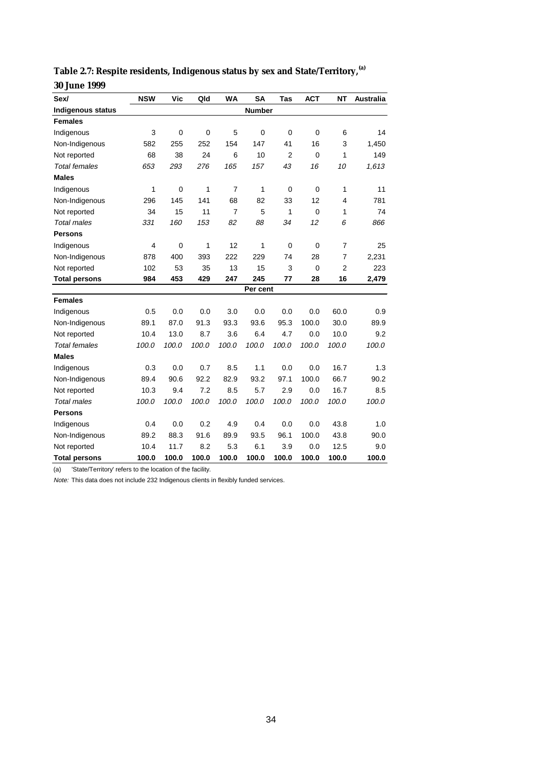**Table 2.7: Respite residents, Indigenous status by sex and State/Territory,[(a)] 30 June 1999**

| Sex/ Indigenous status | NSW | Vic | Qld | WA | SA | Tas | ACT | NT | Australia |
|---|---|---|---|---|---|---|---|---|---|
| | | | | | **Number** | | | | |
| **Females** | | | | | | | | | |
| Indigenous | 3 | 0 | 0 | 5 | 0 | 0 | 0 | 6 | 14 |
| Non-Indigenous | 582 | 255 | 252 | 154 | 147 | 41 | 16 | 3 | 1,450 |
| Not reported | 68 | 38 | 24 | 6 | 10 | 2 | 0 | 1 | 149 |
| *Total females* | *653* | *293* | *276* | *165* | *157* | *43* | *16* | *10* | *1,613* |
| **Males** | | | | | | | | | |
| Indigenous | 1 | 0 | 1 | 7 | 1 | 0 | 0 | 1 | 11 |
| Non-Indigenous | 296 | 145 | 141 | 68 | 82 | 33 | 12 | 4 | 781 |
| Not reported | 34 | 15 | 11 | 7 | 5 | 1 | 0 | 1 | 74 |
| *Total males* | *331* | *160* | *153* | *82* | *88* | *34* | *12* | *6* | *866* |
| **Persons** | | | | | | | | | |
| Indigenous | 4 | 0 | 1 | 12 | 1 | 0 | 0 | 7 | 25 |
| Non-Indigenous | 878 | 400 | 393 | 222 | 229 | 74 | 28 | 7 | 2,231 |
| Not reported | 102 | 53 | 35 | 13 | 15 | 3 | 0 | 2 | 223 |
| **Total persons** | **984** | **453** | **429** | **247** | **245** | **77** | **28** | **16** | **2,479** |
| | | | | | **Per cent** | | | | |
| **Females** | | | | | | | | | |
| Indigenous | 0.5 | 0.0 | 0.0 | 3.0 | 0.0 | 0.0 | 0.0 | 60.0 | 0.9 |
| Non-Indigenous | 89.1 | 87.0 | 91.3 | 93.3 | 93.6 | 95.3 | 100.0 | 30.0 | 89.9 |
| Not reported | 10.4 | 13.0 | 8.7 | 3.6 | 6.4 | 4.7 | 0.0 | 10.0 | 9.2 |
| *Total females* | *100.0* | *100.0* | *100.0* | *100.0* | *100.0* | *100.0* | *100.0* | *100.0* | *100.0* |
| **Males** | | | | | | | | | |
| Indigenous | 0.3 | 0.0 | 0.7 | 8.5 | 1.1 | 0.0 | 0.0 | 16.7 | 1.3 |
| Non-Indigenous | 89.4 | 90.6 | 92.2 | 82.9 | 93.2 | 97.1 | 100.0 | 66.7 | 90.2 |
| Not reported | 10.3 | 9.4 | 7.2 | 8.5 | 5.7 | 2.9 | 0.0 | 16.7 | 8.5 |
| *Total males* | *100.0* | *100.0* | *100.0* | *100.0* | *100.0* | *100.0* | *100.0* | *100.0* | *100.0* |
| **Persons** | | | | | | | | | |
| Indigenous | 0.4 | 0.0 | 0.2 | 4.9 | 0.4 | 0.0 | 0.0 | 43.8 | 1.0 |
| Non-Indigenous | 89.2 | 88.3 | 91.6 | 89.9 | 93.5 | 96.1 | 100.0 | 43.8 | 90.0 |
| Not reported | 10.4 | 11.7 | 8.2 | 5.3 | 6.1 | 3.9 | 0.0 | 12.5 | 9.0 |
| **Total persons** | **100.0** | **100.0** | **100.0** | **100.0** | **100.0** | **100.0** | **100.0** | **100.0** | **100.0** |

(a) 'State/Territory' refers to the location of the facility.

*Note:* This data does not include 232 Indigenous clients in flexibly funded services.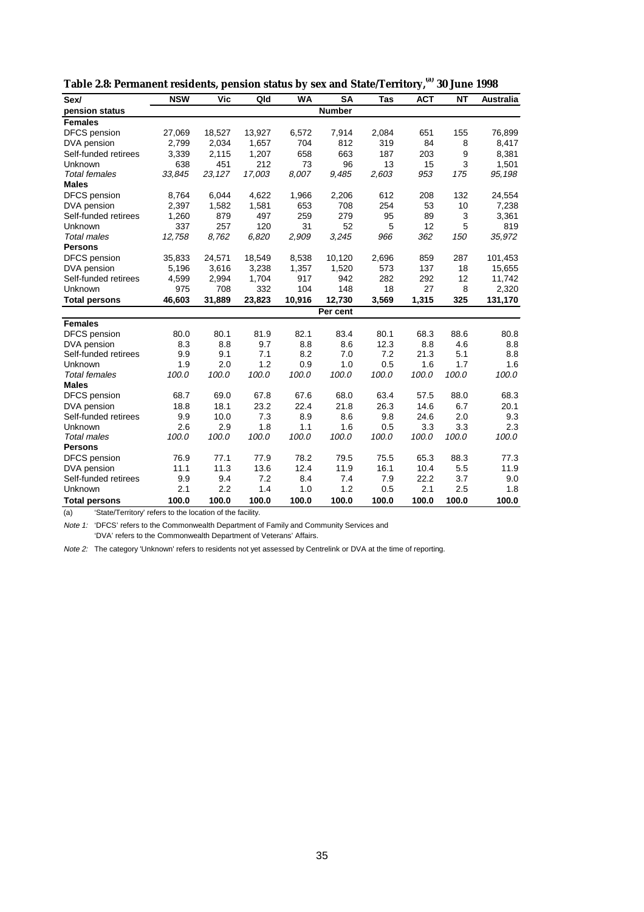**Table 2.8: Permanent residents, pension status by sex and State/Territory,[(a)] 30 June 1998**

| Sex/ pension status | NSW | Vic | Qld | WA | SA | Tas | ACT | NT | Australia |
|---|---|---|---|---|---|---|---|---|---|
| | | | | | **Number** | | | | |
| **Females** | | | | | | | | | |
| DFCS pension | 27,069 | 18,527 | 13,927 | 6,572 | 7,914 | 2,084 | 651 | 155 | 76,899 |
| DVA pension | 2,799 | 2,034 | 1,657 | 704 | 812 | 319 | 84 | 8 | 8,417 |
| Self-funded retirees | 3,339 | 2,115 | 1,207 | 658 | 663 | 187 | 203 | 9 | 8,381 |
| Unknown | 638 | 451 | 212 | 73 | 96 | 13 | 15 | 3 | 1,501 |
| *Total females* | *33,845* | *23,127* | *17,003* | *8,007* | *9,485* | *2,603* | *953* | *175* | *95,198* |
| **Males** | | | | | | | | | |
| DFCS pension | 8,764 | 6,044 | 4,622 | 1,966 | 2,206 | 612 | 208 | 132 | 24,554 |
| DVA pension | 2,397 | 1,582 | 1,581 | 653 | 708 | 254 | 53 | 10 | 7,238 |
| Self-funded retirees | 1,260 | 879 | 497 | 259 | 279 | 95 | 89 | 3 | 3,361 |
| Unknown | 337 | 257 | 120 | 31 | 52 | 5 | 12 | 5 | 819 |
| *Total males* | *12,758* | *8,762* | *6,820* | *2,909* | *3,245* | *966* | *362* | *150* | *35,972* |
| **Persons** | | | | | | | | | |
| DFCS pension | 35,833 | 24,571 | 18,549 | 8,538 | 10,120 | 2,696 | 859 | 287 | 101,453 |
| DVA pension | 5,196 | 3,616 | 3,238 | 1,357 | 1,520 | 573 | 137 | 18 | 15,655 |
| Self-funded retirees | 4,599 | 2,994 | 1,704 | 917 | 942 | 282 | 292 | 12 | 11,742 |
| Unknown | 975 | 708 | 332 | 104 | 148 | 18 | 27 | 8 | 2,320 |
| **Total persons** | **46,603** | **31,889** | **23,823** | **10,916** | **12,730** | **3,569** | **1,315** | **325** | **131,170** |
| | | | | | **Per cent** | | | | |
| **Females** | | | | | | | | | |
| DFCS pension | 80.0 | 80.1 | 81.9 | 82.1 | 83.4 | 80.1 | 68.3 | 88.6 | 80.8 |
| DVA pension | 8.3 | 8.8 | 9.7 | 8.8 | 8.6 | 12.3 | 8.8 | 4.6 | 8.8 |
| Self-funded retirees | 9.9 | 9.1 | 7.1 | 8.2 | 7.0 | 7.2 | 21.3 | 5.1 | 8.8 |
| Unknown | 1.9 | 2.0 | 1.2 | 0.9 | 1.0 | 0.5 | 1.6 | 1.7 | 1.6 |
| *Total females* | *100.0* | *100.0* | *100.0* | *100.0* | *100.0* | *100.0* | *100.0* | *100.0* | *100.0* |
| **Males** | | | | | | | | | |
| DFCS pension | 68.7 | 69.0 | 67.8 | 67.6 | 68.0 | 63.4 | 57.5 | 88.0 | 68.3 |
| DVA pension | 18.8 | 18.1 | 23.2 | 22.4 | 21.8 | 26.3 | 14.6 | 6.7 | 20.1 |
| Self-funded retirees | 9.9 | 10.0 | 7.3 | 8.9 | 8.6 | 9.8 | 24.6 | 2.0 | 9.3 |
| Unknown | 2.6 | 2.9 | 1.8 | 1.1 | 1.6 | 0.5 | 3.3 | 3.3 | 2.3 |
| *Total males* | *100.0* | *100.0* | *100.0* | *100.0* | *100.0* | *100.0* | *100.0* | *100.0* | *100.0* |
| **Persons** | | | | | | | | | |
| DFCS pension | 76.9 | 77.1 | 77.9 | 78.2 | 79.5 | 75.5 | 65.3 | 88.3 | 77.3 |
| DVA pension | 11.1 | 11.3 | 13.6 | 12.4 | 11.9 | 16.1 | 10.4 | 5.5 | 11.9 |
| Self-funded retirees | 9.9 | 9.4 | 7.2 | 8.4 | 7.4 | 7.9 | 22.2 | 3.7 | 9.0 |
| Unknown | 2.1 | 2.2 | 1.4 | 1.0 | 1.2 | 0.5 | 2.1 | 2.5 | 1.8 |
| **Total persons** | **100.0** | **100.0** | **100.0** | **100.0** | **100.0** | **100.0** | **100.0** | **100.0** | **100.0** |

(a) 'State/Territory' refers to the location of the facility.

*Note 1:* 'DFCS' refers to the Commonwealth Department of Family and Community Services and 'DVA' refers to the Commonwealth Department of Veterans' Affairs.

*Note 2:* The category 'Unknown' refers to residents not yet assessed by Centrelink or DVA at the time of reporting.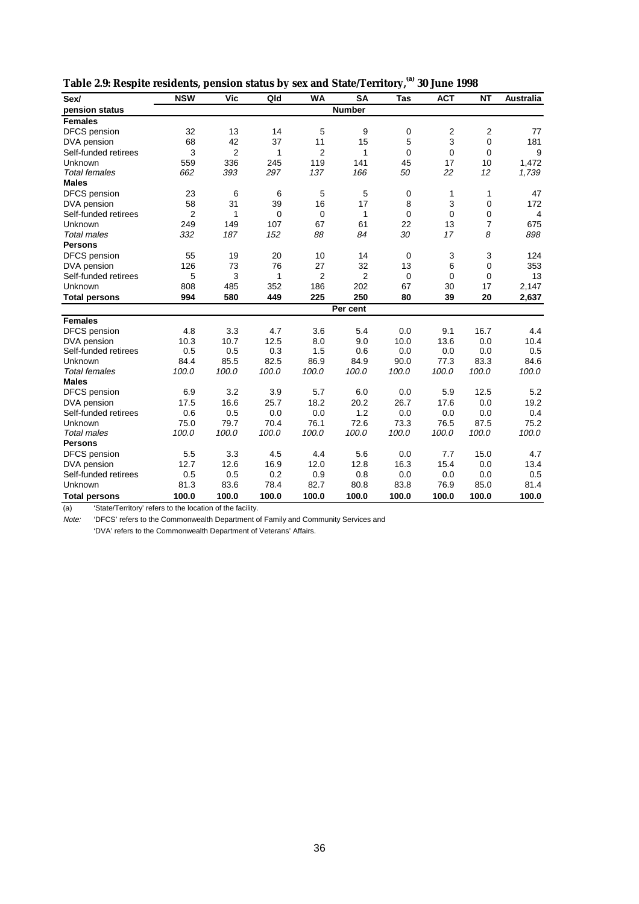**Table 2.9: Respite residents, pension status by sex and State/Territory,[(a)] 30 June 1998**

| Sex/ pension status | NSW | Vic | Qld | WA | SA | Tas | ACT | NT | Australia |
|---|---|---|---|---|---|---|---|---|---|
| | | | | | **Number** | | | | |
| **Females** | | | | | | | | | |
| DFCS pension | 32 | 13 | 14 | 5 | 9 | 0 | 2 | 2 | 77 |
| DVA pension | 68 | 42 | 37 | 11 | 15 | 5 | 3 | 0 | 181 |
| Self-funded retirees | 3 | 2 | 1 | 2 | 1 | 0 | 0 | 0 | 9 |
| Unknown | 559 | 336 | 245 | 119 | 141 | 45 | 17 | 10 | 1,472 |
| *Total females* | *662* | *393* | *297* | *137* | *166* | *50* | *22* | *12* | *1,739* |
| **Males** | | | | | | | | | |
| DFCS pension | 23 | 6 | 6 | 5 | 5 | 0 | 1 | 1 | 47 |
| DVA pension | 58 | 31 | 39 | 16 | 17 | 8 | 3 | 0 | 172 |
| Self-funded retirees | 2 | 1 | 0 | 0 | 1 | 0 | 0 | 0 | 4 |
| Unknown | 249 | 149 | 107 | 67 | 61 | 22 | 13 | 7 | 675 |
| *Total males* | *332* | *187* | *152* | *88* | *84* | *30* | *17* | *8* | *898* |
| **Persons** | | | | | | | | | |
| DFCS pension | 55 | 19 | 20 | 10 | 14 | 0 | 3 | 3 | 124 |
| DVA pension | 126 | 73 | 76 | 27 | 32 | 13 | 6 | 0 | 353 |
| Self-funded retirees | 5 | 3 | 1 | 2 | 2 | 0 | 0 | 0 | 13 |
| Unknown | 808 | 485 | 352 | 186 | 202 | 67 | 30 | 17 | 2,147 |
| **Total persons** | **994** | **580** | **449** | **225** | **250** | **80** | **39** | **20** | **2,637** |
| | | | | | **Per cent** | | | | |
| **Females** | | | | | | | | | |
| DFCS pension | 4.8 | 3.3 | 4.7 | 3.6 | 5.4 | 0.0 | 9.1 | 16.7 | 4.4 |
| DVA pension | 10.3 | 10.7 | 12.5 | 8.0 | 9.0 | 10.0 | 13.6 | 0.0 | 10.4 |
| Self-funded retirees | 0.5 | 0.5 | 0.3 | 1.5 | 0.6 | 0.0 | 0.0 | 0.0 | 0.5 |
| Unknown | 84.4 | 85.5 | 82.5 | 86.9 | 84.9 | 90.0 | 77.3 | 83.3 | 84.6 |
| *Total females* | *100.0* | *100.0* | *100.0* | *100.0* | *100.0* | *100.0* | *100.0* | *100.0* | *100.0* |
| **Males** | | | | | | | | | |
| DFCS pension | 6.9 | 3.2 | 3.9 | 5.7 | 6.0 | 0.0 | 5.9 | 12.5 | 5.2 |
| DVA pension | 17.5 | 16.6 | 25.7 | 18.2 | 20.2 | 26.7 | 17.6 | 0.0 | 19.2 |
| Self-funded retirees | 0.6 | 0.5 | 0.0 | 0.0 | 1.2 | 0.0 | 0.0 | 0.0 | 0.4 |
| Unknown | 75.0 | 79.7 | 70.4 | 76.1 | 72.6 | 73.3 | 76.5 | 87.5 | 75.2 |
| *Total males* | *100.0* | *100.0* | *100.0* | *100.0* | *100.0* | *100.0* | *100.0* | *100.0* | *100.0* |
| **Persons** | | | | | | | | | |
| DFCS pension | 5.5 | 3.3 | 4.5 | 4.4 | 5.6 | 0.0 | 7.7 | 15.0 | 4.7 |
| DVA pension | 12.7 | 12.6 | 16.9 | 12.0 | 12.8 | 16.3 | 15.4 | 0.0 | 13.4 |
| Self-funded retirees | 0.5 | 0.5 | 0.2 | 0.9 | 0.8 | 0.0 | 0.0 | 0.0 | 0.5 |
| Unknown | 81.3 | 83.6 | 78.4 | 82.7 | 80.8 | 83.8 | 76.9 | 85.0 | 81.4 |
| **Total persons** | **100.0** | **100.0** | **100.0** | **100.0** | **100.0** | **100.0** | **100.0** | **100.0** | **100.0** |

(a) 'State/Territory' refers to the location of the facility.

*Note:* 'DFCS' refers to the Commonwealth Department of Family and Community Services and 'DVA' refers to the Commonwealth Department of Veterans' Affairs.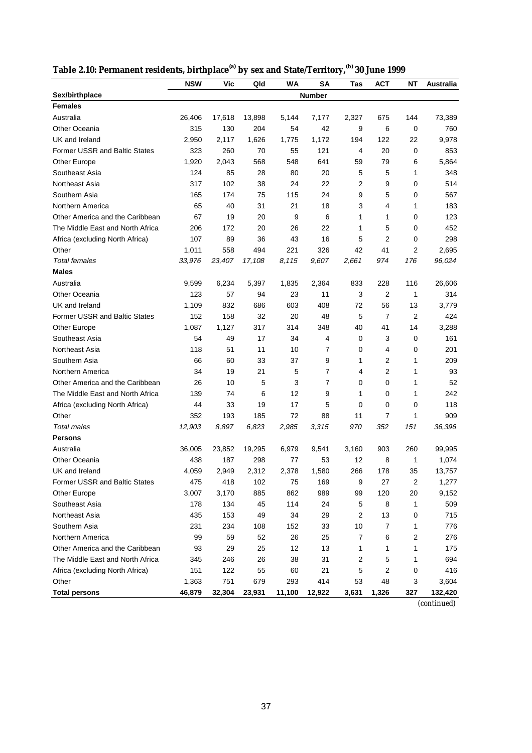**Table 2.10: Permanent residents, birthplace[(a)] by sex and State/Territory,[(b)] 30 June 1999**

| | NSW | Vic | Qld | WA | SA | Tas | ACT | NT | Australia |
|---|---|---|---|---|---|---|---|---|---|
| **Sex/birthplace** | | | | | **Number** | | | | |
| **Females** | | | | | | | | | |
| Australia | 26,406 | 17,618 | 13,898 | 5,144 | 7,177 | 2,327 | 675 | 144 | 73,389 |
| Other Oceania | 315 | 130 | 204 | 54 | 42 | 9 | 6 | 0 | 760 |
| UK and Ireland | 2,950 | 2,117 | 1,626 | 1,775 | 1,172 | 194 | 122 | 22 | 9,978 |
| Former USSR and Baltic States | 323 | 260 | 70 | 55 | 121 | 4 | 20 | 0 | 853 |
| Other Europe | 1,920 | 2,043 | 568 | 548 | 641 | 59 | 79 | 6 | 5,864 |
| Southeast Asia | 124 | 85 | 28 | 80 | 20 | 5 | 5 | 1 | 348 |
| Northeast Asia | 317 | 102 | 38 | 24 | 22 | 2 | 9 | 0 | 514 |
| Southern Asia | 165 | 174 | 75 | 115 | 24 | 9 | 5 | 0 | 567 |
| Northern America | 65 | 40 | 31 | 21 | 18 | 3 | 4 | 1 | 183 |
| Other America and the Caribbean | 67 | 19 | 20 | 9 | 6 | 1 | 1 | 0 | 123 |
| The Middle East and North Africa | 206 | 172 | 20 | 26 | 22 | 1 | 5 | 0 | 452 |
| Africa (excluding North Africa) | 107 | 89 | 36 | 43 | 16 | 5 | 2 | 0 | 298 |
| Other | 1,011 | 558 | 494 | 221 | 326 | 42 | 41 | 2 | 2,695 |
| *Total females* | *33,976* | *23,407* | *17,108* | *8,115* | *9,607* | *2,661* | *974* | *176* | *96,024* |
| **Males** | | | | | | | | | |
| Australia | 9,599 | 6,234 | 5,397 | 1,835 | 2,364 | 833 | 228 | 116 | 26,606 |
| Other Oceania | 123 | 57 | 94 | 23 | 11 | 3 | 2 | 1 | 314 |
| UK and Ireland | 1,109 | 832 | 686 | 603 | 408 | 72 | 56 | 13 | 3,779 |
| Former USSR and Baltic States | 152 | 158 | 32 | 20 | 48 | 5 | 7 | 2 | 424 |
| Other Europe | 1,087 | 1,127 | 317 | 314 | 348 | 40 | 41 | 14 | 3,288 |
| Southeast Asia | 54 | 49 | 17 | 34 | 4 | 0 | 3 | 0 | 161 |
| Northeast Asia | 118 | 51 | 11 | 10 | 7 | 0 | 4 | 0 | 201 |
| Southern Asia | 66 | 60 | 33 | 37 | 9 | 1 | 2 | 1 | 209 |
| Northern America | 34 | 19 | 21 | 5 | 7 | 4 | 2 | 1 | 93 |
| Other America and the Caribbean | 26 | 10 | 5 | 3 | 7 | 0 | 0 | 1 | 52 |
| The Middle East and North Africa | 139 | 74 | 6 | 12 | 9 | 1 | 0 | 1 | 242 |
| Africa (excluding North Africa) | 44 | 33 | 19 | 17 | 5 | 0 | 0 | 0 | 118 |
| Other | 352 | 193 | 185 | 72 | 88 | 11 | 7 | 1 | 909 |
| *Total males* | *12,903* | *8,897* | *6,823* | *2,985* | *3,315* | *970* | *352* | *151* | *36,396* |
| **Persons** | | | | | | | | | |
| Australia | 36,005 | 23,852 | 19,295 | 6,979 | 9,541 | 3,160 | 903 | 260 | 99,995 |
| Other Oceania | 438 | 187 | 298 | 77 | 53 | 12 | 8 | 1 | 1,074 |
| UK and Ireland | 4,059 | 2,949 | 2,312 | 2,378 | 1,580 | 266 | 178 | 35 | 13,757 |
| Former USSR and Baltic States | 475 | 418 | 102 | 75 | 169 | 9 | 27 | 2 | 1,277 |
| Other Europe | 3,007 | 3,170 | 885 | 862 | 989 | 99 | 120 | 20 | 9,152 |
| Southeast Asia | 178 | 134 | 45 | 114 | 24 | 5 | 8 | 1 | 509 |
| Northeast Asia | 435 | 153 | 49 | 34 | 29 | 2 | 13 | 0 | 715 |
| Southern Asia | 231 | 234 | 108 | 152 | 33 | 10 | 7 | 1 | 776 |
| Northern America | 99 | 59 | 52 | 26 | 25 | 7 | 6 | 2 | 276 |
| Other America and the Caribbean | 93 | 29 | 25 | 12 | 13 | 1 | 1 | 1 | 175 |
| The Middle East and North Africa | 345 | 246 | 26 | 38 | 31 | 2 | 5 | 1 | 694 |
| Africa (excluding North Africa) | 151 | 122 | 55 | 60 | 21 | 5 | 2 | 0 | 416 |
| Other | 1,363 | 751 | 679 | 293 | 414 | 53 | 48 | 3 | 3,604 |
| **Total persons** | **46,879** | **32,304** | **23,931** | **11,100** | **12,922** | **3,631** | **1,326** | **327** | **132,420** |

*(continued)*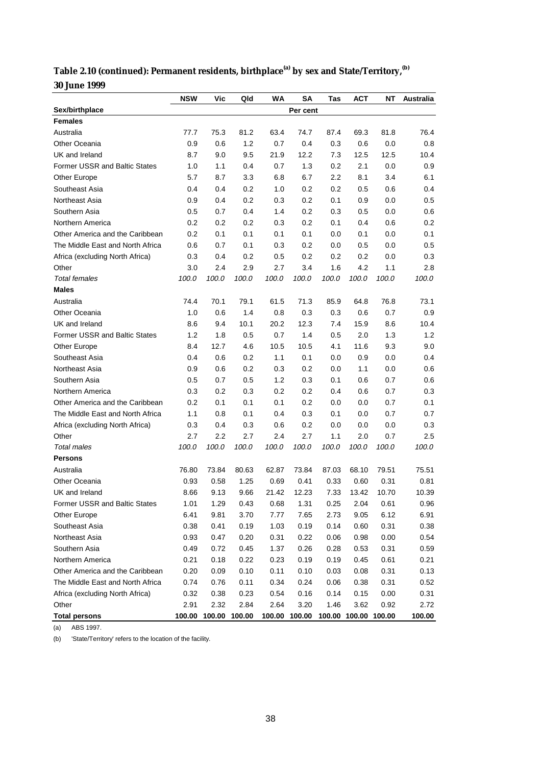**Table 2.10 (continued): Permanent residents, birthplace[(a)] by sex and State/Territory,[(b)] 30 June 1999**

| Sex/birthplace | NSW | Vic | Qld | WA | SA | Tas | ACT | NT | Australia |
|---|---|---|---|---|---|---|---|---|---|
| | | | | | Per cent | | | | |
| **Females** | | | | | | | | | |
| Australia | 77.7 | 75.3 | 81.2 | 63.4 | 74.7 | 87.4 | 69.3 | 81.8 | 76.4 |
| Other Oceania | 0.9 | 0.6 | 1.2 | 0.7 | 0.4 | 0.3 | 0.6 | 0.0 | 0.8 |
| UK and Ireland | 8.7 | 9.0 | 9.5 | 21.9 | 12.2 | 7.3 | 12.5 | 12.5 | 10.4 |
| Former USSR and Baltic States | 1.0 | 1.1 | 0.4 | 0.7 | 1.3 | 0.2 | 2.1 | 0.0 | 0.9 |
| Other Europe | 5.7 | 8.7 | 3.3 | 6.8 | 6.7 | 2.2 | 8.1 | 3.4 | 6.1 |
| Southeast Asia | 0.4 | 0.4 | 0.2 | 1.0 | 0.2 | 0.2 | 0.5 | 0.6 | 0.4 |
| Northeast Asia | 0.9 | 0.4 | 0.2 | 0.3 | 0.2 | 0.1 | 0.9 | 0.0 | 0.5 |
| Southern Asia | 0.5 | 0.7 | 0.4 | 1.4 | 0.2 | 0.3 | 0.5 | 0.0 | 0.6 |
| Northern America | 0.2 | 0.2 | 0.2 | 0.3 | 0.2 | 0.1 | 0.4 | 0.6 | 0.2 |
| Other America and the Caribbean | 0.2 | 0.1 | 0.1 | 0.1 | 0.1 | 0.0 | 0.1 | 0.0 | 0.1 |
| The Middle East and North Africa | 0.6 | 0.7 | 0.1 | 0.3 | 0.2 | 0.0 | 0.5 | 0.0 | 0.5 |
| Africa (excluding North Africa) | 0.3 | 0.4 | 0.2 | 0.5 | 0.2 | 0.2 | 0.2 | 0.0 | 0.3 |
| Other | 3.0 | 2.4 | 2.9 | 2.7 | 3.4 | 1.6 | 4.2 | 1.1 | 2.8 |
| *Total females* | *100.0* | *100.0* | *100.0* | *100.0* | *100.0* | *100.0* | *100.0* | *100.0* | *100.0* |
| **Males** | | | | | | | | | |
| Australia | 74.4 | 70.1 | 79.1 | 61.5 | 71.3 | 85.9 | 64.8 | 76.8 | 73.1 |
| Other Oceania | 1.0 | 0.6 | 1.4 | 0.8 | 0.3 | 0.3 | 0.6 | 0.7 | 0.9 |
| UK and Ireland | 8.6 | 9.4 | 10.1 | 20.2 | 12.3 | 7.4 | 15.9 | 8.6 | 10.4 |
| Former USSR and Baltic States | 1.2 | 1.8 | 0.5 | 0.7 | 1.4 | 0.5 | 2.0 | 1.3 | 1.2 |
| Other Europe | 8.4 | 12.7 | 4.6 | 10.5 | 10.5 | 4.1 | 11.6 | 9.3 | 9.0 |
| Southeast Asia | 0.4 | 0.6 | 0.2 | 1.1 | 0.1 | 0.0 | 0.9 | 0.0 | 0.4 |
| Northeast Asia | 0.9 | 0.6 | 0.2 | 0.3 | 0.2 | 0.0 | 1.1 | 0.0 | 0.6 |
| Southern Asia | 0.5 | 0.7 | 0.5 | 1.2 | 0.3 | 0.1 | 0.6 | 0.7 | 0.6 |
| Northern America | 0.3 | 0.2 | 0.3 | 0.2 | 0.2 | 0.4 | 0.6 | 0.7 | 0.3 |
| Other America and the Caribbean | 0.2 | 0.1 | 0.1 | 0.1 | 0.2 | 0.0 | 0.0 | 0.7 | 0.1 |
| The Middle East and North Africa | 1.1 | 0.8 | 0.1 | 0.4 | 0.3 | 0.1 | 0.0 | 0.7 | 0.7 |
| Africa (excluding North Africa) | 0.3 | 0.4 | 0.3 | 0.6 | 0.2 | 0.0 | 0.0 | 0.0 | 0.3 |
| Other | 2.7 | 2.2 | 2.7 | 2.4 | 2.7 | 1.1 | 2.0 | 0.7 | 2.5 |
| *Total males* | *100.0* | *100.0* | *100.0* | *100.0* | *100.0* | *100.0* | *100.0* | *100.0* | *100.0* |
| **Persons** | | | | | | | | | |
| Australia | 76.80 | 73.84 | 80.63 | 62.87 | 73.84 | 87.03 | 68.10 | 79.51 | 75.51 |
| Other Oceania | 0.93 | 0.58 | 1.25 | 0.69 | 0.41 | 0.33 | 0.60 | 0.31 | 0.81 |
| UK and Ireland | 8.66 | 9.13 | 9.66 | 21.42 | 12.23 | 7.33 | 13.42 | 10.70 | 10.39 |
| Former USSR and Baltic States | 1.01 | 1.29 | 0.43 | 0.68 | 1.31 | 0.25 | 2.04 | 0.61 | 0.96 |
| Other Europe | 6.41 | 9.81 | 3.70 | 7.77 | 7.65 | 2.73 | 9.05 | 6.12 | 6.91 |
| Southeast Asia | 0.38 | 0.41 | 0.19 | 1.03 | 0.19 | 0.14 | 0.60 | 0.31 | 0.38 |
| Northeast Asia | 0.93 | 0.47 | 0.20 | 0.31 | 0.22 | 0.06 | 0.98 | 0.00 | 0.54 |
| Southern Asia | 0.49 | 0.72 | 0.45 | 1.37 | 0.26 | 0.28 | 0.53 | 0.31 | 0.59 |
| Northern America | 0.21 | 0.18 | 0.22 | 0.23 | 0.19 | 0.19 | 0.45 | 0.61 | 0.21 |
| Other America and the Caribbean | 0.20 | 0.09 | 0.10 | 0.11 | 0.10 | 0.03 | 0.08 | 0.31 | 0.13 |
| The Middle East and North Africa | 0.74 | 0.76 | 0.11 | 0.34 | 0.24 | 0.06 | 0.38 | 0.31 | 0.52 |
| Africa (excluding North Africa) | 0.32 | 0.38 | 0.23 | 0.54 | 0.16 | 0.14 | 0.15 | 0.00 | 0.31 |
| Other | 2.91 | 2.32 | 2.84 | 2.64 | 3.20 | 1.46 | 3.62 | 0.92 | 2.72 |
| **Total persons** | **100.00** | **100.00** | **100.00** | **100.00** | **100.00** | **100.00** | **100.00** | **100.00** | **100.00** |

(a) ABS 1997.

(b) 'State/Territory' refers to the location of the facility.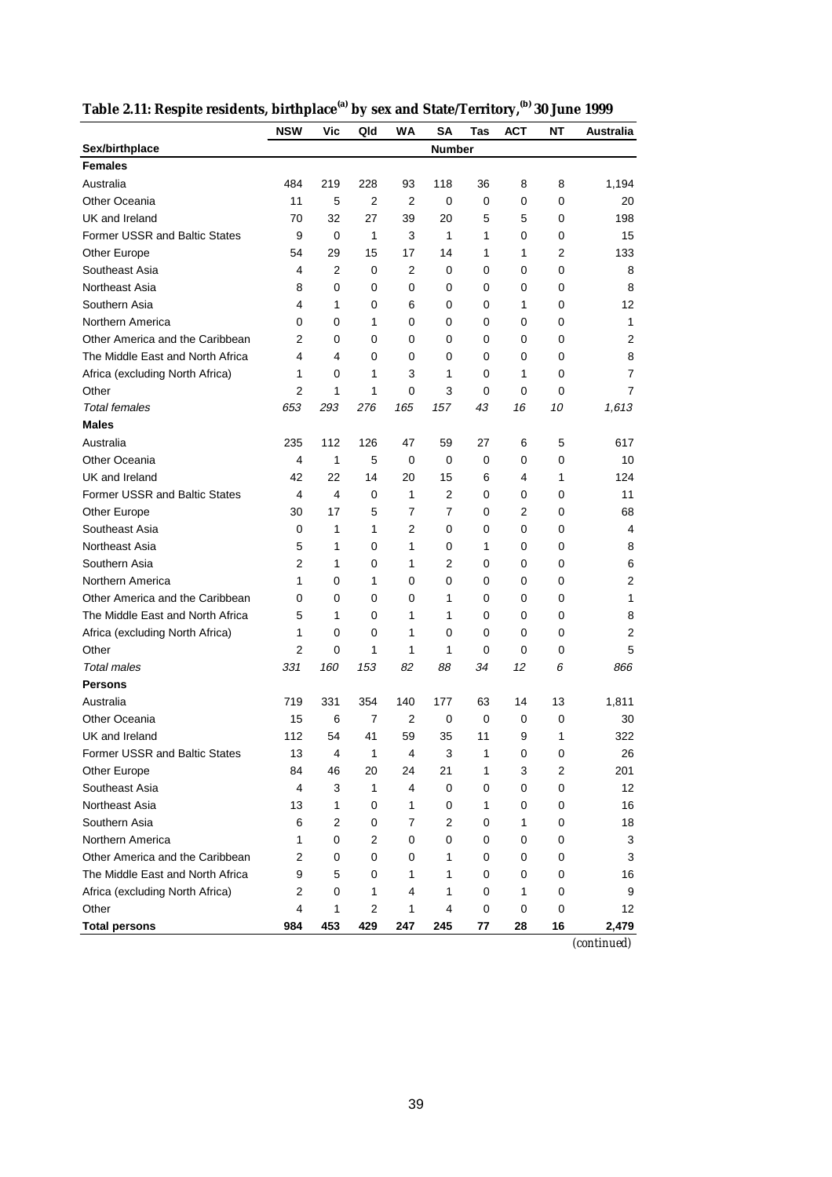**Table 2.11: Respite residents, birthplace[(a)] by sex and State/Territory,[(b)] 30 June 1999**

| Sex/birthplace | NSW | Vic | Qld | WA | SA | Tas | ACT | NT | Australia |
|---|---|---|---|---|---|---|---|---|---|
| | | | | | Number | | | | |
| **Females** | | | | | | | | | |
| Australia | 484 | 219 | 228 | 93 | 118 | 36 | 8 | 8 | 1,194 |
| Other Oceania | 11 | 5 | 2 | 2 | 0 | 0 | 0 | 0 | 20 |
| UK and Ireland | 70 | 32 | 27 | 39 | 20 | 5 | 5 | 0 | 198 |
| Former USSR and Baltic States | 9 | 0 | 1 | 3 | 1 | 1 | 0 | 0 | 15 |
| Other Europe | 54 | 29 | 15 | 17 | 14 | 1 | 1 | 2 | 133 |
| Southeast Asia | 4 | 2 | 0 | 2 | 0 | 0 | 0 | 0 | 8 |
| Northeast Asia | 8 | 0 | 0 | 0 | 0 | 0 | 0 | 0 | 8 |
| Southern Asia | 4 | 1 | 0 | 6 | 0 | 0 | 1 | 0 | 12 |
| Northern America | 0 | 0 | 1 | 0 | 0 | 0 | 0 | 0 | 1 |
| Other America and the Caribbean | 2 | 0 | 0 | 0 | 0 | 0 | 0 | 0 | 2 |
| The Middle East and North Africa | 4 | 4 | 0 | 0 | 0 | 0 | 0 | 0 | 8 |
| Africa (excluding North Africa) | 1 | 0 | 1 | 3 | 1 | 0 | 1 | 0 | 7 |
| Other | 2 | 1 | 1 | 0 | 3 | 0 | 0 | 0 | 7 |
| *Total females* | *653* | *293* | *276* | *165* | *157* | *43* | *16* | *10* | *1,613* |
| **Males** | | | | | | | | | |
| Australia | 235 | 112 | 126 | 47 | 59 | 27 | 6 | 5 | 617 |
| Other Oceania | 4 | 1 | 5 | 0 | 0 | 0 | 0 | 0 | 10 |
| UK and Ireland | 42 | 22 | 14 | 20 | 15 | 6 | 4 | 1 | 124 |
| Former USSR and Baltic States | 4 | 4 | 0 | 1 | 2 | 0 | 0 | 0 | 11 |
| Other Europe | 30 | 17 | 5 | 7 | 7 | 0 | 2 | 0 | 68 |
| Southeast Asia | 0 | 1 | 1 | 2 | 0 | 0 | 0 | 0 | 4 |
| Northeast Asia | 5 | 1 | 0 | 1 | 0 | 1 | 0 | 0 | 8 |
| Southern Asia | 2 | 1 | 0 | 1 | 2 | 0 | 0 | 0 | 6 |
| Northern America | 1 | 0 | 1 | 0 | 0 | 0 | 0 | 0 | 2 |
| Other America and the Caribbean | 0 | 0 | 0 | 0 | 1 | 0 | 0 | 0 | 1 |
| The Middle East and North Africa | 5 | 1 | 0 | 1 | 1 | 0 | 0 | 0 | 8 |
| Africa (excluding North Africa) | 1 | 0 | 0 | 1 | 0 | 0 | 0 | 0 | 2 |
| Other | 2 | 0 | 1 | 1 | 1 | 0 | 0 | 0 | 5 |
| *Total males* | *331* | *160* | *153* | *82* | *88* | *34* | *12* | *6* | *866* |
| **Persons** | | | | | | | | | |
| Australia | 719 | 331 | 354 | 140 | 177 | 63 | 14 | 13 | 1,811 |
| Other Oceania | 15 | 6 | 7 | 2 | 0 | 0 | 0 | 0 | 30 |
| UK and Ireland | 112 | 54 | 41 | 59 | 35 | 11 | 9 | 1 | 322 |
| Former USSR and Baltic States | 13 | 4 | 1 | 4 | 3 | 1 | 0 | 0 | 26 |
| Other Europe | 84 | 46 | 20 | 24 | 21 | 1 | 3 | 2 | 201 |
| Southeast Asia | 4 | 3 | 1 | 4 | 0 | 0 | 0 | 0 | 12 |
| Northeast Asia | 13 | 1 | 0 | 1 | 0 | 1 | 0 | 0 | 16 |
| Southern Asia | 6 | 2 | 0 | 7 | 2 | 0 | 1 | 0 | 18 |
| Northern America | 1 | 0 | 2 | 0 | 0 | 0 | 0 | 0 | 3 |
| Other America and the Caribbean | 2 | 0 | 0 | 0 | 1 | 0 | 0 | 0 | 3 |
| The Middle East and North Africa | 9 | 5 | 0 | 1 | 1 | 0 | 0 | 0 | 16 |
| Africa (excluding North Africa) | 2 | 0 | 1 | 4 | 1 | 0 | 1 | 0 | 9 |
| Other | 4 | 1 | 2 | 1 | 4 | 0 | 0 | 0 | 12 |
| **Total persons** | **984** | **453** | **429** | **247** | **245** | **77** | **28** | **16** | **2,479** |

*(continued)*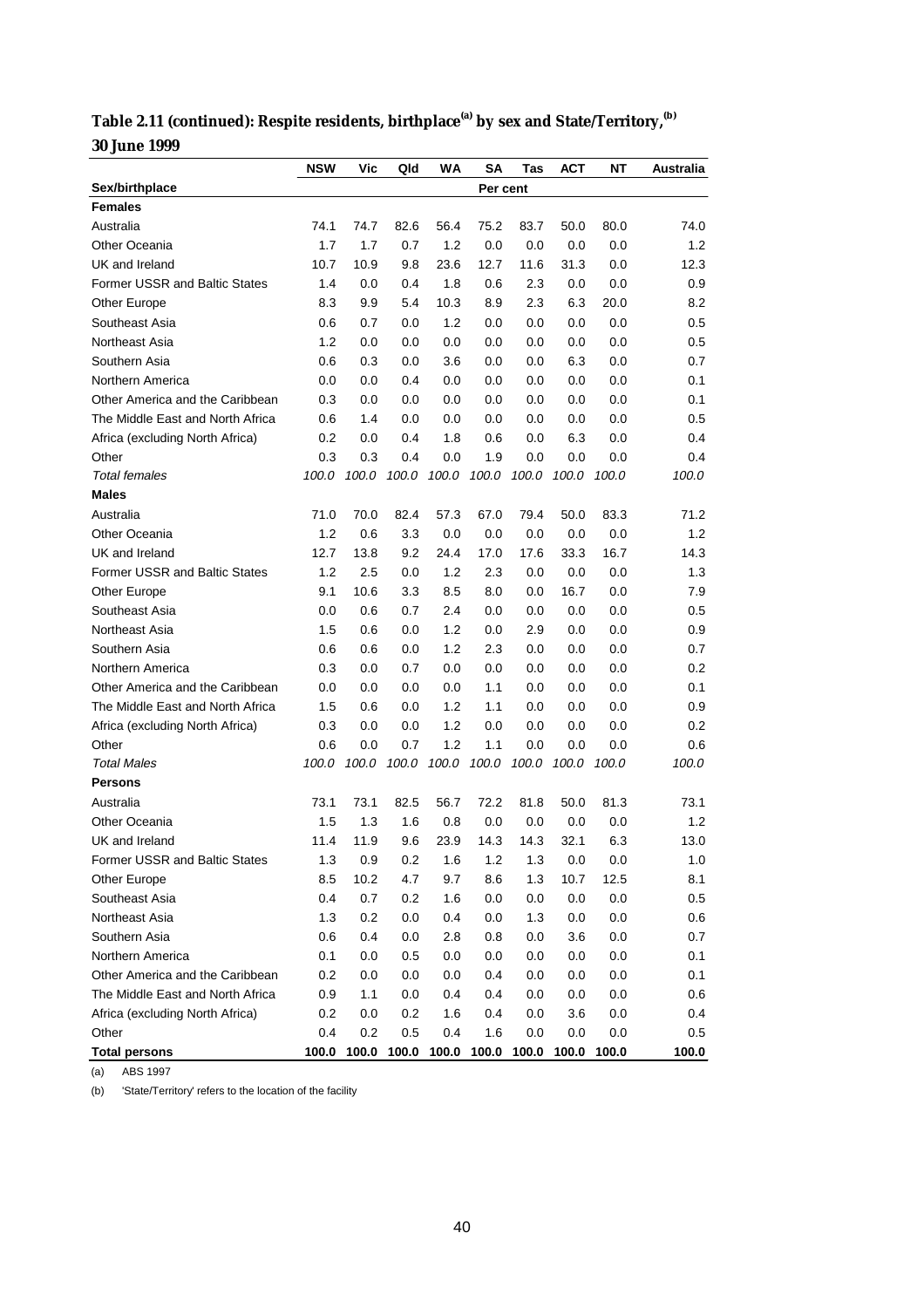**Table 2.11 (continued): Respite residents, birthplace[(a)] by sex and State/Territory,[(b)] 30 June 1999**

| Sex/birthplace | NSW | Vic | Qld | WA | SA | Tas | ACT | NT | Australia |
|---|---|---|---|---|---|---|---|---|---|
| | | | | | Per cent | | | | |
| **Females** | | | | | | | | | |
| Australia | 74.1 | 74.7 | 82.6 | 56.4 | 75.2 | 83.7 | 50.0 | 80.0 | 74.0 |
| Other Oceania | 1.7 | 1.7 | 0.7 | 1.2 | 0.0 | 0.0 | 0.0 | 0.0 | 1.2 |
| UK and Ireland | 10.7 | 10.9 | 9.8 | 23.6 | 12.7 | 11.6 | 31.3 | 0.0 | 12.3 |
| Former USSR and Baltic States | 1.4 | 0.0 | 0.4 | 1.8 | 0.6 | 2.3 | 0.0 | 0.0 | 0.9 |
| Other Europe | 8.3 | 9.9 | 5.4 | 10.3 | 8.9 | 2.3 | 6.3 | 20.0 | 8.2 |
| Southeast Asia | 0.6 | 0.7 | 0.0 | 1.2 | 0.0 | 0.0 | 0.0 | 0.0 | 0.5 |
| Northeast Asia | 1.2 | 0.0 | 0.0 | 0.0 | 0.0 | 0.0 | 0.0 | 0.0 | 0.5 |
| Southern Asia | 0.6 | 0.3 | 0.0 | 3.6 | 0.0 | 0.0 | 6.3 | 0.0 | 0.7 |
| Northern America | 0.0 | 0.0 | 0.4 | 0.0 | 0.0 | 0.0 | 0.0 | 0.0 | 0.1 |
| Other America and the Caribbean | 0.3 | 0.0 | 0.0 | 0.0 | 0.0 | 0.0 | 0.0 | 0.0 | 0.1 |
| The Middle East and North Africa | 0.6 | 1.4 | 0.0 | 0.0 | 0.0 | 0.0 | 0.0 | 0.0 | 0.5 |
| Africa (excluding North Africa) | 0.2 | 0.0 | 0.4 | 1.8 | 0.6 | 0.0 | 6.3 | 0.0 | 0.4 |
| Other | 0.3 | 0.3 | 0.4 | 0.0 | 1.9 | 0.0 | 0.0 | 0.0 | 0.4 |
| *Total females* | *100.0* | *100.0* | *100.0* | *100.0* | *100.0* | *100.0* | *100.0* | *100.0* | *100.0* |
| **Males** | | | | | | | | | |
| Australia | 71.0 | 70.0 | 82.4 | 57.3 | 67.0 | 79.4 | 50.0 | 83.3 | 71.2 |
| Other Oceania | 1.2 | 0.6 | 3.3 | 0.0 | 0.0 | 0.0 | 0.0 | 0.0 | 1.2 |
| UK and Ireland | 12.7 | 13.8 | 9.2 | 24.4 | 17.0 | 17.6 | 33.3 | 16.7 | 14.3 |
| Former USSR and Baltic States | 1.2 | 2.5 | 0.0 | 1.2 | 2.3 | 0.0 | 0.0 | 0.0 | 1.3 |
| Other Europe | 9.1 | 10.6 | 3.3 | 8.5 | 8.0 | 0.0 | 16.7 | 0.0 | 7.9 |
| Southeast Asia | 0.0 | 0.6 | 0.7 | 2.4 | 0.0 | 0.0 | 0.0 | 0.0 | 0.5 |
| Northeast Asia | 1.5 | 0.6 | 0.0 | 1.2 | 0.0 | 2.9 | 0.0 | 0.0 | 0.9 |
| Southern Asia | 0.6 | 0.6 | 0.0 | 1.2 | 2.3 | 0.0 | 0.0 | 0.0 | 0.7 |
| Northern America | 0.3 | 0.0 | 0.7 | 0.0 | 0.0 | 0.0 | 0.0 | 0.0 | 0.2 |
| Other America and the Caribbean | 0.0 | 0.0 | 0.0 | 0.0 | 1.1 | 0.0 | 0.0 | 0.0 | 0.1 |
| The Middle East and North Africa | 1.5 | 0.6 | 0.0 | 1.2 | 1.1 | 0.0 | 0.0 | 0.0 | 0.9 |
| Africa (excluding North Africa) | 0.3 | 0.0 | 0.0 | 1.2 | 0.0 | 0.0 | 0.0 | 0.0 | 0.2 |
| Other | 0.6 | 0.0 | 0.7 | 1.2 | 1.1 | 0.0 | 0.0 | 0.0 | 0.6 |
| *Total Males* | *100.0* | *100.0* | *100.0* | *100.0* | *100.0* | *100.0* | *100.0* | *100.0* | *100.0* |
| **Persons** | | | | | | | | | |
| Australia | 73.1 | 73.1 | 82.5 | 56.7 | 72.2 | 81.8 | 50.0 | 81.3 | 73.1 |
| Other Oceania | 1.5 | 1.3 | 1.6 | 0.8 | 0.0 | 0.0 | 0.0 | 0.0 | 1.2 |
| UK and Ireland | 11.4 | 11.9 | 9.6 | 23.9 | 14.3 | 14.3 | 32.1 | 6.3 | 13.0 |
| Former USSR and Baltic States | 1.3 | 0.9 | 0.2 | 1.6 | 1.2 | 1.3 | 0.0 | 0.0 | 1.0 |
| Other Europe | 8.5 | 10.2 | 4.7 | 9.7 | 8.6 | 1.3 | 10.7 | 12.5 | 8.1 |
| Southeast Asia | 0.4 | 0.7 | 0.2 | 1.6 | 0.0 | 0.0 | 0.0 | 0.0 | 0.5 |
| Northeast Asia | 1.3 | 0.2 | 0.0 | 0.4 | 0.0 | 1.3 | 0.0 | 0.0 | 0.6 |
| Southern Asia | 0.6 | 0.4 | 0.0 | 2.8 | 0.8 | 0.0 | 3.6 | 0.0 | 0.7 |
| Northern America | 0.1 | 0.0 | 0.5 | 0.0 | 0.0 | 0.0 | 0.0 | 0.0 | 0.1 |
| Other America and the Caribbean | 0.2 | 0.0 | 0.0 | 0.0 | 0.4 | 0.0 | 0.0 | 0.0 | 0.1 |
| The Middle East and North Africa | 0.9 | 1.1 | 0.0 | 0.4 | 0.4 | 0.0 | 0.0 | 0.0 | 0.6 |
| Africa (excluding North Africa) | 0.2 | 0.0 | 0.2 | 1.6 | 0.4 | 0.0 | 3.6 | 0.0 | 0.4 |
| Other | 0.4 | 0.2 | 0.5 | 0.4 | 1.6 | 0.0 | 0.0 | 0.0 | 0.5 |
| **Total persons** | **100.0** | **100.0** | **100.0** | **100.0** | **100.0** | **100.0** | **100.0** | **100.0** | **100.0** |

(a) ABS 1997

(b) 'State/Territory' refers to the location of the facility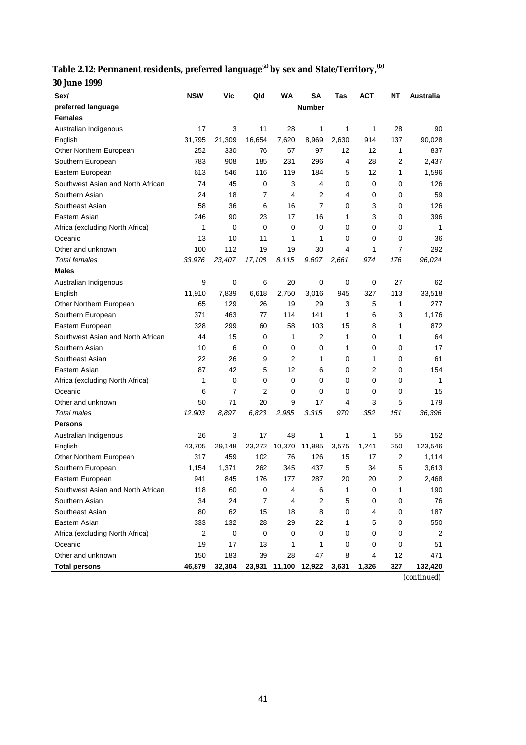**Table 2.12: Permanent residents, preferred language[(a)] by sex and State/Territory,[(b)] 30 June 1999**

| Sex/ preferred language | NSW | Vic | Qld | WA | SA | Tas | ACT | NT | Australia |
|---|---|---|---|---|---|---|---|---|---|
| | | | | | Number | | | | |
| **Females** | | | | | | | | | |
| Australian Indigenous | 17 | 3 | 11 | 28 | 1 | 1 | 1 | 28 | 90 |
| English | 31,795 | 21,309 | 16,654 | 7,620 | 8,969 | 2,630 | 914 | 137 | 90,028 |
| Other Northern European | 252 | 330 | 76 | 57 | 97 | 12 | 12 | 1 | 837 |
| Southern European | 783 | 908 | 185 | 231 | 296 | 4 | 28 | 2 | 2,437 |
| Eastern European | 613 | 546 | 116 | 119 | 184 | 5 | 12 | 1 | 1,596 |
| Southwest Asian and North African | 74 | 45 | 0 | 3 | 4 | 0 | 0 | 0 | 126 |
| Southern Asian | 24 | 18 | 7 | 4 | 2 | 4 | 0 | 0 | 59 |
| Southeast Asian | 58 | 36 | 6 | 16 | 7 | 0 | 3 | 0 | 126 |
| Eastern Asian | 246 | 90 | 23 | 17 | 16 | 1 | 3 | 0 | 396 |
| Africa (excluding North Africa) | 1 | 0 | 0 | 0 | 0 | 0 | 0 | 0 | 1 |
| Oceanic | 13 | 10 | 11 | 1 | 1 | 0 | 0 | 0 | 36 |
| Other and unknown | 100 | 112 | 19 | 19 | 30 | 4 | 1 | 7 | 292 |
| *Total females* | *33,976* | *23,407* | *17,108* | *8,115* | *9,607* | *2,661* | *974* | *176* | *96,024* |
| **Males** | | | | | | | | | |
| Australian Indigenous | 9 | 0 | 6 | 20 | 0 | 0 | 0 | 27 | 62 |
| English | 11,910 | 7,839 | 6,618 | 2,750 | 3,016 | 945 | 327 | 113 | 33,518 |
| Other Northern European | 65 | 129 | 26 | 19 | 29 | 3 | 5 | 1 | 277 |
| Southern European | 371 | 463 | 77 | 114 | 141 | 1 | 6 | 3 | 1,176 |
| Eastern European | 328 | 299 | 60 | 58 | 103 | 15 | 8 | 1 | 872 |
| Southwest Asian and North African | 44 | 15 | 0 | 1 | 2 | 1 | 0 | 1 | 64 |
| Southern Asian | 10 | 6 | 0 | 0 | 0 | 1 | 0 | 0 | 17 |
| Southeast Asian | 22 | 26 | 9 | 2 | 1 | 0 | 1 | 0 | 61 |
| Eastern Asian | 87 | 42 | 5 | 12 | 6 | 0 | 2 | 0 | 154 |
| Africa (excluding North Africa) | 1 | 0 | 0 | 0 | 0 | 0 | 0 | 0 | 1 |
| Oceanic | 6 | 7 | 2 | 0 | 0 | 0 | 0 | 0 | 15 |
| Other and unknown | 50 | 71 | 20 | 9 | 17 | 4 | 3 | 5 | 179 |
| *Total males* | *12,903* | *8,897* | *6,823* | *2,985* | *3,315* | *970* | *352* | *151* | *36,396* |
| **Persons** | | | | | | | | | |
| Australian Indigenous | 26 | 3 | 17 | 48 | 1 | 1 | 1 | 55 | 152 |
| English | 43,705 | 29,148 | 23,272 | 10,370 | 11,985 | 3,575 | 1,241 | 250 | 123,546 |
| Other Northern European | 317 | 459 | 102 | 76 | 126 | 15 | 17 | 2 | 1,114 |
| Southern European | 1,154 | 1,371 | 262 | 345 | 437 | 5 | 34 | 5 | 3,613 |
| Eastern European | 941 | 845 | 176 | 177 | 287 | 20 | 20 | 2 | 2,468 |
| Southwest Asian and North African | 118 | 60 | 0 | 4 | 6 | 1 | 0 | 1 | 190 |
| Southern Asian | 34 | 24 | 7 | 4 | 2 | 5 | 0 | 0 | 76 |
| Southeast Asian | 80 | 62 | 15 | 18 | 8 | 0 | 4 | 0 | 187 |
| Eastern Asian | 333 | 132 | 28 | 29 | 22 | 1 | 5 | 0 | 550 |
| Africa (excluding North Africa) | 2 | 0 | 0 | 0 | 0 | 0 | 0 | 0 | 2 |
| Oceanic | 19 | 17 | 13 | 1 | 1 | 0 | 0 | 0 | 51 |
| Other and unknown | 150 | 183 | 39 | 28 | 47 | 8 | 4 | 12 | 471 |
| **Total persons** | **46,879** | **32,304** | **23,931** | **11,100** | **12,922** | **3,631** | **1,326** | **327** | **132,420** |

*(continued)*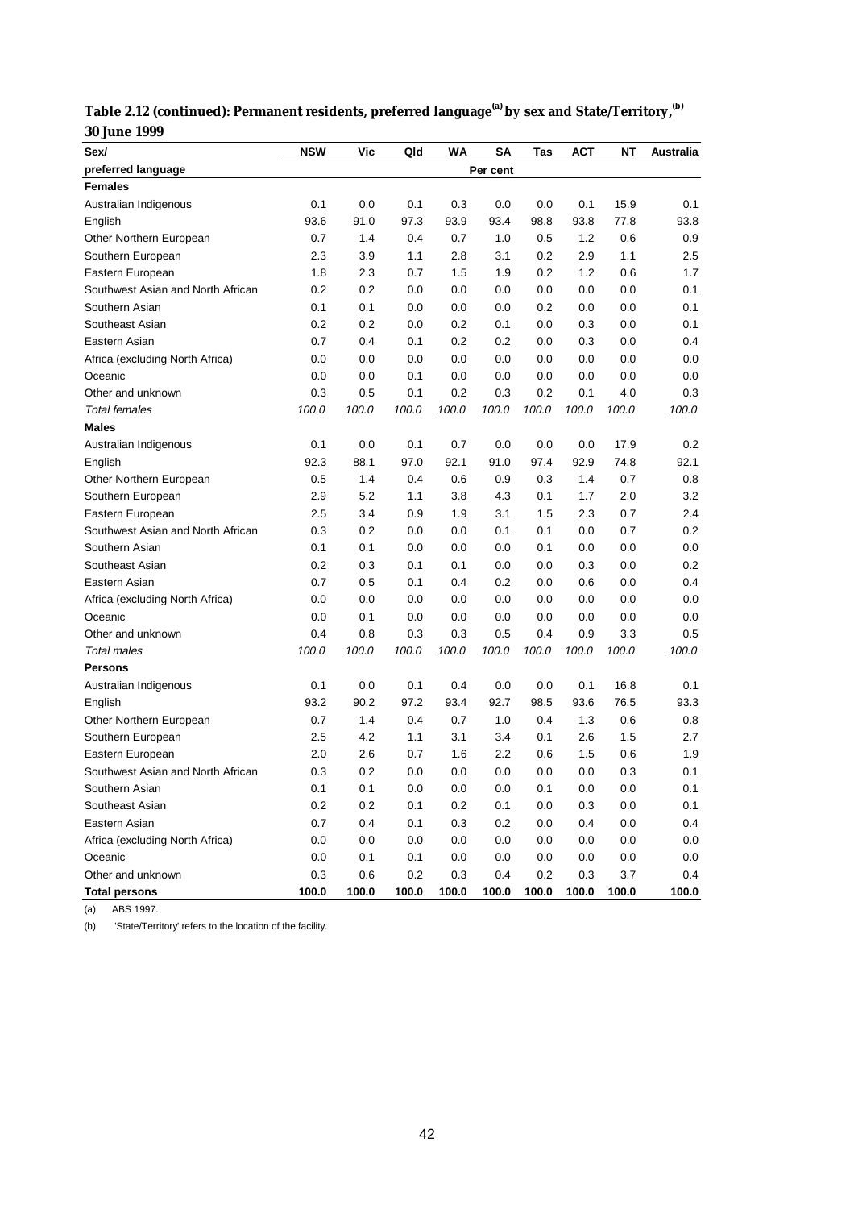**Table 2.12 (continued): Permanent residents, preferred language[(a)] by sex and State/Territory,[(b)] 30 June 1999**

| Sex/ preferred language | NSW | Vic | Qld | WA | SA | Tas | ACT | NT | Australia |
|---|---|---|---|---|---|---|---|---|---|
| | | | | | Per cent | | | | |
| **Females** | | | | | | | | | |
| Australian Indigenous | 0.1 | 0.0 | 0.1 | 0.3 | 0.0 | 0.0 | 0.1 | 15.9 | 0.1 |
| English | 93.6 | 91.0 | 97.3 | 93.9 | 93.4 | 98.8 | 93.8 | 77.8 | 93.8 |
| Other Northern European | 0.7 | 1.4 | 0.4 | 0.7 | 1.0 | 0.5 | 1.2 | 0.6 | 0.9 |
| Southern European | 2.3 | 3.9 | 1.1 | 2.8 | 3.1 | 0.2 | 2.9 | 1.1 | 2.5 |
| Eastern European | 1.8 | 2.3 | 0.7 | 1.5 | 1.9 | 0.2 | 1.2 | 0.6 | 1.7 |
| Southwest Asian and North African | 0.2 | 0.2 | 0.0 | 0.0 | 0.0 | 0.0 | 0.0 | 0.0 | 0.1 |
| Southern Asian | 0.1 | 0.1 | 0.0 | 0.0 | 0.0 | 0.2 | 0.0 | 0.0 | 0.1 |
| Southeast Asian | 0.2 | 0.2 | 0.0 | 0.2 | 0.1 | 0.0 | 0.3 | 0.0 | 0.1 |
| Eastern Asian | 0.7 | 0.4 | 0.1 | 0.2 | 0.2 | 0.0 | 0.3 | 0.0 | 0.4 |
| Africa (excluding North Africa) | 0.0 | 0.0 | 0.0 | 0.0 | 0.0 | 0.0 | 0.0 | 0.0 | 0.0 |
| Oceanic | 0.0 | 0.0 | 0.1 | 0.0 | 0.0 | 0.0 | 0.0 | 0.0 | 0.0 |
| Other and unknown | 0.3 | 0.5 | 0.1 | 0.2 | 0.3 | 0.2 | 0.1 | 4.0 | 0.3 |
| *Total females* | *100.0* | *100.0* | *100.0* | *100.0* | *100.0* | *100.0* | *100.0* | *100.0* | *100.0* |
| **Males** | | | | | | | | | |
| Australian Indigenous | 0.1 | 0.0 | 0.1 | 0.7 | 0.0 | 0.0 | 0.0 | 17.9 | 0.2 |
| English | 92.3 | 88.1 | 97.0 | 92.1 | 91.0 | 97.4 | 92.9 | 74.8 | 92.1 |
| Other Northern European | 0.5 | 1.4 | 0.4 | 0.6 | 0.9 | 0.3 | 1.4 | 0.7 | 0.8 |
| Southern European | 2.9 | 5.2 | 1.1 | 3.8 | 4.3 | 0.1 | 1.7 | 2.0 | 3.2 |
| Eastern European | 2.5 | 3.4 | 0.9 | 1.9 | 3.1 | 1.5 | 2.3 | 0.7 | 2.4 |
| Southwest Asian and North African | 0.3 | 0.2 | 0.0 | 0.0 | 0.1 | 0.1 | 0.0 | 0.7 | 0.2 |
| Southern Asian | 0.1 | 0.1 | 0.0 | 0.0 | 0.0 | 0.1 | 0.0 | 0.0 | 0.0 |
| Southeast Asian | 0.2 | 0.3 | 0.1 | 0.1 | 0.0 | 0.0 | 0.3 | 0.0 | 0.2 |
| Eastern Asian | 0.7 | 0.5 | 0.1 | 0.4 | 0.2 | 0.0 | 0.6 | 0.0 | 0.4 |
| Africa (excluding North Africa) | 0.0 | 0.0 | 0.0 | 0.0 | 0.0 | 0.0 | 0.0 | 0.0 | 0.0 |
| Oceanic | 0.0 | 0.1 | 0.0 | 0.0 | 0.0 | 0.0 | 0.0 | 0.0 | 0.0 |
| Other and unknown | 0.4 | 0.8 | 0.3 | 0.3 | 0.5 | 0.4 | 0.9 | 3.3 | 0.5 |
| *Total males* | *100.0* | *100.0* | *100.0* | *100.0* | *100.0* | *100.0* | *100.0* | *100.0* | *100.0* |
| **Persons** | | | | | | | | | |
| Australian Indigenous | 0.1 | 0.0 | 0.1 | 0.4 | 0.0 | 0.0 | 0.1 | 16.8 | 0.1 |
| English | 93.2 | 90.2 | 97.2 | 93.4 | 92.7 | 98.5 | 93.6 | 76.5 | 93.3 |
| Other Northern European | 0.7 | 1.4 | 0.4 | 0.7 | 1.0 | 0.4 | 1.3 | 0.6 | 0.8 |
| Southern European | 2.5 | 4.2 | 1.1 | 3.1 | 3.4 | 0.1 | 2.6 | 1.5 | 2.7 |
| Eastern European | 2.0 | 2.6 | 0.7 | 1.6 | 2.2 | 0.6 | 1.5 | 0.6 | 1.9 |
| Southwest Asian and North African | 0.3 | 0.2 | 0.0 | 0.0 | 0.0 | 0.0 | 0.0 | 0.3 | 0.1 |
| Southern Asian | 0.1 | 0.1 | 0.0 | 0.0 | 0.0 | 0.1 | 0.0 | 0.0 | 0.1 |
| Southeast Asian | 0.2 | 0.2 | 0.1 | 0.2 | 0.1 | 0.0 | 0.3 | 0.0 | 0.1 |
| Eastern Asian | 0.7 | 0.4 | 0.1 | 0.3 | 0.2 | 0.0 | 0.4 | 0.0 | 0.4 |
| Africa (excluding North Africa) | 0.0 | 0.0 | 0.0 | 0.0 | 0.0 | 0.0 | 0.0 | 0.0 | 0.0 |
| Oceanic | 0.0 | 0.1 | 0.1 | 0.0 | 0.0 | 0.0 | 0.0 | 0.0 | 0.0 |
| Other and unknown | 0.3 | 0.6 | 0.2 | 0.3 | 0.4 | 0.2 | 0.3 | 3.7 | 0.4 |
| **Total persons** | **100.0** | **100.0** | **100.0** | **100.0** | **100.0** | **100.0** | **100.0** | **100.0** | **100.0** |

(a) ABS 1997.

(b) 'State/Territory' refers to the location of the facility.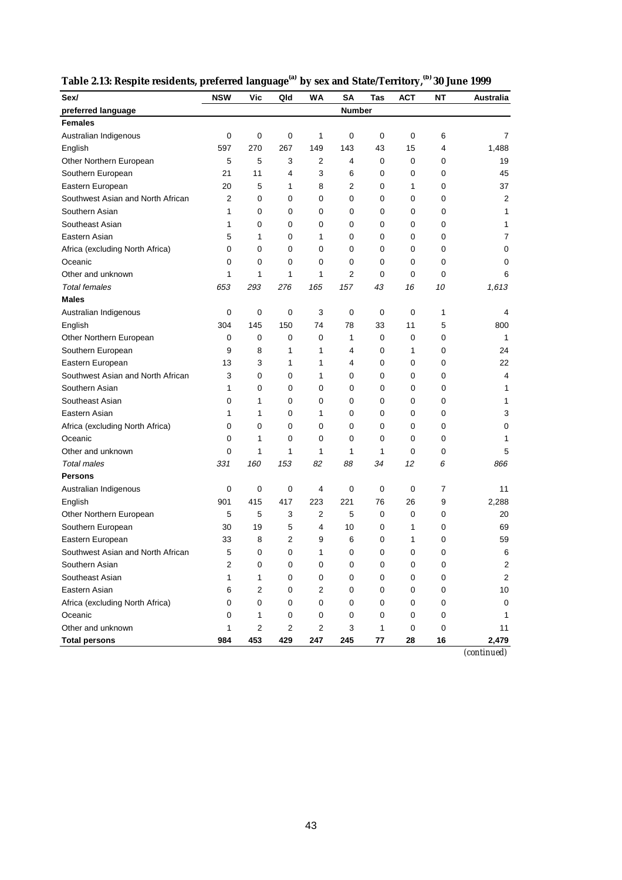**Table 2.13: Respite residents, preferred language[(a)] by sex and State/Territory,[(b)] 30 June 1999**

| Sex/ preferred language | NSW | Vic | Qld | WA | SA | Tas | ACT | NT | Australia |
|---|---|---|---|---|---|---|---|---|---|
| | | | | | Number | | | | |
| **Females** | | | | | | | | | |
| Australian Indigenous | 0 | 0 | 0 | 1 | 0 | 0 | 0 | 6 | 7 |
| English | 597 | 270 | 267 | 149 | 143 | 43 | 15 | 4 | 1,488 |
| Other Northern European | 5 | 5 | 3 | 2 | 4 | 0 | 0 | 0 | 19 |
| Southern European | 21 | 11 | 4 | 3 | 6 | 0 | 0 | 0 | 45 |
| Eastern European | 20 | 5 | 1 | 8 | 2 | 0 | 1 | 0 | 37 |
| Southwest Asian and North African | 2 | 0 | 0 | 0 | 0 | 0 | 0 | 0 | 2 |
| Southern Asian | 1 | 0 | 0 | 0 | 0 | 0 | 0 | 0 | 1 |
| Southeast Asian | 1 | 0 | 0 | 0 | 0 | 0 | 0 | 0 | 1 |
| Eastern Asian | 5 | 1 | 0 | 1 | 0 | 0 | 0 | 0 | 7 |
| Africa (excluding North Africa) | 0 | 0 | 0 | 0 | 0 | 0 | 0 | 0 | 0 |
| Oceanic | 0 | 0 | 0 | 0 | 0 | 0 | 0 | 0 | 0 |
| Other and unknown | 1 | 1 | 1 | 1 | 2 | 0 | 0 | 0 | 6 |
| *Total females* | *653* | *293* | *276* | *165* | *157* | *43* | *16* | *10* | *1,613* |
| **Males** | | | | | | | | | |
| Australian Indigenous | 0 | 0 | 0 | 3 | 0 | 0 | 0 | 1 | 4 |
| English | 304 | 145 | 150 | 74 | 78 | 33 | 11 | 5 | 800 |
| Other Northern European | 0 | 0 | 0 | 0 | 1 | 0 | 0 | 0 | 1 |
| Southern European | 9 | 8 | 1 | 1 | 4 | 0 | 1 | 0 | 24 |
| Eastern European | 13 | 3 | 1 | 1 | 4 | 0 | 0 | 0 | 22 |
| Southwest Asian and North African | 3 | 0 | 0 | 1 | 0 | 0 | 0 | 0 | 4 |
| Southern Asian | 1 | 0 | 0 | 0 | 0 | 0 | 0 | 0 | 1 |
| Southeast Asian | 0 | 1 | 0 | 0 | 0 | 0 | 0 | 0 | 1 |
| Eastern Asian | 1 | 1 | 0 | 1 | 0 | 0 | 0 | 0 | 3 |
| Africa (excluding North Africa) | 0 | 0 | 0 | 0 | 0 | 0 | 0 | 0 | 0 |
| Oceanic | 0 | 1 | 0 | 0 | 0 | 0 | 0 | 0 | 1 |
| Other and unknown | 0 | 1 | 1 | 1 | 1 | 1 | 0 | 0 | 5 |
| *Total males* | *331* | *160* | *153* | *82* | *88* | *34* | *12* | *6* | *866* |
| **Persons** | | | | | | | | | |
| Australian Indigenous | 0 | 0 | 0 | 4 | 0 | 0 | 0 | 7 | 11 |
| English | 901 | 415 | 417 | 223 | 221 | 76 | 26 | 9 | 2,288 |
| Other Northern European | 5 | 5 | 3 | 2 | 5 | 0 | 0 | 0 | 20 |
| Southern European | 30 | 19 | 5 | 4 | 10 | 0 | 1 | 0 | 69 |
| Eastern European | 33 | 8 | 2 | 9 | 6 | 0 | 1 | 0 | 59 |
| Southwest Asian and North African | 5 | 0 | 0 | 1 | 0 | 0 | 0 | 0 | 6 |
| Southern Asian | 2 | 0 | 0 | 0 | 0 | 0 | 0 | 0 | 2 |
| Southeast Asian | 1 | 1 | 0 | 0 | 0 | 0 | 0 | 0 | 2 |
| Eastern Asian | 6 | 2 | 0 | 2 | 0 | 0 | 0 | 0 | 10 |
| Africa (excluding North Africa) | 0 | 0 | 0 | 0 | 0 | 0 | 0 | 0 | 0 |
| Oceanic | 0 | 1 | 0 | 0 | 0 | 0 | 0 | 0 | 1 |
| Other and unknown | 1 | 2 | 2 | 2 | 3 | 1 | 0 | 0 | 11 |
| **Total persons** | **984** | **453** | **429** | **247** | **245** | **77** | **28** | **16** | **2,479** |

*(continued)*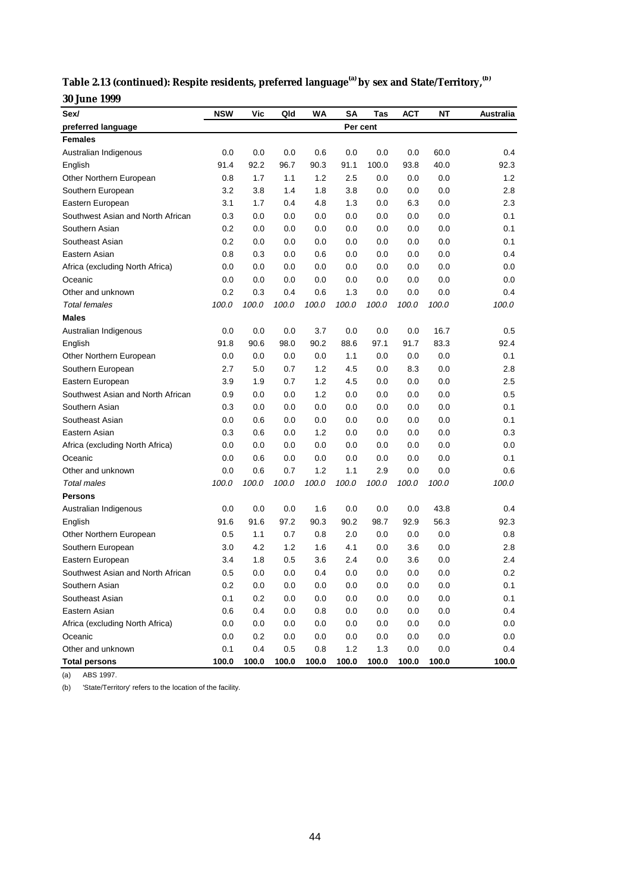**Table 2.13 (continued): Respite residents, preferred language[(a)] by sex and State/Territory,[(b)] 30 June 1999**

| Sex/ preferred language | NSW | Vic | Qld | WA | SA | Tas | ACT | NT | Australia |
|---|---|---|---|---|---|---|---|---|---|
| | | | | | Per cent | | | | |
| **Females** | | | | | | | | | |
| Australian Indigenous | 0.0 | 0.0 | 0.0 | 0.6 | 0.0 | 0.0 | 0.0 | 60.0 | 0.4 |
| English | 91.4 | 92.2 | 96.7 | 90.3 | 91.1 | 100.0 | 93.8 | 40.0 | 92.3 |
| Other Northern European | 0.8 | 1.7 | 1.1 | 1.2 | 2.5 | 0.0 | 0.0 | 0.0 | 1.2 |
| Southern European | 3.2 | 3.8 | 1.4 | 1.8 | 3.8 | 0.0 | 0.0 | 0.0 | 2.8 |
| Eastern European | 3.1 | 1.7 | 0.4 | 4.8 | 1.3 | 0.0 | 6.3 | 0.0 | 2.3 |
| Southwest Asian and North African | 0.3 | 0.0 | 0.0 | 0.0 | 0.0 | 0.0 | 0.0 | 0.0 | 0.1 |
| Southern Asian | 0.2 | 0.0 | 0.0 | 0.0 | 0.0 | 0.0 | 0.0 | 0.0 | 0.1 |
| Southeast Asian | 0.2 | 0.0 | 0.0 | 0.0 | 0.0 | 0.0 | 0.0 | 0.0 | 0.1 |
| Eastern Asian | 0.8 | 0.3 | 0.0 | 0.6 | 0.0 | 0.0 | 0.0 | 0.0 | 0.4 |
| Africa (excluding North Africa) | 0.0 | 0.0 | 0.0 | 0.0 | 0.0 | 0.0 | 0.0 | 0.0 | 0.0 |
| Oceanic | 0.0 | 0.0 | 0.0 | 0.0 | 0.0 | 0.0 | 0.0 | 0.0 | 0.0 |
| Other and unknown | 0.2 | 0.3 | 0.4 | 0.6 | 1.3 | 0.0 | 0.0 | 0.0 | 0.4 |
| *Total females* | *100.0* | *100.0* | *100.0* | *100.0* | *100.0* | *100.0* | *100.0* | *100.0* | *100.0* |
| **Males** | | | | | | | | | |
| Australian Indigenous | 0.0 | 0.0 | 0.0 | 3.7 | 0.0 | 0.0 | 0.0 | 16.7 | 0.5 |
| English | 91.8 | 90.6 | 98.0 | 90.2 | 88.6 | 97.1 | 91.7 | 83.3 | 92.4 |
| Other Northern European | 0.0 | 0.0 | 0.0 | 0.0 | 1.1 | 0.0 | 0.0 | 0.0 | 0.1 |
| Southern European | 2.7 | 5.0 | 0.7 | 1.2 | 4.5 | 0.0 | 8.3 | 0.0 | 2.8 |
| Eastern European | 3.9 | 1.9 | 0.7 | 1.2 | 4.5 | 0.0 | 0.0 | 0.0 | 2.5 |
| Southwest Asian and North African | 0.9 | 0.0 | 0.0 | 1.2 | 0.0 | 0.0 | 0.0 | 0.0 | 0.5 |
| Southern Asian | 0.3 | 0.0 | 0.0 | 0.0 | 0.0 | 0.0 | 0.0 | 0.0 | 0.1 |
| Southeast Asian | 0.0 | 0.6 | 0.0 | 0.0 | 0.0 | 0.0 | 0.0 | 0.0 | 0.1 |
| Eastern Asian | 0.3 | 0.6 | 0.0 | 1.2 | 0.0 | 0.0 | 0.0 | 0.0 | 0.3 |
| Africa (excluding North Africa) | 0.0 | 0.0 | 0.0 | 0.0 | 0.0 | 0.0 | 0.0 | 0.0 | 0.0 |
| Oceanic | 0.0 | 0.6 | 0.0 | 0.0 | 0.0 | 0.0 | 0.0 | 0.0 | 0.1 |
| Other and unknown | 0.0 | 0.6 | 0.7 | 1.2 | 1.1 | 2.9 | 0.0 | 0.0 | 0.6 |
| *Total males* | *100.0* | *100.0* | *100.0* | *100.0* | *100.0* | *100.0* | *100.0* | *100.0* | *100.0* |
| **Persons** | | | | | | | | | |
| Australian Indigenous | 0.0 | 0.0 | 0.0 | 1.6 | 0.0 | 0.0 | 0.0 | 43.8 | 0.4 |
| English | 91.6 | 91.6 | 97.2 | 90.3 | 90.2 | 98.7 | 92.9 | 56.3 | 92.3 |
| Other Northern European | 0.5 | 1.1 | 0.7 | 0.8 | 2.0 | 0.0 | 0.0 | 0.0 | 0.8 |
| Southern European | 3.0 | 4.2 | 1.2 | 1.6 | 4.1 | 0.0 | 3.6 | 0.0 | 2.8 |
| Eastern European | 3.4 | 1.8 | 0.5 | 3.6 | 2.4 | 0.0 | 3.6 | 0.0 | 2.4 |
| Southwest Asian and North African | 0.5 | 0.0 | 0.0 | 0.4 | 0.0 | 0.0 | 0.0 | 0.0 | 0.2 |
| Southern Asian | 0.2 | 0.0 | 0.0 | 0.0 | 0.0 | 0.0 | 0.0 | 0.0 | 0.1 |
| Southeast Asian | 0.1 | 0.2 | 0.0 | 0.0 | 0.0 | 0.0 | 0.0 | 0.0 | 0.1 |
| Eastern Asian | 0.6 | 0.4 | 0.0 | 0.8 | 0.0 | 0.0 | 0.0 | 0.0 | 0.4 |
| Africa (excluding North Africa) | 0.0 | 0.0 | 0.0 | 0.0 | 0.0 | 0.0 | 0.0 | 0.0 | 0.0 |
| Oceanic | 0.0 | 0.2 | 0.0 | 0.0 | 0.0 | 0.0 | 0.0 | 0.0 | 0.0 |
| Other and unknown | 0.1 | 0.4 | 0.5 | 0.8 | 1.2 | 1.3 | 0.0 | 0.0 | 0.4 |
| **Total persons** | **100.0** | **100.0** | **100.0** | **100.0** | **100.0** | **100.0** | **100.0** | **100.0** | **100.0** |

(a) ABS 1997.

(b) 'State/Territory' refers to the location of the facility.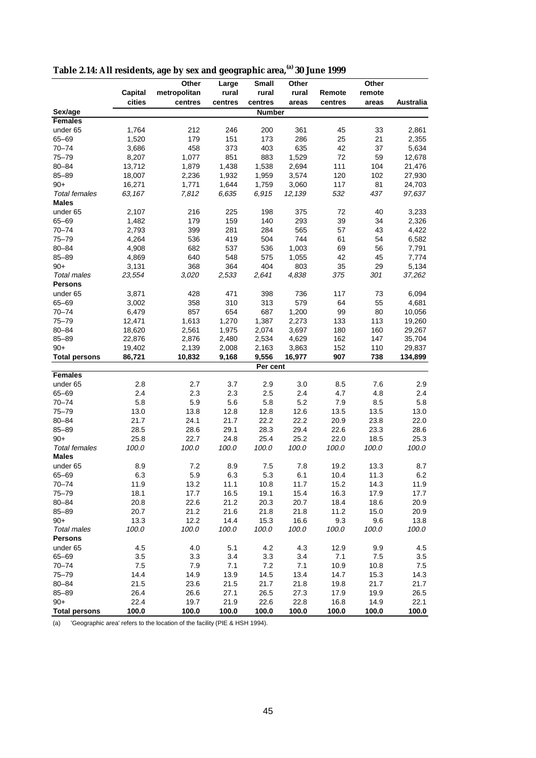**Table 2.14: All residents, age by sex and geographic area,[(a)] 30 June 1999**

| Sex/age | Capital cities | Other metropolitan centres | Large rural centres | Small rural centres | Other rural areas | Remote centres | Other remote areas | Australia |
|---|---|---|---|---|---|---|---|---|
| | | | | **Number** | | | | |
| **Females** | | | | | | | | |
| under 65 | 1,764 | 212 | 246 | 200 | 361 | 45 | 33 | 2,861 |
| 65–69 | 1,520 | 179 | 151 | 173 | 286 | 25 | 21 | 2,355 |
| 70–74 | 3,686 | 458 | 373 | 403 | 635 | 42 | 37 | 5,634 |
| 75–79 | 8,207 | 1,077 | 851 | 883 | 1,529 | 72 | 59 | 12,678 |
| 80–84 | 13,712 | 1,879 | 1,438 | 1,538 | 2,694 | 111 | 104 | 21,476 |
| 85–89 | 18,007 | 2,236 | 1,932 | 1,959 | 3,574 | 120 | 102 | 27,930 |
| 90+ | 16,271 | 1,771 | 1,644 | 1,759 | 3,060 | 117 | 81 | 24,703 |
| *Total females* | *63,167* | *7,812* | *6,635* | *6,915* | *12,139* | *532* | *437* | *97,637* |
| **Males** | | | | | | | | |
| under 65 | 2,107 | 216 | 225 | 198 | 375 | 72 | 40 | 3,233 |
| 65–69 | 1,482 | 179 | 159 | 140 | 293 | 39 | 34 | 2,326 |
| 70–74 | 2,793 | 399 | 281 | 284 | 565 | 57 | 43 | 4,422 |
| 75–79 | 4,264 | 536 | 419 | 504 | 744 | 61 | 54 | 6,582 |
| 80–84 | 4,908 | 682 | 537 | 536 | 1,003 | 69 | 56 | 7,791 |
| 85–89 | 4,869 | 640 | 548 | 575 | 1,055 | 42 | 45 | 7,774 |
| 90+ | 3,131 | 368 | 364 | 404 | 803 | 35 | 29 | 5,134 |
| *Total males* | *23,554* | *3,020* | *2,533* | *2,641* | *4,838* | *375* | *301* | *37,262* |
| **Persons** | | | | | | | | |
| under 65 | 3,871 | 428 | 471 | 398 | 736 | 117 | 73 | 6,094 |
| 65–69 | 3,002 | 358 | 310 | 313 | 579 | 64 | 55 | 4,681 |
| 70–74 | 6,479 | 857 | 654 | 687 | 1,200 | 99 | 80 | 10,056 |
| 75–79 | 12,471 | 1,613 | 1,270 | 1,387 | 2,273 | 133 | 113 | 19,260 |
| 80–84 | 18,620 | 2,561 | 1,975 | 2,074 | 3,697 | 180 | 160 | 29,267 |
| 85–89 | 22,876 | 2,876 | 2,480 | 2,534 | 4,629 | 162 | 147 | 35,704 |
| 90+ | 19,402 | 2,139 | 2,008 | 2,163 | 3,863 | 152 | 110 | 29,837 |
| **Total persons** | **86,721** | **10,832** | **9,168** | **9,556** | **16,977** | **907** | **738** | **134,899** |
| | | | | **Per cent** | | | | |
| **Females** | | | | | | | | |
| under 65 | 2.8 | 2.7 | 3.7 | 2.9 | 3.0 | 8.5 | 7.6 | 2.9 |
| 65–69 | 2.4 | 2.3 | 2.3 | 2.5 | 2.4 | 4.7 | 4.8 | 2.4 |
| 70–74 | 5.8 | 5.9 | 5.6 | 5.8 | 5.2 | 7.9 | 8.5 | 5.8 |
| 75–79 | 13.0 | 13.8 | 12.8 | 12.8 | 12.6 | 13.5 | 13.5 | 13.0 |
| 80–84 | 21.7 | 24.1 | 21.7 | 22.2 | 22.2 | 20.9 | 23.8 | 22.0 |
| 85–89 | 28.5 | 28.6 | 29.1 | 28.3 | 29.4 | 22.6 | 23.3 | 28.6 |
| 90+ | 25.8 | 22.7 | 24.8 | 25.4 | 25.2 | 22.0 | 18.5 | 25.3 |
| *Total females* | *100.0* | *100.0* | *100.0* | *100.0* | *100.0* | *100.0* | *100.0* | *100.0* |
| **Males** | | | | | | | | |
| under 65 | 8.9 | 7.2 | 8.9 | 7.5 | 7.8 | 19.2 | 13.3 | 8.7 |
| 65–69 | 6.3 | 5.9 | 6.3 | 5.3 | 6.1 | 10.4 | 11.3 | 6.2 |
| 70–74 | 11.9 | 13.2 | 11.1 | 10.8 | 11.7 | 15.2 | 14.3 | 11.9 |
| 75–79 | 18.1 | 17.7 | 16.5 | 19.1 | 15.4 | 16.3 | 17.9 | 17.7 |
| 80–84 | 20.8 | 22.6 | 21.2 | 20.3 | 20.7 | 18.4 | 18.6 | 20.9 |
| 85–89 | 20.7 | 21.2 | 21.6 | 21.8 | 21.8 | 11.2 | 15.0 | 20.9 |
| 90+ | 13.3 | 12.2 | 14.4 | 15.3 | 16.6 | 9.3 | 9.6 | 13.8 |
| *Total males* | *100.0* | *100.0* | *100.0* | *100.0* | *100.0* | *100.0* | *100.0* | *100.0* |
| **Persons** | | | | | | | | |
| under 65 | 4.5 | 4.0 | 5.1 | 4.2 | 4.3 | 12.9 | 9.9 | 4.5 |
| 65–69 | 3.5 | 3.3 | 3.4 | 3.3 | 3.4 | 7.1 | 7.5 | 3.5 |
| 70–74 | 7.5 | 7.9 | 7.1 | 7.2 | 7.1 | 10.9 | 10.8 | 7.5 |
| 75–79 | 14.4 | 14.9 | 13.9 | 14.5 | 13.4 | 14.7 | 15.3 | 14.3 |
| 80–84 | 21.5 | 23.6 | 21.5 | 21.7 | 21.8 | 19.8 | 21.7 | 21.7 |
| 85–89 | 26.4 | 26.6 | 27.1 | 26.5 | 27.3 | 17.9 | 19.9 | 26.5 |
| 90+ | 22.4 | 19.7 | 21.9 | 22.6 | 22.8 | 16.8 | 14.9 | 22.1 |
| **Total persons** | **100.0** | **100.0** | **100.0** | **100.0** | **100.0** | **100.0** | **100.0** | **100.0** |

(a) 'Geographic area' refers to the location of the facility (PIE & HSH 1994).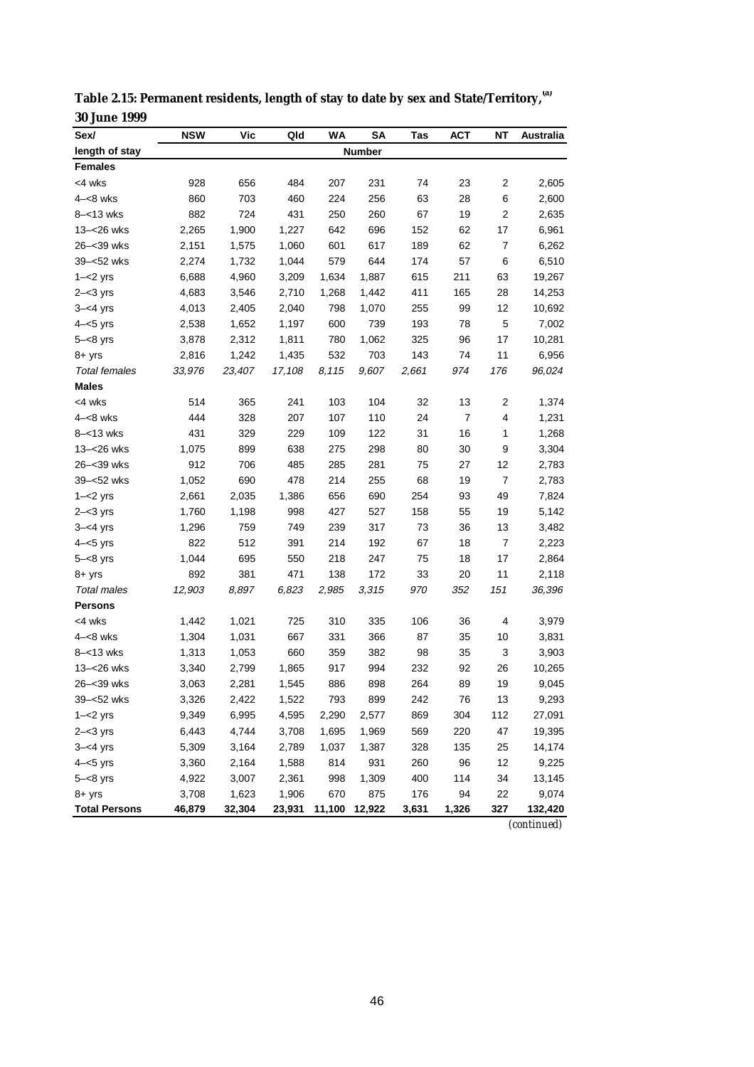**Table 2.15: Permanent residents, length of stay to date by sex and State/Territory,[(a)] 30 June 1999**

| Sex/ length of stay | NSW | Vic | Qld | WA | SA | Tas | ACT | NT | Australia |
|---|---|---|---|---|---|---|---|---|---|
| | | | | | Number | | | | |
| **Females** | | | | | | | | | |
| <4 wks | 928 | 656 | 484 | 207 | 231 | 74 | 23 | 2 | 2,605 |
| 4–<8 wks | 860 | 703 | 460 | 224 | 256 | 63 | 28 | 6 | 2,600 |
| 8–<13 wks | 882 | 724 | 431 | 250 | 260 | 67 | 19 | 2 | 2,635 |
| 13–<26 wks | 2,265 | 1,900 | 1,227 | 642 | 696 | 152 | 62 | 17 | 6,961 |
| 26–<39 wks | 2,151 | 1,575 | 1,060 | 601 | 617 | 189 | 62 | 7 | 6,262 |
| 39–<52 wks | 2,274 | 1,732 | 1,044 | 579 | 644 | 174 | 57 | 6 | 6,510 |
| 1–<2 yrs | 6,688 | 4,960 | 3,209 | 1,634 | 1,887 | 615 | 211 | 63 | 19,267 |
| 2–<3 yrs | 4,683 | 3,546 | 2,710 | 1,268 | 1,442 | 411 | 165 | 28 | 14,253 |
| 3–<4 yrs | 4,013 | 2,405 | 2,040 | 798 | 1,070 | 255 | 99 | 12 | 10,692 |
| 4–<5 yrs | 2,538 | 1,652 | 1,197 | 600 | 739 | 193 | 78 | 5 | 7,002 |
| 5–<8 yrs | 3,878 | 2,312 | 1,811 | 780 | 1,062 | 325 | 96 | 17 | 10,281 |
| 8+ yrs | 2,816 | 1,242 | 1,435 | 532 | 703 | 143 | 74 | 11 | 6,956 |
| *Total females* | *33,976* | *23,407* | *17,108* | *8,115* | *9,607* | *2,661* | *974* | *176* | *96,024* |
| **Males** | | | | | | | | | |
| <4 wks | 514 | 365 | 241 | 103 | 104 | 32 | 13 | 2 | 1,374 |
| 4–<8 wks | 444 | 328 | 207 | 107 | 110 | 24 | 7 | 4 | 1,231 |
| 8–<13 wks | 431 | 329 | 229 | 109 | 122 | 31 | 16 | 1 | 1,268 |
| 13–<26 wks | 1,075 | 899 | 638 | 275 | 298 | 80 | 30 | 9 | 3,304 |
| 26–<39 wks | 912 | 706 | 485 | 285 | 281 | 75 | 27 | 12 | 2,783 |
| 39–<52 wks | 1,052 | 690 | 478 | 214 | 255 | 68 | 19 | 7 | 2,783 |
| 1–<2 yrs | 2,661 | 2,035 | 1,386 | 656 | 690 | 254 | 93 | 49 | 7,824 |
| 2–<3 yrs | 1,760 | 1,198 | 998 | 427 | 527 | 158 | 55 | 19 | 5,142 |
| 3–<4 yrs | 1,296 | 759 | 749 | 239 | 317 | 73 | 36 | 13 | 3,482 |
| 4–<5 yrs | 822 | 512 | 391 | 214 | 192 | 67 | 18 | 7 | 2,223 |
| 5–<8 yrs | 1,044 | 695 | 550 | 218 | 247 | 75 | 18 | 17 | 2,864 |
| 8+ yrs | 892 | 381 | 471 | 138 | 172 | 33 | 20 | 11 | 2,118 |
| *Total males* | *12,903* | *8,897* | *6,823* | *2,985* | *3,315* | *970* | *352* | *151* | *36,396* |
| **Persons** | | | | | | | | | |
| <4 wks | 1,442 | 1,021 | 725 | 310 | 335 | 106 | 36 | 4 | 3,979 |
| 4–<8 wks | 1,304 | 1,031 | 667 | 331 | 366 | 87 | 35 | 10 | 3,831 |
| 8–<13 wks | 1,313 | 1,053 | 660 | 359 | 382 | 98 | 35 | 3 | 3,903 |
| 13–<26 wks | 3,340 | 2,799 | 1,865 | 917 | 994 | 232 | 92 | 26 | 10,265 |
| 26–<39 wks | 3,063 | 2,281 | 1,545 | 886 | 898 | 264 | 89 | 19 | 9,045 |
| 39–<52 wks | 3,326 | 2,422 | 1,522 | 793 | 899 | 242 | 76 | 13 | 9,293 |
| 1–<2 yrs | 9,349 | 6,995 | 4,595 | 2,290 | 2,577 | 869 | 304 | 112 | 27,091 |
| 2–<3 yrs | 6,443 | 4,744 | 3,708 | 1,695 | 1,969 | 569 | 220 | 47 | 19,395 |
| 3–<4 yrs | 5,309 | 3,164 | 2,789 | 1,037 | 1,387 | 328 | 135 | 25 | 14,174 |
| 4–<5 yrs | 3,360 | 2,164 | 1,588 | 814 | 931 | 260 | 96 | 12 | 9,225 |
| 5–<8 yrs | 4,922 | 3,007 | 2,361 | 998 | 1,309 | 400 | 114 | 34 | 13,145 |
| 8+ yrs | 3,708 | 1,623 | 1,906 | 670 | 875 | 176 | 94 | 22 | 9,074 |
| **Total Persons** | **46,879** | **32,304** | **23,931** | **11,100** | **12,922** | **3,631** | **1,326** | **327** | **132,420** |

*(continued)*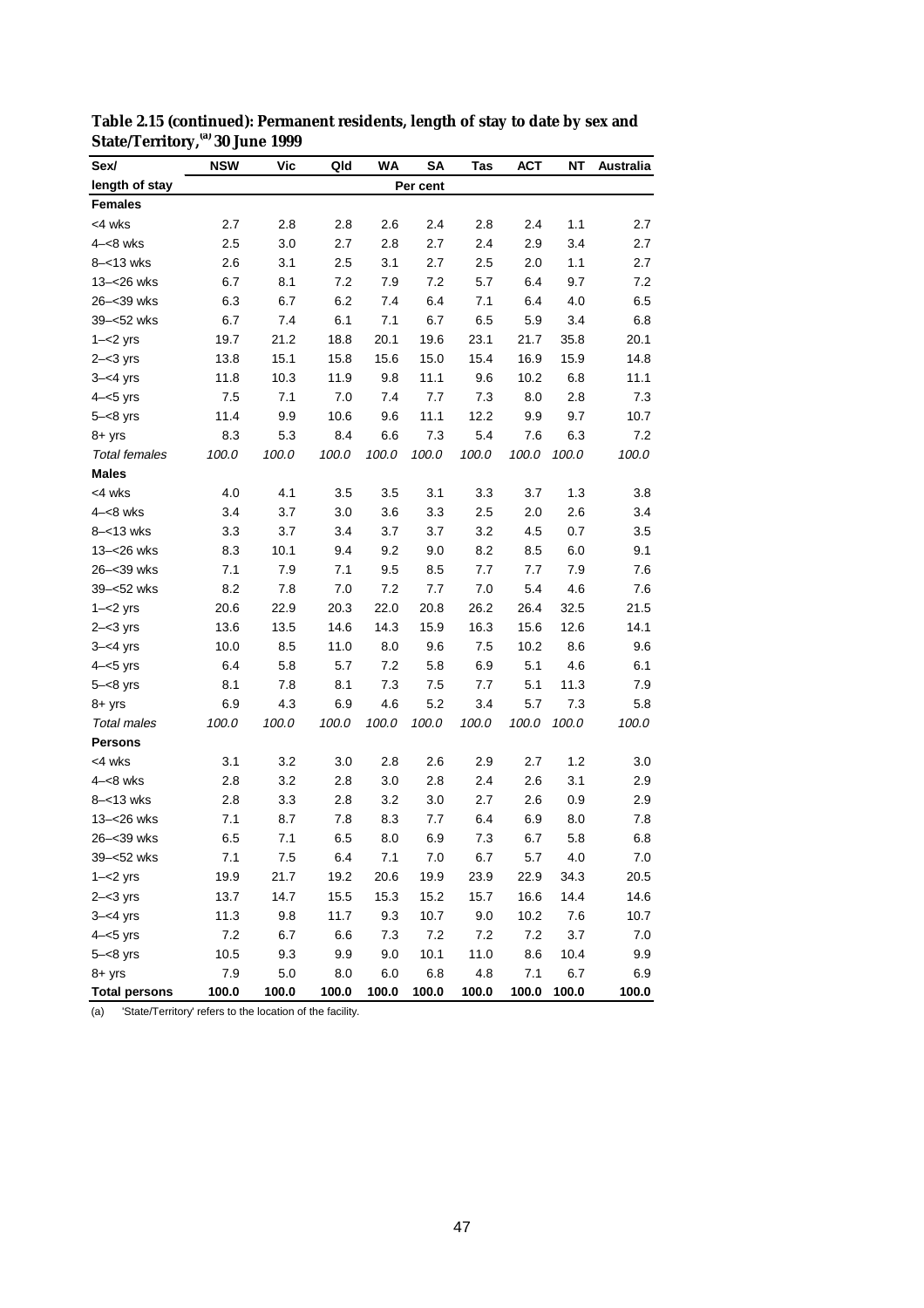**Table 2.15 (continued): Permanent residents, length of stay to date by sex and State/Territory,[(a)] 30 June 1999**

| Sex/ | NSW | Vic | Qld | WA | SA | Tas | ACT | NT | Australia |
|---|---|---|---|---|---|---|---|---|---|
| length of stay | | | | | Per cent | | | | |
| **Females** | | | | | | | | | |
| <4 wks | 2.7 | 2.8 | 2.8 | 2.6 | 2.4 | 2.8 | 2.4 | 1.1 | 2.7 |
| 4–<8 wks | 2.5 | 3.0 | 2.7 | 2.8 | 2.7 | 2.4 | 2.9 | 3.4 | 2.7 |
| 8–<13 wks | 2.6 | 3.1 | 2.5 | 3.1 | 2.7 | 2.5 | 2.0 | 1.1 | 2.7 |
| 13–<26 wks | 6.7 | 8.1 | 7.2 | 7.9 | 7.2 | 5.7 | 6.4 | 9.7 | 7.2 |
| 26–<39 wks | 6.3 | 6.7 | 6.2 | 7.4 | 6.4 | 7.1 | 6.4 | 4.0 | 6.5 |
| 39–<52 wks | 6.7 | 7.4 | 6.1 | 7.1 | 6.7 | 6.5 | 5.9 | 3.4 | 6.8 |
| 1–<2 yrs | 19.7 | 21.2 | 18.8 | 20.1 | 19.6 | 23.1 | 21.7 | 35.8 | 20.1 |
| 2–<3 yrs | 13.8 | 15.1 | 15.8 | 15.6 | 15.0 | 15.4 | 16.9 | 15.9 | 14.8 |
| 3–<4 yrs | 11.8 | 10.3 | 11.9 | 9.8 | 11.1 | 9.6 | 10.2 | 6.8 | 11.1 |
| 4–<5 yrs | 7.5 | 7.1 | 7.0 | 7.4 | 7.7 | 7.3 | 8.0 | 2.8 | 7.3 |
| 5–<8 yrs | 11.4 | 9.9 | 10.6 | 9.6 | 11.1 | 12.2 | 9.9 | 9.7 | 10.7 |
| 8+ yrs | 8.3 | 5.3 | 8.4 | 6.6 | 7.3 | 5.4 | 7.6 | 6.3 | 7.2 |
| *Total females* | *100.0* | *100.0* | *100.0* | *100.0* | *100.0* | *100.0* | *100.0* | *100.0* | *100.0* |
| **Males** | | | | | | | | | |
| <4 wks | 4.0 | 4.1 | 3.5 | 3.5 | 3.1 | 3.3 | 3.7 | 1.3 | 3.8 |
| 4–<8 wks | 3.4 | 3.7 | 3.0 | 3.6 | 3.3 | 2.5 | 2.0 | 2.6 | 3.4 |
| 8–<13 wks | 3.3 | 3.7 | 3.4 | 3.7 | 3.7 | 3.2 | 4.5 | 0.7 | 3.5 |
| 13–<26 wks | 8.3 | 10.1 | 9.4 | 9.2 | 9.0 | 8.2 | 8.5 | 6.0 | 9.1 |
| 26–<39 wks | 7.1 | 7.9 | 7.1 | 9.5 | 8.5 | 7.7 | 7.7 | 7.9 | 7.6 |
| 39–<52 wks | 8.2 | 7.8 | 7.0 | 7.2 | 7.7 | 7.0 | 5.4 | 4.6 | 7.6 |
| 1–<2 yrs | 20.6 | 22.9 | 20.3 | 22.0 | 20.8 | 26.2 | 26.4 | 32.5 | 21.5 |
| 2–<3 yrs | 13.6 | 13.5 | 14.6 | 14.3 | 15.9 | 16.3 | 15.6 | 12.6 | 14.1 |
| 3–<4 yrs | 10.0 | 8.5 | 11.0 | 8.0 | 9.6 | 7.5 | 10.2 | 8.6 | 9.6 |
| 4–<5 yrs | 6.4 | 5.8 | 5.7 | 7.2 | 5.8 | 6.9 | 5.1 | 4.6 | 6.1 |
| 5–<8 yrs | 8.1 | 7.8 | 8.1 | 7.3 | 7.5 | 7.7 | 5.1 | 11.3 | 7.9 |
| 8+ yrs | 6.9 | 4.3 | 6.9 | 4.6 | 5.2 | 3.4 | 5.7 | 7.3 | 5.8 |
| *Total males* | *100.0* | *100.0* | *100.0* | *100.0* | *100.0* | *100.0* | *100.0* | *100.0* | *100.0* |
| **Persons** | | | | | | | | | |
| <4 wks | 3.1 | 3.2 | 3.0 | 2.8 | 2.6 | 2.9 | 2.7 | 1.2 | 3.0 |
| 4–<8 wks | 2.8 | 3.2 | 2.8 | 3.0 | 2.8 | 2.4 | 2.6 | 3.1 | 2.9 |
| 8–<13 wks | 2.8 | 3.3 | 2.8 | 3.2 | 3.0 | 2.7 | 2.6 | 0.9 | 2.9 |
| 13–<26 wks | 7.1 | 8.7 | 7.8 | 8.3 | 7.7 | 6.4 | 6.9 | 8.0 | 7.8 |
| 26–<39 wks | 6.5 | 7.1 | 6.5 | 8.0 | 6.9 | 7.3 | 6.7 | 5.8 | 6.8 |
| 39–<52 wks | 7.1 | 7.5 | 6.4 | 7.1 | 7.0 | 6.7 | 5.7 | 4.0 | 7.0 |
| 1–<2 yrs | 19.9 | 21.7 | 19.2 | 20.6 | 19.9 | 23.9 | 22.9 | 34.3 | 20.5 |
| 2–<3 yrs | 13.7 | 14.7 | 15.5 | 15.3 | 15.2 | 15.7 | 16.6 | 14.4 | 14.6 |
| 3–<4 yrs | 11.3 | 9.8 | 11.7 | 9.3 | 10.7 | 9.0 | 10.2 | 7.6 | 10.7 |
| 4–<5 yrs | 7.2 | 6.7 | 6.6 | 7.3 | 7.2 | 7.2 | 7.2 | 3.7 | 7.0 |
| 5–<8 yrs | 10.5 | 9.3 | 9.9 | 9.0 | 10.1 | 11.0 | 8.6 | 10.4 | 9.9 |
| 8+ yrs | 7.9 | 5.0 | 8.0 | 6.0 | 6.8 | 4.8 | 7.1 | 6.7 | 6.9 |
| **Total persons** | **100.0** | **100.0** | **100.0** | **100.0** | **100.0** | **100.0** | **100.0** | **100.0** | **100.0** |

(a) 'State/Territory' refers to the location of the facility.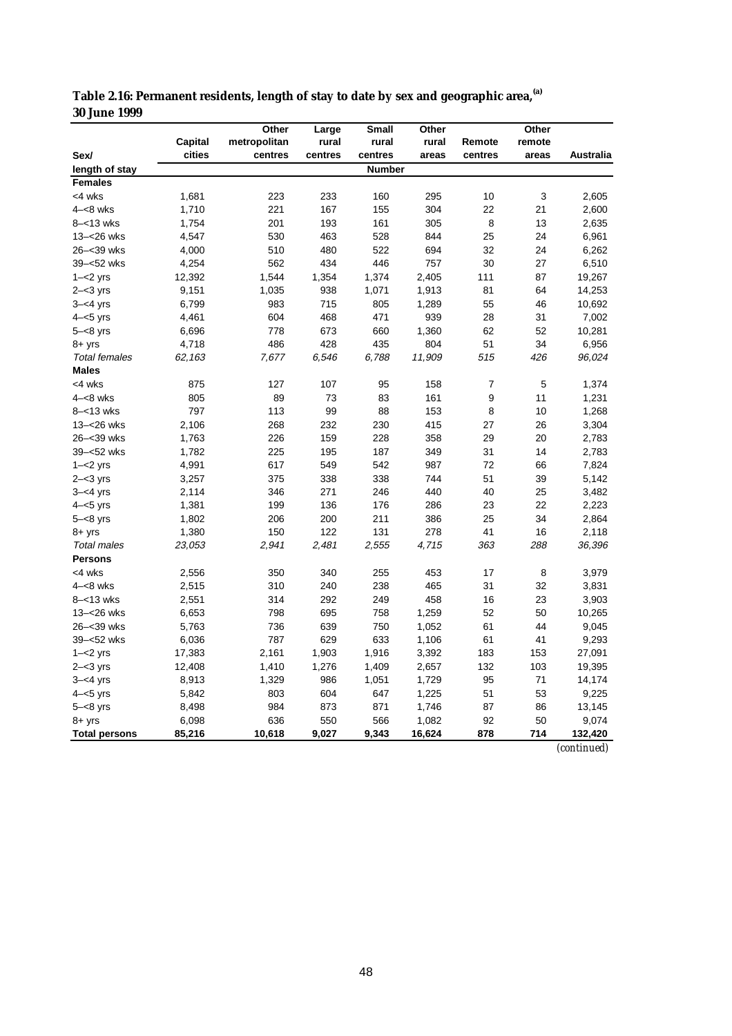**Table 2.16: Permanent residents, length of stay to date by sex and geographic area,[(a)] 30 June 1999**

| Sex/ length of stay | Capital cities | Other metropolitan centres | Large rural centres | Small rural centres | Other rural areas | Remote centres | Other remote areas | Australia |
|---|---|---|---|---|---|---|---|---|
| | | | | Number | | | | |
| **Females** | | | | | | | | |
| <4 wks | 1,681 | 223 | 233 | 160 | 295 | 10 | 3 | 2,605 |
| 4–<8 wks | 1,710 | 221 | 167 | 155 | 304 | 22 | 21 | 2,600 |
| 8–<13 wks | 1,754 | 201 | 193 | 161 | 305 | 8 | 13 | 2,635 |
| 13–<26 wks | 4,547 | 530 | 463 | 528 | 844 | 25 | 24 | 6,961 |
| 26–<39 wks | 4,000 | 510 | 480 | 522 | 694 | 32 | 24 | 6,262 |
| 39–<52 wks | 4,254 | 562 | 434 | 446 | 757 | 30 | 27 | 6,510 |
| 1–<2 yrs | 12,392 | 1,544 | 1,354 | 1,374 | 2,405 | 111 | 87 | 19,267 |
| 2–<3 yrs | 9,151 | 1,035 | 938 | 1,071 | 1,913 | 81 | 64 | 14,253 |
| 3–<4 yrs | 6,799 | 983 | 715 | 805 | 1,289 | 55 | 46 | 10,692 |
| 4–<5 yrs | 4,461 | 604 | 468 | 471 | 939 | 28 | 31 | 7,002 |
| 5–<8 yrs | 6,696 | 778 | 673 | 660 | 1,360 | 62 | 52 | 10,281 |
| 8+ yrs | 4,718 | 486 | 428 | 435 | 804 | 51 | 34 | 6,956 |
| *Total females* | *62,163* | *7,677* | *6,546* | *6,788* | *11,909* | *515* | *426* | *96,024* |
| **Males** | | | | | | | | |
| <4 wks | 875 | 127 | 107 | 95 | 158 | 7 | 5 | 1,374 |
| 4–<8 wks | 805 | 89 | 73 | 83 | 161 | 9 | 11 | 1,231 |
| 8–<13 wks | 797 | 113 | 99 | 88 | 153 | 8 | 10 | 1,268 |
| 13–<26 wks | 2,106 | 268 | 232 | 230 | 415 | 27 | 26 | 3,304 |
| 26–<39 wks | 1,763 | 226 | 159 | 228 | 358 | 29 | 20 | 2,783 |
| 39–<52 wks | 1,782 | 225 | 195 | 187 | 349 | 31 | 14 | 2,783 |
| 1–<2 yrs | 4,991 | 617 | 549 | 542 | 987 | 72 | 66 | 7,824 |
| 2–<3 yrs | 3,257 | 375 | 338 | 338 | 744 | 51 | 39 | 5,142 |
| 3–<4 yrs | 2,114 | 346 | 271 | 246 | 440 | 40 | 25 | 3,482 |
| 4–<5 yrs | 1,381 | 199 | 136 | 176 | 286 | 23 | 22 | 2,223 |
| 5–<8 yrs | 1,802 | 206 | 200 | 211 | 386 | 25 | 34 | 2,864 |
| 8+ yrs | 1,380 | 150 | 122 | 131 | 278 | 41 | 16 | 2,118 |
| *Total males* | *23,053* | *2,941* | *2,481* | *2,555* | *4,715* | *363* | *288* | *36,396* |
| **Persons** | | | | | | | | |
| <4 wks | 2,556 | 350 | 340 | 255 | 453 | 17 | 8 | 3,979 |
| 4–<8 wks | 2,515 | 310 | 240 | 238 | 465 | 31 | 32 | 3,831 |
| 8–<13 wks | 2,551 | 314 | 292 | 249 | 458 | 16 | 23 | 3,903 |
| 13–<26 wks | 6,653 | 798 | 695 | 758 | 1,259 | 52 | 50 | 10,265 |
| 26–<39 wks | 5,763 | 736 | 639 | 750 | 1,052 | 61 | 44 | 9,045 |
| 39–<52 wks | 6,036 | 787 | 629 | 633 | 1,106 | 61 | 41 | 9,293 |
| 1–<2 yrs | 17,383 | 2,161 | 1,903 | 1,916 | 3,392 | 183 | 153 | 27,091 |
| 2–<3 yrs | 12,408 | 1,410 | 1,276 | 1,409 | 2,657 | 132 | 103 | 19,395 |
| 3–<4 yrs | 8,913 | 1,329 | 986 | 1,051 | 1,729 | 95 | 71 | 14,174 |
| 4–<5 yrs | 5,842 | 803 | 604 | 647 | 1,225 | 51 | 53 | 9,225 |
| 5–<8 yrs | 8,498 | 984 | 873 | 871 | 1,746 | 87 | 86 | 13,145 |
| 8+ yrs | 6,098 | 636 | 550 | 566 | 1,082 | 92 | 50 | 9,074 |
| **Total persons** | **85,216** | **10,618** | **9,027** | **9,343** | **16,624** | **878** | **714** | **132,420** |

*(continued)*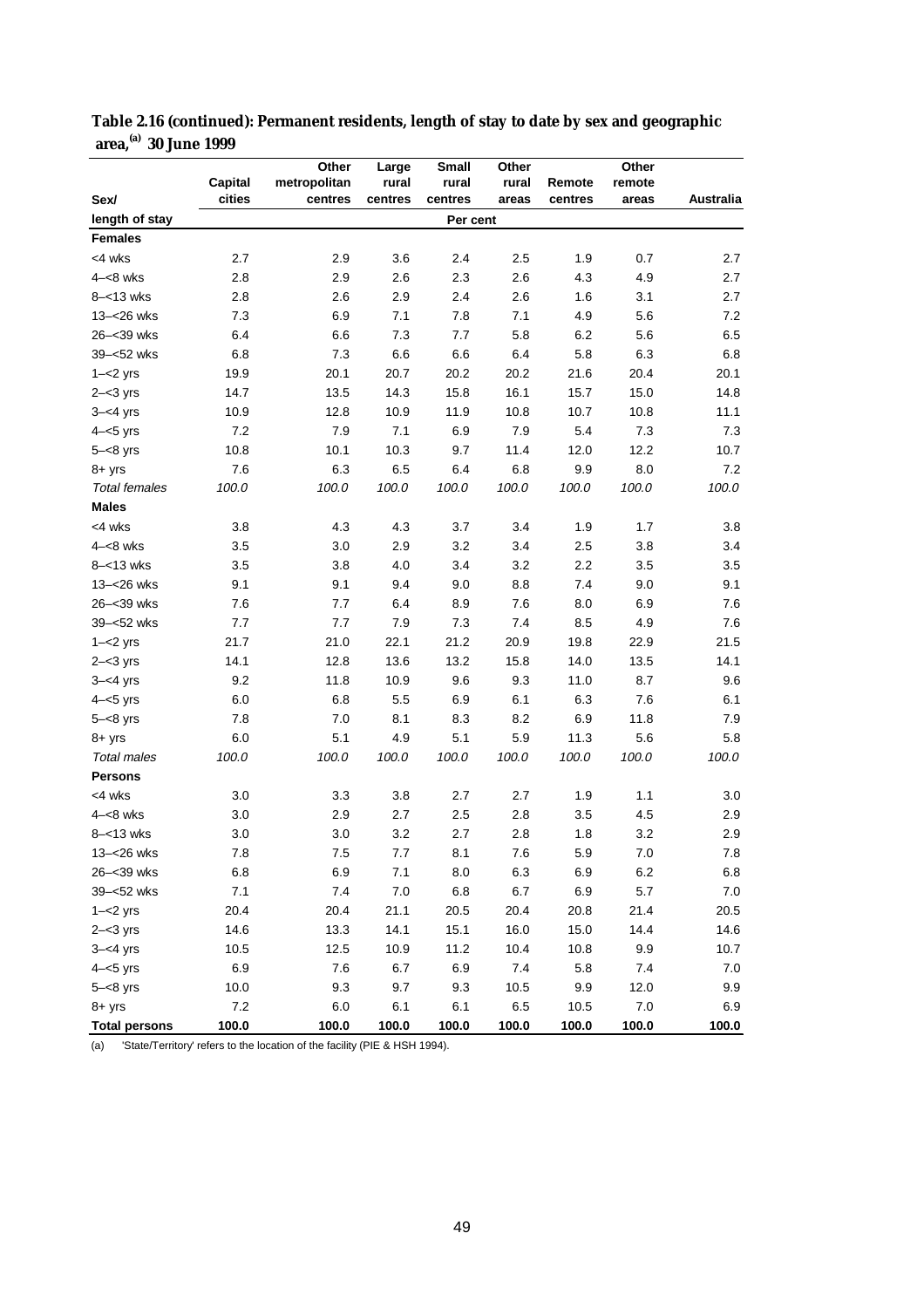**Table 2.16 (continued): Permanent residents, length of stay to date by sex and geographic area,[(a)] 30 June 1999**

| Sex/ length of stay | Capital cities | Other metropolitan centres | Large rural centres | Small rural centres | Other rural areas | Remote centres | Other remote areas | Australia |
|---|---|---|---|---|---|---|---|---|
| | | | | Per cent | | | | |
| **Females** | | | | | | | | |
| <4 wks | 2.7 | 2.9 | 3.6 | 2.4 | 2.5 | 1.9 | 0.7 | 2.7 |
| 4–<8 wks | 2.8 | 2.9 | 2.6 | 2.3 | 2.6 | 4.3 | 4.9 | 2.7 |
| 8–<13 wks | 2.8 | 2.6 | 2.9 | 2.4 | 2.6 | 1.6 | 3.1 | 2.7 |
| 13–<26 wks | 7.3 | 6.9 | 7.1 | 7.8 | 7.1 | 4.9 | 5.6 | 7.2 |
| 26–<39 wks | 6.4 | 6.6 | 7.3 | 7.7 | 5.8 | 6.2 | 5.6 | 6.5 |
| 39–<52 wks | 6.8 | 7.3 | 6.6 | 6.6 | 6.4 | 5.8 | 6.3 | 6.8 |
| 1–<2 yrs | 19.9 | 20.1 | 20.7 | 20.2 | 20.2 | 21.6 | 20.4 | 20.1 |
| 2–<3 yrs | 14.7 | 13.5 | 14.3 | 15.8 | 16.1 | 15.7 | 15.0 | 14.8 |
| 3–<4 yrs | 10.9 | 12.8 | 10.9 | 11.9 | 10.8 | 10.7 | 10.8 | 11.1 |
| 4–<5 yrs | 7.2 | 7.9 | 7.1 | 6.9 | 7.9 | 5.4 | 7.3 | 7.3 |
| 5–<8 yrs | 10.8 | 10.1 | 10.3 | 9.7 | 11.4 | 12.0 | 12.2 | 10.7 |
| 8+ yrs | 7.6 | 6.3 | 6.5 | 6.4 | 6.8 | 9.9 | 8.0 | 7.2 |
| *Total females* | *100.0* | *100.0* | *100.0* | *100.0* | *100.0* | *100.0* | *100.0* | *100.0* |
| **Males** | | | | | | | | |
| <4 wks | 3.8 | 4.3 | 4.3 | 3.7 | 3.4 | 1.9 | 1.7 | 3.8 |
| 4–<8 wks | 3.5 | 3.0 | 2.9 | 3.2 | 3.4 | 2.5 | 3.8 | 3.4 |
| 8–<13 wks | 3.5 | 3.8 | 4.0 | 3.4 | 3.2 | 2.2 | 3.5 | 3.5 |
| 13–<26 wks | 9.1 | 9.1 | 9.4 | 9.0 | 8.8 | 7.4 | 9.0 | 9.1 |
| 26–<39 wks | 7.6 | 7.7 | 6.4 | 8.9 | 7.6 | 8.0 | 6.9 | 7.6 |
| 39–<52 wks | 7.7 | 7.7 | 7.9 | 7.3 | 7.4 | 8.5 | 4.9 | 7.6 |
| 1–<2 yrs | 21.7 | 21.0 | 22.1 | 21.2 | 20.9 | 19.8 | 22.9 | 21.5 |
| 2–<3 yrs | 14.1 | 12.8 | 13.6 | 13.2 | 15.8 | 14.0 | 13.5 | 14.1 |
| 3–<4 yrs | 9.2 | 11.8 | 10.9 | 9.6 | 9.3 | 11.0 | 8.7 | 9.6 |
| 4–<5 yrs | 6.0 | 6.8 | 5.5 | 6.9 | 6.1 | 6.3 | 7.6 | 6.1 |
| 5–<8 yrs | 7.8 | 7.0 | 8.1 | 8.3 | 8.2 | 6.9 | 11.8 | 7.9 |
| 8+ yrs | 6.0 | 5.1 | 4.9 | 5.1 | 5.9 | 11.3 | 5.6 | 5.8 |
| *Total males* | *100.0* | *100.0* | *100.0* | *100.0* | *100.0* | *100.0* | *100.0* | *100.0* |
| **Persons** | | | | | | | | |
| <4 wks | 3.0 | 3.3 | 3.8 | 2.7 | 2.7 | 1.9 | 1.1 | 3.0 |
| 4–<8 wks | 3.0 | 2.9 | 2.7 | 2.5 | 2.8 | 3.5 | 4.5 | 2.9 |
| 8–<13 wks | 3.0 | 3.0 | 3.2 | 2.7 | 2.8 | 1.8 | 3.2 | 2.9 |
| 13–<26 wks | 7.8 | 7.5 | 7.7 | 8.1 | 7.6 | 5.9 | 7.0 | 7.8 |
| 26–<39 wks | 6.8 | 6.9 | 7.1 | 8.0 | 6.3 | 6.9 | 6.2 | 6.8 |
| 39–<52 wks | 7.1 | 7.4 | 7.0 | 6.8 | 6.7 | 6.9 | 5.7 | 7.0 |
| 1–<2 yrs | 20.4 | 20.4 | 21.1 | 20.5 | 20.4 | 20.8 | 21.4 | 20.5 |
| 2–<3 yrs | 14.6 | 13.3 | 14.1 | 15.1 | 16.0 | 15.0 | 14.4 | 14.6 |
| 3–<4 yrs | 10.5 | 12.5 | 10.9 | 11.2 | 10.4 | 10.8 | 9.9 | 10.7 |
| 4–<5 yrs | 6.9 | 7.6 | 6.7 | 6.9 | 7.4 | 5.8 | 7.4 | 7.0 |
| 5–<8 yrs | 10.0 | 9.3 | 9.7 | 9.3 | 10.5 | 9.9 | 12.0 | 9.9 |
| 8+ yrs | 7.2 | 6.0 | 6.1 | 6.1 | 6.5 | 10.5 | 7.0 | 6.9 |
| **Total persons** | **100.0** | **100.0** | **100.0** | **100.0** | **100.0** | **100.0** | **100.0** | **100.0** |

(a) 'State/Territory' refers to the location of the facility (PIE & HSH 1994).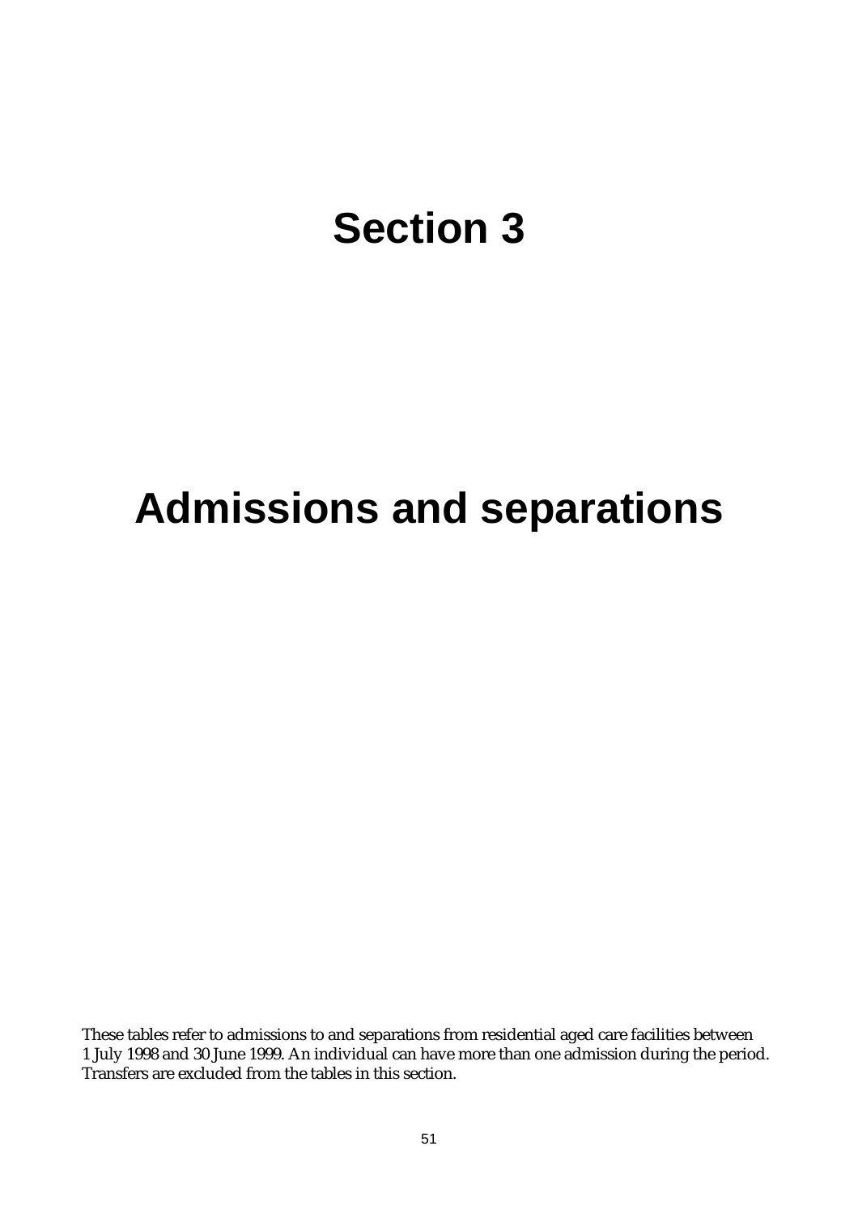# Section 3

# Admissions and separations

These tables refer to admissions to and separations from residential aged care facilities between 1 July 1998 and 30 June 1999. An individual can have more than one admission during the period. Transfers are excluded from the tables in this section.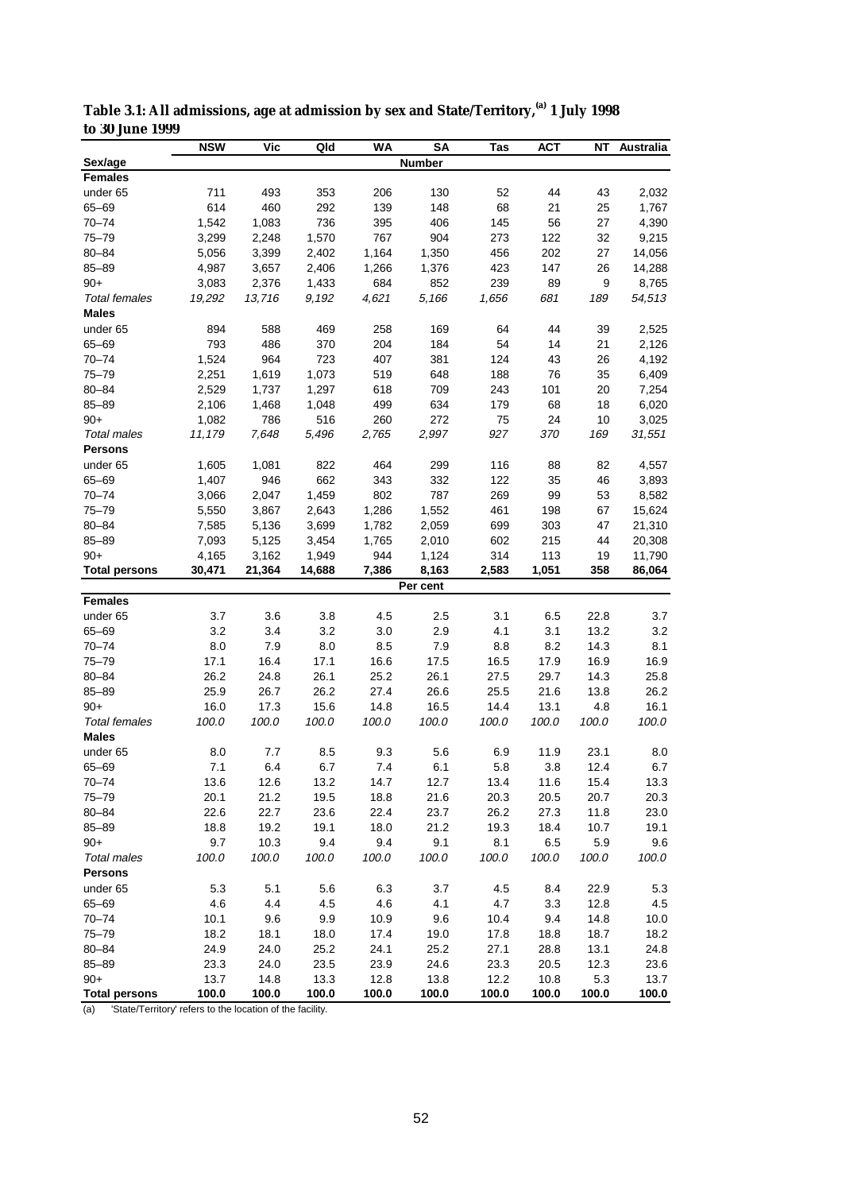**Table 3.1: All admissions, age at admission by sex and State/Territory,[(a)] 1 July 1998 to 30 June 1999**

| Sex/age | NSW | Vic | Qld | WA | SA | Tas | ACT | NT | Australia |
|---|---|---|---|---|---|---|---|---|---|
| | | | | | **Number** | | | | |
| **Females** | | | | | | | | | |
| under 65 | 711 | 493 | 353 | 206 | 130 | 52 | 44 | 43 | 2,032 |
| 65–69 | 614 | 460 | 292 | 139 | 148 | 68 | 21 | 25 | 1,767 |
| 70–74 | 1,542 | 1,083 | 736 | 395 | 406 | 145 | 56 | 27 | 4,390 |
| 75–79 | 3,299 | 2,248 | 1,570 | 767 | 904 | 273 | 122 | 32 | 9,215 |
| 80–84 | 5,056 | 3,399 | 2,402 | 1,164 | 1,350 | 456 | 202 | 27 | 14,056 |
| 85–89 | 4,987 | 3,657 | 2,406 | 1,266 | 1,376 | 423 | 147 | 26 | 14,288 |
| 90+ | 3,083 | 2,376 | 1,433 | 684 | 852 | 239 | 89 | 9 | 8,765 |
| *Total females* | *19,292* | *13,716* | *9,192* | *4,621* | *5,166* | *1,656* | *681* | *189* | *54,513* |
| **Males** | | | | | | | | | |
| under 65 | 894 | 588 | 469 | 258 | 169 | 64 | 44 | 39 | 2,525 |
| 65–69 | 793 | 486 | 370 | 204 | 184 | 54 | 14 | 21 | 2,126 |
| 70–74 | 1,524 | 964 | 723 | 407 | 381 | 124 | 43 | 26 | 4,192 |
| 75–79 | 2,251 | 1,619 | 1,073 | 519 | 648 | 188 | 76 | 35 | 6,409 |
| 80–84 | 2,529 | 1,737 | 1,297 | 618 | 709 | 243 | 101 | 20 | 7,254 |
| 85–89 | 2,106 | 1,468 | 1,048 | 499 | 634 | 179 | 68 | 18 | 6,020 |
| 90+ | 1,082 | 786 | 516 | 260 | 272 | 75 | 24 | 10 | 3,025 |
| *Total males* | *11,179* | *7,648* | *5,496* | *2,765* | *2,997* | *927* | *370* | *169* | *31,551* |
| **Persons** | | | | | | | | | |
| under 65 | 1,605 | 1,081 | 822 | 464 | 299 | 116 | 88 | 82 | 4,557 |
| 65–69 | 1,407 | 946 | 662 | 343 | 332 | 122 | 35 | 46 | 3,893 |
| 70–74 | 3,066 | 2,047 | 1,459 | 802 | 787 | 269 | 99 | 53 | 8,582 |
| 75–79 | 5,550 | 3,867 | 2,643 | 1,286 | 1,552 | 461 | 198 | 67 | 15,624 |
| 80–84 | 7,585 | 5,136 | 3,699 | 1,782 | 2,059 | 699 | 303 | 47 | 21,310 |
| 85–89 | 7,093 | 5,125 | 3,454 | 1,765 | 2,010 | 602 | 215 | 44 | 20,308 |
| 90+ | 4,165 | 3,162 | 1,949 | 944 | 1,124 | 314 | 113 | 19 | 11,790 |
| **Total persons** | **30,471** | **21,364** | **14,688** | **7,386** | **8,163** | **2,583** | **1,051** | **358** | **86,064** |
| | | | | | **Per cent** | | | | |
| **Females** | | | | | | | | | |
| under 65 | 3.7 | 3.6 | 3.8 | 4.5 | 2.5 | 3.1 | 6.5 | 22.8 | 3.7 |
| 65–69 | 3.2 | 3.4 | 3.2 | 3.0 | 2.9 | 4.1 | 3.1 | 13.2 | 3.2 |
| 70–74 | 8.0 | 7.9 | 8.0 | 8.5 | 7.9 | 8.8 | 8.2 | 14.3 | 8.1 |
| 75–79 | 17.1 | 16.4 | 17.1 | 16.6 | 17.5 | 16.5 | 17.9 | 16.9 | 16.9 |
| 80–84 | 26.2 | 24.8 | 26.1 | 25.2 | 26.1 | 27.5 | 29.7 | 14.3 | 25.8 |
| 85–89 | 25.9 | 26.7 | 26.2 | 27.4 | 26.6 | 25.5 | 21.6 | 13.8 | 26.2 |
| 90+ | 16.0 | 17.3 | 15.6 | 14.8 | 16.5 | 14.4 | 13.1 | 4.8 | 16.1 |
| *Total females* | *100.0* | *100.0* | *100.0* | *100.0* | *100.0* | *100.0* | *100.0* | *100.0* | *100.0* |
| **Males** | | | | | | | | | |
| under 65 | 8.0 | 7.7 | 8.5 | 9.3 | 5.6 | 6.9 | 11.9 | 23.1 | 8.0 |
| 65–69 | 7.1 | 6.4 | 6.7 | 7.4 | 6.1 | 5.8 | 3.8 | 12.4 | 6.7 |
| 70–74 | 13.6 | 12.6 | 13.2 | 14.7 | 12.7 | 13.4 | 11.6 | 15.4 | 13.3 |
| 75–79 | 20.1 | 21.2 | 19.5 | 18.8 | 21.6 | 20.3 | 20.5 | 20.7 | 20.3 |
| 80–84 | 22.6 | 22.7 | 23.6 | 22.4 | 23.7 | 26.2 | 27.3 | 11.8 | 23.0 |
| 85–89 | 18.8 | 19.2 | 19.1 | 18.0 | 21.2 | 19.3 | 18.4 | 10.7 | 19.1 |
| 90+ | 9.7 | 10.3 | 9.4 | 9.4 | 9.1 | 8.1 | 6.5 | 5.9 | 9.6 |
| *Total males* | *100.0* | *100.0* | *100.0* | *100.0* | *100.0* | *100.0* | *100.0* | *100.0* | *100.0* |
| **Persons** | | | | | | | | | |
| under 65 | 5.3 | 5.1 | 5.6 | 6.3 | 3.7 | 4.5 | 8.4 | 22.9 | 5.3 |
| 65–69 | 4.6 | 4.4 | 4.5 | 4.6 | 4.1 | 4.7 | 3.3 | 12.8 | 4.5 |
| 70–74 | 10.1 | 9.6 | 9.9 | 10.9 | 9.6 | 10.4 | 9.4 | 14.8 | 10.0 |
| 75–79 | 18.2 | 18.1 | 18.0 | 17.4 | 19.0 | 17.8 | 18.8 | 18.7 | 18.2 |
| 80–84 | 24.9 | 24.0 | 25.2 | 24.1 | 25.2 | 27.1 | 28.8 | 13.1 | 24.8 |
| 85–89 | 23.3 | 24.0 | 23.5 | 23.9 | 24.6 | 23.3 | 20.5 | 12.3 | 23.6 |
| 90+ | 13.7 | 14.8 | 13.3 | 12.8 | 13.8 | 12.2 | 10.8 | 5.3 | 13.7 |
| **Total persons** | **100.0** | **100.0** | **100.0** | **100.0** | **100.0** | **100.0** | **100.0** | **100.0** | **100.0** |

(a) 'State/Territory' refers to the location of the facility.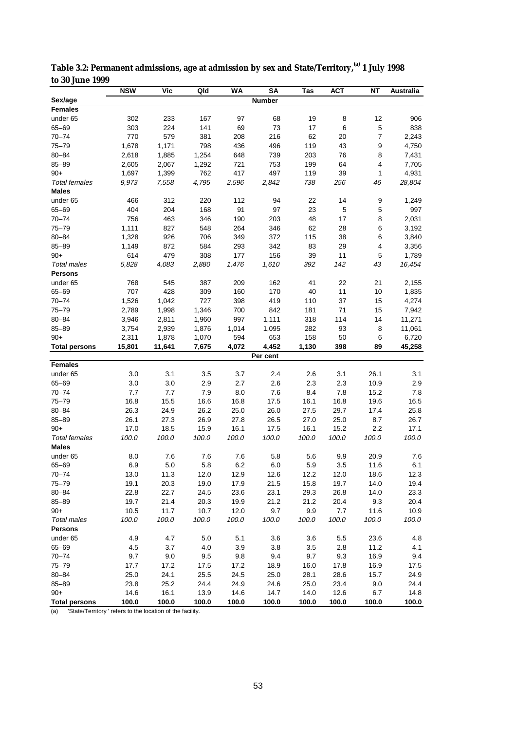**Table 3.2: Permanent admissions, age at admission by sex and State/Territory,[(a)] 1 July 1998 to 30 June 1999**

| Sex/age | NSW | Vic | Qld | WA | SA | Tas | ACT | NT | Australia |
|---|---|---|---|---|---|---|---|---|---|
| | | | | | **Number** | | | | |
| **Females** | | | | | | | | | |
| under 65 | 302 | 233 | 167 | 97 | 68 | 19 | 8 | 12 | 906 |
| 65–69 | 303 | 224 | 141 | 69 | 73 | 17 | 6 | 5 | 838 |
| 70–74 | 770 | 579 | 381 | 208 | 216 | 62 | 20 | 7 | 2,243 |
| 75–79 | 1,678 | 1,171 | 798 | 436 | 496 | 119 | 43 | 9 | 4,750 |
| 80–84 | 2,618 | 1,885 | 1,254 | 648 | 739 | 203 | 76 | 8 | 7,431 |
| 85–89 | 2,605 | 2,067 | 1,292 | 721 | 753 | 199 | 64 | 4 | 7,705 |
| 90+ | 1,697 | 1,399 | 762 | 417 | 497 | 119 | 39 | 1 | 4,931 |
| *Total females* | *9,973* | *7,558* | *4,795* | *2,596* | *2,842* | *738* | *256* | *46* | *28,804* |
| **Males** | | | | | | | | | |
| under 65 | 466 | 312 | 220 | 112 | 94 | 22 | 14 | 9 | 1,249 |
| 65–69 | 404 | 204 | 168 | 91 | 97 | 23 | 5 | 5 | 997 |
| 70–74 | 756 | 463 | 346 | 190 | 203 | 48 | 17 | 8 | 2,031 |
| 75–79 | 1,111 | 827 | 548 | 264 | 346 | 62 | 28 | 6 | 3,192 |
| 80–84 | 1,328 | 926 | 706 | 349 | 372 | 115 | 38 | 6 | 3,840 |
| 85–89 | 1,149 | 872 | 584 | 293 | 342 | 83 | 29 | 4 | 3,356 |
| 90+ | 614 | 479 | 308 | 177 | 156 | 39 | 11 | 5 | 1,789 |
| *Total males* | *5,828* | *4,083* | *2,880* | *1,476* | *1,610* | *392* | *142* | *43* | *16,454* |
| **Persons** | | | | | | | | | |
| under 65 | 768 | 545 | 387 | 209 | 162 | 41 | 22 | 21 | 2,155 |
| 65–69 | 707 | 428 | 309 | 160 | 170 | 40 | 11 | 10 | 1,835 |
| 70–74 | 1,526 | 1,042 | 727 | 398 | 419 | 110 | 37 | 15 | 4,274 |
| 75–79 | 2,789 | 1,998 | 1,346 | 700 | 842 | 181 | 71 | 15 | 7,942 |
| 80–84 | 3,946 | 2,811 | 1,960 | 997 | 1,111 | 318 | 114 | 14 | 11,271 |
| 85–89 | 3,754 | 2,939 | 1,876 | 1,014 | 1,095 | 282 | 93 | 8 | 11,061 |
| 90+ | 2,311 | 1,878 | 1,070 | 594 | 653 | 158 | 50 | 6 | 6,720 |
| **Total persons** | **15,801** | **11,641** | **7,675** | **4,072** | **4,452** | **1,130** | **398** | **89** | **45,258** |
| | | | | | **Per cent** | | | | |
| **Females** | | | | | | | | | |
| under 65 | 3.0 | 3.1 | 3.5 | 3.7 | 2.4 | 2.6 | 3.1 | 26.1 | 3.1 |
| 65–69 | 3.0 | 3.0 | 2.9 | 2.7 | 2.6 | 2.3 | 2.3 | 10.9 | 2.9 |
| 70–74 | 7.7 | 7.7 | 7.9 | 8.0 | 7.6 | 8.4 | 7.8 | 15.2 | 7.8 |
| 75–79 | 16.8 | 15.5 | 16.6 | 16.8 | 17.5 | 16.1 | 16.8 | 19.6 | 16.5 |
| 80–84 | 26.3 | 24.9 | 26.2 | 25.0 | 26.0 | 27.5 | 29.7 | 17.4 | 25.8 |
| 85–89 | 26.1 | 27.3 | 26.9 | 27.8 | 26.5 | 27.0 | 25.0 | 8.7 | 26.7 |
| 90+ | 17.0 | 18.5 | 15.9 | 16.1 | 17.5 | 16.1 | 15.2 | 2.2 | 17.1 |
| *Total females* | *100.0* | *100.0* | *100.0* | *100.0* | *100.0* | *100.0* | *100.0* | *100.0* | *100.0* |
| **Males** | | | | | | | | | |
| under 65 | 8.0 | 7.6 | 7.6 | 7.6 | 5.8 | 5.6 | 9.9 | 20.9 | 7.6 |
| 65–69 | 6.9 | 5.0 | 5.8 | 6.2 | 6.0 | 5.9 | 3.5 | 11.6 | 6.1 |
| 70–74 | 13.0 | 11.3 | 12.0 | 12.9 | 12.6 | 12.2 | 12.0 | 18.6 | 12.3 |
| 75–79 | 19.1 | 20.3 | 19.0 | 17.9 | 21.5 | 15.8 | 19.7 | 14.0 | 19.4 |
| 80–84 | 22.8 | 22.7 | 24.5 | 23.6 | 23.1 | 29.3 | 26.8 | 14.0 | 23.3 |
| 85–89 | 19.7 | 21.4 | 20.3 | 19.9 | 21.2 | 21.2 | 20.4 | 9.3 | 20.4 |
| 90+ | 10.5 | 11.7 | 10.7 | 12.0 | 9.7 | 9.9 | 7.7 | 11.6 | 10.9 |
| *Total males* | *100.0* | *100.0* | *100.0* | *100.0* | *100.0* | *100.0* | *100.0* | *100.0* | *100.0* |
| **Persons** | | | | | | | | | |
| under 65 | 4.9 | 4.7 | 5.0 | 5.1 | 3.6 | 3.6 | 5.5 | 23.6 | 4.8 |
| 65–69 | 4.5 | 3.7 | 4.0 | 3.9 | 3.8 | 3.5 | 2.8 | 11.2 | 4.1 |
| 70–74 | 9.7 | 9.0 | 9.5 | 9.8 | 9.4 | 9.7 | 9.3 | 16.9 | 9.4 |
| 75–79 | 17.7 | 17.2 | 17.5 | 17.2 | 18.9 | 16.0 | 17.8 | 16.9 | 17.5 |
| 80–84 | 25.0 | 24.1 | 25.5 | 24.5 | 25.0 | 28.1 | 28.6 | 15.7 | 24.9 |
| 85–89 | 23.8 | 25.2 | 24.4 | 24.9 | 24.6 | 25.0 | 23.4 | 9.0 | 24.4 |
| 90+ | 14.6 | 16.1 | 13.9 | 14.6 | 14.7 | 14.0 | 12.6 | 6.7 | 14.8 |
| **Total persons** | **100.0** | **100.0** | **100.0** | **100.0** | **100.0** | **100.0** | **100.0** | **100.0** | **100.0** |

(a) 'State/Territory ' refers to the location of the facility.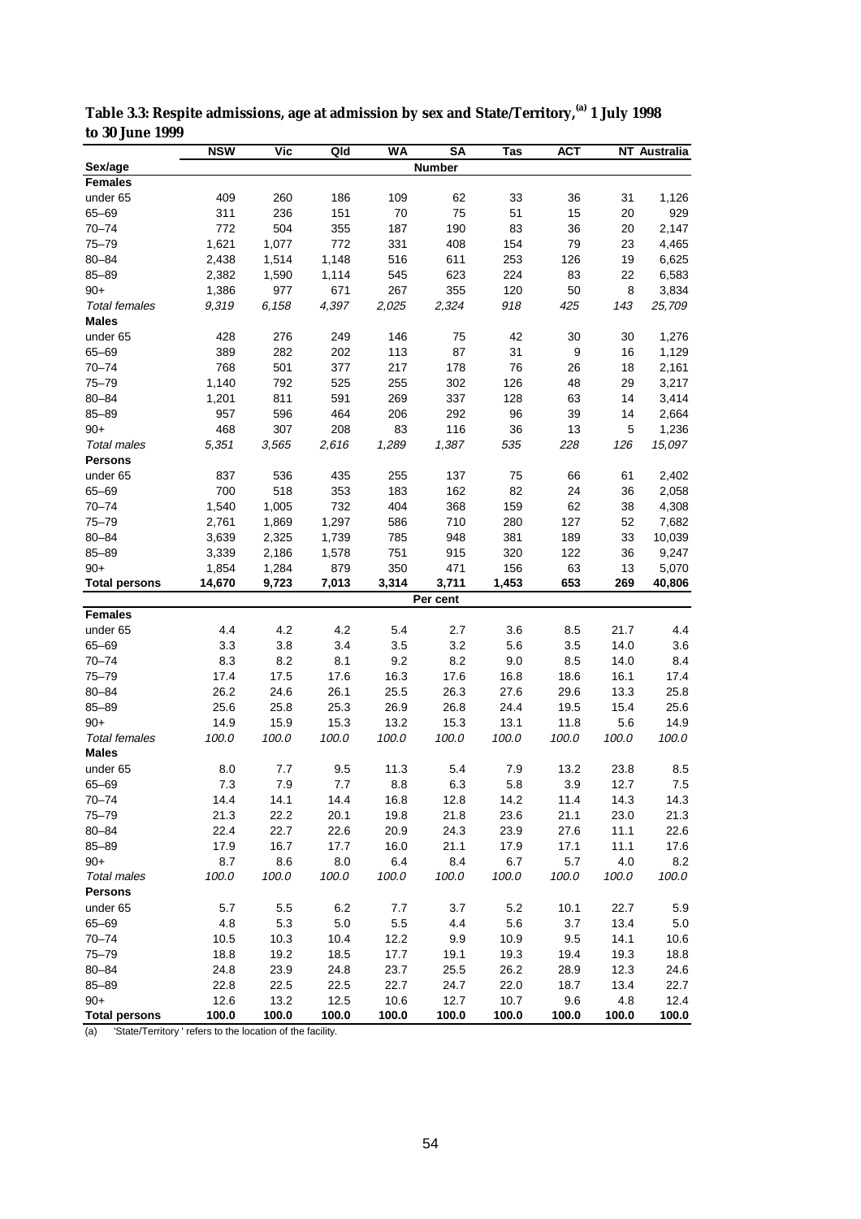**Table 3.3: Respite admissions, age at admission by sex and State/Territory,[(a)] 1 July 1998 to 30 June 1999**

| Sex/age | NSW | Vic | Qld | WA | SA | Tas | ACT | NT | Australia |
|---|---|---|---|---|---|---|---|---|---|
| | | | | | **Number** | | | | |
| **Females** | | | | | | | | | |
| under 65 | 409 | 260 | 186 | 109 | 62 | 33 | 36 | 31 | 1,126 |
| 65–69 | 311 | 236 | 151 | 70 | 75 | 51 | 15 | 20 | 929 |
| 70–74 | 772 | 504 | 355 | 187 | 190 | 83 | 36 | 20 | 2,147 |
| 75–79 | 1,621 | 1,077 | 772 | 331 | 408 | 154 | 79 | 23 | 4,465 |
| 80–84 | 2,438 | 1,514 | 1,148 | 516 | 611 | 253 | 126 | 19 | 6,625 |
| 85–89 | 2,382 | 1,590 | 1,114 | 545 | 623 | 224 | 83 | 22 | 6,583 |
| 90+ | 1,386 | 977 | 671 | 267 | 355 | 120 | 50 | 8 | 3,834 |
| *Total females* | *9,319* | *6,158* | *4,397* | *2,025* | *2,324* | *918* | *425* | *143* | *25,709* |
| **Males** | | | | | | | | | |
| under 65 | 428 | 276 | 249 | 146 | 75 | 42 | 30 | 30 | 1,276 |
| 65–69 | 389 | 282 | 202 | 113 | 87 | 31 | 9 | 16 | 1,129 |
| 70–74 | 768 | 501 | 377 | 217 | 178 | 76 | 26 | 18 | 2,161 |
| 75–79 | 1,140 | 792 | 525 | 255 | 302 | 126 | 48 | 29 | 3,217 |
| 80–84 | 1,201 | 811 | 591 | 269 | 337 | 128 | 63 | 14 | 3,414 |
| 85–89 | 957 | 596 | 464 | 206 | 292 | 96 | 39 | 14 | 2,664 |
| 90+ | 468 | 307 | 208 | 83 | 116 | 36 | 13 | 5 | 1,236 |
| *Total males* | *5,351* | *3,565* | *2,616* | *1,289* | *1,387* | *535* | *228* | *126* | *15,097* |
| **Persons** | | | | | | | | | |
| under 65 | 837 | 536 | 435 | 255 | 137 | 75 | 66 | 61 | 2,402 |
| 65–69 | 700 | 518 | 353 | 183 | 162 | 82 | 24 | 36 | 2,058 |
| 70–74 | 1,540 | 1,005 | 732 | 404 | 368 | 159 | 62 | 38 | 4,308 |
| 75–79 | 2,761 | 1,869 | 1,297 | 586 | 710 | 280 | 127 | 52 | 7,682 |
| 80–84 | 3,639 | 2,325 | 1,739 | 785 | 948 | 381 | 189 | 33 | 10,039 |
| 85–89 | 3,339 | 2,186 | 1,578 | 751 | 915 | 320 | 122 | 36 | 9,247 |
| 90+ | 1,854 | 1,284 | 879 | 350 | 471 | 156 | 63 | 13 | 5,070 |
| **Total persons** | **14,670** | **9,723** | **7,013** | **3,314** | **3,711** | **1,453** | **653** | **269** | **40,806** |
| | | | | | **Per cent** | | | | |
| **Females** | | | | | | | | | |
| under 65 | 4.4 | 4.2 | 4.2 | 5.4 | 2.7 | 3.6 | 8.5 | 21.7 | 4.4 |
| 65–69 | 3.3 | 3.8 | 3.4 | 3.5 | 3.2 | 5.6 | 3.5 | 14.0 | 3.6 |
| 70–74 | 8.3 | 8.2 | 8.1 | 9.2 | 8.2 | 9.0 | 8.5 | 14.0 | 8.4 |
| 75–79 | 17.4 | 17.5 | 17.6 | 16.3 | 17.6 | 16.8 | 18.6 | 16.1 | 17.4 |
| 80–84 | 26.2 | 24.6 | 26.1 | 25.5 | 26.3 | 27.6 | 29.6 | 13.3 | 25.8 |
| 85–89 | 25.6 | 25.8 | 25.3 | 26.9 | 26.8 | 24.4 | 19.5 | 15.4 | 25.6 |
| 90+ | 14.9 | 15.9 | 15.3 | 13.2 | 15.3 | 13.1 | 11.8 | 5.6 | 14.9 |
| *Total females* | *100.0* | *100.0* | *100.0* | *100.0* | *100.0* | *100.0* | *100.0* | *100.0* | *100.0* |
| **Males** | | | | | | | | | |
| under 65 | 8.0 | 7.7 | 9.5 | 11.3 | 5.4 | 7.9 | 13.2 | 23.8 | 8.5 |
| 65–69 | 7.3 | 7.9 | 7.7 | 8.8 | 6.3 | 5.8 | 3.9 | 12.7 | 7.5 |
| 70–74 | 14.4 | 14.1 | 14.4 | 16.8 | 12.8 | 14.2 | 11.4 | 14.3 | 14.3 |
| 75–79 | 21.3 | 22.2 | 20.1 | 19.8 | 21.8 | 23.6 | 21.1 | 23.0 | 21.3 |
| 80–84 | 22.4 | 22.7 | 22.6 | 20.9 | 24.3 | 23.9 | 27.6 | 11.1 | 22.6 |
| 85–89 | 17.9 | 16.7 | 17.7 | 16.0 | 21.1 | 17.9 | 17.1 | 11.1 | 17.6 |
| 90+ | 8.7 | 8.6 | 8.0 | 6.4 | 8.4 | 6.7 | 5.7 | 4.0 | 8.2 |
| *Total males* | *100.0* | *100.0* | *100.0* | *100.0* | *100.0* | *100.0* | *100.0* | *100.0* | *100.0* |
| **Persons** | | | | | | | | | |
| under 65 | 5.7 | 5.5 | 6.2 | 7.7 | 3.7 | 5.2 | 10.1 | 22.7 | 5.9 |
| 65–69 | 4.8 | 5.3 | 5.0 | 5.5 | 4.4 | 5.6 | 3.7 | 13.4 | 5.0 |
| 70–74 | 10.5 | 10.3 | 10.4 | 12.2 | 9.9 | 10.9 | 9.5 | 14.1 | 10.6 |
| 75–79 | 18.8 | 19.2 | 18.5 | 17.7 | 19.1 | 19.3 | 19.4 | 19.3 | 18.8 |
| 80–84 | 24.8 | 23.9 | 24.8 | 23.7 | 25.5 | 26.2 | 28.9 | 12.3 | 24.6 |
| 85–89 | 22.8 | 22.5 | 22.5 | 22.7 | 24.7 | 22.0 | 18.7 | 13.4 | 22.7 |
| 90+ | 12.6 | 13.2 | 12.5 | 10.6 | 12.7 | 10.7 | 9.6 | 4.8 | 12.4 |
| **Total persons** | **100.0** | **100.0** | **100.0** | **100.0** | **100.0** | **100.0** | **100.0** | **100.0** | **100.0** |

(a) 'State/Territory ' refers to the location of the facility.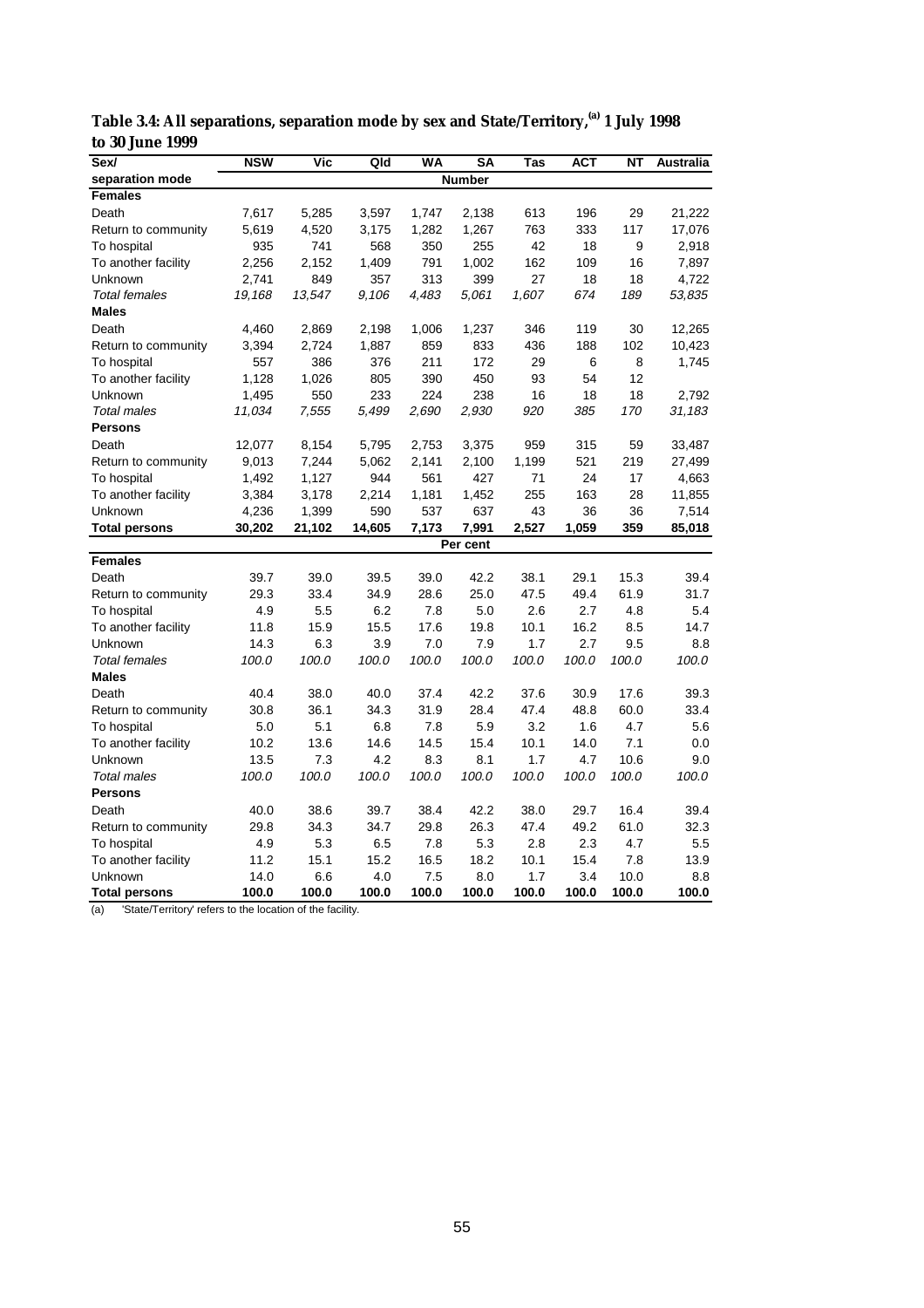**Table 3.4: All separations, separation mode by sex and State/Territory,[(a)] 1 July 1998 to 30 June 1999**

| Sex/ separation mode | NSW | Vic | Qld | WA | SA | Tas | ACT | NT | Australia |
|---|---|---|---|---|---|---|---|---|---|
| | | | | | **Number** | | | | |
| **Females** | | | | | | | | | |
| Death | 7,617 | 5,285 | 3,597 | 1,747 | 2,138 | 613 | 196 | 29 | 21,222 |
| Return to community | 5,619 | 4,520 | 3,175 | 1,282 | 1,267 | 763 | 333 | 117 | 17,076 |
| To hospital | 935 | 741 | 568 | 350 | 255 | 42 | 18 | 9 | 2,918 |
| To another facility | 2,256 | 2,152 | 1,409 | 791 | 1,002 | 162 | 109 | 16 | 7,897 |
| Unknown | 2,741 | 849 | 357 | 313 | 399 | 27 | 18 | 18 | 4,722 |
| *Total females* | *19,168* | *13,547* | *9,106* | *4,483* | *5,061* | *1,607* | *674* | *189* | *53,835* |
| **Males** | | | | | | | | | |
| Death | 4,460 | 2,869 | 2,198 | 1,006 | 1,237 | 346 | 119 | 30 | 12,265 |
| Return to community | 3,394 | 2,724 | 1,887 | 859 | 833 | 436 | 188 | 102 | 10,423 |
| To hospital | 557 | 386 | 376 | 211 | 172 | 29 | 6 | 8 | 1,745 |
| To another facility | 1,128 | 1,026 | 805 | 390 | 450 | 93 | 54 | 12 | |
| Unknown | 1,495 | 550 | 233 | 224 | 238 | 16 | 18 | 18 | 2,792 |
| *Total males* | *11,034* | *7,555* | *5,499* | *2,690* | *2,930* | *920* | *385* | *170* | *31,183* |
| **Persons** | | | | | | | | | |
| Death | 12,077 | 8,154 | 5,795 | 2,753 | 3,375 | 959 | 315 | 59 | 33,487 |
| Return to community | 9,013 | 7,244 | 5,062 | 2,141 | 2,100 | 1,199 | 521 | 219 | 27,499 |
| To hospital | 1,492 | 1,127 | 944 | 561 | 427 | 71 | 24 | 17 | 4,663 |
| To another facility | 3,384 | 3,178 | 2,214 | 1,181 | 1,452 | 255 | 163 | 28 | 11,855 |
| Unknown | 4,236 | 1,399 | 590 | 537 | 637 | 43 | 36 | 36 | 7,514 |
| **Total persons** | **30,202** | **21,102** | **14,605** | **7,173** | **7,991** | **2,527** | **1,059** | **359** | **85,018** |
| | | | | | **Per cent** | | | | |
| **Females** | | | | | | | | | |
| Death | 39.7 | 39.0 | 39.5 | 39.0 | 42.2 | 38.1 | 29.1 | 15.3 | 39.4 |
| Return to community | 29.3 | 33.4 | 34.9 | 28.6 | 25.0 | 47.5 | 49.4 | 61.9 | 31.7 |
| To hospital | 4.9 | 5.5 | 6.2 | 7.8 | 5.0 | 2.6 | 2.7 | 4.8 | 5.4 |
| To another facility | 11.8 | 15.9 | 15.5 | 17.6 | 19.8 | 10.1 | 16.2 | 8.5 | 14.7 |
| Unknown | 14.3 | 6.3 | 3.9 | 7.0 | 7.9 | 1.7 | 2.7 | 9.5 | 8.8 |
| *Total females* | *100.0* | *100.0* | *100.0* | *100.0* | *100.0* | *100.0* | *100.0* | *100.0* | *100.0* |
| **Males** | | | | | | | | | |
| Death | 40.4 | 38.0 | 40.0 | 37.4 | 42.2 | 37.6 | 30.9 | 17.6 | 39.3 |
| Return to community | 30.8 | 36.1 | 34.3 | 31.9 | 28.4 | 47.4 | 48.8 | 60.0 | 33.4 |
| To hospital | 5.0 | 5.1 | 6.8 | 7.8 | 5.9 | 3.2 | 1.6 | 4.7 | 5.6 |
| To another facility | 10.2 | 13.6 | 14.6 | 14.5 | 15.4 | 10.1 | 14.0 | 7.1 | 0.0 |
| Unknown | 13.5 | 7.3 | 4.2 | 8.3 | 8.1 | 1.7 | 4.7 | 10.6 | 9.0 |
| *Total males* | *100.0* | *100.0* | *100.0* | *100.0* | *100.0* | *100.0* | *100.0* | *100.0* | *100.0* |
| **Persons** | | | | | | | | | |
| Death | 40.0 | 38.6 | 39.7 | 38.4 | 42.2 | 38.0 | 29.7 | 16.4 | 39.4 |
| Return to community | 29.8 | 34.3 | 34.7 | 29.8 | 26.3 | 47.4 | 49.2 | 61.0 | 32.3 |
| To hospital | 4.9 | 5.3 | 6.5 | 7.8 | 5.3 | 2.8 | 2.3 | 4.7 | 5.5 |
| To another facility | 11.2 | 15.1 | 15.2 | 16.5 | 18.2 | 10.1 | 15.4 | 7.8 | 13.9 |
| Unknown | 14.0 | 6.6 | 4.0 | 7.5 | 8.0 | 1.7 | 3.4 | 10.0 | 8.8 |
| **Total persons** | **100.0** | **100.0** | **100.0** | **100.0** | **100.0** | **100.0** | **100.0** | **100.0** | **100.0** |

(a) 'State/Territory' refers to the location of the facility.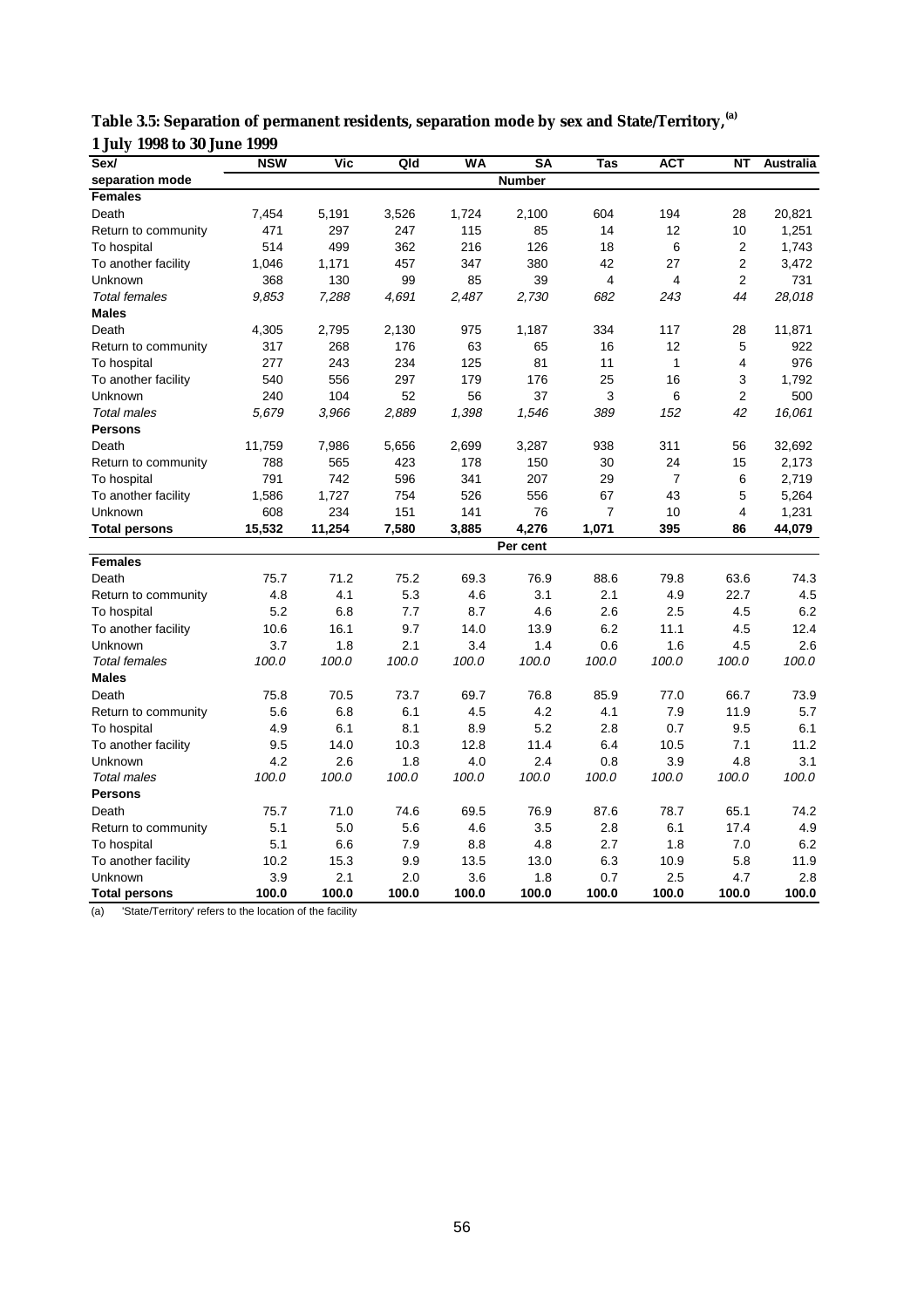**Table 3.5: Separation of permanent residents, separation mode by sex and State/Territory,[(a)] 1 July 1998 to 30 June 1999**

| Sex/ separation mode | NSW | Vic | Qld | WA | SA | Tas | ACT | NT | Australia |
|---|---|---|---|---|---|---|---|---|---|
| | | | | | **Number** | | | | |
| **Females** | | | | | | | | | |
| Death | 7,454 | 5,191 | 3,526 | 1,724 | 2,100 | 604 | 194 | 28 | 20,821 |
| Return to community | 471 | 297 | 247 | 115 | 85 | 14 | 12 | 10 | 1,251 |
| To hospital | 514 | 499 | 362 | 216 | 126 | 18 | 6 | 2 | 1,743 |
| To another facility | 1,046 | 1,171 | 457 | 347 | 380 | 42 | 27 | 2 | 3,472 |
| Unknown | 368 | 130 | 99 | 85 | 39 | 4 | 4 | 2 | 731 |
| *Total females* | *9,853* | *7,288* | *4,691* | *2,487* | *2,730* | *682* | *243* | *44* | *28,018* |
| **Males** | | | | | | | | | |
| Death | 4,305 | 2,795 | 2,130 | 975 | 1,187 | 334 | 117 | 28 | 11,871 |
| Return to community | 317 | 268 | 176 | 63 | 65 | 16 | 12 | 5 | 922 |
| To hospital | 277 | 243 | 234 | 125 | 81 | 11 | 1 | 4 | 976 |
| To another facility | 540 | 556 | 297 | 179 | 176 | 25 | 16 | 3 | 1,792 |
| Unknown | 240 | 104 | 52 | 56 | 37 | 3 | 6 | 2 | 500 |
| *Total males* | *5,679* | *3,966* | *2,889* | *1,398* | *1,546* | *389* | *152* | *42* | *16,061* |
| **Persons** | | | | | | | | | |
| Death | 11,759 | 7,986 | 5,656 | 2,699 | 3,287 | 938 | 311 | 56 | 32,692 |
| Return to community | 788 | 565 | 423 | 178 | 150 | 30 | 24 | 15 | 2,173 |
| To hospital | 791 | 742 | 596 | 341 | 207 | 29 | 7 | 6 | 2,719 |
| To another facility | 1,586 | 1,727 | 754 | 526 | 556 | 67 | 43 | 5 | 5,264 |
| Unknown | 608 | 234 | 151 | 141 | 76 | 7 | 10 | 4 | 1,231 |
| **Total persons** | **15,532** | **11,254** | **7,580** | **3,885** | **4,276** | **1,071** | **395** | **86** | **44,079** |
| | | | | | **Per cent** | | | | |
| **Females** | | | | | | | | | |
| Death | 75.7 | 71.2 | 75.2 | 69.3 | 76.9 | 88.6 | 79.8 | 63.6 | 74.3 |
| Return to community | 4.8 | 4.1 | 5.3 | 4.6 | 3.1 | 2.1 | 4.9 | 22.7 | 4.5 |
| To hospital | 5.2 | 6.8 | 7.7 | 8.7 | 4.6 | 2.6 | 2.5 | 4.5 | 6.2 |
| To another facility | 10.6 | 16.1 | 9.7 | 14.0 | 13.9 | 6.2 | 11.1 | 4.5 | 12.4 |
| Unknown | 3.7 | 1.8 | 2.1 | 3.4 | 1.4 | 0.6 | 1.6 | 4.5 | 2.6 |
| *Total females* | *100.0* | *100.0* | *100.0* | *100.0* | *100.0* | *100.0* | *100.0* | *100.0* | *100.0* |
| **Males** | | | | | | | | | |
| Death | 75.8 | 70.5 | 73.7 | 69.7 | 76.8 | 85.9 | 77.0 | 66.7 | 73.9 |
| Return to community | 5.6 | 6.8 | 6.1 | 4.5 | 4.2 | 4.1 | 7.9 | 11.9 | 5.7 |
| To hospital | 4.9 | 6.1 | 8.1 | 8.9 | 5.2 | 2.8 | 0.7 | 9.5 | 6.1 |
| To another facility | 9.5 | 14.0 | 10.3 | 12.8 | 11.4 | 6.4 | 10.5 | 7.1 | 11.2 |
| Unknown | 4.2 | 2.6 | 1.8 | 4.0 | 2.4 | 0.8 | 3.9 | 4.8 | 3.1 |
| *Total males* | *100.0* | *100.0* | *100.0* | *100.0* | *100.0* | *100.0* | *100.0* | *100.0* | *100.0* |
| **Persons** | | | | | | | | | |
| Death | 75.7 | 71.0 | 74.6 | 69.5 | 76.9 | 87.6 | 78.7 | 65.1 | 74.2 |
| Return to community | 5.1 | 5.0 | 5.6 | 4.6 | 3.5 | 2.8 | 6.1 | 17.4 | 4.9 |
| To hospital | 5.1 | 6.6 | 7.9 | 8.8 | 4.8 | 2.7 | 1.8 | 7.0 | 6.2 |
| To another facility | 10.2 | 15.3 | 9.9 | 13.5 | 13.0 | 6.3 | 10.9 | 5.8 | 11.9 |
| Unknown | 3.9 | 2.1 | 2.0 | 3.6 | 1.8 | 0.7 | 2.5 | 4.7 | 2.8 |
| **Total persons** | **100.0** | **100.0** | **100.0** | **100.0** | **100.0** | **100.0** | **100.0** | **100.0** | **100.0** |

(a) 'State/Territory' refers to the location of the facility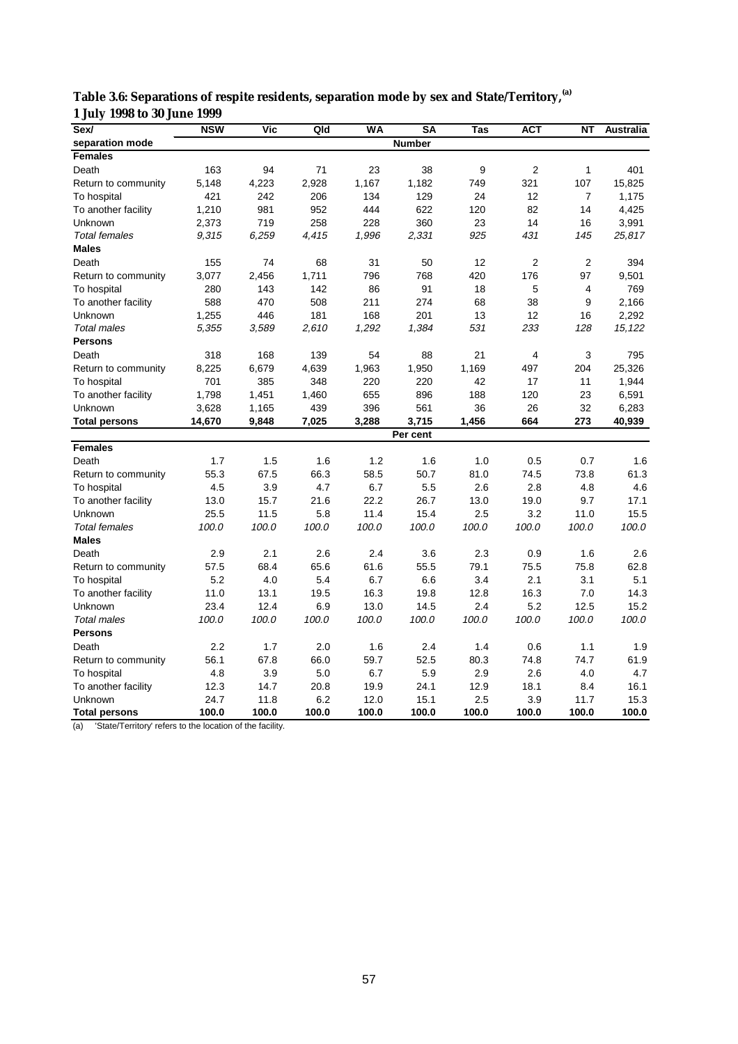**Table 3.6: Separations of respite residents, separation mode by sex and State/Territory,[(a)] 1 July 1998 to 30 June 1999**

| Sex/ separation mode | NSW | Vic | Qld | WA | SA | Tas | ACT | NT | Australia |
|---|---|---|---|---|---|---|---|---|---|
| | | | | | **Number** | | | | |
| **Females** | | | | | | | | | |
| Death | 163 | 94 | 71 | 23 | 38 | 9 | 2 | 1 | 401 |
| Return to community | 5,148 | 4,223 | 2,928 | 1,167 | 1,182 | 749 | 321 | 107 | 15,825 |
| To hospital | 421 | 242 | 206 | 134 | 129 | 24 | 12 | 7 | 1,175 |
| To another facility | 1,210 | 981 | 952 | 444 | 622 | 120 | 82 | 14 | 4,425 |
| Unknown | 2,373 | 719 | 258 | 228 | 360 | 23 | 14 | 16 | 3,991 |
| *Total females* | *9,315* | *6,259* | *4,415* | *1,996* | *2,331* | *925* | *431* | *145* | *25,817* |
| **Males** | | | | | | | | | |
| Death | 155 | 74 | 68 | 31 | 50 | 12 | 2 | 2 | 394 |
| Return to community | 3,077 | 2,456 | 1,711 | 796 | 768 | 420 | 176 | 97 | 9,501 |
| To hospital | 280 | 143 | 142 | 86 | 91 | 18 | 5 | 4 | 769 |
| To another facility | 588 | 470 | 508 | 211 | 274 | 68 | 38 | 9 | 2,166 |
| Unknown | 1,255 | 446 | 181 | 168 | 201 | 13 | 12 | 16 | 2,292 |
| *Total males* | *5,355* | *3,589* | *2,610* | *1,292* | *1,384* | *531* | *233* | *128* | *15,122* |
| **Persons** | | | | | | | | | |
| Death | 318 | 168 | 139 | 54 | 88 | 21 | 4 | 3 | 795 |
| Return to community | 8,225 | 6,679 | 4,639 | 1,963 | 1,950 | 1,169 | 497 | 204 | 25,326 |
| To hospital | 701 | 385 | 348 | 220 | 220 | 42 | 17 | 11 | 1,944 |
| To another facility | 1,798 | 1,451 | 1,460 | 655 | 896 | 188 | 120 | 23 | 6,591 |
| Unknown | 3,628 | 1,165 | 439 | 396 | 561 | 36 | 26 | 32 | 6,283 |
| **Total persons** | **14,670** | **9,848** | **7,025** | **3,288** | **3,715** | **1,456** | **664** | **273** | **40,939** |
| | | | | | **Per cent** | | | | |
| **Females** | | | | | | | | | |
| Death | 1.7 | 1.5 | 1.6 | 1.2 | 1.6 | 1.0 | 0.5 | 0.7 | 1.6 |
| Return to community | 55.3 | 67.5 | 66.3 | 58.5 | 50.7 | 81.0 | 74.5 | 73.8 | 61.3 |
| To hospital | 4.5 | 3.9 | 4.7 | 6.7 | 5.5 | 2.6 | 2.8 | 4.8 | 4.6 |
| To another facility | 13.0 | 15.7 | 21.6 | 22.2 | 26.7 | 13.0 | 19.0 | 9.7 | 17.1 |
| Unknown | 25.5 | 11.5 | 5.8 | 11.4 | 15.4 | 2.5 | 3.2 | 11.0 | 15.5 |
| *Total females* | *100.0* | *100.0* | *100.0* | *100.0* | *100.0* | *100.0* | *100.0* | *100.0* | *100.0* |
| **Males** | | | | | | | | | |
| Death | 2.9 | 2.1 | 2.6 | 2.4 | 3.6 | 2.3 | 0.9 | 1.6 | 2.6 |
| Return to community | 57.5 | 68.4 | 65.6 | 61.6 | 55.5 | 79.1 | 75.5 | 75.8 | 62.8 |
| To hospital | 5.2 | 4.0 | 5.4 | 6.7 | 6.6 | 3.4 | 2.1 | 3.1 | 5.1 |
| To another facility | 11.0 | 13.1 | 19.5 | 16.3 | 19.8 | 12.8 | 16.3 | 7.0 | 14.3 |
| Unknown | 23.4 | 12.4 | 6.9 | 13.0 | 14.5 | 2.4 | 5.2 | 12.5 | 15.2 |
| *Total males* | *100.0* | *100.0* | *100.0* | *100.0* | *100.0* | *100.0* | *100.0* | *100.0* | *100.0* |
| **Persons** | | | | | | | | | |
| Death | 2.2 | 1.7 | 2.0 | 1.6 | 2.4 | 1.4 | 0.6 | 1.1 | 1.9 |
| Return to community | 56.1 | 67.8 | 66.0 | 59.7 | 52.5 | 80.3 | 74.8 | 74.7 | 61.9 |
| To hospital | 4.8 | 3.9 | 5.0 | 6.7 | 5.9 | 2.9 | 2.6 | 4.0 | 4.7 |
| To another facility | 12.3 | 14.7 | 20.8 | 19.9 | 24.1 | 12.9 | 18.1 | 8.4 | 16.1 |
| Unknown | 24.7 | 11.8 | 6.2 | 12.0 | 15.1 | 2.5 | 3.9 | 11.7 | 15.3 |
| **Total persons** | **100.0** | **100.0** | **100.0** | **100.0** | **100.0** | **100.0** | **100.0** | **100.0** | **100.0** |

(a) 'State/Territory' refers to the location of the facility.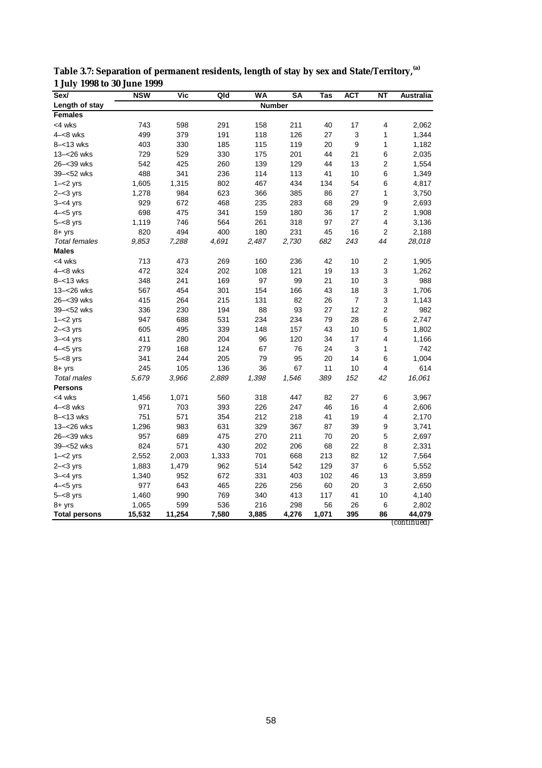**Table 3.7: Separation of permanent residents, length of stay by sex and State/Territory,[(a)] 1 July 1998 to 30 June 1999**

| Sex/ Length of stay | NSW | Vic | Qld | WA | SA | Tas | ACT | NT | Australia |
|---|---|---|---|---|---|---|---|---|---|
| | | | | | Number | | | | |
| **Females** | | | | | | | | | |
| <4 wks | 743 | 598 | 291 | 158 | 211 | 40 | 17 | 4 | 2,062 |
| 4–<8 wks | 499 | 379 | 191 | 118 | 126 | 27 | 3 | 1 | 1,344 |
| 8–<13 wks | 403 | 330 | 185 | 115 | 119 | 20 | 9 | 1 | 1,182 |
| 13–<26 wks | 729 | 529 | 330 | 175 | 201 | 44 | 21 | 6 | 2,035 |
| 26–<39 wks | 542 | 425 | 260 | 139 | 129 | 44 | 13 | 2 | 1,554 |
| 39–<52 wks | 488 | 341 | 236 | 114 | 113 | 41 | 10 | 6 | 1,349 |
| 1–<2 yrs | 1,605 | 1,315 | 802 | 467 | 434 | 134 | 54 | 6 | 4,817 |
| 2–<3 yrs | 1,278 | 984 | 623 | 366 | 385 | 86 | 27 | 1 | 3,750 |
| 3–<4 yrs | 929 | 672 | 468 | 235 | 283 | 68 | 29 | 9 | 2,693 |
| 4–<5 yrs | 698 | 475 | 341 | 159 | 180 | 36 | 17 | 2 | 1,908 |
| 5–<8 yrs | 1,119 | 746 | 564 | 261 | 318 | 97 | 27 | 4 | 3,136 |
| 8+ yrs | 820 | 494 | 400 | 180 | 231 | 45 | 16 | 2 | 2,188 |
| *Total females* | *9,853* | *7,288* | *4,691* | *2,487* | *2,730* | *682* | *243* | *44* | *28,018* |
| **Males** | | | | | | | | | |
| <4 wks | 713 | 473 | 269 | 160 | 236 | 42 | 10 | 2 | 1,905 |
| 4–<8 wks | 472 | 324 | 202 | 108 | 121 | 19 | 13 | 3 | 1,262 |
| 8–<13 wks | 348 | 241 | 169 | 97 | 99 | 21 | 10 | 3 | 988 |
| 13–<26 wks | 567 | 454 | 301 | 154 | 166 | 43 | 18 | 3 | 1,706 |
| 26–<39 wks | 415 | 264 | 215 | 131 | 82 | 26 | 7 | 3 | 1,143 |
| 39–<52 wks | 336 | 230 | 194 | 88 | 93 | 27 | 12 | 2 | 982 |
| 1–<2 yrs | 947 | 688 | 531 | 234 | 234 | 79 | 28 | 6 | 2,747 |
| 2–<3 yrs | 605 | 495 | 339 | 148 | 157 | 43 | 10 | 5 | 1,802 |
| 3–<4 yrs | 411 | 280 | 204 | 96 | 120 | 34 | 17 | 4 | 1,166 |
| 4–<5 yrs | 279 | 168 | 124 | 67 | 76 | 24 | 3 | 1 | 742 |
| 5–<8 yrs | 341 | 244 | 205 | 79 | 95 | 20 | 14 | 6 | 1,004 |
| 8+ yrs | 245 | 105 | 136 | 36 | 67 | 11 | 10 | 4 | 614 |
| *Total males* | *5,679* | *3,966* | *2,889* | *1,398* | *1,546* | *389* | *152* | *42* | *16,061* |
| **Persons** | | | | | | | | | |
| <4 wks | 1,456 | 1,071 | 560 | 318 | 447 | 82 | 27 | 6 | 3,967 |
| 4–<8 wks | 971 | 703 | 393 | 226 | 247 | 46 | 16 | 4 | 2,606 |
| 8–<13 wks | 751 | 571 | 354 | 212 | 218 | 41 | 19 | 4 | 2,170 |
| 13–<26 wks | 1,296 | 983 | 631 | 329 | 367 | 87 | 39 | 9 | 3,741 |
| 26–<39 wks | 957 | 689 | 475 | 270 | 211 | 70 | 20 | 5 | 2,697 |
| 39–<52 wks | 824 | 571 | 430 | 202 | 206 | 68 | 22 | 8 | 2,331 |
| 1–<2 yrs | 2,552 | 2,003 | 1,333 | 701 | 668 | 213 | 82 | 12 | 7,564 |
| 2–<3 yrs | 1,883 | 1,479 | 962 | 514 | 542 | 129 | 37 | 6 | 5,552 |
| 3–<4 yrs | 1,340 | 952 | 672 | 331 | 403 | 102 | 46 | 13 | 3,859 |
| 4–<5 yrs | 977 | 643 | 465 | 226 | 256 | 60 | 20 | 3 | 2,650 |
| 5–<8 yrs | 1,460 | 990 | 769 | 340 | 413 | 117 | 41 | 10 | 4,140 |
| 8+ yrs | 1,065 | 599 | 536 | 216 | 298 | 56 | 26 | 6 | 2,802 |
| **Total persons** | **15,532** | **11,254** | **7,580** | **3,885** | **4,276** | **1,071** | **395** | **86** | **44,079** |

*(continued)*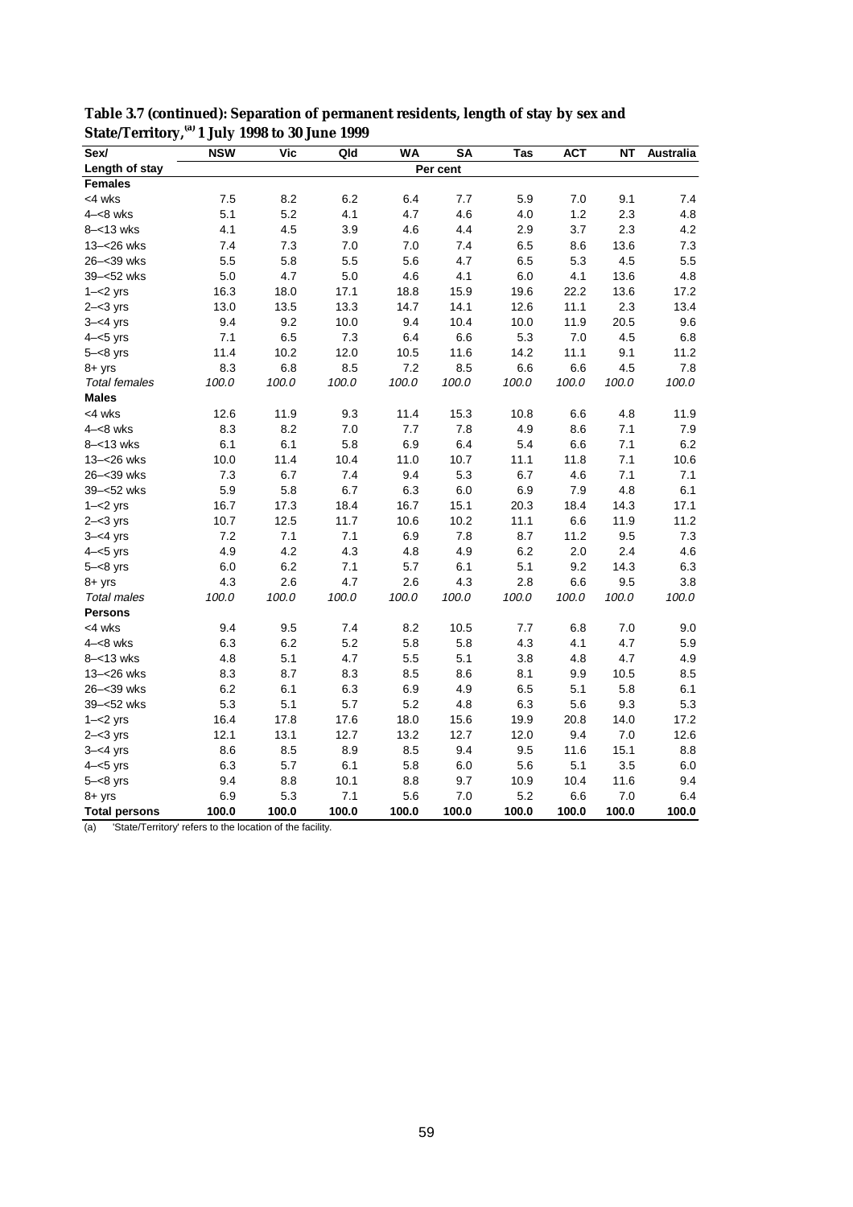**Table 3.7 (continued): Separation of permanent residents, length of stay by sex and State/Territory,[(a)] 1 July 1998 to 30 June 1999**

| Sex/ Length of stay | NSW | Vic | Qld | WA | SA | Tas | ACT | NT | Australia |
|---|---|---|---|---|---|---|---|---|---|
| | | | | | Per cent | | | | |
| **Females** | | | | | | | | | |
| <4 wks | 7.5 | 8.2 | 6.2 | 6.4 | 7.7 | 5.9 | 7.0 | 9.1 | 7.4 |
| 4–<8 wks | 5.1 | 5.2 | 4.1 | 4.7 | 4.6 | 4.0 | 1.2 | 2.3 | 4.8 |
| 8–<13 wks | 4.1 | 4.5 | 3.9 | 4.6 | 4.4 | 2.9 | 3.7 | 2.3 | 4.2 |
| 13–<26 wks | 7.4 | 7.3 | 7.0 | 7.0 | 7.4 | 6.5 | 8.6 | 13.6 | 7.3 |
| 26–<39 wks | 5.5 | 5.8 | 5.5 | 5.6 | 4.7 | 6.5 | 5.3 | 4.5 | 5.5 |
| 39–<52 wks | 5.0 | 4.7 | 5.0 | 4.6 | 4.1 | 6.0 | 4.1 | 13.6 | 4.8 |
| 1–<2 yrs | 16.3 | 18.0 | 17.1 | 18.8 | 15.9 | 19.6 | 22.2 | 13.6 | 17.2 |
| 2–<3 yrs | 13.0 | 13.5 | 13.3 | 14.7 | 14.1 | 12.6 | 11.1 | 2.3 | 13.4 |
| 3–<4 yrs | 9.4 | 9.2 | 10.0 | 9.4 | 10.4 | 10.0 | 11.9 | 20.5 | 9.6 |
| 4–<5 yrs | 7.1 | 6.5 | 7.3 | 6.4 | 6.6 | 5.3 | 7.0 | 4.5 | 6.8 |
| 5–<8 yrs | 11.4 | 10.2 | 12.0 | 10.5 | 11.6 | 14.2 | 11.1 | 9.1 | 11.2 |
| 8+ yrs | 8.3 | 6.8 | 8.5 | 7.2 | 8.5 | 6.6 | 6.6 | 4.5 | 7.8 |
| *Total females* | *100.0* | *100.0* | *100.0* | *100.0* | *100.0* | *100.0* | *100.0* | *100.0* | *100.0* |
| **Males** | | | | | | | | | |
| <4 wks | 12.6 | 11.9 | 9.3 | 11.4 | 15.3 | 10.8 | 6.6 | 4.8 | 11.9 |
| 4–<8 wks | 8.3 | 8.2 | 7.0 | 7.7 | 7.8 | 4.9 | 8.6 | 7.1 | 7.9 |
| 8–<13 wks | 6.1 | 6.1 | 5.8 | 6.9 | 6.4 | 5.4 | 6.6 | 7.1 | 6.2 |
| 13–<26 wks | 10.0 | 11.4 | 10.4 | 11.0 | 10.7 | 11.1 | 11.8 | 7.1 | 10.6 |
| 26–<39 wks | 7.3 | 6.7 | 7.4 | 9.4 | 5.3 | 6.7 | 4.6 | 7.1 | 7.1 |
| 39–<52 wks | 5.9 | 5.8 | 6.7 | 6.3 | 6.0 | 6.9 | 7.9 | 4.8 | 6.1 |
| 1–<2 yrs | 16.7 | 17.3 | 18.4 | 16.7 | 15.1 | 20.3 | 18.4 | 14.3 | 17.1 |
| 2–<3 yrs | 10.7 | 12.5 | 11.7 | 10.6 | 10.2 | 11.1 | 6.6 | 11.9 | 11.2 |
| 3–<4 yrs | 7.2 | 7.1 | 7.1 | 6.9 | 7.8 | 8.7 | 11.2 | 9.5 | 7.3 |
| 4–<5 yrs | 4.9 | 4.2 | 4.3 | 4.8 | 4.9 | 6.2 | 2.0 | 2.4 | 4.6 |
| 5–<8 yrs | 6.0 | 6.2 | 7.1 | 5.7 | 6.1 | 5.1 | 9.2 | 14.3 | 6.3 |
| 8+ yrs | 4.3 | 2.6 | 4.7 | 2.6 | 4.3 | 2.8 | 6.6 | 9.5 | 3.8 |
| *Total males* | *100.0* | *100.0* | *100.0* | *100.0* | *100.0* | *100.0* | *100.0* | *100.0* | *100.0* |
| **Persons** | | | | | | | | | |
| <4 wks | 9.4 | 9.5 | 7.4 | 8.2 | 10.5 | 7.7 | 6.8 | 7.0 | 9.0 |
| 4–<8 wks | 6.3 | 6.2 | 5.2 | 5.8 | 5.8 | 4.3 | 4.1 | 4.7 | 5.9 |
| 8–<13 wks | 4.8 | 5.1 | 4.7 | 5.5 | 5.1 | 3.8 | 4.8 | 4.7 | 4.9 |
| 13–<26 wks | 8.3 | 8.7 | 8.3 | 8.5 | 8.6 | 8.1 | 9.9 | 10.5 | 8.5 |
| 26–<39 wks | 6.2 | 6.1 | 6.3 | 6.9 | 4.9 | 6.5 | 5.1 | 5.8 | 6.1 |
| 39–<52 wks | 5.3 | 5.1 | 5.7 | 5.2 | 4.8 | 6.3 | 5.6 | 9.3 | 5.3 |
| 1–<2 yrs | 16.4 | 17.8 | 17.6 | 18.0 | 15.6 | 19.9 | 20.8 | 14.0 | 17.2 |
| 2–<3 yrs | 12.1 | 13.1 | 12.7 | 13.2 | 12.7 | 12.0 | 9.4 | 7.0 | 12.6 |
| 3–<4 yrs | 8.6 | 8.5 | 8.9 | 8.5 | 9.4 | 9.5 | 11.6 | 15.1 | 8.8 |
| 4–<5 yrs | 6.3 | 5.7 | 6.1 | 5.8 | 6.0 | 5.6 | 5.1 | 3.5 | 6.0 |
| 5–<8 yrs | 9.4 | 8.8 | 10.1 | 8.8 | 9.7 | 10.9 | 10.4 | 11.6 | 9.4 |
| 8+ yrs | 6.9 | 5.3 | 7.1 | 5.6 | 7.0 | 5.2 | 6.6 | 7.0 | 6.4 |
| **Total persons** | **100.0** | **100.0** | **100.0** | **100.0** | **100.0** | **100.0** | **100.0** | **100.0** | **100.0** |

(a) 'State/Territory' refers to the location of the facility.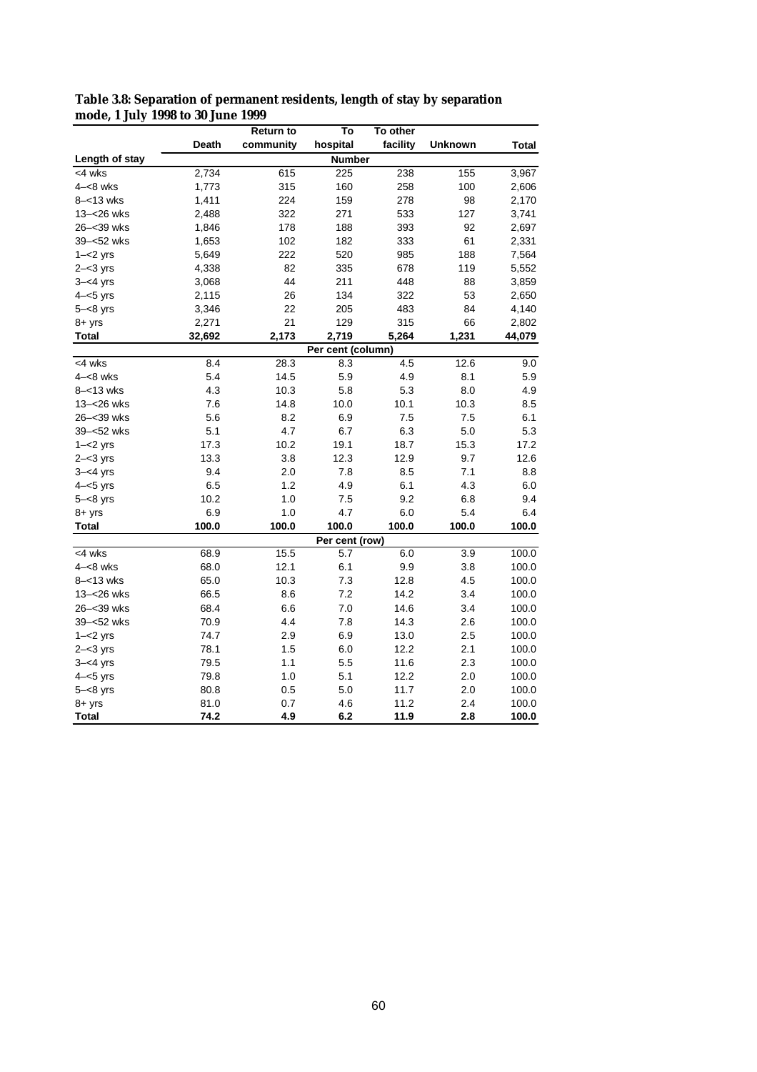**Table 3.8: Separation of permanent residents, length of stay by separation mode, 1 July 1998 to 30 June 1999**

| Length of stay | Death | Return to community | To hospital | To other facility | Unknown | Total |
|---|---|---|---|---|---|---|
| | | | **Number** | | | |
| <4 wks | 2,734 | 615 | 225 | 238 | 155 | 3,967 |
| 4–<8 wks | 1,773 | 315 | 160 | 258 | 100 | 2,606 |
| 8–<13 wks | 1,411 | 224 | 159 | 278 | 98 | 2,170 |
| 13–<26 wks | 2,488 | 322 | 271 | 533 | 127 | 3,741 |
| 26–<39 wks | 1,846 | 178 | 188 | 393 | 92 | 2,697 |
| 39–<52 wks | 1,653 | 102 | 182 | 333 | 61 | 2,331 |
| 1–<2 yrs | 5,649 | 222 | 520 | 985 | 188 | 7,564 |
| 2–<3 yrs | 4,338 | 82 | 335 | 678 | 119 | 5,552 |
| 3–<4 yrs | 3,068 | 44 | 211 | 448 | 88 | 3,859 |
| 4–<5 yrs | 2,115 | 26 | 134 | 322 | 53 | 2,650 |
| 5–<8 yrs | 3,346 | 22 | 205 | 483 | 84 | 4,140 |
| 8+ yrs | 2,271 | 21 | 129 | 315 | 66 | 2,802 |
| **Total** | **32,692** | **2,173** | **2,719** | **5,264** | **1,231** | **44,079** |
| | | | **Per cent (column)** | | | |
| <4 wks | 8.4 | 28.3 | 8.3 | 4.5 | 12.6 | 9.0 |
| 4–<8 wks | 5.4 | 14.5 | 5.9 | 4.9 | 8.1 | 5.9 |
| 8–<13 wks | 4.3 | 10.3 | 5.8 | 5.3 | 8.0 | 4.9 |
| 13–<26 wks | 7.6 | 14.8 | 10.0 | 10.1 | 10.3 | 8.5 |
| 26–<39 wks | 5.6 | 8.2 | 6.9 | 7.5 | 7.5 | 6.1 |
| 39–<52 wks | 5.1 | 4.7 | 6.7 | 6.3 | 5.0 | 5.3 |
| 1–<2 yrs | 17.3 | 10.2 | 19.1 | 18.7 | 15.3 | 17.2 |
| 2–<3 yrs | 13.3 | 3.8 | 12.3 | 12.9 | 9.7 | 12.6 |
| 3–<4 yrs | 9.4 | 2.0 | 7.8 | 8.5 | 7.1 | 8.8 |
| 4–<5 yrs | 6.5 | 1.2 | 4.9 | 6.1 | 4.3 | 6.0 |
| 5–<8 yrs | 10.2 | 1.0 | 7.5 | 9.2 | 6.8 | 9.4 |
| 8+ yrs | 6.9 | 1.0 | 4.7 | 6.0 | 5.4 | 6.4 |
| **Total** | **100.0** | **100.0** | **100.0** | **100.0** | **100.0** | **100.0** |
| | | | **Per cent (row)** | | | |
| <4 wks | 68.9 | 15.5 | 5.7 | 6.0 | 3.9 | 100.0 |
| 4–<8 wks | 68.0 | 12.1 | 6.1 | 9.9 | 3.8 | 100.0 |
| 8–<13 wks | 65.0 | 10.3 | 7.3 | 12.8 | 4.5 | 100.0 |
| 13–<26 wks | 66.5 | 8.6 | 7.2 | 14.2 | 3.4 | 100.0 |
| 26–<39 wks | 68.4 | 6.6 | 7.0 | 14.6 | 3.4 | 100.0 |
| 39–<52 wks | 70.9 | 4.4 | 7.8 | 14.3 | 2.6 | 100.0 |
| 1–<2 yrs | 74.7 | 2.9 | 6.9 | 13.0 | 2.5 | 100.0 |
| 2–<3 yrs | 78.1 | 1.5 | 6.0 | 12.2 | 2.1 | 100.0 |
| 3–<4 yrs | 79.5 | 1.1 | 5.5 | 11.6 | 2.3 | 100.0 |
| 4–<5 yrs | 79.8 | 1.0 | 5.1 | 12.2 | 2.0 | 100.0 |
| 5–<8 yrs | 80.8 | 0.5 | 5.0 | 11.7 | 2.0 | 100.0 |
| 8+ yrs | 81.0 | 0.7 | 4.6 | 11.2 | 2.4 | 100.0 |
| **Total** | **74.2** | **4.9** | **6.2** | **11.9** | **2.8** | **100.0** |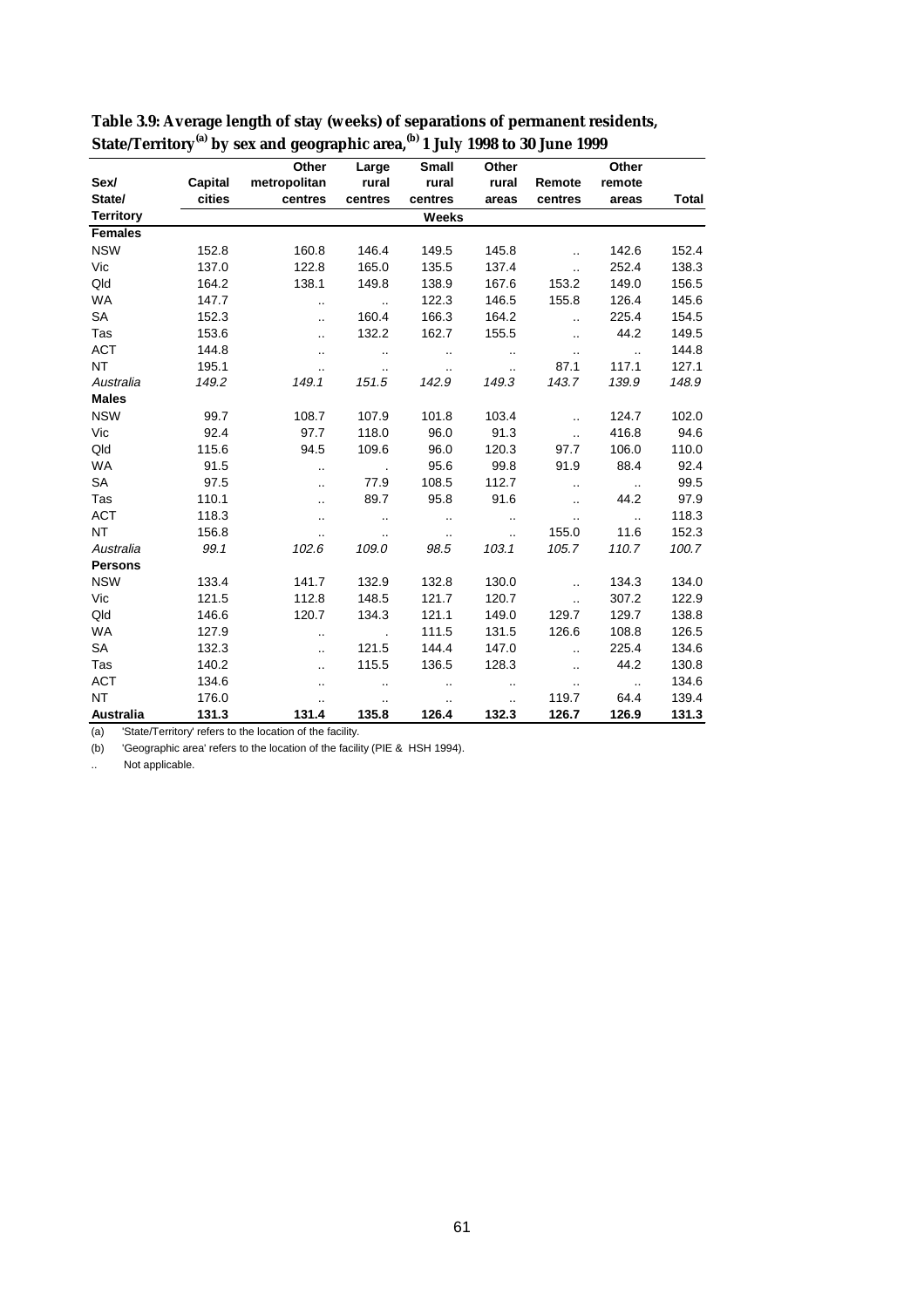**Table 3.9: Average length of stay (weeks) of separations of permanent residents, State/Territory[(a)] by sex and geographic area,[(b)] 1 July 1998 to 30 June 1999**

| Sex/ State/ Territory | Capital cities | Other metropolitan centres | Large rural centres | Small rural centres | Other rural areas | Remote centres | Other remote areas | Total |
|---|---|---|---|---|---|---|---|---|
| | | | | Weeks | | | | |
| **Females** | | | | | | | | |
| NSW | 152.8 | 160.8 | 146.4 | 149.5 | 145.8 | .. | 142.6 | 152.4 |
| Vic | 137.0 | 122.8 | 165.0 | 135.5 | 137.4 | .. | 252.4 | 138.3 |
| Qld | 164.2 | 138.1 | 149.8 | 138.9 | 167.6 | 153.2 | 149.0 | 156.5 |
| WA | 147.7 | .. | .. | 122.3 | 146.5 | 155.8 | 126.4 | 145.6 |
| SA | 152.3 | .. | 160.4 | 166.3 | 164.2 | .. | 225.4 | 154.5 |
| Tas | 153.6 | .. | 132.2 | 162.7 | 155.5 | .. | 44.2 | 149.5 |
| ACT | 144.8 | .. | .. | .. | .. | .. | .. | 144.8 |
| NT | 195.1 | .. | .. | .. | .. | 87.1 | 117.1 | 127.1 |
| *Australia* | *149.2* | *149.1* | *151.5* | *142.9* | *149.3* | *143.7* | *139.9* | *148.9* |
| **Males** | | | | | | | | |
| NSW | 99.7 | 108.7 | 107.9 | 101.8 | 103.4 | .. | 124.7 | 102.0 |
| Vic | 92.4 | 97.7 | 118.0 | 96.0 | 91.3 | .. | 416.8 | 94.6 |
| Qld | 115.6 | 94.5 | 109.6 | 96.0 | 120.3 | 97.7 | 106.0 | 110.0 |
| WA | 91.5 | .. | . | 95.6 | 99.8 | 91.9 | 88.4 | 92.4 |
| SA | 97.5 | .. | 77.9 | 108.5 | 112.7 | .. | .. | 99.5 |
| Tas | 110.1 | .. | 89.7 | 95.8 | 91.6 | .. | 44.2 | 97.9 |
| ACT | 118.3 | .. | .. | .. | .. | .. | .. | 118.3 |
| NT | 156.8 | .. | .. | .. | .. | 155.0 | 11.6 | 152.3 |
| *Australia* | *99.1* | *102.6* | *109.0* | *98.5* | *103.1* | *105.7* | *110.7* | *100.7* |
| **Persons** | | | | | | | | |
| NSW | 133.4 | 141.7 | 132.9 | 132.8 | 130.0 | .. | 134.3 | 134.0 |
| Vic | 121.5 | 112.8 | 148.5 | 121.7 | 120.7 | .. | 307.2 | 122.9 |
| Qld | 146.6 | 120.7 | 134.3 | 121.1 | 149.0 | 129.7 | 129.7 | 138.8 |
| WA | 127.9 | .. | . | 111.5 | 131.5 | 126.6 | 108.8 | 126.5 |
| SA | 132.3 | .. | 121.5 | 144.4 | 147.0 | .. | 225.4 | 134.6 |
| Tas | 140.2 | .. | 115.5 | 136.5 | 128.3 | .. | 44.2 | 130.8 |
| ACT | 134.6 | .. | .. | .. | .. | .. | .. | 134.6 |
| NT | 176.0 | .. | .. | .. | .. | 119.7 | 64.4 | 139.4 |
| **Australia** | **131.3** | **131.4** | **135.8** | **126.4** | **132.3** | **126.7** | **126.9** | **131.3** |

(a) 'State/Territory' refers to the location of the facility.

(b) 'Geographic area' refers to the location of the facility (PIE & HSH 1994).

.. Not applicable.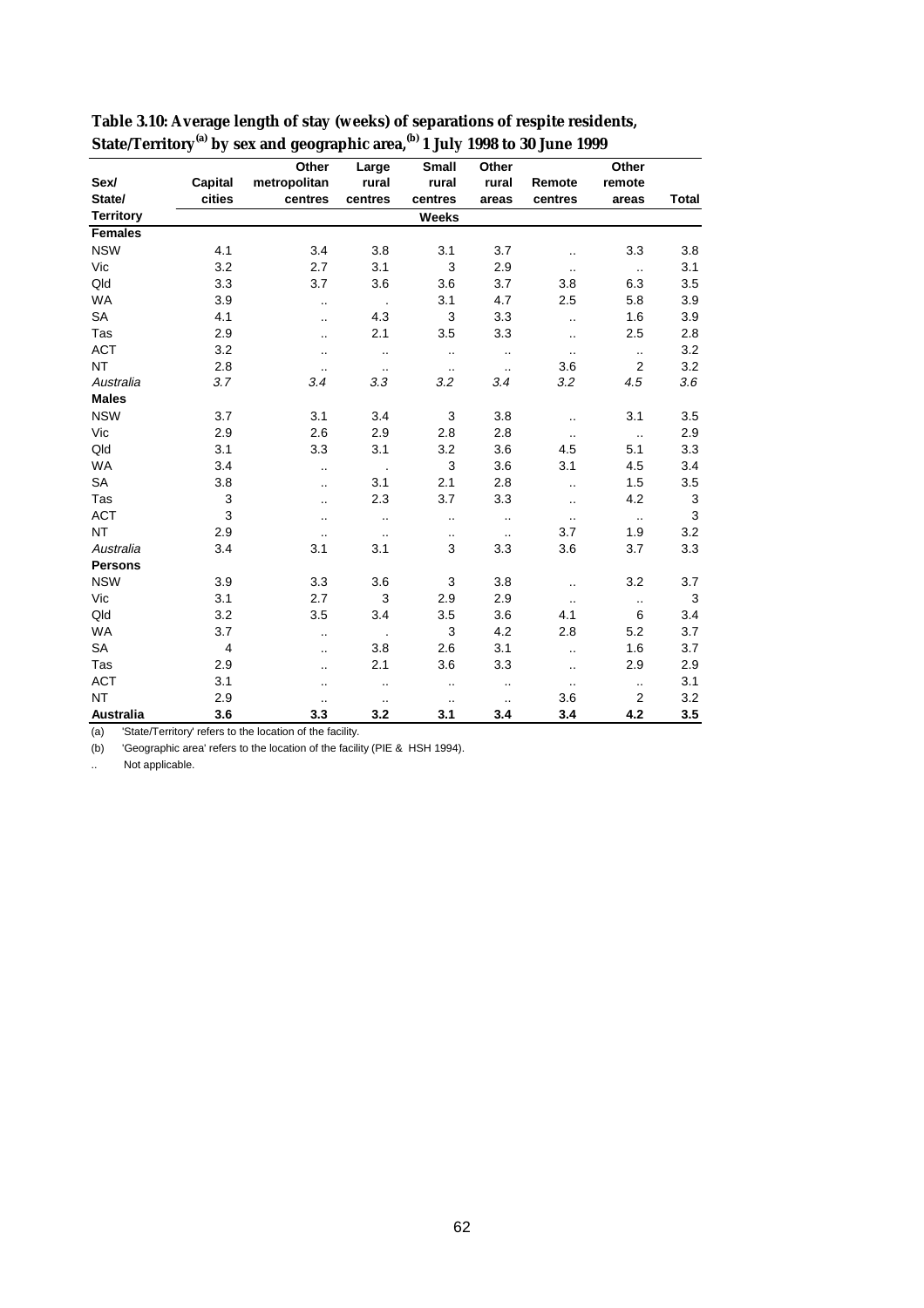**Table 3.10: Average length of stay (weeks) of separations of respite residents, State/Territory[(a)] by sex and geographic area,[(b)] 1 July 1998 to 30 June 1999**

| Sex/ State/ Territory | Capital cities | Other metropolitan centres | Large rural centres | Small rural centres | Other rural areas | Remote centres | Other remote areas | Total |
|---|---|---|---|---|---|---|---|---|
| | | | | Weeks | | | | |
| **Females** | | | | | | | | |
| NSW | 4.1 | 3.4 | 3.8 | 3.1 | 3.7 | .. | 3.3 | 3.8 |
| Vic | 3.2 | 2.7 | 3.1 | 3 | 2.9 | .. | .. | 3.1 |
| Qld | 3.3 | 3.7 | 3.6 | 3.6 | 3.7 | 3.8 | 6.3 | 3.5 |
| WA | 3.9 | .. | . | 3.1 | 4.7 | 2.5 | 5.8 | 3.9 |
| SA | 4.1 | .. | 4.3 | 3 | 3.3 | .. | 1.6 | 3.9 |
| Tas | 2.9 | .. | 2.1 | 3.5 | 3.3 | .. | 2.5 | 2.8 |
| ACT | 3.2 | .. | .. | .. | .. | .. | .. | 3.2 |
| NT | 2.8 | .. | .. | .. | .. | 3.6 | 2 | 3.2 |
| *Australia* | *3.7* | *3.4* | *3.3* | *3.2* | *3.4* | *3.2* | *4.5* | *3.6* |
| **Males** | | | | | | | | |
| NSW | 3.7 | 3.1 | 3.4 | 3 | 3.8 | .. | 3.1 | 3.5 |
| Vic | 2.9 | 2.6 | 2.9 | 2.8 | 2.8 | .. | .. | 2.9 |
| Qld | 3.1 | 3.3 | 3.1 | 3.2 | 3.6 | 4.5 | 5.1 | 3.3 |
| WA | 3.4 | .. | . | 3 | 3.6 | 3.1 | 4.5 | 3.4 |
| SA | 3.8 | .. | 3.1 | 2.1 | 2.8 | .. | 1.5 | 3.5 |
| Tas | 3 | .. | 2.3 | 3.7 | 3.3 | .. | 4.2 | 3 |
| ACT | 3 | .. | .. | .. | .. | .. | .. | 3 |
| NT | 2.9 | .. | .. | .. | .. | 3.7 | 1.9 | 3.2 |
| *Australia* | 3.4 | 3.1 | 3.1 | 3 | 3.3 | 3.6 | 3.7 | 3.3 |
| **Persons** | | | | | | | | |
| NSW | 3.9 | 3.3 | 3.6 | 3 | 3.8 | .. | 3.2 | 3.7 |
| Vic | 3.1 | 2.7 | 3 | 2.9 | 2.9 | .. | .. | 3 |
| Qld | 3.2 | 3.5 | 3.4 | 3.5 | 3.6 | 4.1 | 6 | 3.4 |
| WA | 3.7 | .. | . | 3 | 4.2 | 2.8 | 5.2 | 3.7 |
| SA | 4 | .. | 3.8 | 2.6 | 3.1 | .. | 1.6 | 3.7 |
| Tas | 2.9 | .. | 2.1 | 3.6 | 3.3 | .. | 2.9 | 2.9 |
| ACT | 3.1 | .. | .. | .. | .. | .. | .. | 3.1 |
| NT | 2.9 | .. | .. | .. | .. | 3.6 | 2 | 3.2 |
| **Australia** | **3.6** | **3.3** | **3.2** | **3.1** | **3.4** | **3.4** | **4.2** | **3.5** |

(a) 'State/Territory' refers to the location of the facility.

(b) 'Geographic area' refers to the location of the facility (PIE & HSH 1994).

.. Not applicable.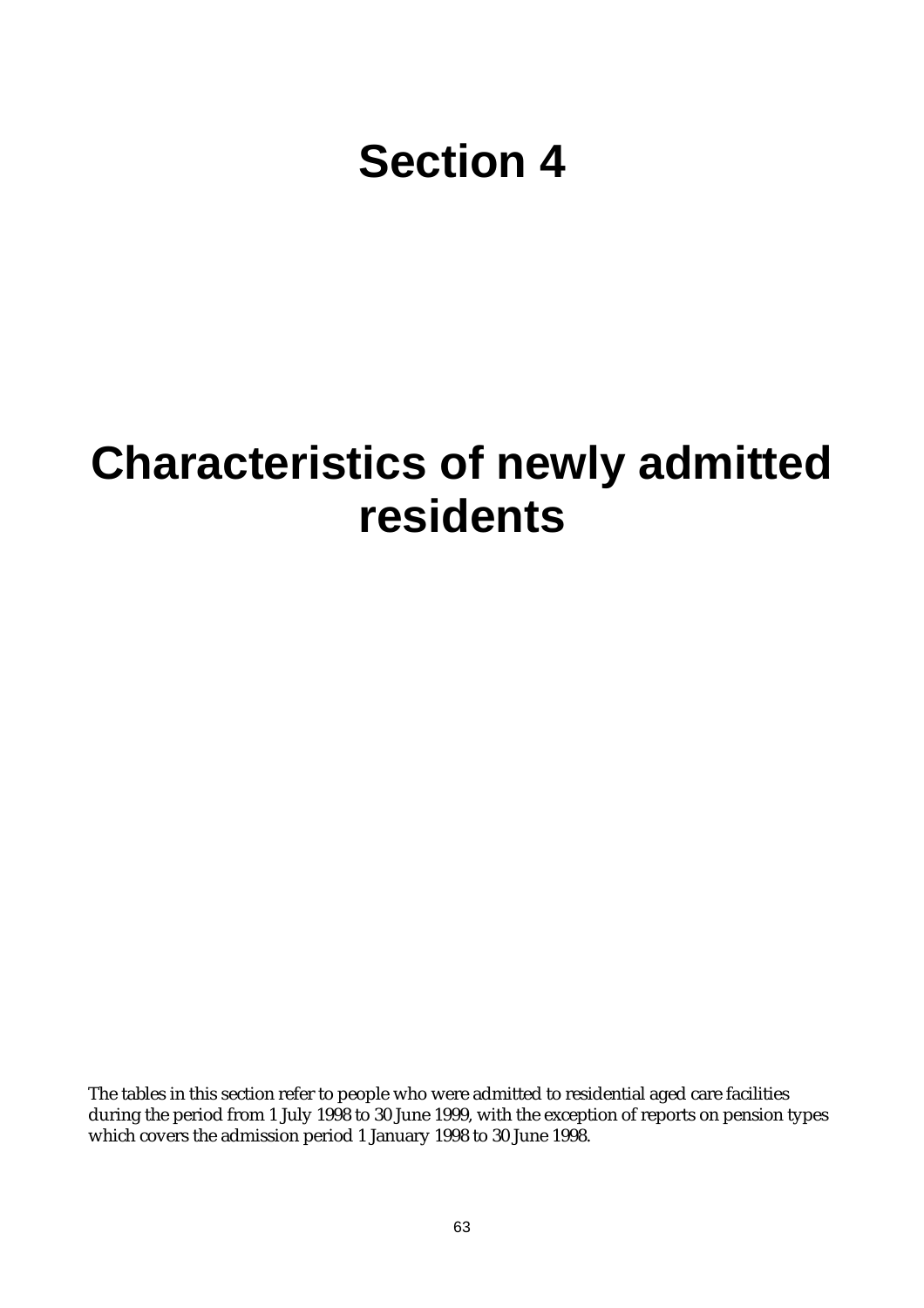# Section 4

# Characteristics of newly admitted residents

The tables in this section refer to people who were admitted to residential aged care facilities during the period from 1 July 1998 to 30 June 1999, with the exception of reports on pension types which covers the admission period 1 January 1998 to 30 June 1998.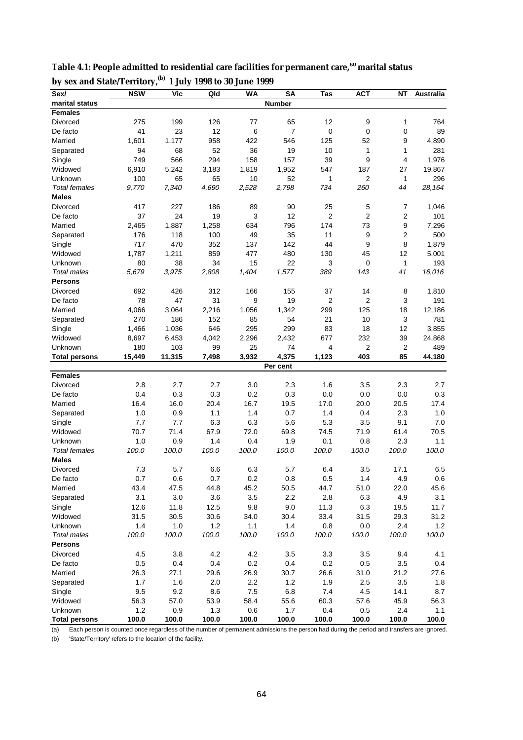**Table 4.1: People admitted to residential care facilities for permanent care,[(a)] marital status by sex and State/Territory,[(b)] 1 July 1998 to 30 June 1999**

| Sex/ marital status | NSW | Vic | Qld | WA | SA | Tas | ACT | NT | Australia |
|---|---|---|---|---|---|---|---|---|---|
| | | | | | **Number** | | | | |
| **Females** | | | | | | | | | |
| Divorced | 275 | 199 | 126 | 77 | 65 | 12 | 9 | 1 | 764 |
| De facto | 41 | 23 | 12 | 6 | 7 | 0 | 0 | 0 | 89 |
| Married | 1,601 | 1,177 | 958 | 422 | 546 | 125 | 52 | 9 | 4,890 |
| Separated | 94 | 68 | 52 | 36 | 19 | 10 | 1 | 1 | 281 |
| Single | 749 | 566 | 294 | 158 | 157 | 39 | 9 | 4 | 1,976 |
| Widowed | 6,910 | 5,242 | 3,183 | 1,819 | 1,952 | 547 | 187 | 27 | 19,867 |
| Unknown | 100 | 65 | 65 | 10 | 52 | 1 | 2 | 1 | 296 |
| *Total females* | *9,770* | *7,340* | *4,690* | *2,528* | *2,798* | *734* | *260* | *44* | *28,164* |
| **Males** | | | | | | | | | |
| Divorced | 417 | 227 | 186 | 89 | 90 | 25 | 5 | 7 | 1,046 |
| De facto | 37 | 24 | 19 | 3 | 12 | 2 | 2 | 2 | 101 |
| Married | 2,465 | 1,887 | 1,258 | 634 | 796 | 174 | 73 | 9 | 7,296 |
| Separated | 176 | 118 | 100 | 49 | 35 | 11 | 9 | 2 | 500 |
| Single | 717 | 470 | 352 | 137 | 142 | 44 | 9 | 8 | 1,879 |
| Widowed | 1,787 | 1,211 | 859 | 477 | 480 | 130 | 45 | 12 | 5,001 |
| Unknown | 80 | 38 | 34 | 15 | 22 | 3 | 0 | 1 | 193 |
| *Total males* | *5,679* | *3,975* | *2,808* | *1,404* | *1,577* | *389* | *143* | *41* | *16,016* |
| **Persons** | | | | | | | | | |
| Divorced | 692 | 426 | 312 | 166 | 155 | 37 | 14 | 8 | 1,810 |
| De facto | 78 | 47 | 31 | 9 | 19 | 2 | 2 | 3 | 191 |
| Married | 4,066 | 3,064 | 2,216 | 1,056 | 1,342 | 299 | 125 | 18 | 12,186 |
| Separated | 270 | 186 | 152 | 85 | 54 | 21 | 10 | 3 | 781 |
| Single | 1,466 | 1,036 | 646 | 295 | 299 | 83 | 18 | 12 | 3,855 |
| Widowed | 8,697 | 6,453 | 4,042 | 2,296 | 2,432 | 677 | 232 | 39 | 24,868 |
| Unknown | 180 | 103 | 99 | 25 | 74 | 4 | 2 | 2 | 489 |
| **Total persons** | **15,449** | **11,315** | **7,498** | **3,932** | **4,375** | **1,123** | **403** | **85** | **44,180** |
| | | | | | **Per cent** | | | | |
| **Females** | | | | | | | | | |
| Divorced | 2.8 | 2.7 | 2.7 | 3.0 | 2.3 | 1.6 | 3.5 | 2.3 | 2.7 |
| De facto | 0.4 | 0.3 | 0.3 | 0.2 | 0.3 | 0.0 | 0.0 | 0.0 | 0.3 |
| Married | 16.4 | 16.0 | 20.4 | 16.7 | 19.5 | 17.0 | 20.0 | 20.5 | 17.4 |
| Separated | 1.0 | 0.9 | 1.1 | 1.4 | 0.7 | 1.4 | 0.4 | 2.3 | 1.0 |
| Single | 7.7 | 7.7 | 6.3 | 6.3 | 5.6 | 5.3 | 3.5 | 9.1 | 7.0 |
| Widowed | 70.7 | 71.4 | 67.9 | 72.0 | 69.8 | 74.5 | 71.9 | 61.4 | 70.5 |
| Unknown | 1.0 | 0.9 | 1.4 | 0.4 | 1.9 | 0.1 | 0.8 | 2.3 | 1.1 |
| *Total females* | *100.0* | *100.0* | *100.0* | *100.0* | *100.0* | *100.0* | *100.0* | *100.0* | *100.0* |
| **Males** | | | | | | | | | |
| Divorced | 7.3 | 5.7 | 6.6 | 6.3 | 5.7 | 6.4 | 3.5 | 17.1 | 6.5 |
| De facto | 0.7 | 0.6 | 0.7 | 0.2 | 0.8 | 0.5 | 1.4 | 4.9 | 0.6 |
| Married | 43.4 | 47.5 | 44.8 | 45.2 | 50.5 | 44.7 | 51.0 | 22.0 | 45.6 |
| Separated | 3.1 | 3.0 | 3.6 | 3.5 | 2.2 | 2.8 | 6.3 | 4.9 | 3.1 |
| Single | 12.6 | 11.8 | 12.5 | 9.8 | 9.0 | 11.3 | 6.3 | 19.5 | 11.7 |
| Widowed | 31.5 | 30.5 | 30.6 | 34.0 | 30.4 | 33.4 | 31.5 | 29.3 | 31.2 |
| Unknown | 1.4 | 1.0 | 1.2 | 1.1 | 1.4 | 0.8 | 0.0 | 2.4 | 1.2 |
| *Total males* | *100.0* | *100.0* | *100.0* | *100.0* | *100.0* | *100.0* | *100.0* | *100.0* | *100.0* |
| **Persons** | | | | | | | | | |
| Divorced | 4.5 | 3.8 | 4.2 | 4.2 | 3.5 | 3.3 | 3.5 | 9.4 | 4.1 |
| De facto | 0.5 | 0.4 | 0.4 | 0.2 | 0.4 | 0.2 | 0.5 | 3.5 | 0.4 |
| Married | 26.3 | 27.1 | 29.6 | 26.9 | 30.7 | 26.6 | 31.0 | 21.2 | 27.6 |
| Separated | 1.7 | 1.6 | 2.0 | 2.2 | 1.2 | 1.9 | 2.5 | 3.5 | 1.8 |
| Single | 9.5 | 9.2 | 8.6 | 7.5 | 6.8 | 7.4 | 4.5 | 14.1 | 8.7 |
| Widowed | 56.3 | 57.0 | 53.9 | 58.4 | 55.6 | 60.3 | 57.6 | 45.9 | 56.3 |
| Unknown | 1.2 | 0.9 | 1.3 | 0.6 | 1.7 | 0.4 | 0.5 | 2.4 | 1.1 |
| **Total persons** | **100.0** | **100.0** | **100.0** | **100.0** | **100.0** | **100.0** | **100.0** | **100.0** | **100.0** |

(a) Each person is counted once regardless of the number of permanent admissions the person had during the period and transfers are ignored.

(b) 'State/Territory' refers to the location of the facility.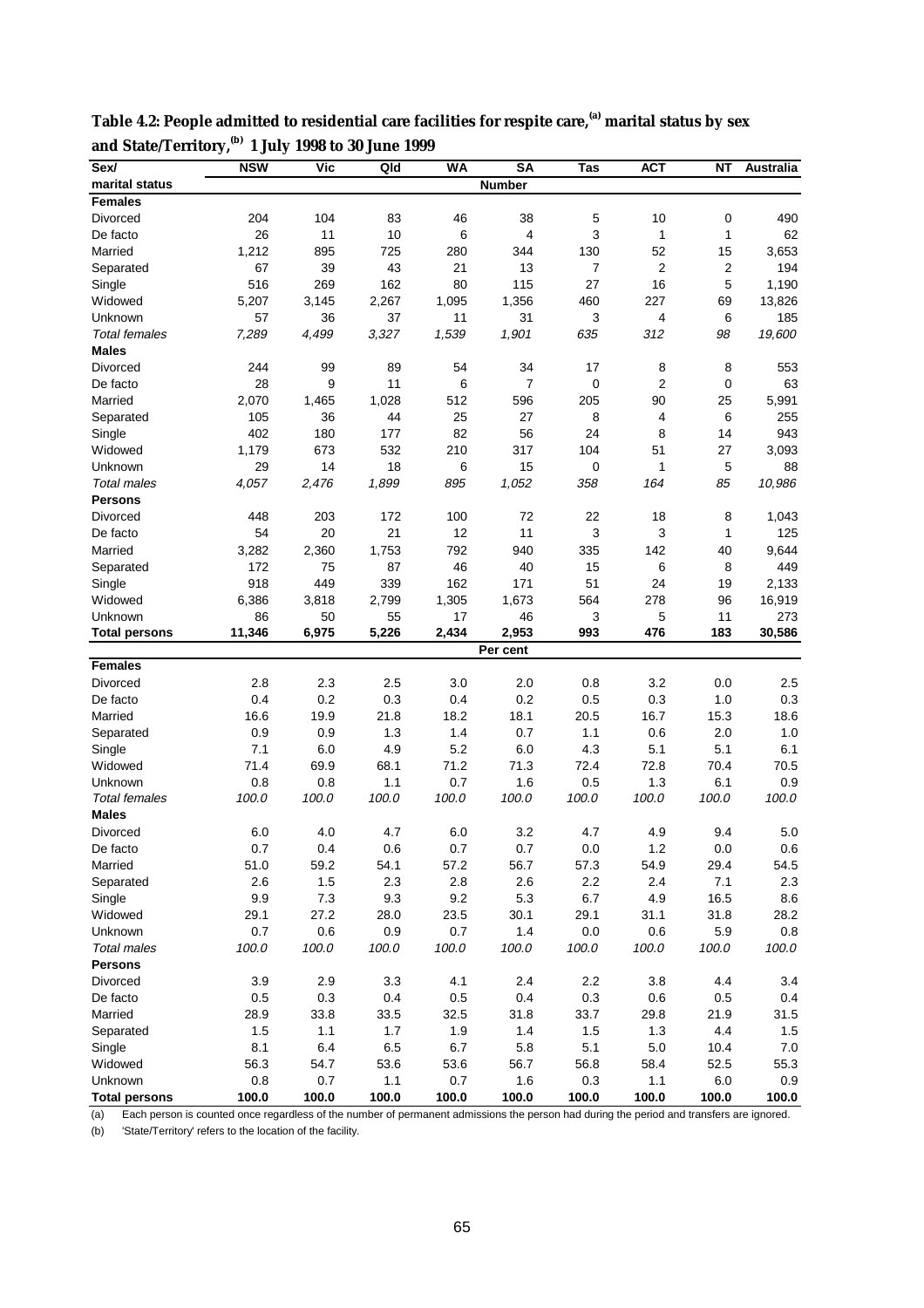**Table 4.2: People admitted to residential care facilities for respite care,[(a)] marital status by sex and State/Territory,[(b)] 1 July 1998 to 30 June 1999**

| Sex/ marital status | NSW | Vic | Qld | WA | SA | Tas | ACT | NT | Australia |
|---|---|---|---|---|---|---|---|---|---|
| | | | | | **Number** | | | | |
| **Females** | | | | | | | | | |
| Divorced | 204 | 104 | 83 | 46 | 38 | 5 | 10 | 0 | 490 |
| De facto | 26 | 11 | 10 | 6 | 4 | 3 | 1 | 1 | 62 |
| Married | 1,212 | 895 | 725 | 280 | 344 | 130 | 52 | 15 | 3,653 |
| Separated | 67 | 39 | 43 | 21 | 13 | 7 | 2 | 2 | 194 |
| Single | 516 | 269 | 162 | 80 | 115 | 27 | 16 | 5 | 1,190 |
| Widowed | 5,207 | 3,145 | 2,267 | 1,095 | 1,356 | 460 | 227 | 69 | 13,826 |
| Unknown | 57 | 36 | 37 | 11 | 31 | 3 | 4 | 6 | 185 |
| *Total females* | *7,289* | *4,499* | *3,327* | *1,539* | *1,901* | *635* | *312* | *98* | *19,600* |
| **Males** | | | | | | | | | |
| Divorced | 244 | 99 | 89 | 54 | 34 | 17 | 8 | 8 | 553 |
| De facto | 28 | 9 | 11 | 6 | 7 | 0 | 2 | 0 | 63 |
| Married | 2,070 | 1,465 | 1,028 | 512 | 596 | 205 | 90 | 25 | 5,991 |
| Separated | 105 | 36 | 44 | 25 | 27 | 8 | 4 | 6 | 255 |
| Single | 402 | 180 | 177 | 82 | 56 | 24 | 8 | 14 | 943 |
| Widowed | 1,179 | 673 | 532 | 210 | 317 | 104 | 51 | 27 | 3,093 |
| Unknown | 29 | 14 | 18 | 6 | 15 | 0 | 1 | 5 | 88 |
| *Total males* | *4,057* | *2,476* | *1,899* | *895* | *1,052* | *358* | *164* | *85* | *10,986* |
| **Persons** | | | | | | | | | |
| Divorced | 448 | 203 | 172 | 100 | 72 | 22 | 18 | 8 | 1,043 |
| De facto | 54 | 20 | 21 | 12 | 11 | 3 | 3 | 1 | 125 |
| Married | 3,282 | 2,360 | 1,753 | 792 | 940 | 335 | 142 | 40 | 9,644 |
| Separated | 172 | 75 | 87 | 46 | 40 | 15 | 6 | 8 | 449 |
| Single | 918 | 449 | 339 | 162 | 171 | 51 | 24 | 19 | 2,133 |
| Widowed | 6,386 | 3,818 | 2,799 | 1,305 | 1,673 | 564 | 278 | 96 | 16,919 |
| Unknown | 86 | 50 | 55 | 17 | 46 | 3 | 5 | 11 | 273 |
| **Total persons** | **11,346** | **6,975** | **5,226** | **2,434** | **2,953** | **993** | **476** | **183** | **30,586** |
| | | | | | **Per cent** | | | | |
| **Females** | | | | | | | | | |
| Divorced | 2.8 | 2.3 | 2.5 | 3.0 | 2.0 | 0.8 | 3.2 | 0.0 | 2.5 |
| De facto | 0.4 | 0.2 | 0.3 | 0.4 | 0.2 | 0.5 | 0.3 | 1.0 | 0.3 |
| Married | 16.6 | 19.9 | 21.8 | 18.2 | 18.1 | 20.5 | 16.7 | 15.3 | 18.6 |
| Separated | 0.9 | 0.9 | 1.3 | 1.4 | 0.7 | 1.1 | 0.6 | 2.0 | 1.0 |
| Single | 7.1 | 6.0 | 4.9 | 5.2 | 6.0 | 4.3 | 5.1 | 5.1 | 6.1 |
| Widowed | 71.4 | 69.9 | 68.1 | 71.2 | 71.3 | 72.4 | 72.8 | 70.4 | 70.5 |
| Unknown | 0.8 | 0.8 | 1.1 | 0.7 | 1.6 | 0.5 | 1.3 | 6.1 | 0.9 |
| *Total females* | *100.0* | *100.0* | *100.0* | *100.0* | *100.0* | *100.0* | *100.0* | *100.0* | *100.0* |
| **Males** | | | | | | | | | |
| Divorced | 6.0 | 4.0 | 4.7 | 6.0 | 3.2 | 4.7 | 4.9 | 9.4 | 5.0 |
| De facto | 0.7 | 0.4 | 0.6 | 0.7 | 0.7 | 0.0 | 1.2 | 0.0 | 0.6 |
| Married | 51.0 | 59.2 | 54.1 | 57.2 | 56.7 | 57.3 | 54.9 | 29.4 | 54.5 |
| Separated | 2.6 | 1.5 | 2.3 | 2.8 | 2.6 | 2.2 | 2.4 | 7.1 | 2.3 |
| Single | 9.9 | 7.3 | 9.3 | 9.2 | 5.3 | 6.7 | 4.9 | 16.5 | 8.6 |
| Widowed | 29.1 | 27.2 | 28.0 | 23.5 | 30.1 | 29.1 | 31.1 | 31.8 | 28.2 |
| Unknown | 0.7 | 0.6 | 0.9 | 0.7 | 1.4 | 0.0 | 0.6 | 5.9 | 0.8 |
| *Total males* | *100.0* | *100.0* | *100.0* | *100.0* | *100.0* | *100.0* | *100.0* | *100.0* | *100.0* |
| **Persons** | | | | | | | | | |
| Divorced | 3.9 | 2.9 | 3.3 | 4.1 | 2.4 | 2.2 | 3.8 | 4.4 | 3.4 |
| De facto | 0.5 | 0.3 | 0.4 | 0.5 | 0.4 | 0.3 | 0.6 | 0.5 | 0.4 |
| Married | 28.9 | 33.8 | 33.5 | 32.5 | 31.8 | 33.7 | 29.8 | 21.9 | 31.5 |
| Separated | 1.5 | 1.1 | 1.7 | 1.9 | 1.4 | 1.5 | 1.3 | 4.4 | 1.5 |
| Single | 8.1 | 6.4 | 6.5 | 6.7 | 5.8 | 5.1 | 5.0 | 10.4 | 7.0 |
| Widowed | 56.3 | 54.7 | 53.6 | 53.6 | 56.7 | 56.8 | 58.4 | 52.5 | 55.3 |
| Unknown | 0.8 | 0.7 | 1.1 | 0.7 | 1.6 | 0.3 | 1.1 | 6.0 | 0.9 |
| **Total persons** | **100.0** | **100.0** | **100.0** | **100.0** | **100.0** | **100.0** | **100.0** | **100.0** | **100.0** |

(a) Each person is counted once regardless of the number of permanent admissions the person had during the period and transfers are ignored.

(b) 'State/Territory' refers to the location of the facility.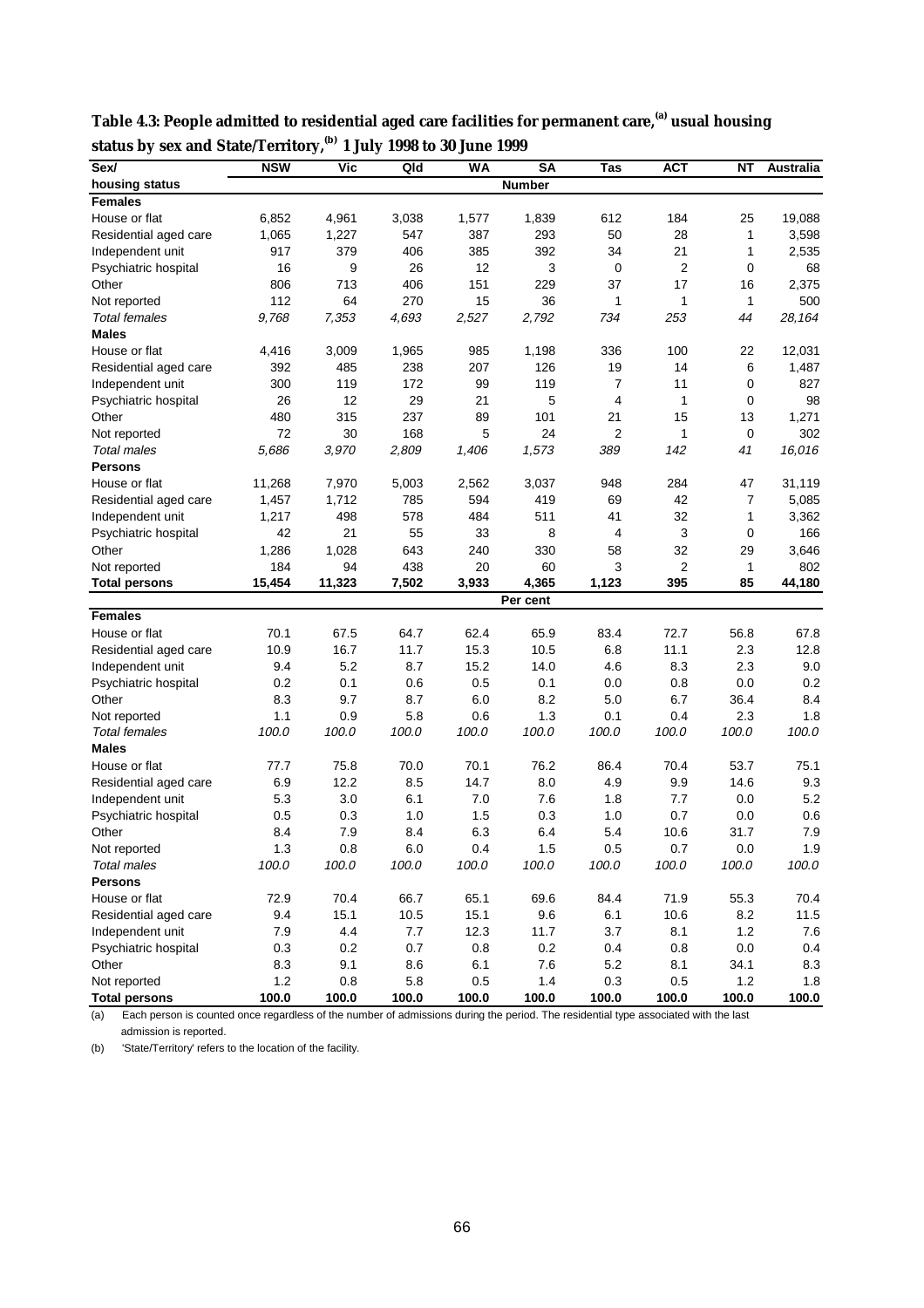**Table 4.3: People admitted to residential aged care facilities for permanent care,[(a)] usual housing status by sex and State/Territory,[(b)] 1 July 1998 to 30 June 1999**

| Sex/ housing status | NSW | Vic | Qld | WA | SA | Tas | ACT | NT | Australia |
|---|---|---|---|---|---|---|---|---|---|
| | | | | | **Number** | | | | |
| **Females** | | | | | | | | | |
| House or flat | 6,852 | 4,961 | 3,038 | 1,577 | 1,839 | 612 | 184 | 25 | 19,088 |
| Residential aged care | 1,065 | 1,227 | 547 | 387 | 293 | 50 | 28 | 1 | 3,598 |
| Independent unit | 917 | 379 | 406 | 385 | 392 | 34 | 21 | 1 | 2,535 |
| Psychiatric hospital | 16 | 9 | 26 | 12 | 3 | 0 | 2 | 0 | 68 |
| Other | 806 | 713 | 406 | 151 | 229 | 37 | 17 | 16 | 2,375 |
| Not reported | 112 | 64 | 270 | 15 | 36 | 1 | 1 | 1 | 500 |
| *Total females* | *9,768* | *7,353* | *4,693* | *2,527* | *2,792* | *734* | *253* | *44* | *28,164* |
| **Males** | | | | | | | | | |
| House or flat | 4,416 | 3,009 | 1,965 | 985 | 1,198 | 336 | 100 | 22 | 12,031 |
| Residential aged care | 392 | 485 | 238 | 207 | 126 | 19 | 14 | 6 | 1,487 |
| Independent unit | 300 | 119 | 172 | 99 | 119 | 7 | 11 | 0 | 827 |
| Psychiatric hospital | 26 | 12 | 29 | 21 | 5 | 4 | 1 | 0 | 98 |
| Other | 480 | 315 | 237 | 89 | 101 | 21 | 15 | 13 | 1,271 |
| Not reported | 72 | 30 | 168 | 5 | 24 | 2 | 1 | 0 | 302 |
| *Total males* | *5,686* | *3,970* | *2,809* | *1,406* | *1,573* | *389* | *142* | *41* | *16,016* |
| **Persons** | | | | | | | | | |
| House or flat | 11,268 | 7,970 | 5,003 | 2,562 | 3,037 | 948 | 284 | 47 | 31,119 |
| Residential aged care | 1,457 | 1,712 | 785 | 594 | 419 | 69 | 42 | 7 | 5,085 |
| Independent unit | 1,217 | 498 | 578 | 484 | 511 | 41 | 32 | 1 | 3,362 |
| Psychiatric hospital | 42 | 21 | 55 | 33 | 8 | 4 | 3 | 0 | 166 |
| Other | 1,286 | 1,028 | 643 | 240 | 330 | 58 | 32 | 29 | 3,646 |
| Not reported | 184 | 94 | 438 | 20 | 60 | 3 | 2 | 1 | 802 |
| **Total persons** | **15,454** | **11,323** | **7,502** | **3,933** | **4,365** | **1,123** | **395** | **85** | **44,180** |
| | | | | | **Per cent** | | | | |
| **Females** | | | | | | | | | |
| House or flat | 70.1 | 67.5 | 64.7 | 62.4 | 65.9 | 83.4 | 72.7 | 56.8 | 67.8 |
| Residential aged care | 10.9 | 16.7 | 11.7 | 15.3 | 10.5 | 6.8 | 11.1 | 2.3 | 12.8 |
| Independent unit | 9.4 | 5.2 | 8.7 | 15.2 | 14.0 | 4.6 | 8.3 | 2.3 | 9.0 |
| Psychiatric hospital | 0.2 | 0.1 | 0.6 | 0.5 | 0.1 | 0.0 | 0.8 | 0.0 | 0.2 |
| Other | 8.3 | 9.7 | 8.7 | 6.0 | 8.2 | 5.0 | 6.7 | 36.4 | 8.4 |
| Not reported | 1.1 | 0.9 | 5.8 | 0.6 | 1.3 | 0.1 | 0.4 | 2.3 | 1.8 |
| *Total females* | *100.0* | *100.0* | *100.0* | *100.0* | *100.0* | *100.0* | *100.0* | *100.0* | *100.0* |
| **Males** | | | | | | | | | |
| House or flat | 77.7 | 75.8 | 70.0 | 70.1 | 76.2 | 86.4 | 70.4 | 53.7 | 75.1 |
| Residential aged care | 6.9 | 12.2 | 8.5 | 14.7 | 8.0 | 4.9 | 9.9 | 14.6 | 9.3 |
| Independent unit | 5.3 | 3.0 | 6.1 | 7.0 | 7.6 | 1.8 | 7.7 | 0.0 | 5.2 |
| Psychiatric hospital | 0.5 | 0.3 | 1.0 | 1.5 | 0.3 | 1.0 | 0.7 | 0.0 | 0.6 |
| Other | 8.4 | 7.9 | 8.4 | 6.3 | 6.4 | 5.4 | 10.6 | 31.7 | 7.9 |
| Not reported | 1.3 | 0.8 | 6.0 | 0.4 | 1.5 | 0.5 | 0.7 | 0.0 | 1.9 |
| *Total males* | *100.0* | *100.0* | *100.0* | *100.0* | *100.0* | *100.0* | *100.0* | *100.0* | *100.0* |
| **Persons** | | | | | | | | | |
| House or flat | 72.9 | 70.4 | 66.7 | 65.1 | 69.6 | 84.4 | 71.9 | 55.3 | 70.4 |
| Residential aged care | 9.4 | 15.1 | 10.5 | 15.1 | 9.6 | 6.1 | 10.6 | 8.2 | 11.5 |
| Independent unit | 7.9 | 4.4 | 7.7 | 12.3 | 11.7 | 3.7 | 8.1 | 1.2 | 7.6 |
| Psychiatric hospital | 0.3 | 0.2 | 0.7 | 0.8 | 0.2 | 0.4 | 0.8 | 0.0 | 0.4 |
| Other | 8.3 | 9.1 | 8.6 | 6.1 | 7.6 | 5.2 | 8.1 | 34.1 | 8.3 |
| Not reported | 1.2 | 0.8 | 5.8 | 0.5 | 1.4 | 0.3 | 0.5 | 1.2 | 1.8 |
| **Total persons** | **100.0** | **100.0** | **100.0** | **100.0** | **100.0** | **100.0** | **100.0** | **100.0** | **100.0** |

(a) Each person is counted once regardless of the number of admissions during the period. The residential type associated with the last admission is reported.

(b) 'State/Territory' refers to the location of the facility.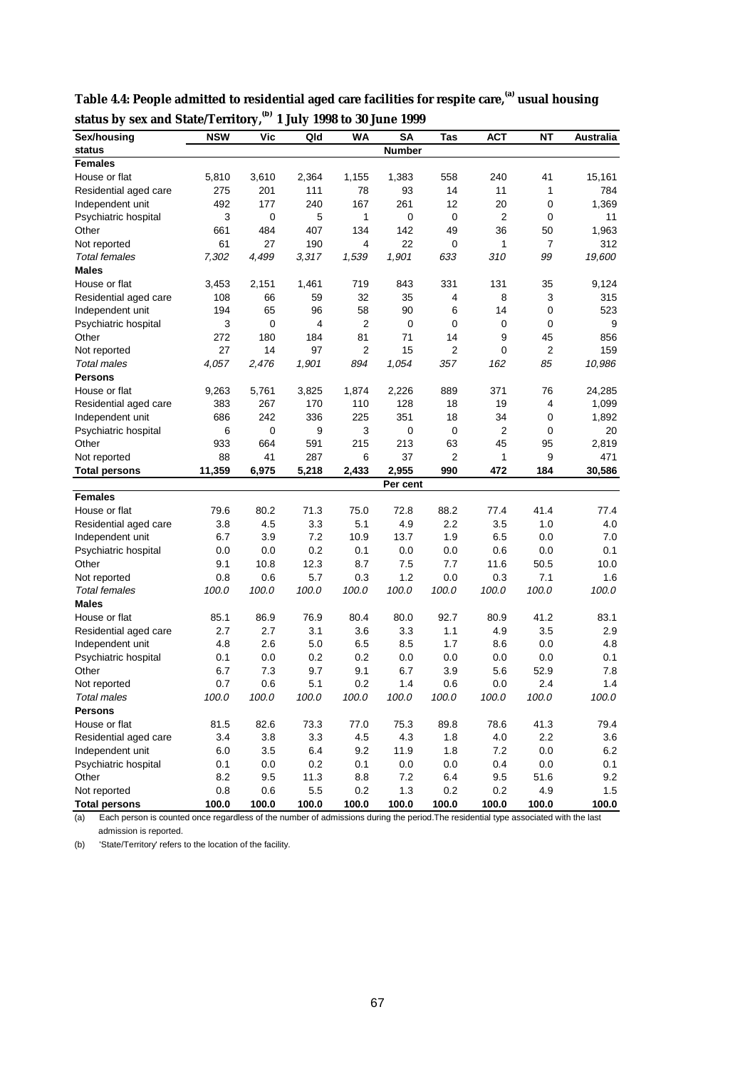**Table 4.4: People admitted to residential aged care facilities for respite care,[(a)] usual housing status by sex and State/Territory,[(b)] 1 July 1998 to 30 June 1999**

| Sex/housing status | NSW | Vic | Qld | WA | SA | Tas | ACT | NT | Australia |
|---|---|---|---|---|---|---|---|---|---|
| | | | | | **Number** | | | | |
| **Females** | | | | | | | | | |
| House or flat | 5,810 | 3,610 | 2,364 | 1,155 | 1,383 | 558 | 240 | 41 | 15,161 |
| Residential aged care | 275 | 201 | 111 | 78 | 93 | 14 | 11 | 1 | 784 |
| Independent unit | 492 | 177 | 240 | 167 | 261 | 12 | 20 | 0 | 1,369 |
| Psychiatric hospital | 3 | 0 | 5 | 1 | 0 | 0 | 2 | 0 | 11 |
| Other | 661 | 484 | 407 | 134 | 142 | 49 | 36 | 50 | 1,963 |
| Not reported | 61 | 27 | 190 | 4 | 22 | 0 | 1 | 7 | 312 |
| *Total females* | *7,302* | *4,499* | *3,317* | *1,539* | *1,901* | *633* | *310* | *99* | *19,600* |
| **Males** | | | | | | | | | |
| House or flat | 3,453 | 2,151 | 1,461 | 719 | 843 | 331 | 131 | 35 | 9,124 |
| Residential aged care | 108 | 66 | 59 | 32 | 35 | 4 | 8 | 3 | 315 |
| Independent unit | 194 | 65 | 96 | 58 | 90 | 6 | 14 | 0 | 523 |
| Psychiatric hospital | 3 | 0 | 4 | 2 | 0 | 0 | 0 | 0 | 9 |
| Other | 272 | 180 | 184 | 81 | 71 | 14 | 9 | 45 | 856 |
| Not reported | 27 | 14 | 97 | 2 | 15 | 2 | 0 | 2 | 159 |
| *Total males* | *4,057* | *2,476* | *1,901* | *894* | *1,054* | *357* | *162* | *85* | *10,986* |
| **Persons** | | | | | | | | | |
| House or flat | 9,263 | 5,761 | 3,825 | 1,874 | 2,226 | 889 | 371 | 76 | 24,285 |
| Residential aged care | 383 | 267 | 170 | 110 | 128 | 18 | 19 | 4 | 1,099 |
| Independent unit | 686 | 242 | 336 | 225 | 351 | 18 | 34 | 0 | 1,892 |
| Psychiatric hospital | 6 | 0 | 9 | 3 | 0 | 0 | 2 | 0 | 20 |
| Other | 933 | 664 | 591 | 215 | 213 | 63 | 45 | 95 | 2,819 |
| Not reported | 88 | 41 | 287 | 6 | 37 | 2 | 1 | 9 | 471 |
| **Total persons** | **11,359** | **6,975** | **5,218** | **2,433** | **2,955** | **990** | **472** | **184** | **30,586** |
| | | | | | **Per cent** | | | | |
| **Females** | | | | | | | | | |
| House or flat | 79.6 | 80.2 | 71.3 | 75.0 | 72.8 | 88.2 | 77.4 | 41.4 | 77.4 |
| Residential aged care | 3.8 | 4.5 | 3.3 | 5.1 | 4.9 | 2.2 | 3.5 | 1.0 | 4.0 |
| Independent unit | 6.7 | 3.9 | 7.2 | 10.9 | 13.7 | 1.9 | 6.5 | 0.0 | 7.0 |
| Psychiatric hospital | 0.0 | 0.0 | 0.2 | 0.1 | 0.0 | 0.0 | 0.6 | 0.0 | 0.1 |
| Other | 9.1 | 10.8 | 12.3 | 8.7 | 7.5 | 7.7 | 11.6 | 50.5 | 10.0 |
| Not reported | 0.8 | 0.6 | 5.7 | 0.3 | 1.2 | 0.0 | 0.3 | 7.1 | 1.6 |
| *Total females* | *100.0* | *100.0* | *100.0* | *100.0* | *100.0* | *100.0* | *100.0* | *100.0* | *100.0* |
| **Males** | | | | | | | | | |
| House or flat | 85.1 | 86.9 | 76.9 | 80.4 | 80.0 | 92.7 | 80.9 | 41.2 | 83.1 |
| Residential aged care | 2.7 | 2.7 | 3.1 | 3.6 | 3.3 | 1.1 | 4.9 | 3.5 | 2.9 |
| Independent unit | 4.8 | 2.6 | 5.0 | 6.5 | 8.5 | 1.7 | 8.6 | 0.0 | 4.8 |
| Psychiatric hospital | 0.1 | 0.0 | 0.2 | 0.2 | 0.0 | 0.0 | 0.0 | 0.0 | 0.1 |
| Other | 6.7 | 7.3 | 9.7 | 9.1 | 6.7 | 3.9 | 5.6 | 52.9 | 7.8 |
| Not reported | 0.7 | 0.6 | 5.1 | 0.2 | 1.4 | 0.6 | 0.0 | 2.4 | 1.4 |
| *Total males* | *100.0* | *100.0* | *100.0* | *100.0* | *100.0* | *100.0* | *100.0* | *100.0* | *100.0* |
| **Persons** | | | | | | | | | |
| House or flat | 81.5 | 82.6 | 73.3 | 77.0 | 75.3 | 89.8 | 78.6 | 41.3 | 79.4 |
| Residential aged care | 3.4 | 3.8 | 3.3 | 4.5 | 4.3 | 1.8 | 4.0 | 2.2 | 3.6 |
| Independent unit | 6.0 | 3.5 | 6.4 | 9.2 | 11.9 | 1.8 | 7.2 | 0.0 | 6.2 |
| Psychiatric hospital | 0.1 | 0.0 | 0.2 | 0.1 | 0.0 | 0.0 | 0.4 | 0.0 | 0.1 |
| Other | 8.2 | 9.5 | 11.3 | 8.8 | 7.2 | 6.4 | 9.5 | 51.6 | 9.2 |
| Not reported | 0.8 | 0.6 | 5.5 | 0.2 | 1.3 | 0.2 | 0.2 | 4.9 | 1.5 |
| **Total persons** | **100.0** | **100.0** | **100.0** | **100.0** | **100.0** | **100.0** | **100.0** | **100.0** | **100.0** |

(a) Each person is counted once regardless of the number of admissions during the period.The residential type associated with the last admission is reported.

(b) 'State/Territory' refers to the location of the facility.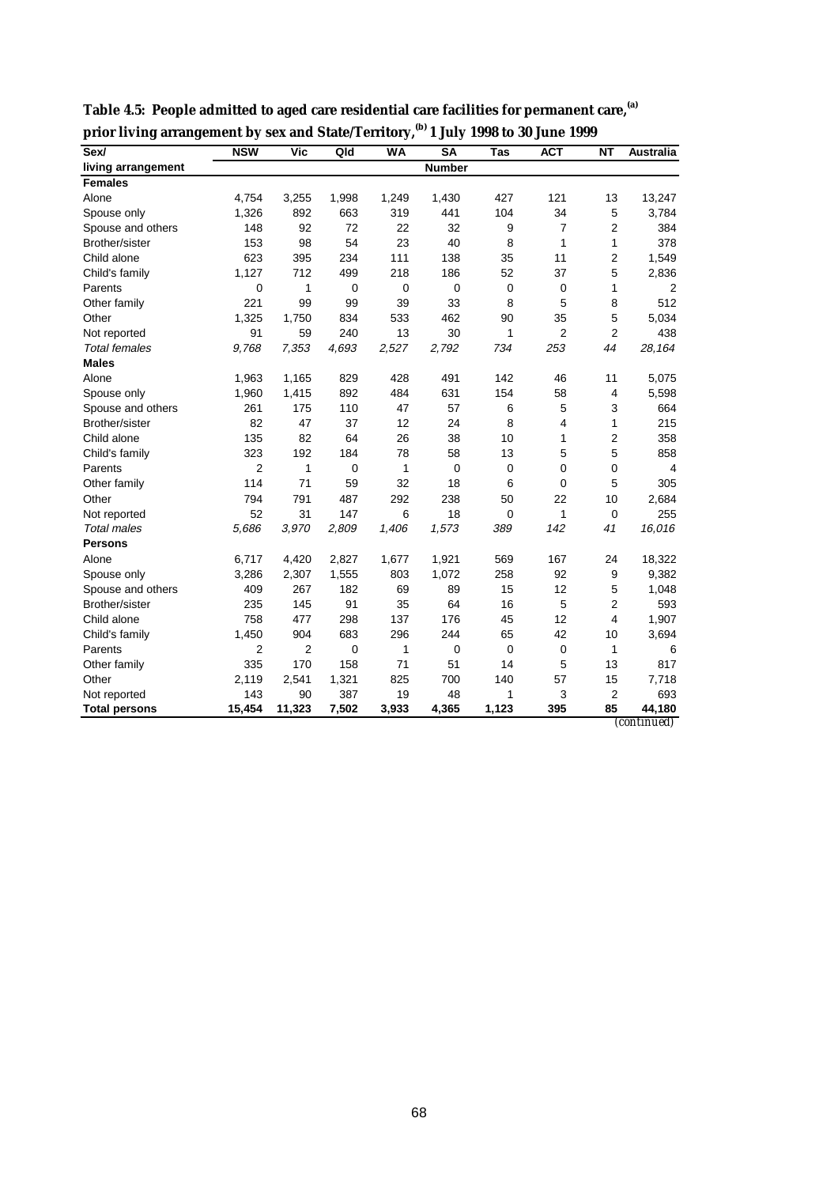**Table 4.5: People admitted to aged care residential care facilities for permanent care,[(a)] prior living arrangement by sex and State/Territory,[(b)] 1 July 1998 to 30 June 1999**

| Sex/ living arrangement | NSW | Vic | Qld | WA | SA | Tas | ACT | NT | Australia |
|---|---|---|---|---|---|---|---|---|---|
| | | | | | Number | | | | |
| **Females** | | | | | | | | | |
| Alone | 4,754 | 3,255 | 1,998 | 1,249 | 1,430 | 427 | 121 | 13 | 13,247 |
| Spouse only | 1,326 | 892 | 663 | 319 | 441 | 104 | 34 | 5 | 3,784 |
| Spouse and others | 148 | 92 | 72 | 22 | 32 | 9 | 7 | 2 | 384 |
| Brother/sister | 153 | 98 | 54 | 23 | 40 | 8 | 1 | 1 | 378 |
| Child alone | 623 | 395 | 234 | 111 | 138 | 35 | 11 | 2 | 1,549 |
| Child's family | 1,127 | 712 | 499 | 218 | 186 | 52 | 37 | 5 | 2,836 |
| Parents | 0 | 1 | 0 | 0 | 0 | 0 | 0 | 1 | 2 |
| Other family | 221 | 99 | 99 | 39 | 33 | 8 | 5 | 8 | 512 |
| Other | 1,325 | 1,750 | 834 | 533 | 462 | 90 | 35 | 5 | 5,034 |
| Not reported | 91 | 59 | 240 | 13 | 30 | 1 | 2 | 2 | 438 |
| *Total females* | *9,768* | *7,353* | *4,693* | *2,527* | *2,792* | *734* | *253* | *44* | *28,164* |
| **Males** | | | | | | | | | |
| Alone | 1,963 | 1,165 | 829 | 428 | 491 | 142 | 46 | 11 | 5,075 |
| Spouse only | 1,960 | 1,415 | 892 | 484 | 631 | 154 | 58 | 4 | 5,598 |
| Spouse and others | 261 | 175 | 110 | 47 | 57 | 6 | 5 | 3 | 664 |
| Brother/sister | 82 | 47 | 37 | 12 | 24 | 8 | 4 | 1 | 215 |
| Child alone | 135 | 82 | 64 | 26 | 38 | 10 | 1 | 2 | 358 |
| Child's family | 323 | 192 | 184 | 78 | 58 | 13 | 5 | 5 | 858 |
| Parents | 2 | 1 | 0 | 1 | 0 | 0 | 0 | 0 | 4 |
| Other family | 114 | 71 | 59 | 32 | 18 | 6 | 0 | 5 | 305 |
| Other | 794 | 791 | 487 | 292 | 238 | 50 | 22 | 10 | 2,684 |
| Not reported | 52 | 31 | 147 | 6 | 18 | 0 | 1 | 0 | 255 |
| *Total males* | *5,686* | *3,970* | *2,809* | *1,406* | *1,573* | *389* | *142* | *41* | *16,016* |
| **Persons** | | | | | | | | | |
| Alone | 6,717 | 4,420 | 2,827 | 1,677 | 1,921 | 569 | 167 | 24 | 18,322 |
| Spouse only | 3,286 | 2,307 | 1,555 | 803 | 1,072 | 258 | 92 | 9 | 9,382 |
| Spouse and others | 409 | 267 | 182 | 69 | 89 | 15 | 12 | 5 | 1,048 |
| Brother/sister | 235 | 145 | 91 | 35 | 64 | 16 | 5 | 2 | 593 |
| Child alone | 758 | 477 | 298 | 137 | 176 | 45 | 12 | 4 | 1,907 |
| Child's family | 1,450 | 904 | 683 | 296 | 244 | 65 | 42 | 10 | 3,694 |
| Parents | 2 | 2 | 0 | 1 | 0 | 0 | 0 | 1 | 6 |
| Other family | 335 | 170 | 158 | 71 | 51 | 14 | 5 | 13 | 817 |
| Other | 2,119 | 2,541 | 1,321 | 825 | 700 | 140 | 57 | 15 | 7,718 |
| Not reported | 143 | 90 | 387 | 19 | 48 | 1 | 3 | 2 | 693 |
| **Total persons** | **15,454** | **11,323** | **7,502** | **3,933** | **4,365** | **1,123** | **395** | **85** | **44,180** |

*(continued)*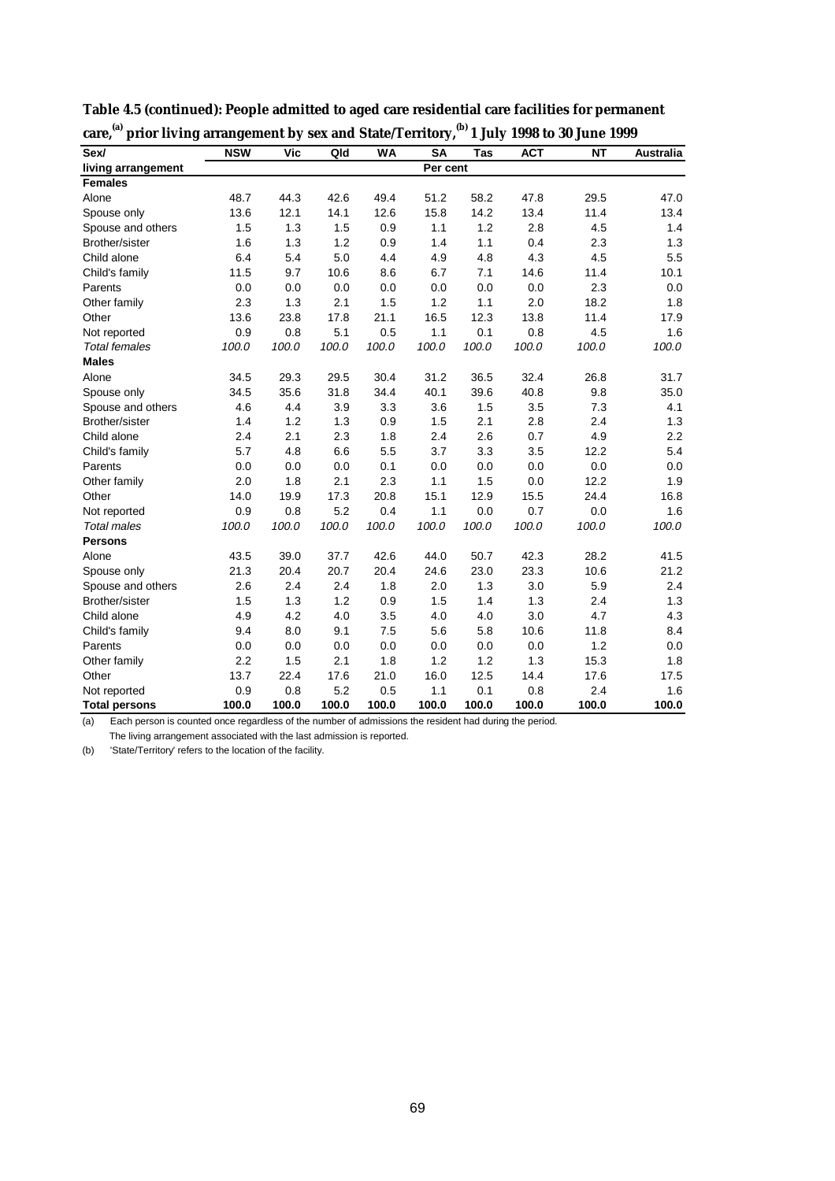**Table 4.5 (continued): People admitted to aged care residential care facilities for permanent care,[(a)] prior living arrangement by sex and State/Territory,[(b)] 1 July 1998 to 30 June 1999**

| Sex/ living arrangement | NSW | Vic | Qld | WA | SA | Tas | ACT | NT | Australia |
|---|---|---|---|---|---|---|---|---|---|
| | | | | | Per cent | | | | |
| **Females** | | | | | | | | | |
| Alone | 48.7 | 44.3 | 42.6 | 49.4 | 51.2 | 58.2 | 47.8 | 29.5 | 47.0 |
| Spouse only | 13.6 | 12.1 | 14.1 | 12.6 | 15.8 | 14.2 | 13.4 | 11.4 | 13.4 |
| Spouse and others | 1.5 | 1.3 | 1.5 | 0.9 | 1.1 | 1.2 | 2.8 | 4.5 | 1.4 |
| Brother/sister | 1.6 | 1.3 | 1.2 | 0.9 | 1.4 | 1.1 | 0.4 | 2.3 | 1.3 |
| Child alone | 6.4 | 5.4 | 5.0 | 4.4 | 4.9 | 4.8 | 4.3 | 4.5 | 5.5 |
| Child's family | 11.5 | 9.7 | 10.6 | 8.6 | 6.7 | 7.1 | 14.6 | 11.4 | 10.1 |
| Parents | 0.0 | 0.0 | 0.0 | 0.0 | 0.0 | 0.0 | 0.0 | 2.3 | 0.0 |
| Other family | 2.3 | 1.3 | 2.1 | 1.5 | 1.2 | 1.1 | 2.0 | 18.2 | 1.8 |
| Other | 13.6 | 23.8 | 17.8 | 21.1 | 16.5 | 12.3 | 13.8 | 11.4 | 17.9 |
| Not reported | 0.9 | 0.8 | 5.1 | 0.5 | 1.1 | 0.1 | 0.8 | 4.5 | 1.6 |
| *Total females* | *100.0* | *100.0* | *100.0* | *100.0* | *100.0* | *100.0* | *100.0* | *100.0* | *100.0* |
| **Males** | | | | | | | | | |
| Alone | 34.5 | 29.3 | 29.5 | 30.4 | 31.2 | 36.5 | 32.4 | 26.8 | 31.7 |
| Spouse only | 34.5 | 35.6 | 31.8 | 34.4 | 40.1 | 39.6 | 40.8 | 9.8 | 35.0 |
| Spouse and others | 4.6 | 4.4 | 3.9 | 3.3 | 3.6 | 1.5 | 3.5 | 7.3 | 4.1 |
| Brother/sister | 1.4 | 1.2 | 1.3 | 0.9 | 1.5 | 2.1 | 2.8 | 2.4 | 1.3 |
| Child alone | 2.4 | 2.1 | 2.3 | 1.8 | 2.4 | 2.6 | 0.7 | 4.9 | 2.2 |
| Child's family | 5.7 | 4.8 | 6.6 | 5.5 | 3.7 | 3.3 | 3.5 | 12.2 | 5.4 |
| Parents | 0.0 | 0.0 | 0.0 | 0.1 | 0.0 | 0.0 | 0.0 | 0.0 | 0.0 |
| Other family | 2.0 | 1.8 | 2.1 | 2.3 | 1.1 | 1.5 | 0.0 | 12.2 | 1.9 |
| Other | 14.0 | 19.9 | 17.3 | 20.8 | 15.1 | 12.9 | 15.5 | 24.4 | 16.8 |
| Not reported | 0.9 | 0.8 | 5.2 | 0.4 | 1.1 | 0.0 | 0.7 | 0.0 | 1.6 |
| *Total males* | *100.0* | *100.0* | *100.0* | *100.0* | *100.0* | *100.0* | *100.0* | *100.0* | *100.0* |
| **Persons** | | | | | | | | | |
| Alone | 43.5 | 39.0 | 37.7 | 42.6 | 44.0 | 50.7 | 42.3 | 28.2 | 41.5 |
| Spouse only | 21.3 | 20.4 | 20.7 | 20.4 | 24.6 | 23.0 | 23.3 | 10.6 | 21.2 |
| Spouse and others | 2.6 | 2.4 | 2.4 | 1.8 | 2.0 | 1.3 | 3.0 | 5.9 | 2.4 |
| Brother/sister | 1.5 | 1.3 | 1.2 | 0.9 | 1.5 | 1.4 | 1.3 | 2.4 | 1.3 |
| Child alone | 4.9 | 4.2 | 4.0 | 3.5 | 4.0 | 4.0 | 3.0 | 4.7 | 4.3 |
| Child's family | 9.4 | 8.0 | 9.1 | 7.5 | 5.6 | 5.8 | 10.6 | 11.8 | 8.4 |
| Parents | 0.0 | 0.0 | 0.0 | 0.0 | 0.0 | 0.0 | 0.0 | 1.2 | 0.0 |
| Other family | 2.2 | 1.5 | 2.1 | 1.8 | 1.2 | 1.2 | 1.3 | 15.3 | 1.8 |
| Other | 13.7 | 22.4 | 17.6 | 21.0 | 16.0 | 12.5 | 14.4 | 17.6 | 17.5 |
| Not reported | 0.9 | 0.8 | 5.2 | 0.5 | 1.1 | 0.1 | 0.8 | 2.4 | 1.6 |
| **Total persons** | **100.0** | **100.0** | **100.0** | **100.0** | **100.0** | **100.0** | **100.0** | **100.0** | **100.0** |

(a) Each person is counted once regardless of the number of admissions the resident had during the period. The living arrangement associated with the last admission is reported.

(b) 'State/Territory' refers to the location of the facility.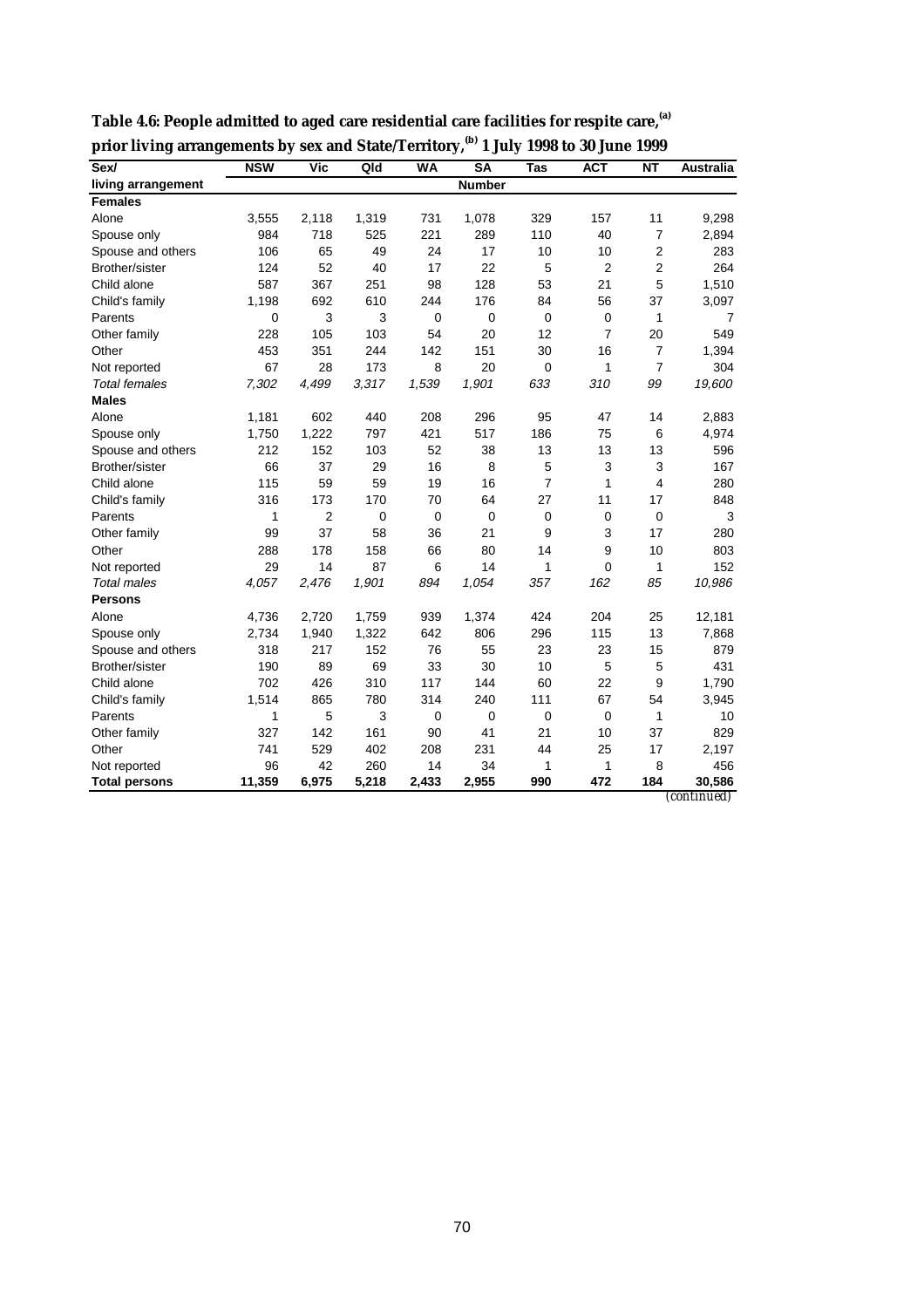**Table 4.6: People admitted to aged care residential care facilities for respite care,[(a)] prior living arrangements by sex and State/Territory,[(b)] 1 July 1998 to 30 June 1999**

| Sex/ living arrangement | NSW | Vic | Qld | WA | SA | Tas | ACT | NT | Australia |
|---|---|---|---|---|---|---|---|---|---|
| | | | | | Number | | | | |
| **Females** | | | | | | | | | |
| Alone | 3,555 | 2,118 | 1,319 | 731 | 1,078 | 329 | 157 | 11 | 9,298 |
| Spouse only | 984 | 718 | 525 | 221 | 289 | 110 | 40 | 7 | 2,894 |
| Spouse and others | 106 | 65 | 49 | 24 | 17 | 10 | 10 | 2 | 283 |
| Brother/sister | 124 | 52 | 40 | 17 | 22 | 5 | 2 | 2 | 264 |
| Child alone | 587 | 367 | 251 | 98 | 128 | 53 | 21 | 5 | 1,510 |
| Child's family | 1,198 | 692 | 610 | 244 | 176 | 84 | 56 | 37 | 3,097 |
| Parents | 0 | 3 | 3 | 0 | 0 | 0 | 0 | 1 | 7 |
| Other family | 228 | 105 | 103 | 54 | 20 | 12 | 7 | 20 | 549 |
| Other | 453 | 351 | 244 | 142 | 151 | 30 | 16 | 7 | 1,394 |
| Not reported | 67 | 28 | 173 | 8 | 20 | 0 | 1 | 7 | 304 |
| *Total females* | *7,302* | *4,499* | *3,317* | *1,539* | *1,901* | *633* | *310* | *99* | *19,600* |
| **Males** | | | | | | | | | |
| Alone | 1,181 | 602 | 440 | 208 | 296 | 95 | 47 | 14 | 2,883 |
| Spouse only | 1,750 | 1,222 | 797 | 421 | 517 | 186 | 75 | 6 | 4,974 |
| Spouse and others | 212 | 152 | 103 | 52 | 38 | 13 | 13 | 13 | 596 |
| Brother/sister | 66 | 37 | 29 | 16 | 8 | 5 | 3 | 3 | 167 |
| Child alone | 115 | 59 | 59 | 19 | 16 | 7 | 1 | 4 | 280 |
| Child's family | 316 | 173 | 170 | 70 | 64 | 27 | 11 | 17 | 848 |
| Parents | 1 | 2 | 0 | 0 | 0 | 0 | 0 | 0 | 3 |
| Other family | 99 | 37 | 58 | 36 | 21 | 9 | 3 | 17 | 280 |
| Other | 288 | 178 | 158 | 66 | 80 | 14 | 9 | 10 | 803 |
| Not reported | 29 | 14 | 87 | 6 | 14 | 1 | 0 | 1 | 152 |
| *Total males* | *4,057* | *2,476* | *1,901* | *894* | *1,054* | *357* | *162* | *85* | *10,986* |
| **Persons** | | | | | | | | | |
| Alone | 4,736 | 2,720 | 1,759 | 939 | 1,374 | 424 | 204 | 25 | 12,181 |
| Spouse only | 2,734 | 1,940 | 1,322 | 642 | 806 | 296 | 115 | 13 | 7,868 |
| Spouse and others | 318 | 217 | 152 | 76 | 55 | 23 | 23 | 15 | 879 |
| Brother/sister | 190 | 89 | 69 | 33 | 30 | 10 | 5 | 5 | 431 |
| Child alone | 702 | 426 | 310 | 117 | 144 | 60 | 22 | 9 | 1,790 |
| Child's family | 1,514 | 865 | 780 | 314 | 240 | 111 | 67 | 54 | 3,945 |
| Parents | 1 | 5 | 3 | 0 | 0 | 0 | 0 | 1 | 10 |
| Other family | 327 | 142 | 161 | 90 | 41 | 21 | 10 | 37 | 829 |
| Other | 741 | 529 | 402 | 208 | 231 | 44 | 25 | 17 | 2,197 |
| Not reported | 96 | 42 | 260 | 14 | 34 | 1 | 1 | 8 | 456 |
| **Total persons** | **11,359** | **6,975** | **5,218** | **2,433** | **2,955** | **990** | **472** | **184** | **30,586** |

*(continued)*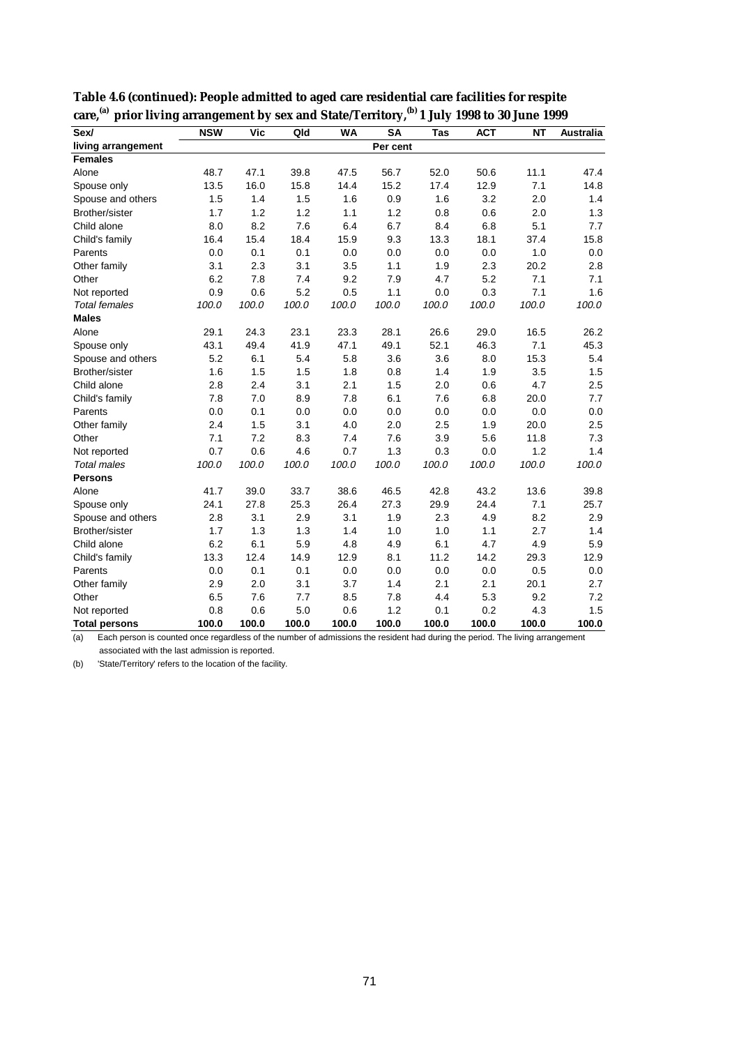**Table 4.6 (continued): People admitted to aged care residential care facilities for respite care,[(a)] prior living arrangement by sex and State/Territory,[(b)] 1 July 1998 to 30 June 1999**

| Sex/ living arrangement | NSW | Vic | Qld | WA | SA | Tas | ACT | NT | Australia |
|---|---|---|---|---|---|---|---|---|---|
| | | | | | Per cent | | | | |
| **Females** | | | | | | | | | |
| Alone | 48.7 | 47.1 | 39.8 | 47.5 | 56.7 | 52.0 | 50.6 | 11.1 | 47.4 |
| Spouse only | 13.5 | 16.0 | 15.8 | 14.4 | 15.2 | 17.4 | 12.9 | 7.1 | 14.8 |
| Spouse and others | 1.5 | 1.4 | 1.5 | 1.6 | 0.9 | 1.6 | 3.2 | 2.0 | 1.4 |
| Brother/sister | 1.7 | 1.2 | 1.2 | 1.1 | 1.2 | 0.8 | 0.6 | 2.0 | 1.3 |
| Child alone | 8.0 | 8.2 | 7.6 | 6.4 | 6.7 | 8.4 | 6.8 | 5.1 | 7.7 |
| Child's family | 16.4 | 15.4 | 18.4 | 15.9 | 9.3 | 13.3 | 18.1 | 37.4 | 15.8 |
| Parents | 0.0 | 0.1 | 0.1 | 0.0 | 0.0 | 0.0 | 0.0 | 1.0 | 0.0 |
| Other family | 3.1 | 2.3 | 3.1 | 3.5 | 1.1 | 1.9 | 2.3 | 20.2 | 2.8 |
| Other | 6.2 | 7.8 | 7.4 | 9.2 | 7.9 | 4.7 | 5.2 | 7.1 | 7.1 |
| Not reported | 0.9 | 0.6 | 5.2 | 0.5 | 1.1 | 0.0 | 0.3 | 7.1 | 1.6 |
| *Total females* | *100.0* | *100.0* | *100.0* | *100.0* | *100.0* | *100.0* | *100.0* | *100.0* | *100.0* |
| **Males** | | | | | | | | | |
| Alone | 29.1 | 24.3 | 23.1 | 23.3 | 28.1 | 26.6 | 29.0 | 16.5 | 26.2 |
| Spouse only | 43.1 | 49.4 | 41.9 | 47.1 | 49.1 | 52.1 | 46.3 | 7.1 | 45.3 |
| Spouse and others | 5.2 | 6.1 | 5.4 | 5.8 | 3.6 | 3.6 | 8.0 | 15.3 | 5.4 |
| Brother/sister | 1.6 | 1.5 | 1.5 | 1.8 | 0.8 | 1.4 | 1.9 | 3.5 | 1.5 |
| Child alone | 2.8 | 2.4 | 3.1 | 2.1 | 1.5 | 2.0 | 0.6 | 4.7 | 2.5 |
| Child's family | 7.8 | 7.0 | 8.9 | 7.8 | 6.1 | 7.6 | 6.8 | 20.0 | 7.7 |
| Parents | 0.0 | 0.1 | 0.0 | 0.0 | 0.0 | 0.0 | 0.0 | 0.0 | 0.0 |
| Other family | 2.4 | 1.5 | 3.1 | 4.0 | 2.0 | 2.5 | 1.9 | 20.0 | 2.5 |
| Other | 7.1 | 7.2 | 8.3 | 7.4 | 7.6 | 3.9 | 5.6 | 11.8 | 7.3 |
| Not reported | 0.7 | 0.6 | 4.6 | 0.7 | 1.3 | 0.3 | 0.0 | 1.2 | 1.4 |
| *Total males* | *100.0* | *100.0* | *100.0* | *100.0* | *100.0* | *100.0* | *100.0* | *100.0* | *100.0* |
| **Persons** | | | | | | | | | |
| Alone | 41.7 | 39.0 | 33.7 | 38.6 | 46.5 | 42.8 | 43.2 | 13.6 | 39.8 |
| Spouse only | 24.1 | 27.8 | 25.3 | 26.4 | 27.3 | 29.9 | 24.4 | 7.1 | 25.7 |
| Spouse and others | 2.8 | 3.1 | 2.9 | 3.1 | 1.9 | 2.3 | 4.9 | 8.2 | 2.9 |
| Brother/sister | 1.7 | 1.3 | 1.3 | 1.4 | 1.0 | 1.0 | 1.1 | 2.7 | 1.4 |
| Child alone | 6.2 | 6.1 | 5.9 | 4.8 | 4.9 | 6.1 | 4.7 | 4.9 | 5.9 |
| Child's family | 13.3 | 12.4 | 14.9 | 12.9 | 8.1 | 11.2 | 14.2 | 29.3 | 12.9 |
| Parents | 0.0 | 0.1 | 0.1 | 0.0 | 0.0 | 0.0 | 0.0 | 0.5 | 0.0 |
| Other family | 2.9 | 2.0 | 3.1 | 3.7 | 1.4 | 2.1 | 2.1 | 20.1 | 2.7 |
| Other | 6.5 | 7.6 | 7.7 | 8.5 | 7.8 | 4.4 | 5.3 | 9.2 | 7.2 |
| Not reported | 0.8 | 0.6 | 5.0 | 0.6 | 1.2 | 0.1 | 0.2 | 4.3 | 1.5 |
| **Total persons** | **100.0** | **100.0** | **100.0** | **100.0** | **100.0** | **100.0** | **100.0** | **100.0** | **100.0** |

(a) Each person is counted once regardless of the number of admissions the resident had during the period. The living arrangement associated with the last admission is reported.

(b) 'State/Territory' refers to the location of the facility.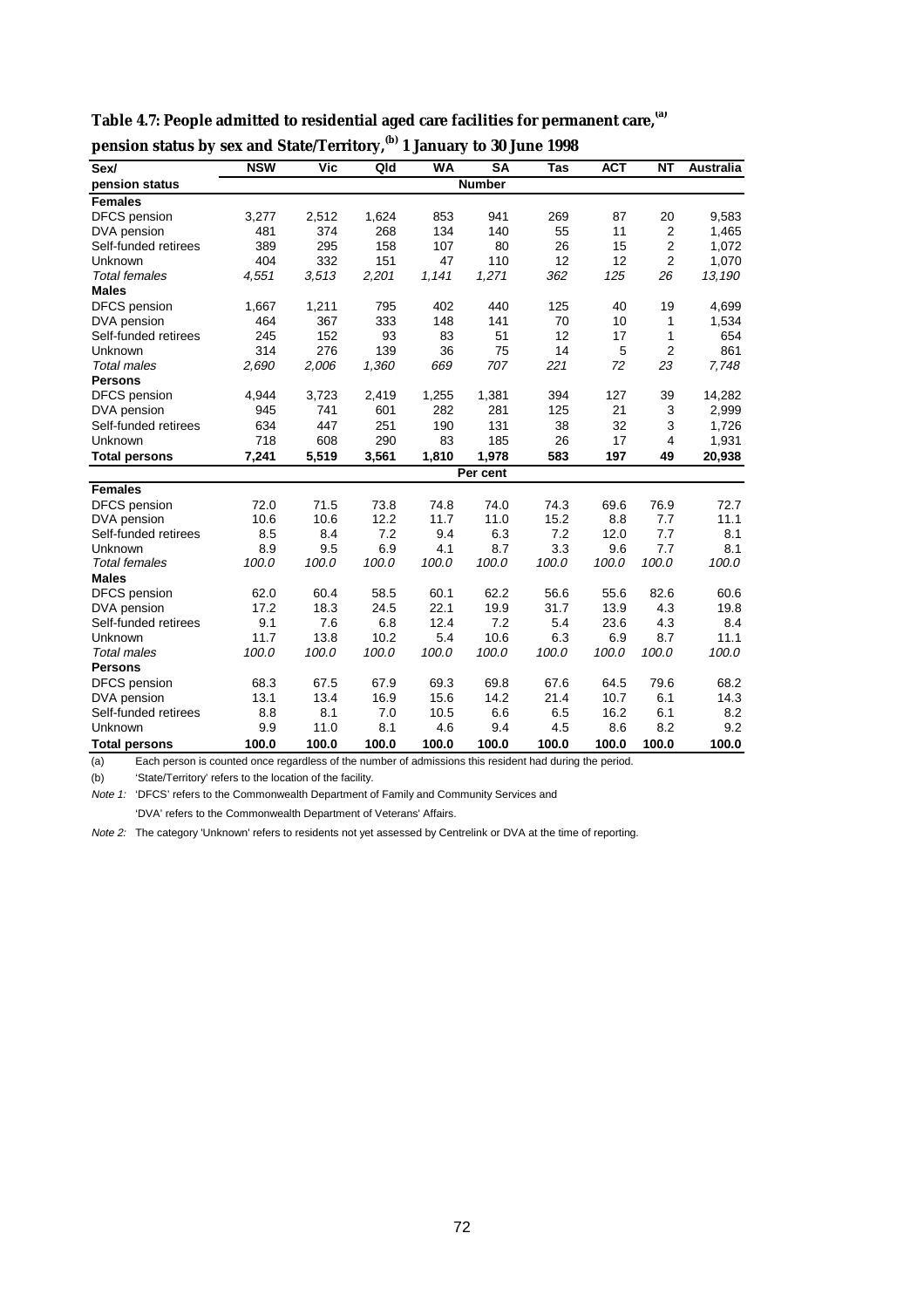**Table 4.7: People admitted to residential aged care facilities for permanent care,[(a)] pension status by sex and State/Territory,[(b)] 1 January to 30 June 1998**

| Sex/ pension status | NSW | Vic | Qld | WA | SA | Tas | ACT | NT | Australia |
|---|---|---|---|---|---|---|---|---|---|
| | | | | | **Number** | | | | |
| **Females** | | | | | | | | | |
| DFCS pension | 3,277 | 2,512 | 1,624 | 853 | 941 | 269 | 87 | 20 | 9,583 |
| DVA pension | 481 | 374 | 268 | 134 | 140 | 55 | 11 | 2 | 1,465 |
| Self-funded retirees | 389 | 295 | 158 | 107 | 80 | 26 | 15 | 2 | 1,072 |
| Unknown | 404 | 332 | 151 | 47 | 110 | 12 | 12 | 2 | 1,070 |
| *Total females* | *4,551* | *3,513* | *2,201* | *1,141* | *1,271* | *362* | *125* | *26* | *13,190* |
| **Males** | | | | | | | | | |
| DFCS pension | 1,667 | 1,211 | 795 | 402 | 440 | 125 | 40 | 19 | 4,699 |
| DVA pension | 464 | 367 | 333 | 148 | 141 | 70 | 10 | 1 | 1,534 |
| Self-funded retirees | 245 | 152 | 93 | 83 | 51 | 12 | 17 | 1 | 654 |
| Unknown | 314 | 276 | 139 | 36 | 75 | 14 | 5 | 2 | 861 |
| *Total males* | *2,690* | *2,006* | *1,360* | *669* | *707* | *221* | *72* | *23* | *7,748* |
| **Persons** | | | | | | | | | |
| DFCS pension | 4,944 | 3,723 | 2,419 | 1,255 | 1,381 | 394 | 127 | 39 | 14,282 |
| DVA pension | 945 | 741 | 601 | 282 | 281 | 125 | 21 | 3 | 2,999 |
| Self-funded retirees | 634 | 447 | 251 | 190 | 131 | 38 | 32 | 3 | 1,726 |
| Unknown | 718 | 608 | 290 | 83 | 185 | 26 | 17 | 4 | 1,931 |
| **Total persons** | **7,241** | **5,519** | **3,561** | **1,810** | **1,978** | **583** | **197** | **49** | **20,938** |
| | | | | | **Per cent** | | | | |
| **Females** | | | | | | | | | |
| DFCS pension | 72.0 | 71.5 | 73.8 | 74.8 | 74.0 | 74.3 | 69.6 | 76.9 | 72.7 |
| DVA pension | 10.6 | 10.6 | 12.2 | 11.7 | 11.0 | 15.2 | 8.8 | 7.7 | 11.1 |
| Self-funded retirees | 8.5 | 8.4 | 7.2 | 9.4 | 6.3 | 7.2 | 12.0 | 7.7 | 8.1 |
| Unknown | 8.9 | 9.5 | 6.9 | 4.1 | 8.7 | 3.3 | 9.6 | 7.7 | 8.1 |
| *Total females* | *100.0* | *100.0* | *100.0* | *100.0* | *100.0* | *100.0* | *100.0* | *100.0* | *100.0* |
| **Males** | | | | | | | | | |
| DFCS pension | 62.0 | 60.4 | 58.5 | 60.1 | 62.2 | 56.6 | 55.6 | 82.6 | 60.6 |
| DVA pension | 17.2 | 18.3 | 24.5 | 22.1 | 19.9 | 31.7 | 13.9 | 4.3 | 19.8 |
| Self-funded retirees | 9.1 | 7.6 | 6.8 | 12.4 | 7.2 | 5.4 | 23.6 | 4.3 | 8.4 |
| Unknown | 11.7 | 13.8 | 10.2 | 5.4 | 10.6 | 6.3 | 6.9 | 8.7 | 11.1 |
| *Total males* | *100.0* | *100.0* | *100.0* | *100.0* | *100.0* | *100.0* | *100.0* | *100.0* | *100.0* |
| **Persons** | | | | | | | | | |
| DFCS pension | 68.3 | 67.5 | 67.9 | 69.3 | 69.8 | 67.6 | 64.5 | 79.6 | 68.2 |
| DVA pension | 13.1 | 13.4 | 16.9 | 15.6 | 14.2 | 21.4 | 10.7 | 6.1 | 14.3 |
| Self-funded retirees | 8.8 | 8.1 | 7.0 | 10.5 | 6.6 | 6.5 | 16.2 | 6.1 | 8.2 |
| Unknown | 9.9 | 11.0 | 8.1 | 4.6 | 9.4 | 4.5 | 8.6 | 8.2 | 9.2 |
| **Total persons** | **100.0** | **100.0** | **100.0** | **100.0** | **100.0** | **100.0** | **100.0** | **100.0** | **100.0** |

(a) Each person is counted once regardless of the number of admissions this resident had during the period.

(b) 'State/Territory' refers to the location of the facility.

*Note 1:* 'DFCS' refers to the Commonwealth Department of Family and Community Services and 'DVA' refers to the Commonwealth Department of Veterans' Affairs.

*Note 2:* The category 'Unknown' refers to residents not yet assessed by Centrelink or DVA at the time of reporting.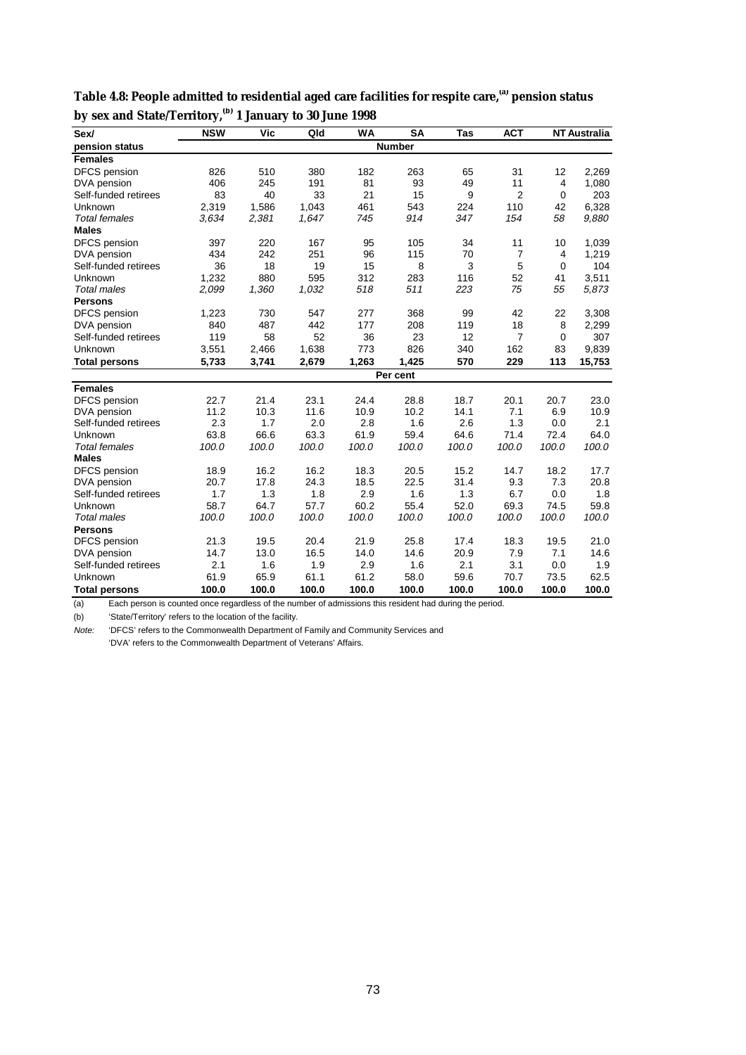**Table 4.8: People admitted to residential aged care facilities for respite care,[(a)] pension status by sex and State/Territory,[(b)] 1 January to 30 June 1998**

| Sex/ pension status | NSW | Vic | Qld | WA | SA | Tas | ACT | NT | Australia |
|---|---|---|---|---|---|---|---|---|---|
| | | | | | Number | | | | |
| **Females** | | | | | | | | | |
| DFCS pension | 826 | 510 | 380 | 182 | 263 | 65 | 31 | 12 | 2,269 |
| DVA pension | 406 | 245 | 191 | 81 | 93 | 49 | 11 | 4 | 1,080 |
| Self-funded retirees | 83 | 40 | 33 | 21 | 15 | 9 | 2 | 0 | 203 |
| Unknown | 2,319 | 1,586 | 1,043 | 461 | 543 | 224 | 110 | 42 | 6,328 |
| *Total females* | *3,634* | *2,381* | *1,647* | *745* | *914* | *347* | *154* | *58* | *9,880* |
| **Males** | | | | | | | | | |
| DFCS pension | 397 | 220 | 167 | 95 | 105 | 34 | 11 | 10 | 1,039 |
| DVA pension | 434 | 242 | 251 | 96 | 115 | 70 | 7 | 4 | 1,219 |
| Self-funded retirees | 36 | 18 | 19 | 15 | 8 | 3 | 5 | 0 | 104 |
| Unknown | 1,232 | 880 | 595 | 312 | 283 | 116 | 52 | 41 | 3,511 |
| *Total males* | *2,099* | *1,360* | *1,032* | *518* | *511* | *223* | *75* | *55* | *5,873* |
| **Persons** | | | | | | | | | |
| DFCS pension | 1,223 | 730 | 547 | 277 | 368 | 99 | 42 | 22 | 3,308 |
| DVA pension | 840 | 487 | 442 | 177 | 208 | 119 | 18 | 8 | 2,299 |
| Self-funded retirees | 119 | 58 | 52 | 36 | 23 | 12 | 7 | 0 | 307 |
| Unknown | 3,551 | 2,466 | 1,638 | 773 | 826 | 340 | 162 | 83 | 9,839 |
| **Total persons** | **5,733** | **3,741** | **2,679** | **1,263** | **1,425** | **570** | **229** | **113** | **15,753** |
| | | | | | Per cent | | | | |
| **Females** | | | | | | | | | |
| DFCS pension | 22.7 | 21.4 | 23.1 | 24.4 | 28.8 | 18.7 | 20.1 | 20.7 | 23.0 |
| DVA pension | 11.2 | 10.3 | 11.6 | 10.9 | 10.2 | 14.1 | 7.1 | 6.9 | 10.9 |
| Self-funded retirees | 2.3 | 1.7 | 2.0 | 2.8 | 1.6 | 2.6 | 1.3 | 0.0 | 2.1 |
| Unknown | 63.8 | 66.6 | 63.3 | 61.9 | 59.4 | 64.6 | 71.4 | 72.4 | 64.0 |
| *Total females* | *100.0* | *100.0* | *100.0* | *100.0* | *100.0* | *100.0* | *100.0* | *100.0* | *100.0* |
| **Males** | | | | | | | | | |
| DFCS pension | 18.9 | 16.2 | 16.2 | 18.3 | 20.5 | 15.2 | 14.7 | 18.2 | 17.7 |
| DVA pension | 20.7 | 17.8 | 24.3 | 18.5 | 22.5 | 31.4 | 9.3 | 7.3 | 20.8 |
| Self-funded retirees | 1.7 | 1.3 | 1.8 | 2.9 | 1.6 | 1.3 | 6.7 | 0.0 | 1.8 |
| Unknown | 58.7 | 64.7 | 57.7 | 60.2 | 55.4 | 52.0 | 69.3 | 74.5 | 59.8 |
| *Total males* | *100.0* | *100.0* | *100.0* | *100.0* | *100.0* | *100.0* | *100.0* | *100.0* | *100.0* |
| **Persons** | | | | | | | | | |
| DFCS pension | 21.3 | 19.5 | 20.4 | 21.9 | 25.8 | 17.4 | 18.3 | 19.5 | 21.0 |
| DVA pension | 14.7 | 13.0 | 16.5 | 14.0 | 14.6 | 20.9 | 7.9 | 7.1 | 14.6 |
| Self-funded retirees | 2.1 | 1.6 | 1.9 | 2.9 | 1.6 | 2.1 | 3.1 | 0.0 | 1.9 |
| Unknown | 61.9 | 65.9 | 61.1 | 61.2 | 58.0 | 59.6 | 70.7 | 73.5 | 62.5 |
| **Total persons** | **100.0** | **100.0** | **100.0** | **100.0** | **100.0** | **100.0** | **100.0** | **100.0** | **100.0** |

(a) Each person is counted once regardless of the number of admissions this resident had during the period.

(b) 'State/Territory' refers to the location of the facility.

*Note:* 'DFCS' refers to the Commonwealth Department of Family and Community Services and 'DVA' refers to the Commonwealth Department of Veterans' Affairs.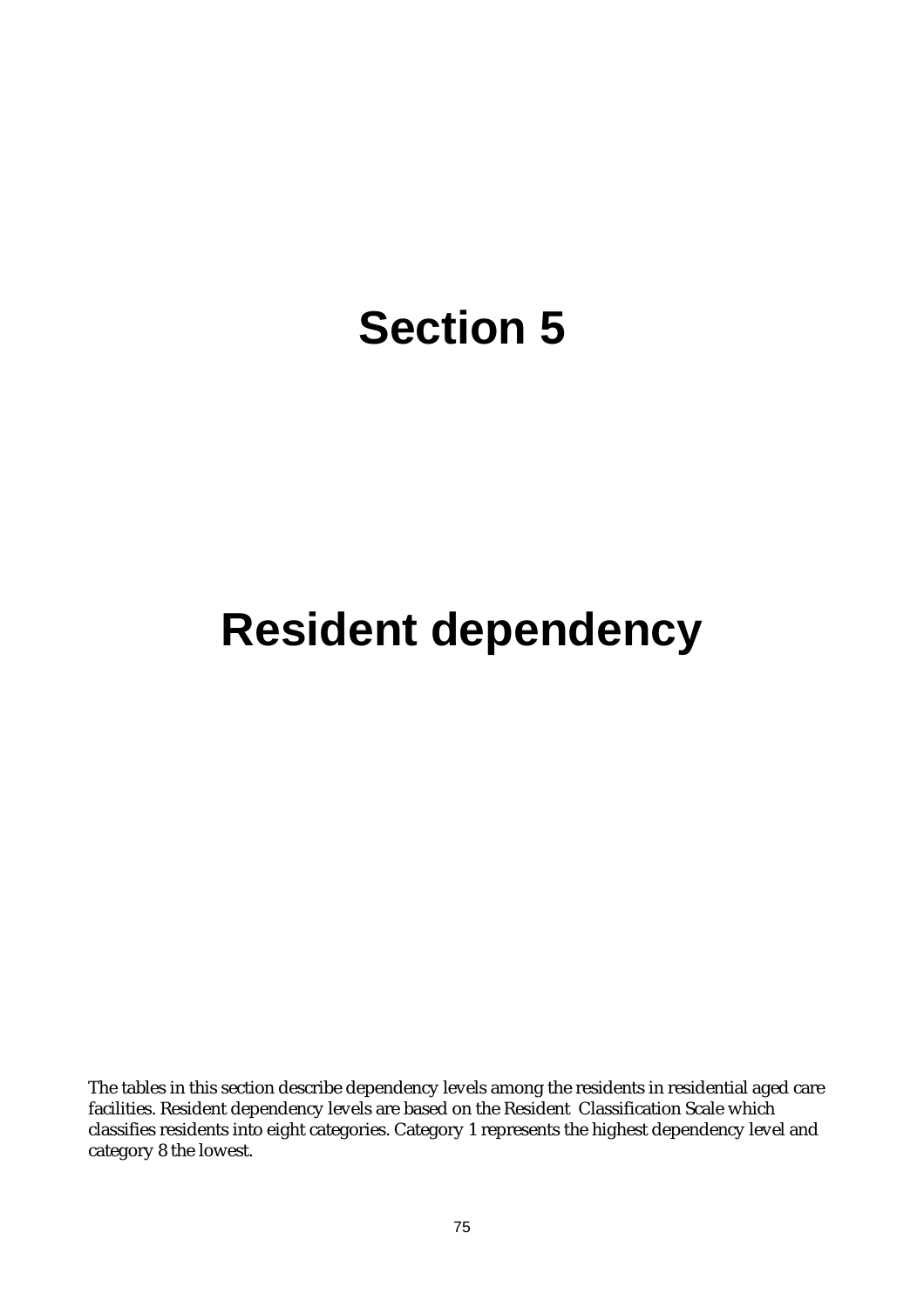# Section 5

# Resident dependency

The tables in this section describe dependency levels among the residents in residential aged care facilities. Resident dependency levels are based on the Resident Classification Scale which classifies residents into eight categories. Category 1 represents the highest dependency level and category 8 the lowest.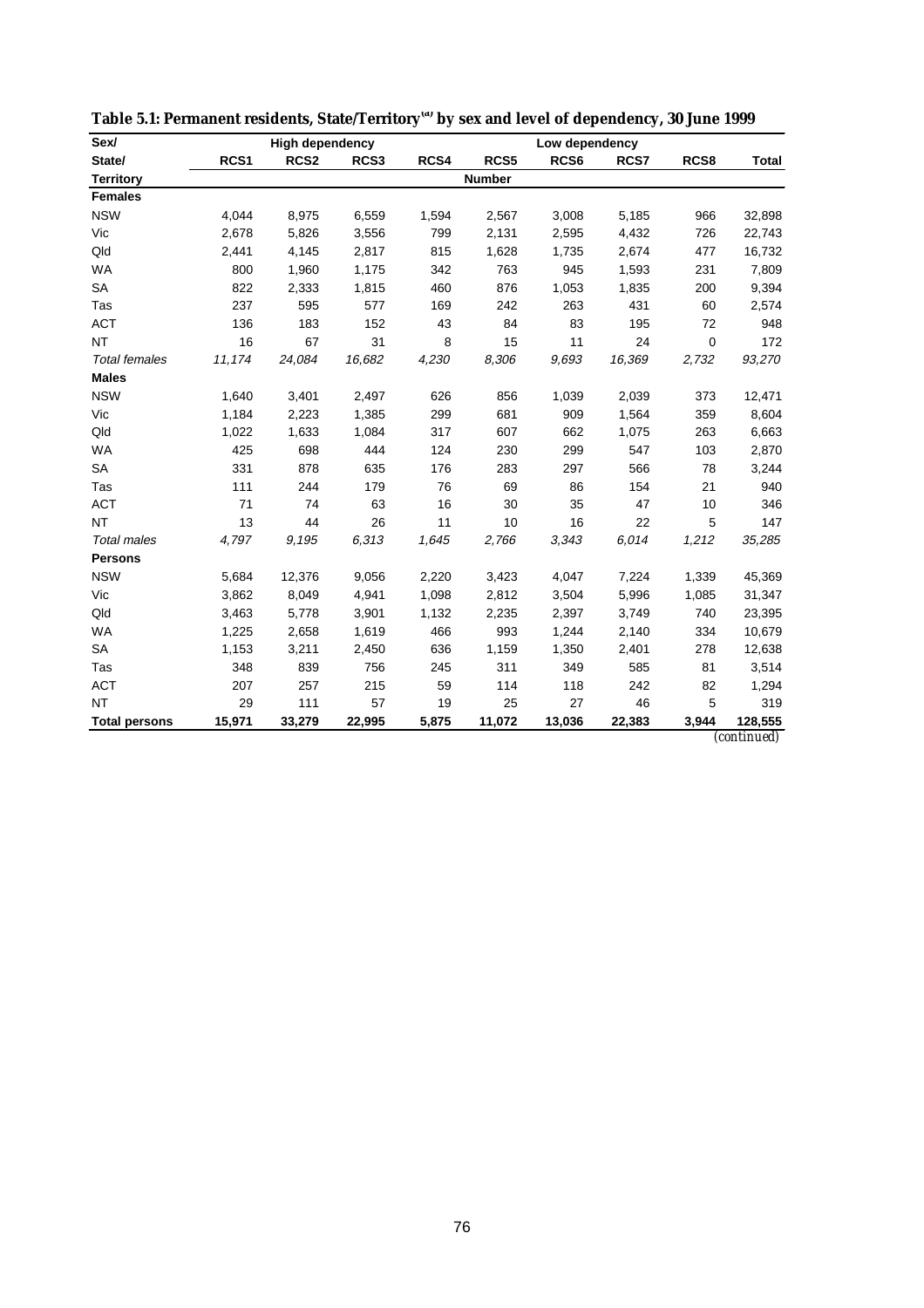**Table 5.1: Permanent residents, State/Territory[(a)] by sex and level of dependency, 30 June 1999**

| Sex/ State/ Territory | High dependency | | | | Low dependency | | | | |
|---|---|---|---|---|---|---|---|---|---|
| | RCS1 | RCS2 | RCS3 | RCS4 | RCS5 | RCS6 | RCS7 | RCS8 | Total |
| | Number | | | | | | | | |
| **Females** | | | | | | | | | |
| NSW | 4,044 | 8,975 | 6,559 | 1,594 | 2,567 | 3,008 | 5,185 | 966 | 32,898 |
| Vic | 2,678 | 5,826 | 3,556 | 799 | 2,131 | 2,595 | 4,432 | 726 | 22,743 |
| Qld | 2,441 | 4,145 | 2,817 | 815 | 1,628 | 1,735 | 2,674 | 477 | 16,732 |
| WA | 800 | 1,960 | 1,175 | 342 | 763 | 945 | 1,593 | 231 | 7,809 |
| SA | 822 | 2,333 | 1,815 | 460 | 876 | 1,053 | 1,835 | 200 | 9,394 |
| Tas | 237 | 595 | 577 | 169 | 242 | 263 | 431 | 60 | 2,574 |
| ACT | 136 | 183 | 152 | 43 | 84 | 83 | 195 | 72 | 948 |
| NT | 16 | 67 | 31 | 8 | 15 | 11 | 24 | 0 | 172 |
| *Total females* | *11,174* | *24,084* | *16,682* | *4,230* | *8,306* | *9,693* | *16,369* | *2,732* | *93,270* |
| **Males** | | | | | | | | | |
| NSW | 1,640 | 3,401 | 2,497 | 626 | 856 | 1,039 | 2,039 | 373 | 12,471 |
| Vic | 1,184 | 2,223 | 1,385 | 299 | 681 | 909 | 1,564 | 359 | 8,604 |
| Qld | 1,022 | 1,633 | 1,084 | 317 | 607 | 662 | 1,075 | 263 | 6,663 |
| WA | 425 | 698 | 444 | 124 | 230 | 299 | 547 | 103 | 2,870 |
| SA | 331 | 878 | 635 | 176 | 283 | 297 | 566 | 78 | 3,244 |
| Tas | 111 | 244 | 179 | 76 | 69 | 86 | 154 | 21 | 940 |
| ACT | 71 | 74 | 63 | 16 | 30 | 35 | 47 | 10 | 346 |
| NT | 13 | 44 | 26 | 11 | 10 | 16 | 22 | 5 | 147 |
| *Total males* | *4,797* | *9,195* | *6,313* | *1,645* | *2,766* | *3,343* | *6,014* | *1,212* | *35,285* |
| **Persons** | | | | | | | | | |
| NSW | 5,684 | 12,376 | 9,056 | 2,220 | 3,423 | 4,047 | 7,224 | 1,339 | 45,369 |
| Vic | 3,862 | 8,049 | 4,941 | 1,098 | 2,812 | 3,504 | 5,996 | 1,085 | 31,347 |
| Qld | 3,463 | 5,778 | 3,901 | 1,132 | 2,235 | 2,397 | 3,749 | 740 | 23,395 |
| WA | 1,225 | 2,658 | 1,619 | 466 | 993 | 1,244 | 2,140 | 334 | 10,679 |
| SA | 1,153 | 3,211 | 2,450 | 636 | 1,159 | 1,350 | 2,401 | 278 | 12,638 |
| Tas | 348 | 839 | 756 | 245 | 311 | 349 | 585 | 81 | 3,514 |
| ACT | 207 | 257 | 215 | 59 | 114 | 118 | 242 | 82 | 1,294 |
| NT | 29 | 111 | 57 | 19 | 25 | 27 | 46 | 5 | 319 |
| **Total persons** | **15,971** | **33,279** | **22,995** | **5,875** | **11,072** | **13,036** | **22,383** | **3,944** | **128,555** |

*(continued)*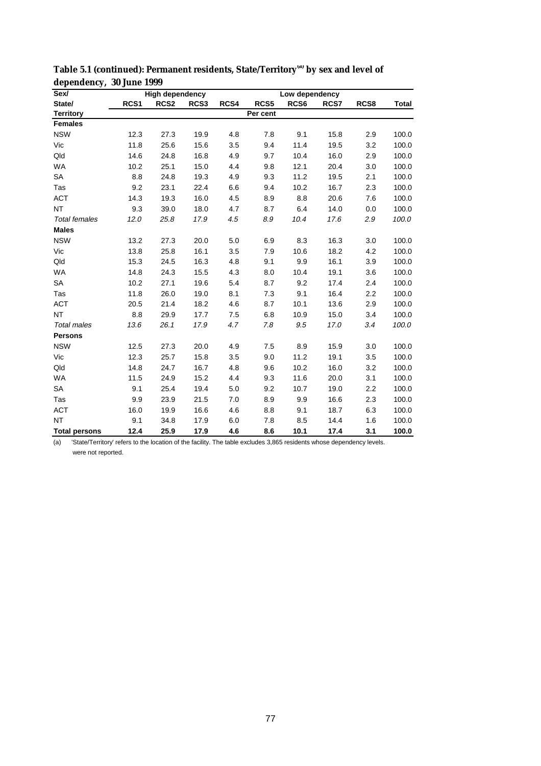**Table 5.1 (continued): Permanent residents, State/Territory[(a)] by sex and level of dependency, 30 June 1999**

| Sex/ | High dependency | | | | Low dependency | | | | |
|---|---|---|---|---|---|---|---|---|---|
| State/ | RCS1 | RCS2 | RCS3 | RCS4 | RCS5 | RCS6 | RCS7 | RCS8 | Total |
| Territory | | | | | Per cent | | | | |
| **Females** | | | | | | | | | |
| NSW | 12.3 | 27.3 | 19.9 | 4.8 | 7.8 | 9.1 | 15.8 | 2.9 | 100.0 |
| Vic | 11.8 | 25.6 | 15.6 | 3.5 | 9.4 | 11.4 | 19.5 | 3.2 | 100.0 |
| Qld | 14.6 | 24.8 | 16.8 | 4.9 | 9.7 | 10.4 | 16.0 | 2.9 | 100.0 |
| WA | 10.2 | 25.1 | 15.0 | 4.4 | 9.8 | 12.1 | 20.4 | 3.0 | 100.0 |
| SA | 8.8 | 24.8 | 19.3 | 4.9 | 9.3 | 11.2 | 19.5 | 2.1 | 100.0 |
| Tas | 9.2 | 23.1 | 22.4 | 6.6 | 9.4 | 10.2 | 16.7 | 2.3 | 100.0 |
| ACT | 14.3 | 19.3 | 16.0 | 4.5 | 8.9 | 8.8 | 20.6 | 7.6 | 100.0 |
| NT | 9.3 | 39.0 | 18.0 | 4.7 | 8.7 | 6.4 | 14.0 | 0.0 | 100.0 |
| *Total females* | *12.0* | *25.8* | *17.9* | *4.5* | *8.9* | *10.4* | *17.6* | *2.9* | *100.0* |
| **Males** | | | | | | | | | |
| NSW | 13.2 | 27.3 | 20.0 | 5.0 | 6.9 | 8.3 | 16.3 | 3.0 | 100.0 |
| Vic | 13.8 | 25.8 | 16.1 | 3.5 | 7.9 | 10.6 | 18.2 | 4.2 | 100.0 |
| Qld | 15.3 | 24.5 | 16.3 | 4.8 | 9.1 | 9.9 | 16.1 | 3.9 | 100.0 |
| WA | 14.8 | 24.3 | 15.5 | 4.3 | 8.0 | 10.4 | 19.1 | 3.6 | 100.0 |
| SA | 10.2 | 27.1 | 19.6 | 5.4 | 8.7 | 9.2 | 17.4 | 2.4 | 100.0 |
| Tas | 11.8 | 26.0 | 19.0 | 8.1 | 7.3 | 9.1 | 16.4 | 2.2 | 100.0 |
| ACT | 20.5 | 21.4 | 18.2 | 4.6 | 8.7 | 10.1 | 13.6 | 2.9 | 100.0 |
| NT | 8.8 | 29.9 | 17.7 | 7.5 | 6.8 | 10.9 | 15.0 | 3.4 | 100.0 |
| *Total males* | *13.6* | *26.1* | *17.9* | *4.7* | *7.8* | *9.5* | *17.0* | *3.4* | *100.0* |
| **Persons** | | | | | | | | | |
| NSW | 12.5 | 27.3 | 20.0 | 4.9 | 7.5 | 8.9 | 15.9 | 3.0 | 100.0 |
| Vic | 12.3 | 25.7 | 15.8 | 3.5 | 9.0 | 11.2 | 19.1 | 3.5 | 100.0 |
| Qld | 14.8 | 24.7 | 16.7 | 4.8 | 9.6 | 10.2 | 16.0 | 3.2 | 100.0 |
| WA | 11.5 | 24.9 | 15.2 | 4.4 | 9.3 | 11.6 | 20.0 | 3.1 | 100.0 |
| SA | 9.1 | 25.4 | 19.4 | 5.0 | 9.2 | 10.7 | 19.0 | 2.2 | 100.0 |
| Tas | 9.9 | 23.9 | 21.5 | 7.0 | 8.9 | 9.9 | 16.6 | 2.3 | 100.0 |
| ACT | 16.0 | 19.9 | 16.6 | 4.6 | 8.8 | 9.1 | 18.7 | 6.3 | 100.0 |
| NT | 9.1 | 34.8 | 17.9 | 6.0 | 7.8 | 8.5 | 14.4 | 1.6 | 100.0 |
| **Total persons** | **12.4** | **25.9** | **17.9** | **4.6** | **8.6** | **10.1** | **17.4** | **3.1** | **100.0** |

(a) 'State/Territory' refers to the location of the facility. The table excludes 3,865 residents whose dependency levels. were not reported.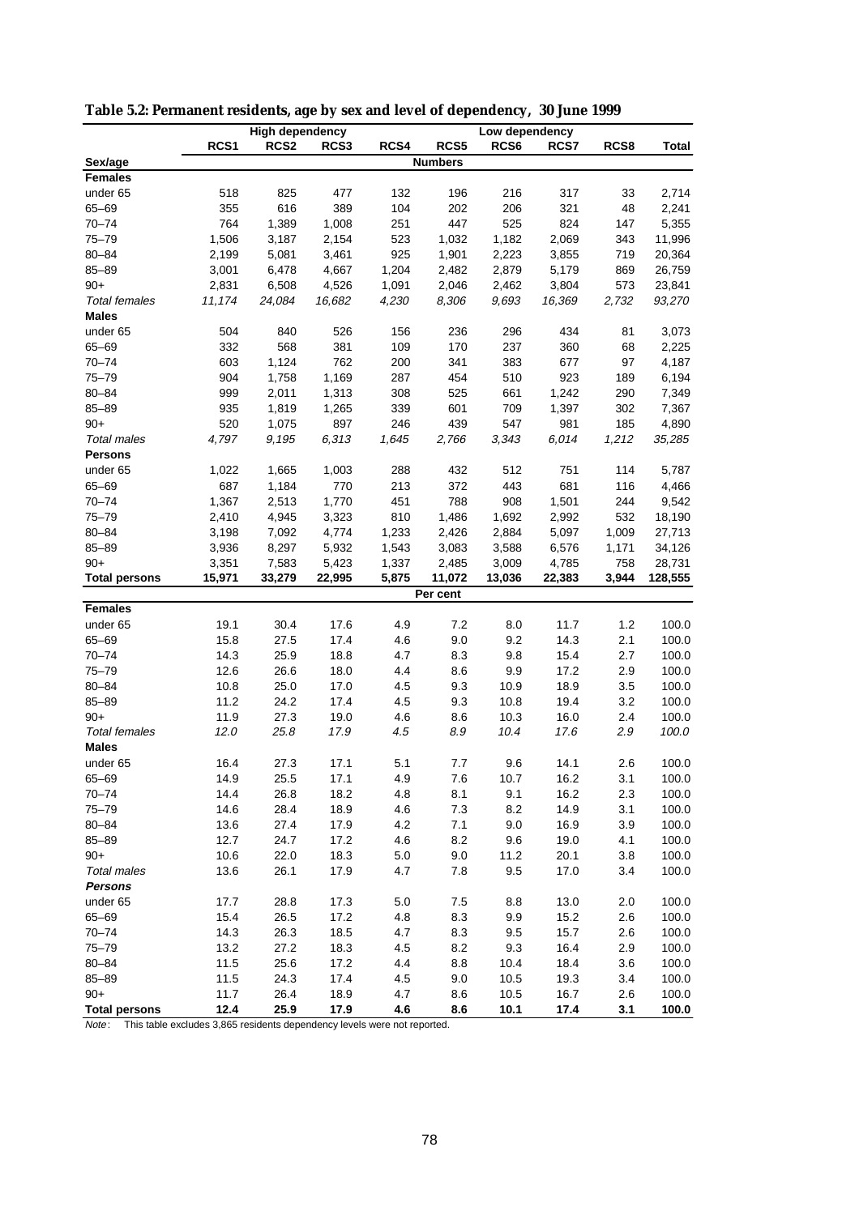**Table 5.2: Permanent residents, age by sex and level of dependency, 30 June 1999**

| | High dependency | | | | Low dependency | | | | |
|---|---|---|---|---|---|---|---|---|---|
| | RCS1 | RCS2 | RCS3 | RCS4 | RCS5 | RCS6 | RCS7 | RCS8 | Total |
| **Sex/age** | | | | | **Numbers** | | | | |
| **Females** | | | | | | | | | |
| under 65 | 518 | 825 | 477 | 132 | 196 | 216 | 317 | 33 | 2,714 |
| 65–69 | 355 | 616 | 389 | 104 | 202 | 206 | 321 | 48 | 2,241 |
| 70–74 | 764 | 1,389 | 1,008 | 251 | 447 | 525 | 824 | 147 | 5,355 |
| 75–79 | 1,506 | 3,187 | 2,154 | 523 | 1,032 | 1,182 | 2,069 | 343 | 11,996 |
| 80–84 | 2,199 | 5,081 | 3,461 | 925 | 1,901 | 2,223 | 3,855 | 719 | 20,364 |
| 85–89 | 3,001 | 6,478 | 4,667 | 1,204 | 2,482 | 2,879 | 5,179 | 869 | 26,759 |
| 90+ | 2,831 | 6,508 | 4,526 | 1,091 | 2,046 | 2,462 | 3,804 | 573 | 23,841 |
| *Total females* | *11,174* | *24,084* | *16,682* | *4,230* | *8,306* | *9,693* | *16,369* | *2,732* | *93,270* |
| **Males** | | | | | | | | | |
| under 65 | 504 | 840 | 526 | 156 | 236 | 296 | 434 | 81 | 3,073 |
| 65–69 | 332 | 568 | 381 | 109 | 170 | 237 | 360 | 68 | 2,225 |
| 70–74 | 603 | 1,124 | 762 | 200 | 341 | 383 | 677 | 97 | 4,187 |
| 75–79 | 904 | 1,758 | 1,169 | 287 | 454 | 510 | 923 | 189 | 6,194 |
| 80–84 | 999 | 2,011 | 1,313 | 308 | 525 | 661 | 1,242 | 290 | 7,349 |
| 85–89 | 935 | 1,819 | 1,265 | 339 | 601 | 709 | 1,397 | 302 | 7,367 |
| 90+ | 520 | 1,075 | 897 | 246 | 439 | 547 | 981 | 185 | 4,890 |
| *Total males* | *4,797* | *9,195* | *6,313* | *1,645* | *2,766* | *3,343* | *6,014* | *1,212* | *35,285* |
| **Persons** | | | | | | | | | |
| under 65 | 1,022 | 1,665 | 1,003 | 288 | 432 | 512 | 751 | 114 | 5,787 |
| 65–69 | 687 | 1,184 | 770 | 213 | 372 | 443 | 681 | 116 | 4,466 |
| 70–74 | 1,367 | 2,513 | 1,770 | 451 | 788 | 908 | 1,501 | 244 | 9,542 |
| 75–79 | 2,410 | 4,945 | 3,323 | 810 | 1,486 | 1,692 | 2,992 | 532 | 18,190 |
| 80–84 | 3,198 | 7,092 | 4,774 | 1,233 | 2,426 | 2,884 | 5,097 | 1,009 | 27,713 |
| 85–89 | 3,936 | 8,297 | 5,932 | 1,543 | 3,083 | 3,588 | 6,576 | 1,171 | 34,126 |
| 90+ | 3,351 | 7,583 | 5,423 | 1,337 | 2,485 | 3,009 | 4,785 | 758 | 28,731 |
| **Total persons** | **15,971** | **33,279** | **22,995** | **5,875** | **11,072** | **13,036** | **22,383** | **3,944** | **128,555** |
| | | | | | **Per cent** | | | | |
| **Females** | | | | | | | | | |
| under 65 | 19.1 | 30.4 | 17.6 | 4.9 | 7.2 | 8.0 | 11.7 | 1.2 | 100.0 |
| 65–69 | 15.8 | 27.5 | 17.4 | 4.6 | 9.0 | 9.2 | 14.3 | 2.1 | 100.0 |
| 70–74 | 14.3 | 25.9 | 18.8 | 4.7 | 8.3 | 9.8 | 15.4 | 2.7 | 100.0 |
| 75–79 | 12.6 | 26.6 | 18.0 | 4.4 | 8.6 | 9.9 | 17.2 | 2.9 | 100.0 |
| 80–84 | 10.8 | 25.0 | 17.0 | 4.5 | 9.3 | 10.9 | 18.9 | 3.5 | 100.0 |
| 85–89 | 11.2 | 24.2 | 17.4 | 4.5 | 9.3 | 10.8 | 19.4 | 3.2 | 100.0 |
| 90+ | 11.9 | 27.3 | 19.0 | 4.6 | 8.6 | 10.3 | 16.0 | 2.4 | 100.0 |
| *Total females* | *12.0* | *25.8* | *17.9* | *4.5* | *8.9* | *10.4* | *17.6* | *2.9* | *100.0* |
| **Males** | | | | | | | | | |
| under 65 | 16.4 | 27.3 | 17.1 | 5.1 | 7.7 | 9.6 | 14.1 | 2.6 | 100.0 |
| 65–69 | 14.9 | 25.5 | 17.1 | 4.9 | 7.6 | 10.7 | 16.2 | 3.1 | 100.0 |
| 70–74 | 14.4 | 26.8 | 18.2 | 4.8 | 8.1 | 9.1 | 16.2 | 2.3 | 100.0 |
| 75–79 | 14.6 | 28.4 | 18.9 | 4.6 | 7.3 | 8.2 | 14.9 | 3.1 | 100.0 |
| 80–84 | 13.6 | 27.4 | 17.9 | 4.2 | 7.1 | 9.0 | 16.9 | 3.9 | 100.0 |
| 85–89 | 12.7 | 24.7 | 17.2 | 4.6 | 8.2 | 9.6 | 19.0 | 4.1 | 100.0 |
| 90+ | 10.6 | 22.0 | 18.3 | 5.0 | 9.0 | 11.2 | 20.1 | 3.8 | 100.0 |
| *Total males* | 13.6 | 26.1 | 17.9 | 4.7 | 7.8 | 9.5 | 17.0 | 3.4 | 100.0 |
| ***Persons*** | | | | | | | | | |
| under 65 | 17.7 | 28.8 | 17.3 | 5.0 | 7.5 | 8.8 | 13.0 | 2.0 | 100.0 |
| 65–69 | 15.4 | 26.5 | 17.2 | 4.8 | 8.3 | 9.9 | 15.2 | 2.6 | 100.0 |
| 70–74 | 14.3 | 26.3 | 18.5 | 4.7 | 8.3 | 9.5 | 15.7 | 2.6 | 100.0 |
| 75–79 | 13.2 | 27.2 | 18.3 | 4.5 | 8.2 | 9.3 | 16.4 | 2.9 | 100.0 |
| 80–84 | 11.5 | 25.6 | 17.2 | 4.4 | 8.8 | 10.4 | 18.4 | 3.6 | 100.0 |
| 85–89 | 11.5 | 24.3 | 17.4 | 4.5 | 9.0 | 10.5 | 19.3 | 3.4 | 100.0 |
| 90+ | 11.7 | 26.4 | 18.9 | 4.7 | 8.6 | 10.5 | 16.7 | 2.6 | 100.0 |
| **Total persons** | **12.4** | **25.9** | **17.9** | **4.6** | **8.6** | **10.1** | **17.4** | **3.1** | **100.0** |

*Note:* This table excludes 3,865 residents dependency levels were not reported.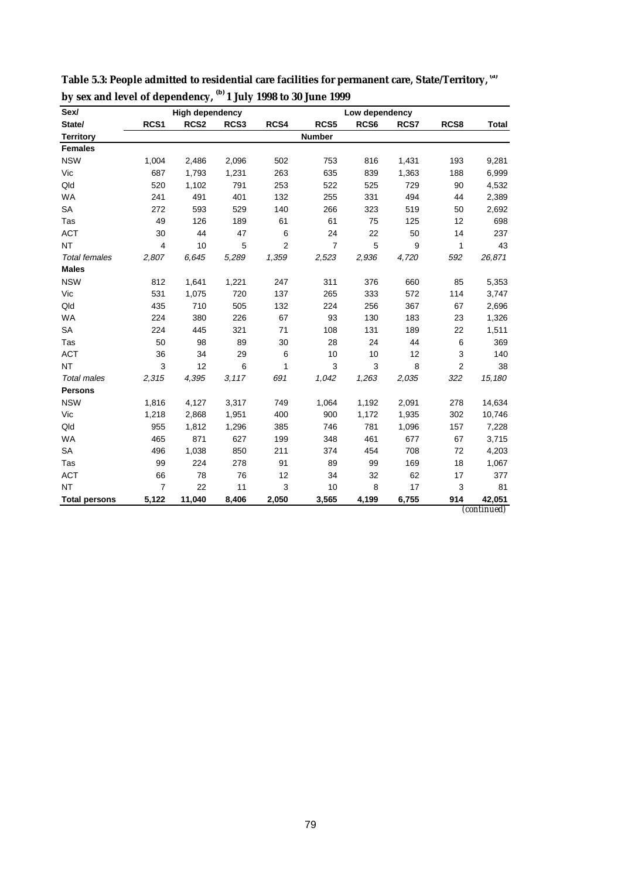**Table 5.3: People admitted to residential care facilities for permanent care, State/Territory, [(a)] by sex and level of dependency, [(b)] 1 July 1998 to 30 June 1999**

| Sex/ | High dependency | | | | Low dependency | | | | |
|---|---|---|---|---|---|---|---|---|---|
| State/ | RCS1 | RCS2 | RCS3 | RCS4 | RCS5 | RCS6 | RCS7 | RCS8 | Total |
| Territory | | | | | Number | | | | |
| **Females** | | | | | | | | | |
| NSW | 1,004 | 2,486 | 2,096 | 502 | 753 | 816 | 1,431 | 193 | 9,281 |
| Vic | 687 | 1,793 | 1,231 | 263 | 635 | 839 | 1,363 | 188 | 6,999 |
| Qld | 520 | 1,102 | 791 | 253 | 522 | 525 | 729 | 90 | 4,532 |
| WA | 241 | 491 | 401 | 132 | 255 | 331 | 494 | 44 | 2,389 |
| SA | 272 | 593 | 529 | 140 | 266 | 323 | 519 | 50 | 2,692 |
| Tas | 49 | 126 | 189 | 61 | 61 | 75 | 125 | 12 | 698 |
| ACT | 30 | 44 | 47 | 6 | 24 | 22 | 50 | 14 | 237 |
| NT | 4 | 10 | 5 | 2 | 7 | 5 | 9 | 1 | 43 |
| *Total females* | *2,807* | *6,645* | *5,289* | *1,359* | *2,523* | *2,936* | *4,720* | *592* | *26,871* |
| **Males** | | | | | | | | | |
| NSW | 812 | 1,641 | 1,221 | 247 | 311 | 376 | 660 | 85 | 5,353 |
| Vic | 531 | 1,075 | 720 | 137 | 265 | 333 | 572 | 114 | 3,747 |
| Qld | 435 | 710 | 505 | 132 | 224 | 256 | 367 | 67 | 2,696 |
| WA | 224 | 380 | 226 | 67 | 93 | 130 | 183 | 23 | 1,326 |
| SA | 224 | 445 | 321 | 71 | 108 | 131 | 189 | 22 | 1,511 |
| Tas | 50 | 98 | 89 | 30 | 28 | 24 | 44 | 6 | 369 |
| ACT | 36 | 34 | 29 | 6 | 10 | 10 | 12 | 3 | 140 |
| NT | 3 | 12 | 6 | 1 | 3 | 3 | 8 | 2 | 38 |
| *Total males* | *2,315* | *4,395* | *3,117* | *691* | *1,042* | *1,263* | *2,035* | *322* | *15,180* |
| **Persons** | | | | | | | | | |
| NSW | 1,816 | 4,127 | 3,317 | 749 | 1,064 | 1,192 | 2,091 | 278 | 14,634 |
| Vic | 1,218 | 2,868 | 1,951 | 400 | 900 | 1,172 | 1,935 | 302 | 10,746 |
| Qld | 955 | 1,812 | 1,296 | 385 | 746 | 781 | 1,096 | 157 | 7,228 |
| WA | 465 | 871 | 627 | 199 | 348 | 461 | 677 | 67 | 3,715 |
| SA | 496 | 1,038 | 850 | 211 | 374 | 454 | 708 | 72 | 4,203 |
| Tas | 99 | 224 | 278 | 91 | 89 | 99 | 169 | 18 | 1,067 |
| ACT | 66 | 78 | 76 | 12 | 34 | 32 | 62 | 17 | 377 |
| NT | 7 | 22 | 11 | 3 | 10 | 8 | 17 | 3 | 81 |
| **Total persons** | **5,122** | **11,040** | **8,406** | **2,050** | **3,565** | **4,199** | **6,755** | **914** | **42,051** |

*(continued)*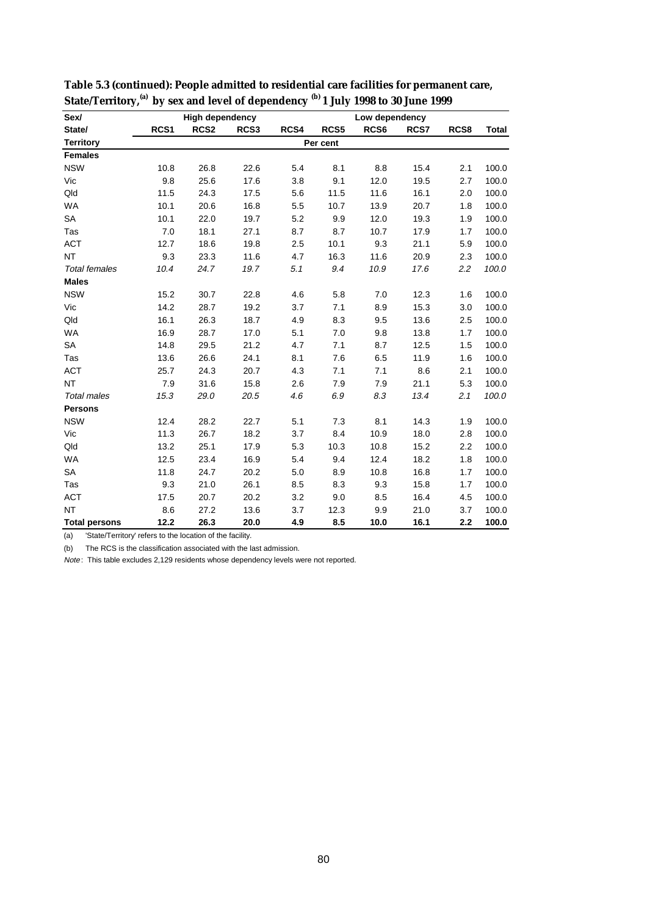**Table 5.3 (continued): People admitted to residential care facilities for permanent care, State/Territory,[(a)] by sex and level of dependency [(b)] 1 July 1998 to 30 June 1999**

| Sex/ | High dependency | | | | Low dependency | | | | |
|---|---|---|---|---|---|---|---|---|---|
| State/ | RCS1 | RCS2 | RCS3 | RCS4 | RCS5 | RCS6 | RCS7 | RCS8 | Total |
| Territory | Per cent | | | | | | | | |
| **Females** | | | | | | | | | |
| NSW | 10.8 | 26.8 | 22.6 | 5.4 | 8.1 | 8.8 | 15.4 | 2.1 | 100.0 |
| Vic | 9.8 | 25.6 | 17.6 | 3.8 | 9.1 | 12.0 | 19.5 | 2.7 | 100.0 |
| Qld | 11.5 | 24.3 | 17.5 | 5.6 | 11.5 | 11.6 | 16.1 | 2.0 | 100.0 |
| WA | 10.1 | 20.6 | 16.8 | 5.5 | 10.7 | 13.9 | 20.7 | 1.8 | 100.0 |
| SA | 10.1 | 22.0 | 19.7 | 5.2 | 9.9 | 12.0 | 19.3 | 1.9 | 100.0 |
| Tas | 7.0 | 18.1 | 27.1 | 8.7 | 8.7 | 10.7 | 17.9 | 1.7 | 100.0 |
| ACT | 12.7 | 18.6 | 19.8 | 2.5 | 10.1 | 9.3 | 21.1 | 5.9 | 100.0 |
| NT | 9.3 | 23.3 | 11.6 | 4.7 | 16.3 | 11.6 | 20.9 | 2.3 | 100.0 |
| *Total females* | *10.4* | *24.7* | *19.7* | *5.1* | *9.4* | *10.9* | *17.6* | *2.2* | *100.0* |
| **Males** | | | | | | | | | |
| NSW | 15.2 | 30.7 | 22.8 | 4.6 | 5.8 | 7.0 | 12.3 | 1.6 | 100.0 |
| Vic | 14.2 | 28.7 | 19.2 | 3.7 | 7.1 | 8.9 | 15.3 | 3.0 | 100.0 |
| Qld | 16.1 | 26.3 | 18.7 | 4.9 | 8.3 | 9.5 | 13.6 | 2.5 | 100.0 |
| WA | 16.9 | 28.7 | 17.0 | 5.1 | 7.0 | 9.8 | 13.8 | 1.7 | 100.0 |
| SA | 14.8 | 29.5 | 21.2 | 4.7 | 7.1 | 8.7 | 12.5 | 1.5 | 100.0 |
| Tas | 13.6 | 26.6 | 24.1 | 8.1 | 7.6 | 6.5 | 11.9 | 1.6 | 100.0 |
| ACT | 25.7 | 24.3 | 20.7 | 4.3 | 7.1 | 7.1 | 8.6 | 2.1 | 100.0 |
| NT | 7.9 | 31.6 | 15.8 | 2.6 | 7.9 | 7.9 | 21.1 | 5.3 | 100.0 |
| *Total males* | *15.3* | *29.0* | *20.5* | *4.6* | *6.9* | *8.3* | *13.4* | *2.1* | *100.0* |
| **Persons** | | | | | | | | | |
| NSW | 12.4 | 28.2 | 22.7 | 5.1 | 7.3 | 8.1 | 14.3 | 1.9 | 100.0 |
| Vic | 11.3 | 26.7 | 18.2 | 3.7 | 8.4 | 10.9 | 18.0 | 2.8 | 100.0 |
| Qld | 13.2 | 25.1 | 17.9 | 5.3 | 10.3 | 10.8 | 15.2 | 2.2 | 100.0 |
| WA | 12.5 | 23.4 | 16.9 | 5.4 | 9.4 | 12.4 | 18.2 | 1.8 | 100.0 |
| SA | 11.8 | 24.7 | 20.2 | 5.0 | 8.9 | 10.8 | 16.8 | 1.7 | 100.0 |
| Tas | 9.3 | 21.0 | 26.1 | 8.5 | 8.3 | 9.3 | 15.8 | 1.7 | 100.0 |
| ACT | 17.5 | 20.7 | 20.2 | 3.2 | 9.0 | 8.5 | 16.4 | 4.5 | 100.0 |
| NT | 8.6 | 27.2 | 13.6 | 3.7 | 12.3 | 9.9 | 21.0 | 3.7 | 100.0 |
| **Total persons** | **12.2** | **26.3** | **20.0** | **4.9** | **8.5** | **10.0** | **16.1** | **2.2** | **100.0** |

(a) 'State/Territory' refers to the location of the facility.

(b) The RCS is the classification associated with the last admission.

*Note*: This table excludes 2,129 residents whose dependency levels were not reported.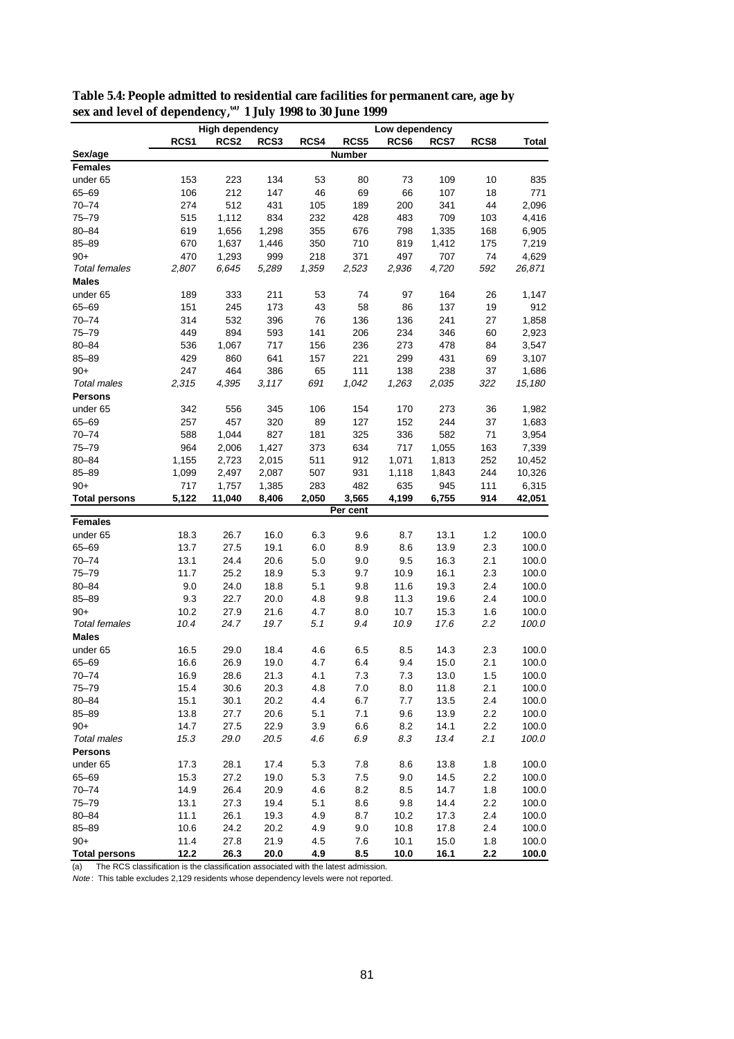**Table 5.4: People admitted to residential care facilities for permanent care, age by sex and level of dependency,[(a)] 1 July 1998 to 30 June 1999**

| | High dependency | | | | Low dependency | | | | |
|---|---|---|---|---|---|---|---|---|---|
| | RCS1 | RCS2 | RCS3 | RCS4 | RCS5 | RCS6 | RCS7 | RCS8 | Total |
| **Sex/age** | | | | | **Number** | | | | |
| **Females** | | | | | | | | | |
| under 65 | 153 | 223 | 134 | 53 | 80 | 73 | 109 | 10 | 835 |
| 65–69 | 106 | 212 | 147 | 46 | 69 | 66 | 107 | 18 | 771 |
| 70–74 | 274 | 512 | 431 | 105 | 189 | 200 | 341 | 44 | 2,096 |
| 75–79 | 515 | 1,112 | 834 | 232 | 428 | 483 | 709 | 103 | 4,416 |
| 80–84 | 619 | 1,656 | 1,298 | 355 | 676 | 798 | 1,335 | 168 | 6,905 |
| 85–89 | 670 | 1,637 | 1,446 | 350 | 710 | 819 | 1,412 | 175 | 7,219 |
| 90+ | 470 | 1,293 | 999 | 218 | 371 | 497 | 707 | 74 | 4,629 |
| *Total females* | *2,807* | *6,645* | *5,289* | *1,359* | *2,523* | *2,936* | *4,720* | *592* | *26,871* |
| **Males** | | | | | | | | | |
| under 65 | 189 | 333 | 211 | 53 | 74 | 97 | 164 | 26 | 1,147 |
| 65–69 | 151 | 245 | 173 | 43 | 58 | 86 | 137 | 19 | 912 |
| 70–74 | 314 | 532 | 396 | 76 | 136 | 136 | 241 | 27 | 1,858 |
| 75–79 | 449 | 894 | 593 | 141 | 206 | 234 | 346 | 60 | 2,923 |
| 80–84 | 536 | 1,067 | 717 | 156 | 236 | 273 | 478 | 84 | 3,547 |
| 85–89 | 429 | 860 | 641 | 157 | 221 | 299 | 431 | 69 | 3,107 |
| 90+ | 247 | 464 | 386 | 65 | 111 | 138 | 238 | 37 | 1,686 |
| *Total males* | *2,315* | *4,395* | *3,117* | *691* | *1,042* | *1,263* | *2,035* | *322* | *15,180* |
| **Persons** | | | | | | | | | |
| under 65 | 342 | 556 | 345 | 106 | 154 | 170 | 273 | 36 | 1,982 |
| 65–69 | 257 | 457 | 320 | 89 | 127 | 152 | 244 | 37 | 1,683 |
| 70–74 | 588 | 1,044 | 827 | 181 | 325 | 336 | 582 | 71 | 3,954 |
| 75–79 | 964 | 2,006 | 1,427 | 373 | 634 | 717 | 1,055 | 163 | 7,339 |
| 80–84 | 1,155 | 2,723 | 2,015 | 511 | 912 | 1,071 | 1,813 | 252 | 10,452 |
| 85–89 | 1,099 | 2,497 | 2,087 | 507 | 931 | 1,118 | 1,843 | 244 | 10,326 |
| 90+ | 717 | 1,757 | 1,385 | 283 | 482 | 635 | 945 | 111 | 6,315 |
| **Total persons** | **5,122** | **11,040** | **8,406** | **2,050** | **3,565** | **4,199** | **6,755** | **914** | **42,051** |
| | | | | | **Per cent** | | | | |
| **Females** | | | | | | | | | |
| under 65 | 18.3 | 26.7 | 16.0 | 6.3 | 9.6 | 8.7 | 13.1 | 1.2 | 100.0 |
| 65–69 | 13.7 | 27.5 | 19.1 | 6.0 | 8.9 | 8.6 | 13.9 | 2.3 | 100.0 |
| 70–74 | 13.1 | 24.4 | 20.6 | 5.0 | 9.0 | 9.5 | 16.3 | 2.1 | 100.0 |
| 75–79 | 11.7 | 25.2 | 18.9 | 5.3 | 9.7 | 10.9 | 16.1 | 2.3 | 100.0 |
| 80–84 | 9.0 | 24.0 | 18.8 | 5.1 | 9.8 | 11.6 | 19.3 | 2.4 | 100.0 |
| 85–89 | 9.3 | 22.7 | 20.0 | 4.8 | 9.8 | 11.3 | 19.6 | 2.4 | 100.0 |
| 90+ | 10.2 | 27.9 | 21.6 | 4.7 | 8.0 | 10.7 | 15.3 | 1.6 | 100.0 |
| *Total females* | *10.4* | *24.7* | *19.7* | *5.1* | *9.4* | *10.9* | *17.6* | *2.2* | *100.0* |
| **Males** | | | | | | | | | |
| under 65 | 16.5 | 29.0 | 18.4 | 4.6 | 6.5 | 8.5 | 14.3 | 2.3 | 100.0 |
| 65–69 | 16.6 | 26.9 | 19.0 | 4.7 | 6.4 | 9.4 | 15.0 | 2.1 | 100.0 |
| 70–74 | 16.9 | 28.6 | 21.3 | 4.1 | 7.3 | 7.3 | 13.0 | 1.5 | 100.0 |
| 75–79 | 15.4 | 30.6 | 20.3 | 4.8 | 7.0 | 8.0 | 11.8 | 2.1 | 100.0 |
| 80–84 | 15.1 | 30.1 | 20.2 | 4.4 | 6.7 | 7.7 | 13.5 | 2.4 | 100.0 |
| 85–89 | 13.8 | 27.7 | 20.6 | 5.1 | 7.1 | 9.6 | 13.9 | 2.2 | 100.0 |
| 90+ | 14.7 | 27.5 | 22.9 | 3.9 | 6.6 | 8.2 | 14.1 | 2.2 | 100.0 |
| *Total males* | *15.3* | *29.0* | *20.5* | *4.6* | *6.9* | *8.3* | *13.4* | *2.1* | *100.0* |
| **Persons** | | | | | | | | | |
| under 65 | 17.3 | 28.1 | 17.4 | 5.3 | 7.8 | 8.6 | 13.8 | 1.8 | 100.0 |
| 65–69 | 15.3 | 27.2 | 19.0 | 5.3 | 7.5 | 9.0 | 14.5 | 2.2 | 100.0 |
| 70–74 | 14.9 | 26.4 | 20.9 | 4.6 | 8.2 | 8.5 | 14.7 | 1.8 | 100.0 |
| 75–79 | 13.1 | 27.3 | 19.4 | 5.1 | 8.6 | 9.8 | 14.4 | 2.2 | 100.0 |
| 80–84 | 11.1 | 26.1 | 19.3 | 4.9 | 8.7 | 10.2 | 17.3 | 2.4 | 100.0 |
| 85–89 | 10.6 | 24.2 | 20.2 | 4.9 | 9.0 | 10.8 | 17.8 | 2.4 | 100.0 |
| 90+ | 11.4 | 27.8 | 21.9 | 4.5 | 7.6 | 10.1 | 15.0 | 1.8 | 100.0 |
| **Total persons** | **12.2** | **26.3** | **20.0** | **4.9** | **8.5** | **10.0** | **16.1** | **2.2** | **100.0** |

(a) The RCS classification is the classification associated with the latest admission.

*Note*: This table excludes 2,129 residents whose dependency levels were not reported.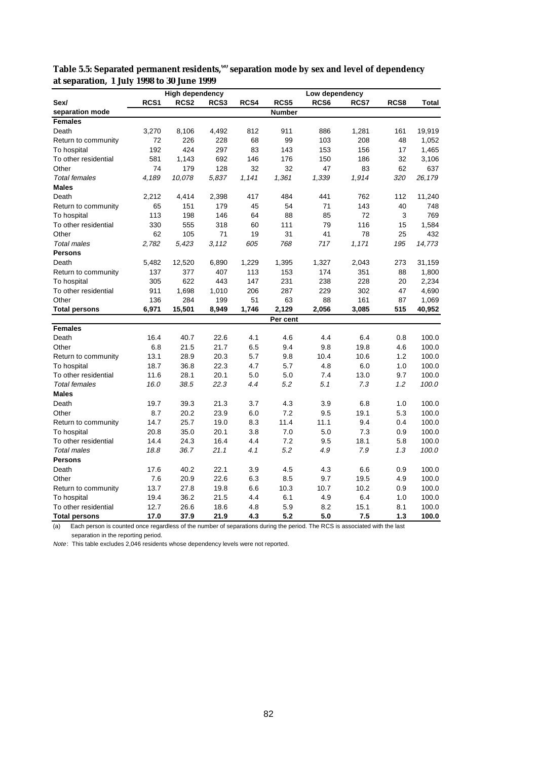**Table 5.5: Separated permanent residents,[(a)] separation mode by sex and level of dependency at separation, 1 July 1998 to 30 June 1999**

| | High dependency | | | | | Low dependency | | | |
|---|---|---|---|---|---|---|---|---|---|
| **Sex/ separation mode** | **RCS1** | **RCS2** | **RCS3** | **RCS4** | **RCS5** | **RCS6** | **RCS7** | **RCS8** | **Total** |
| | | | | | **Number** | | | | |
| **Females** | | | | | | | | | |
| Death | 3,270 | 8,106 | 4,492 | 812 | 911 | 886 | 1,281 | 161 | 19,919 |
| Return to community | 72 | 226 | 228 | 68 | 99 | 103 | 208 | 48 | 1,052 |
| To hospital | 192 | 424 | 297 | 83 | 143 | 153 | 156 | 17 | 1,465 |
| To other residential | 581 | 1,143 | 692 | 146 | 176 | 150 | 186 | 32 | 3,106 |
| Other | 74 | 179 | 128 | 32 | 32 | 47 | 83 | 62 | 637 |
| *Total females* | *4,189* | *10,078* | *5,837* | *1,141* | *1,361* | *1,339* | *1,914* | *320* | *26,179* |
| **Males** | | | | | | | | | |
| Death | 2,212 | 4,414 | 2,398 | 417 | 484 | 441 | 762 | 112 | 11,240 |
| Return to community | 65 | 151 | 179 | 45 | 54 | 71 | 143 | 40 | 748 |
| To hospital | 113 | 198 | 146 | 64 | 88 | 85 | 72 | 3 | 769 |
| To other residential | 330 | 555 | 318 | 60 | 111 | 79 | 116 | 15 | 1,584 |
| Other | 62 | 105 | 71 | 19 | 31 | 41 | 78 | 25 | 432 |
| *Total males* | *2,782* | *5,423* | *3,112* | *605* | *768* | *717* | *1,171* | *195* | *14,773* |
| **Persons** | | | | | | | | | |
| Death | 5,482 | 12,520 | 6,890 | 1,229 | 1,395 | 1,327 | 2,043 | 273 | 31,159 |
| Return to community | 137 | 377 | 407 | 113 | 153 | 174 | 351 | 88 | 1,800 |
| To hospital | 305 | 622 | 443 | 147 | 231 | 238 | 228 | 20 | 2,234 |
| To other residential | 911 | 1,698 | 1,010 | 206 | 287 | 229 | 302 | 47 | 4,690 |
| Other | 136 | 284 | 199 | 51 | 63 | 88 | 161 | 87 | 1,069 |
| **Total persons** | **6,971** | **15,501** | **8,949** | **1,746** | **2,129** | **2,056** | **3,085** | **515** | **40,952** |
| | | | | | **Per cent** | | | | |
| **Females** | | | | | | | | | |
| Death | 16.4 | 40.7 | 22.6 | 4.1 | 4.6 | 4.4 | 6.4 | 0.8 | 100.0 |
| Other | 6.8 | 21.5 | 21.7 | 6.5 | 9.4 | 9.8 | 19.8 | 4.6 | 100.0 |
| Return to community | 13.1 | 28.9 | 20.3 | 5.7 | 9.8 | 10.4 | 10.6 | 1.2 | 100.0 |
| To hospital | 18.7 | 36.8 | 22.3 | 4.7 | 5.7 | 4.8 | 6.0 | 1.0 | 100.0 |
| To other residential | 11.6 | 28.1 | 20.1 | 5.0 | 5.0 | 7.4 | 13.0 | 9.7 | 100.0 |
| *Total females* | *16.0* | *38.5* | *22.3* | *4.4* | *5.2* | *5.1* | *7.3* | *1.2* | *100.0* |
| **Males** | | | | | | | | | |
| Death | 19.7 | 39.3 | 21.3 | 3.7 | 4.3 | 3.9 | 6.8 | 1.0 | 100.0 |
| Other | 8.7 | 20.2 | 23.9 | 6.0 | 7.2 | 9.5 | 19.1 | 5.3 | 100.0 |
| Return to community | 14.7 | 25.7 | 19.0 | 8.3 | 11.4 | 11.1 | 9.4 | 0.4 | 100.0 |
| To hospital | 20.8 | 35.0 | 20.1 | 3.8 | 7.0 | 5.0 | 7.3 | 0.9 | 100.0 |
| To other residential | 14.4 | 24.3 | 16.4 | 4.4 | 7.2 | 9.5 | 18.1 | 5.8 | 100.0 |
| *Total males* | *18.8* | *36.7* | *21.1* | *4.1* | *5.2* | *4.9* | *7.9* | *1.3* | *100.0* |
| **Persons** | | | | | | | | | |
| Death | 17.6 | 40.2 | 22.1 | 3.9 | 4.5 | 4.3 | 6.6 | 0.9 | 100.0 |
| Other | 7.6 | 20.9 | 22.6 | 6.3 | 8.5 | 9.7 | 19.5 | 4.9 | 100.0 |
| Return to community | 13.7 | 27.8 | 19.8 | 6.6 | 10.3 | 10.7 | 10.2 | 0.9 | 100.0 |
| To hospital | 19.4 | 36.2 | 21.5 | 4.4 | 6.1 | 4.9 | 6.4 | 1.0 | 100.0 |
| To other residential | 12.7 | 26.6 | 18.6 | 4.8 | 5.9 | 8.2 | 15.1 | 8.1 | 100.0 |
| **Total persons** | **17.0** | **37.9** | **21.9** | **4.3** | **5.2** | **5.0** | **7.5** | **1.3** | **100.0** |

(a) Each person is counted once regardless of the number of separations during the period. The RCS is associated with the last separation in the reporting period.

*Note*: This table excludes 2,046 residents whose dependency levels were not reported.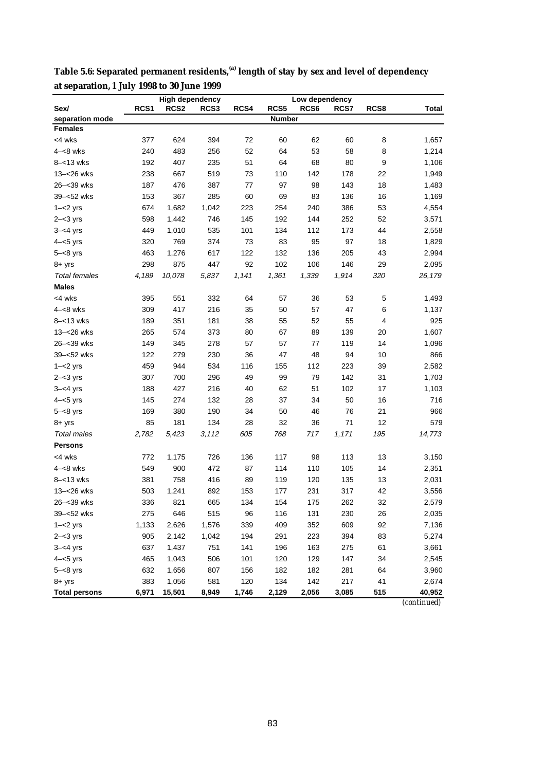**Table 5.6: Separated permanent residents,[(a)] length of stay by sex and level of dependency at separation, 1 July 1998 to 30 June 1999**

| Sex/ | High dependency | | | | Low dependency | | | | |
|---|---|---|---|---|---|---|---|---|---|
| separation mode | RCS1 | RCS2 | RCS3 | RCS4 | RCS5 | RCS6 | RCS7 | RCS8 | Total |
| | | | | | Number | | | | |
| **Females** | | | | | | | | | |
| <4 wks | 377 | 624 | 394 | 72 | 60 | 62 | 60 | 8 | 1,657 |
| 4–<8 wks | 240 | 483 | 256 | 52 | 64 | 53 | 58 | 8 | 1,214 |
| 8–<13 wks | 192 | 407 | 235 | 51 | 64 | 68 | 80 | 9 | 1,106 |
| 13–<26 wks | 238 | 667 | 519 | 73 | 110 | 142 | 178 | 22 | 1,949 |
| 26–<39 wks | 187 | 476 | 387 | 77 | 97 | 98 | 143 | 18 | 1,483 |
| 39–<52 wks | 153 | 367 | 285 | 60 | 69 | 83 | 136 | 16 | 1,169 |
| 1–<2 yrs | 674 | 1,682 | 1,042 | 223 | 254 | 240 | 386 | 53 | 4,554 |
| 2–<3 yrs | 598 | 1,442 | 746 | 145 | 192 | 144 | 252 | 52 | 3,571 |
| 3–<4 yrs | 449 | 1,010 | 535 | 101 | 134 | 112 | 173 | 44 | 2,558 |
| 4–<5 yrs | 320 | 769 | 374 | 73 | 83 | 95 | 97 | 18 | 1,829 |
| 5–<8 yrs | 463 | 1,276 | 617 | 122 | 132 | 136 | 205 | 43 | 2,994 |
| 8+ yrs | 298 | 875 | 447 | 92 | 102 | 106 | 146 | 29 | 2,095 |
| *Total females* | *4,189* | *10,078* | *5,837* | *1,141* | *1,361* | *1,339* | *1,914* | *320* | *26,179* |
| **Males** | | | | | | | | | |
| <4 wks | 395 | 551 | 332 | 64 | 57 | 36 | 53 | 5 | 1,493 |
| 4–<8 wks | 309 | 417 | 216 | 35 | 50 | 57 | 47 | 6 | 1,137 |
| 8–<13 wks | 189 | 351 | 181 | 38 | 55 | 52 | 55 | 4 | 925 |
| 13–<26 wks | 265 | 574 | 373 | 80 | 67 | 89 | 139 | 20 | 1,607 |
| 26–<39 wks | 149 | 345 | 278 | 57 | 57 | 77 | 119 | 14 | 1,096 |
| 39–<52 wks | 122 | 279 | 230 | 36 | 47 | 48 | 94 | 10 | 866 |
| 1–<2 yrs | 459 | 944 | 534 | 116 | 155 | 112 | 223 | 39 | 2,582 |
| 2–<3 yrs | 307 | 700 | 296 | 49 | 99 | 79 | 142 | 31 | 1,703 |
| 3–<4 yrs | 188 | 427 | 216 | 40 | 62 | 51 | 102 | 17 | 1,103 |
| 4–<5 yrs | 145 | 274 | 132 | 28 | 37 | 34 | 50 | 16 | 716 |
| 5–<8 yrs | 169 | 380 | 190 | 34 | 50 | 46 | 76 | 21 | 966 |
| 8+ yrs | 85 | 181 | 134 | 28 | 32 | 36 | 71 | 12 | 579 |
| *Total males* | *2,782* | *5,423* | *3,112* | *605* | *768* | *717* | *1,171* | *195* | *14,773* |
| **Persons** | | | | | | | | | |
| <4 wks | 772 | 1,175 | 726 | 136 | 117 | 98 | 113 | 13 | 3,150 |
| 4–<8 wks | 549 | 900 | 472 | 87 | 114 | 110 | 105 | 14 | 2,351 |
| 8–<13 wks | 381 | 758 | 416 | 89 | 119 | 120 | 135 | 13 | 2,031 |
| 13–<26 wks | 503 | 1,241 | 892 | 153 | 177 | 231 | 317 | 42 | 3,556 |
| 26–<39 wks | 336 | 821 | 665 | 134 | 154 | 175 | 262 | 32 | 2,579 |
| 39–<52 wks | 275 | 646 | 515 | 96 | 116 | 131 | 230 | 26 | 2,035 |
| 1–<2 yrs | 1,133 | 2,626 | 1,576 | 339 | 409 | 352 | 609 | 92 | 7,136 |
| 2–<3 yrs | 905 | 2,142 | 1,042 | 194 | 291 | 223 | 394 | 83 | 5,274 |
| 3–<4 yrs | 637 | 1,437 | 751 | 141 | 196 | 163 | 275 | 61 | 3,661 |
| 4–<5 yrs | 465 | 1,043 | 506 | 101 | 120 | 129 | 147 | 34 | 2,545 |
| 5–<8 yrs | 632 | 1,656 | 807 | 156 | 182 | 182 | 281 | 64 | 3,960 |
| 8+ yrs | 383 | 1,056 | 581 | 120 | 134 | 142 | 217 | 41 | 2,674 |
| **Total persons** | **6,971** | **15,501** | **8,949** | **1,746** | **2,129** | **2,056** | **3,085** | **515** | **40,952** |

*(continued)*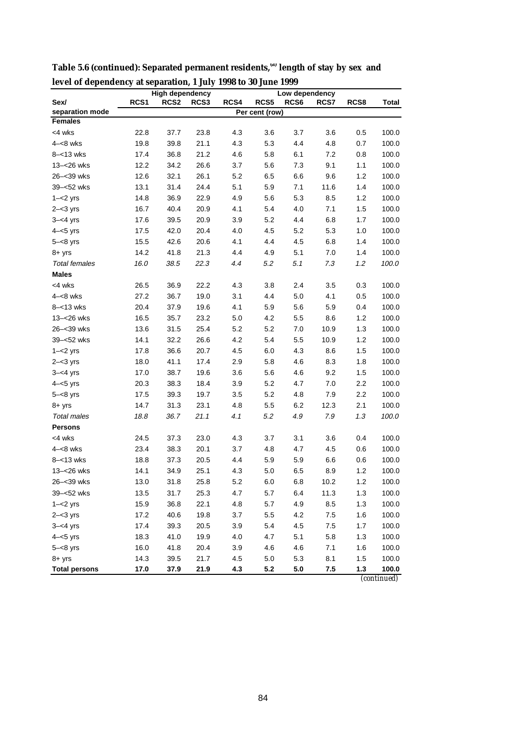**Table 5.6 (continued): Separated permanent residents,[(a)] length of stay by sex and level of dependency at separation, 1 July 1998 to 30 June 1999**

| | High dependency | | | | Low dependency | | | | |
|---|---|---|---|---|---|---|---|---|---|
| Sex/ separation mode | RCS1 | RCS2 | RCS3 | RCS4 | RCS5 | RCS6 | RCS7 | RCS8 | Total |
| | Per cent (row) | | | | | | | | |
| **Females** | | | | | | | | | |
| <4 wks | 22.8 | 37.7 | 23.8 | 4.3 | 3.6 | 3.7 | 3.6 | 0.5 | 100.0 |
| 4–<8 wks | 19.8 | 39.8 | 21.1 | 4.3 | 5.3 | 4.4 | 4.8 | 0.7 | 100.0 |
| 8–<13 wks | 17.4 | 36.8 | 21.2 | 4.6 | 5.8 | 6.1 | 7.2 | 0.8 | 100.0 |
| 13–<26 wks | 12.2 | 34.2 | 26.6 | 3.7 | 5.6 | 7.3 | 9.1 | 1.1 | 100.0 |
| 26–<39 wks | 12.6 | 32.1 | 26.1 | 5.2 | 6.5 | 6.6 | 9.6 | 1.2 | 100.0 |
| 39–<52 wks | 13.1 | 31.4 | 24.4 | 5.1 | 5.9 | 7.1 | 11.6 | 1.4 | 100.0 |
| 1–<2 yrs | 14.8 | 36.9 | 22.9 | 4.9 | 5.6 | 5.3 | 8.5 | 1.2 | 100.0 |
| 2–<3 yrs | 16.7 | 40.4 | 20.9 | 4.1 | 5.4 | 4.0 | 7.1 | 1.5 | 100.0 |
| 3–<4 yrs | 17.6 | 39.5 | 20.9 | 3.9 | 5.2 | 4.4 | 6.8 | 1.7 | 100.0 |
| 4–<5 yrs | 17.5 | 42.0 | 20.4 | 4.0 | 4.5 | 5.2 | 5.3 | 1.0 | 100.0 |
| 5–<8 yrs | 15.5 | 42.6 | 20.6 | 4.1 | 4.4 | 4.5 | 6.8 | 1.4 | 100.0 |
| 8+ yrs | 14.2 | 41.8 | 21.3 | 4.4 | 4.9 | 5.1 | 7.0 | 1.4 | 100.0 |
| *Total females* | *16.0* | *38.5* | *22.3* | *4.4* | *5.2* | *5.1* | *7.3* | *1.2* | *100.0* |
| **Males** | | | | | | | | | |
| <4 wks | 26.5 | 36.9 | 22.2 | 4.3 | 3.8 | 2.4 | 3.5 | 0.3 | 100.0 |
| 4–<8 wks | 27.2 | 36.7 | 19.0 | 3.1 | 4.4 | 5.0 | 4.1 | 0.5 | 100.0 |
| 8–<13 wks | 20.4 | 37.9 | 19.6 | 4.1 | 5.9 | 5.6 | 5.9 | 0.4 | 100.0 |
| 13–<26 wks | 16.5 | 35.7 | 23.2 | 5.0 | 4.2 | 5.5 | 8.6 | 1.2 | 100.0 |
| 26–<39 wks | 13.6 | 31.5 | 25.4 | 5.2 | 5.2 | 7.0 | 10.9 | 1.3 | 100.0 |
| 39–<52 wks | 14.1 | 32.2 | 26.6 | 4.2 | 5.4 | 5.5 | 10.9 | 1.2 | 100.0 |
| 1–<2 yrs | 17.8 | 36.6 | 20.7 | 4.5 | 6.0 | 4.3 | 8.6 | 1.5 | 100.0 |
| 2–<3 yrs | 18.0 | 41.1 | 17.4 | 2.9 | 5.8 | 4.6 | 8.3 | 1.8 | 100.0 |
| 3–<4 yrs | 17.0 | 38.7 | 19.6 | 3.6 | 5.6 | 4.6 | 9.2 | 1.5 | 100.0 |
| 4–<5 yrs | 20.3 | 38.3 | 18.4 | 3.9 | 5.2 | 4.7 | 7.0 | 2.2 | 100.0 |
| 5–<8 yrs | 17.5 | 39.3 | 19.7 | 3.5 | 5.2 | 4.8 | 7.9 | 2.2 | 100.0 |
| 8+ yrs | 14.7 | 31.3 | 23.1 | 4.8 | 5.5 | 6.2 | 12.3 | 2.1 | 100.0 |
| *Total males* | *18.8* | *36.7* | *21.1* | *4.1* | *5.2* | *4.9* | *7.9* | *1.3* | *100.0* |
| **Persons** | | | | | | | | | |
| <4 wks | 24.5 | 37.3 | 23.0 | 4.3 | 3.7 | 3.1 | 3.6 | 0.4 | 100.0 |
| 4–<8 wks | 23.4 | 38.3 | 20.1 | 3.7 | 4.8 | 4.7 | 4.5 | 0.6 | 100.0 |
| 8–<13 wks | 18.8 | 37.3 | 20.5 | 4.4 | 5.9 | 5.9 | 6.6 | 0.6 | 100.0 |
| 13–<26 wks | 14.1 | 34.9 | 25.1 | 4.3 | 5.0 | 6.5 | 8.9 | 1.2 | 100.0 |
| 26–<39 wks | 13.0 | 31.8 | 25.8 | 5.2 | 6.0 | 6.8 | 10.2 | 1.2 | 100.0 |
| 39–<52 wks | 13.5 | 31.7 | 25.3 | 4.7 | 5.7 | 6.4 | 11.3 | 1.3 | 100.0 |
| 1–<2 yrs | 15.9 | 36.8 | 22.1 | 4.8 | 5.7 | 4.9 | 8.5 | 1.3 | 100.0 |
| 2–<3 yrs | 17.2 | 40.6 | 19.8 | 3.7 | 5.5 | 4.2 | 7.5 | 1.6 | 100.0 |
| 3–<4 yrs | 17.4 | 39.3 | 20.5 | 3.9 | 5.4 | 4.5 | 7.5 | 1.7 | 100.0 |
| 4–<5 yrs | 18.3 | 41.0 | 19.9 | 4.0 | 4.7 | 5.1 | 5.8 | 1.3 | 100.0 |
| 5–<8 yrs | 16.0 | 41.8 | 20.4 | 3.9 | 4.6 | 4.6 | 7.1 | 1.6 | 100.0 |
| 8+ yrs | 14.3 | 39.5 | 21.7 | 4.5 | 5.0 | 5.3 | 8.1 | 1.5 | 100.0 |
| **Total persons** | **17.0** | **37.9** | **21.9** | **4.3** | **5.2** | **5.0** | **7.5** | **1.3** | **100.0** |

*(continued)*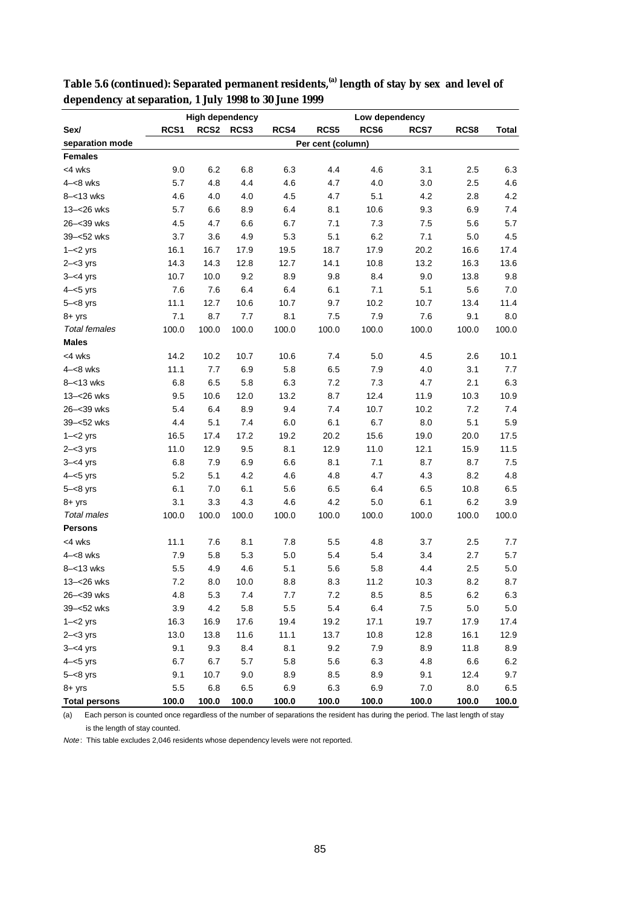**Table 5.6 (continued): Separated permanent residents,[(a)] length of stay by sex and level of dependency at separation, 1 July 1998 to 30 June 1999**

| | High dependency | | | Low dependency | | | | | |
|---|---|---|---|---|---|---|---|---|---|
| **Sex/** | **RCS1** | **RCS2** | **RCS3** | **RCS4** | **RCS5** | **RCS6** | **RCS7** | **RCS8** | **Total** |
| **separation mode** | | | | | Per cent (column) | | | | |
| **Females** | | | | | | | | | |
| <4 wks | 9.0 | 6.2 | 6.8 | 6.3 | 4.4 | 4.6 | 3.1 | 2.5 | 6.3 |
| 4–<8 wks | 5.7 | 4.8 | 4.4 | 4.6 | 4.7 | 4.0 | 3.0 | 2.5 | 4.6 |
| 8–<13 wks | 4.6 | 4.0 | 4.0 | 4.5 | 4.7 | 5.1 | 4.2 | 2.8 | 4.2 |
| 13–<26 wks | 5.7 | 6.6 | 8.9 | 6.4 | 8.1 | 10.6 | 9.3 | 6.9 | 7.4 |
| 26–<39 wks | 4.5 | 4.7 | 6.6 | 6.7 | 7.1 | 7.3 | 7.5 | 5.6 | 5.7 |
| 39–<52 wks | 3.7 | 3.6 | 4.9 | 5.3 | 5.1 | 6.2 | 7.1 | 5.0 | 4.5 |
| 1–<2 yrs | 16.1 | 16.7 | 17.9 | 19.5 | 18.7 | 17.9 | 20.2 | 16.6 | 17.4 |
| 2–<3 yrs | 14.3 | 14.3 | 12.8 | 12.7 | 14.1 | 10.8 | 13.2 | 16.3 | 13.6 |
| 3–<4 yrs | 10.7 | 10.0 | 9.2 | 8.9 | 9.8 | 8.4 | 9.0 | 13.8 | 9.8 |
| 4–<5 yrs | 7.6 | 7.6 | 6.4 | 6.4 | 6.1 | 7.1 | 5.1 | 5.6 | 7.0 |
| 5–<8 yrs | 11.1 | 12.7 | 10.6 | 10.7 | 9.7 | 10.2 | 10.7 | 13.4 | 11.4 |
| 8+ yrs | 7.1 | 8.7 | 7.7 | 8.1 | 7.5 | 7.9 | 7.6 | 9.1 | 8.0 |
| *Total females* | 100.0 | 100.0 | 100.0 | 100.0 | 100.0 | 100.0 | 100.0 | 100.0 | 100.0 |
| **Males** | | | | | | | | | |
| <4 wks | 14.2 | 10.2 | 10.7 | 10.6 | 7.4 | 5.0 | 4.5 | 2.6 | 10.1 |
| 4–<8 wks | 11.1 | 7.7 | 6.9 | 5.8 | 6.5 | 7.9 | 4.0 | 3.1 | 7.7 |
| 8–<13 wks | 6.8 | 6.5 | 5.8 | 6.3 | 7.2 | 7.3 | 4.7 | 2.1 | 6.3 |
| 13–<26 wks | 9.5 | 10.6 | 12.0 | 13.2 | 8.7 | 12.4 | 11.9 | 10.3 | 10.9 |
| 26–<39 wks | 5.4 | 6.4 | 8.9 | 9.4 | 7.4 | 10.7 | 10.2 | 7.2 | 7.4 |
| 39–<52 wks | 4.4 | 5.1 | 7.4 | 6.0 | 6.1 | 6.7 | 8.0 | 5.1 | 5.9 |
| 1–<2 yrs | 16.5 | 17.4 | 17.2 | 19.2 | 20.2 | 15.6 | 19.0 | 20.0 | 17.5 |
| 2–<3 yrs | 11.0 | 12.9 | 9.5 | 8.1 | 12.9 | 11.0 | 12.1 | 15.9 | 11.5 |
| 3–<4 yrs | 6.8 | 7.9 | 6.9 | 6.6 | 8.1 | 7.1 | 8.7 | 8.7 | 7.5 |
| 4–<5 yrs | 5.2 | 5.1 | 4.2 | 4.6 | 4.8 | 4.7 | 4.3 | 8.2 | 4.8 |
| 5–<8 yrs | 6.1 | 7.0 | 6.1 | 5.6 | 6.5 | 6.4 | 6.5 | 10.8 | 6.5 |
| 8+ yrs | 3.1 | 3.3 | 4.3 | 4.6 | 4.2 | 5.0 | 6.1 | 6.2 | 3.9 |
| *Total males* | 100.0 | 100.0 | 100.0 | 100.0 | 100.0 | 100.0 | 100.0 | 100.0 | 100.0 |
| **Persons** | | | | | | | | | |
| <4 wks | 11.1 | 7.6 | 8.1 | 7.8 | 5.5 | 4.8 | 3.7 | 2.5 | 7.7 |
| 4–<8 wks | 7.9 | 5.8 | 5.3 | 5.0 | 5.4 | 5.4 | 3.4 | 2.7 | 5.7 |
| 8–<13 wks | 5.5 | 4.9 | 4.6 | 5.1 | 5.6 | 5.8 | 4.4 | 2.5 | 5.0 |
| 13–<26 wks | 7.2 | 8.0 | 10.0 | 8.8 | 8.3 | 11.2 | 10.3 | 8.2 | 8.7 |
| 26–<39 wks | 4.8 | 5.3 | 7.4 | 7.7 | 7.2 | 8.5 | 8.5 | 6.2 | 6.3 |
| 39–<52 wks | 3.9 | 4.2 | 5.8 | 5.5 | 5.4 | 6.4 | 7.5 | 5.0 | 5.0 |
| 1–<2 yrs | 16.3 | 16.9 | 17.6 | 19.4 | 19.2 | 17.1 | 19.7 | 17.9 | 17.4 |
| 2–<3 yrs | 13.0 | 13.8 | 11.6 | 11.1 | 13.7 | 10.8 | 12.8 | 16.1 | 12.9 |
| 3–<4 yrs | 9.1 | 9.3 | 8.4 | 8.1 | 9.2 | 7.9 | 8.9 | 11.8 | 8.9 |
| 4–<5 yrs | 6.7 | 6.7 | 5.7 | 5.8 | 5.6 | 6.3 | 4.8 | 6.6 | 6.2 |
| 5–<8 yrs | 9.1 | 10.7 | 9.0 | 8.9 | 8.5 | 8.9 | 9.1 | 12.4 | 9.7 |
| 8+ yrs | 5.5 | 6.8 | 6.5 | 6.9 | 6.3 | 6.9 | 7.0 | 8.0 | 6.5 |
| **Total persons** | **100.0** | **100.0** | **100.0** | **100.0** | **100.0** | **100.0** | **100.0** | **100.0** | **100.0** |

(a) Each person is counted once regardless of the number of separations the resident has during the period. The last length of stay is the length of stay counted.

*Note*: This table excludes 2,046 residents whose dependency levels were not reported.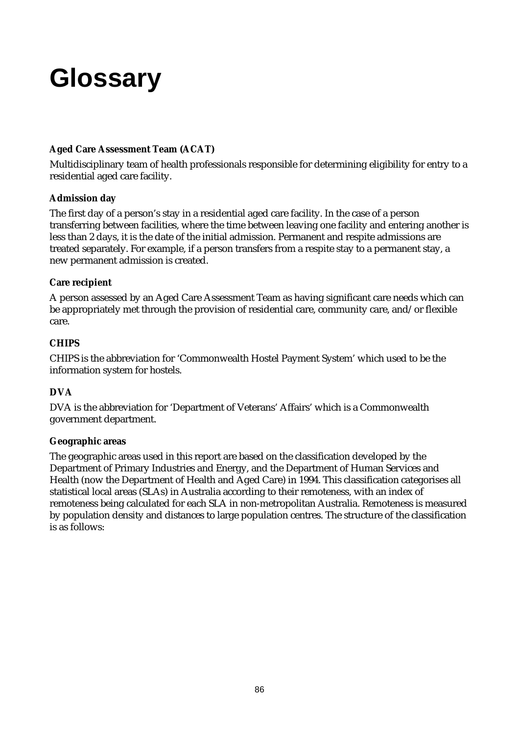# Glossary

**Aged Care Assessment Team (ACAT)**

Multidisciplinary team of health professionals responsible for determining eligibility for entry to a residential aged care facility.

**Admission day**

The first day of a person's stay in a residential aged care facility. In the case of a person transferring between facilities, where the time between leaving one facility and entering another is less than 2 days, it is the date of the initial admission. Permanent and respite admissions are treated separately. For example, if a person transfers from a respite stay to a permanent stay, a new permanent admission is created.

**Care recipient**

A person assessed by an Aged Care Assessment Team as having significant care needs which can be appropriately met through the provision of residential care, community care, and/or flexible care.

**CHIPS**

CHIPS is the abbreviation for 'Commonwealth Hostel Payment System' which used to be the information system for hostels.

**DVA**

DVA is the abbreviation for 'Department of Veterans' Affairs' which is a Commonwealth government department.

**Geographic areas**

The geographic areas used in this report are based on the classification developed by the Department of Primary Industries and Energy, and the Department of Human Services and Health (now the Department of Health and Aged Care) in 1994. This classification categorises all statistical local areas (SLAs) in Australia according to their remoteness, with an index of remoteness being calculated for each SLA in non-metropolitan Australia. Remoteness is measured by population density and distances to large population centres. The structure of the classification is as follows: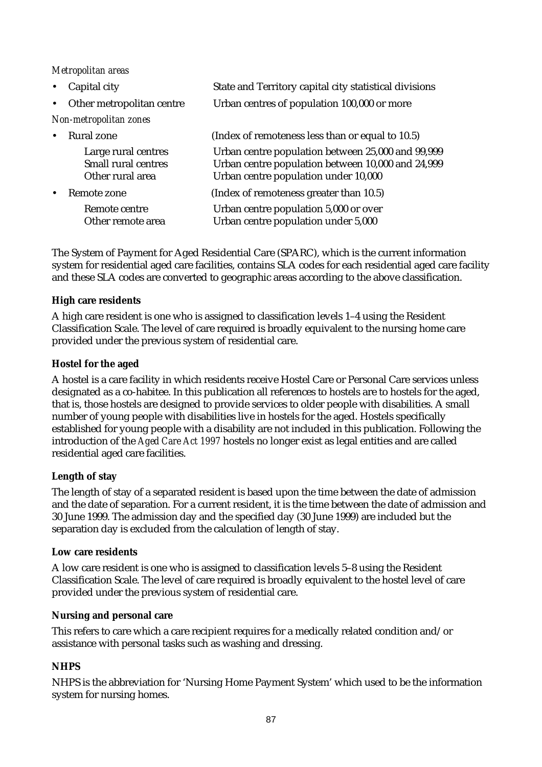*Metropolitan areas*

- Capital city — State and Territory capital city statistical divisions
- Other metropolitan centre — Urban centres of population 100,000 or more

*Non-metropolitan zones*

- Rural zone — (Index of remoteness less than or equal to 10.5)
  - Large rural centres — Urban centre population between 25,000 and 99,999
  - Small rural centres — Urban centre population between 10,000 and 24,999
  - Other rural area — Urban centre population under 10,000
- Remote zone — (Index of remoteness greater than 10.5)
  - Remote centre — Urban centre population 5,000 or over
  - Other remote area — Urban centre population under 5,000

The System of Payment for Aged Residential Care (SPARC), which is the current information system for residential aged care facilities, contains SLA codes for each residential aged care facility and these SLA codes are converted to geographic areas according to the above classification.

**High care residents**

A high care resident is one who is assigned to classification levels 1–4 using the Resident Classification Scale. The level of care required is broadly equivalent to the nursing home care provided under the previous system of residential care.

**Hostel for the aged**

A hostel is a care facility in which residents receive Hostel Care or Personal Care services unless designated as a co-habitee. In this publication all references to hostels are to hostels for the aged, that is, those hostels are designed to provide services to older people with disabilities. A small number of young people with disabilities live in hostels for the aged. Hostels specifically established for young people with a disability are not included in this publication. Following the introduction of the *Aged Care Act 1997* hostels no longer exist as legal entities and are called residential aged care facilities.

**Length of stay**

The length of stay of a separated resident is based upon the time between the date of admission and the date of separation. For a current resident, it is the time between the date of admission and 30 June 1999. The admission day and the specified day (30 June 1999) are included but the separation day is excluded from the calculation of length of stay.

**Low care residents**

A low care resident is one who is assigned to classification levels 5–8 using the Resident Classification Scale. The level of care required is broadly equivalent to the hostel level of care provided under the previous system of residential care.

**Nursing and personal care**

This refers to care which a care recipient requires for a medically related condition and/or assistance with personal tasks such as washing and dressing.

**NHPS**

NHPS is the abbreviation for 'Nursing Home Payment System' which used to be the information system for nursing homes.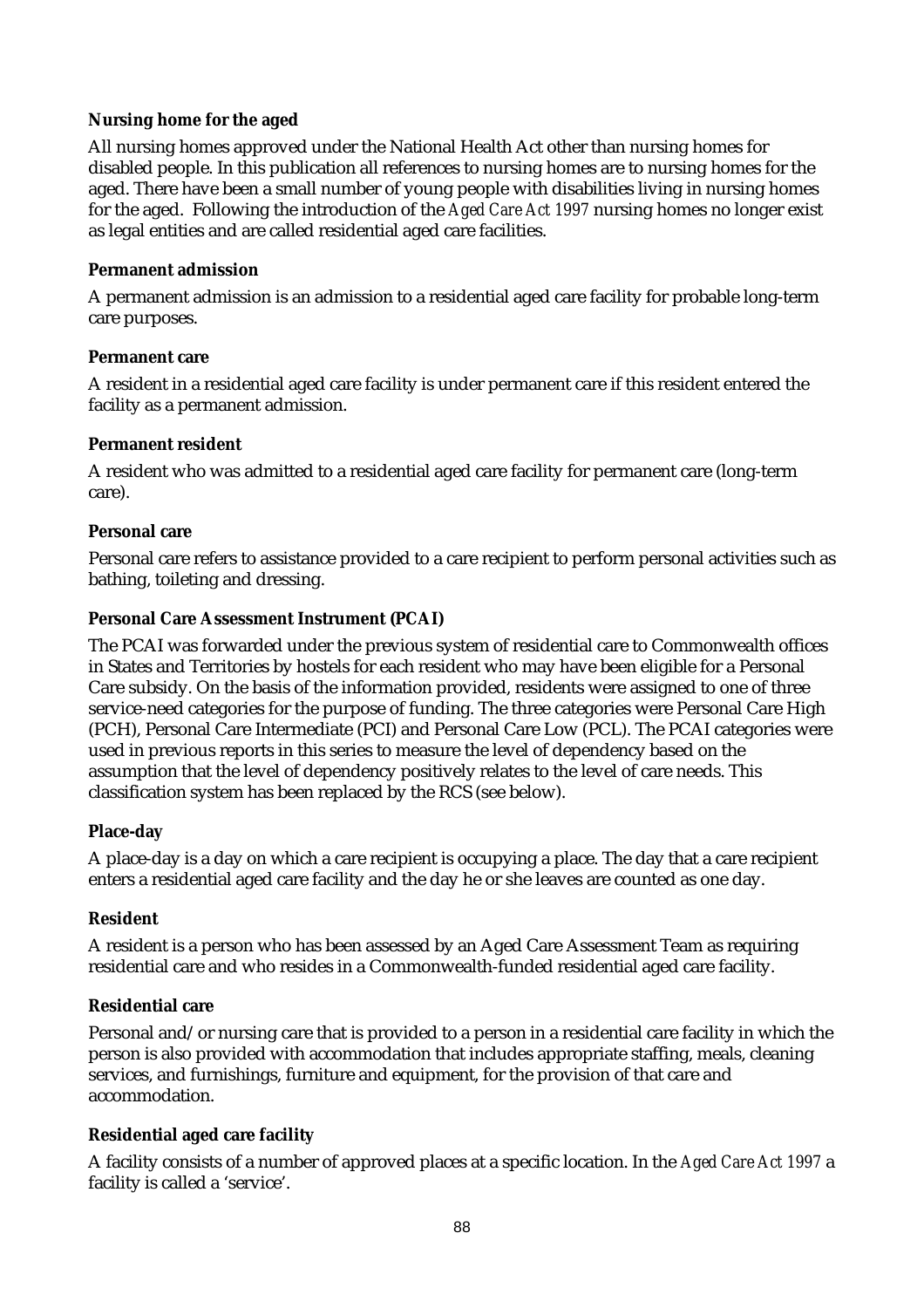**Nursing home for the aged**

All nursing homes approved under the National Health Act other than nursing homes for disabled people. In this publication all references to nursing homes are to nursing homes for the aged. There have been a small number of young people with disabilities living in nursing homes for the aged. Following the introduction of the *Aged Care Act 1997* nursing homes no longer exist as legal entities and are called residential aged care facilities.

**Permanent admission**

A permanent admission is an admission to a residential aged care facility for probable long-term care purposes.

**Permanent care**

A resident in a residential aged care facility is under permanent care if this resident entered the facility as a permanent admission.

**Permanent resident**

A resident who was admitted to a residential aged care facility for permanent care (long-term care).

**Personal care**

Personal care refers to assistance provided to a care recipient to perform personal activities such as bathing, toileting and dressing.

**Personal Care Assessment Instrument (PCAI)**

The PCAI was forwarded under the previous system of residential care to Commonwealth offices in States and Territories by hostels for each resident who may have been eligible for a Personal Care subsidy. On the basis of the information provided, residents were assigned to one of three service-need categories for the purpose of funding. The three categories were Personal Care High (PCH), Personal Care Intermediate (PCI) and Personal Care Low (PCL). The PCAI categories were used in previous reports in this series to measure the level of dependency based on the assumption that the level of dependency positively relates to the level of care needs. This classification system has been replaced by the RCS (see below).

**Place-day**

A place-day is a day on which a care recipient is occupying a place. The day that a care recipient enters a residential aged care facility and the day he or she leaves are counted as one day.

**Resident**

A resident is a person who has been assessed by an Aged Care Assessment Team as requiring residential care and who resides in a Commonwealth-funded residential aged care facility.

**Residential care**

Personal and/or nursing care that is provided to a person in a residential care facility in which the person is also provided with accommodation that includes appropriate staffing, meals, cleaning services, and furnishings, furniture and equipment, for the provision of that care and accommodation.

**Residential aged care facility**

A facility consists of a number of approved places at a specific location. In the *Aged Care Act 1997* a facility is called a 'service'.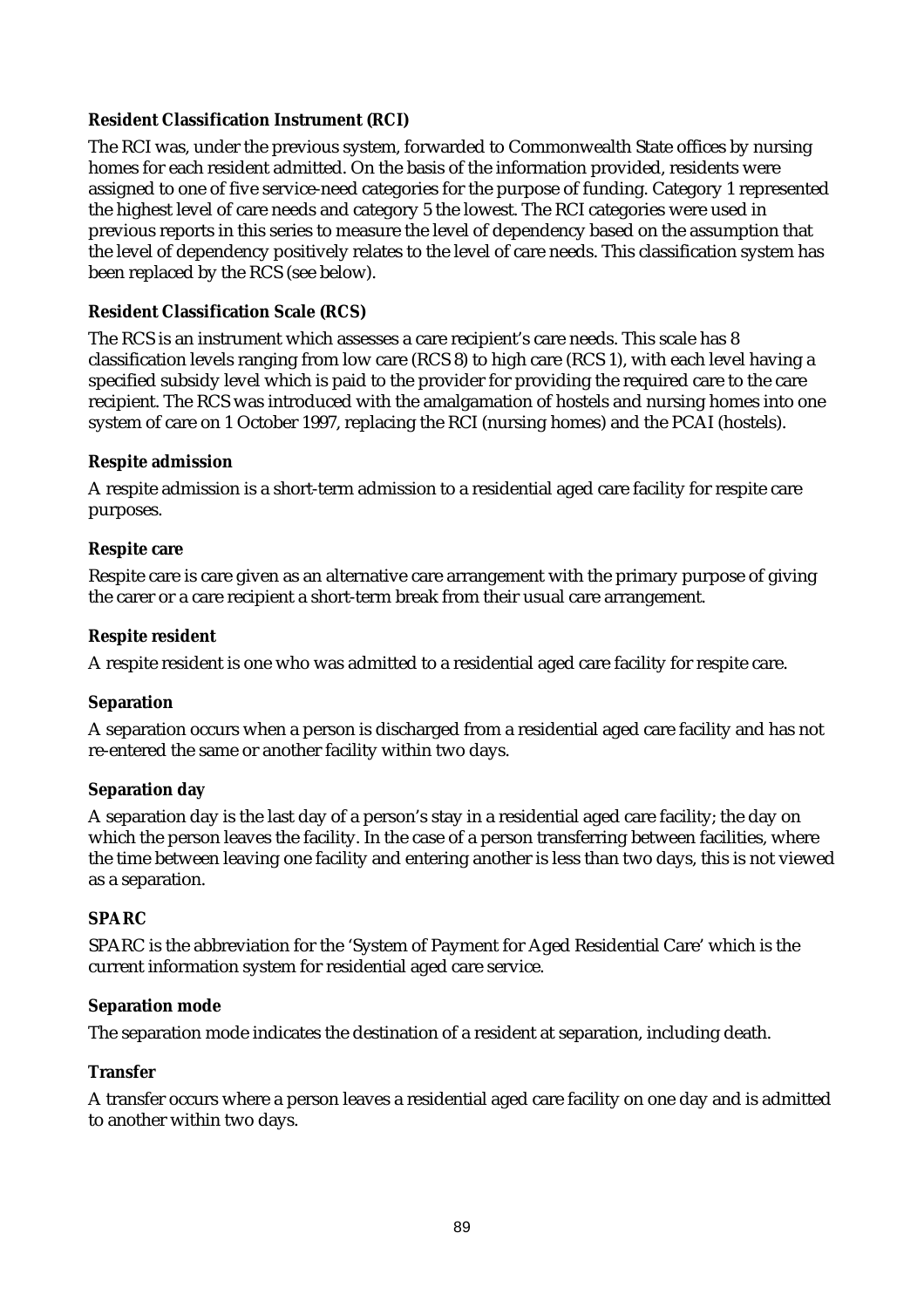**Resident Classification Instrument (RCI)**

The RCI was, under the previous system, forwarded to Commonwealth State offices by nursing homes for each resident admitted. On the basis of the information provided, residents were assigned to one of five service-need categories for the purpose of funding. Category 1 represented the highest level of care needs and category 5 the lowest. The RCI categories were used in previous reports in this series to measure the level of dependency based on the assumption that the level of dependency positively relates to the level of care needs. This classification system has been replaced by the RCS (see below).

**Resident Classification Scale (RCS)**

The RCS is an instrument which assesses a care recipient's care needs. This scale has 8 classification levels ranging from low care (RCS 8) to high care (RCS 1), with each level having a specified subsidy level which is paid to the provider for providing the required care to the care recipient. The RCS was introduced with the amalgamation of hostels and nursing homes into one system of care on 1 October 1997, replacing the RCI (nursing homes) and the PCAI (hostels).

**Respite admission**

A respite admission is a short-term admission to a residential aged care facility for respite care purposes.

**Respite care**

Respite care is care given as an alternative care arrangement with the primary purpose of giving the carer or a care recipient a short-term break from their usual care arrangement.

**Respite resident**

A respite resident is one who was admitted to a residential aged care facility for respite care.

**Separation**

A separation occurs when a person is discharged from a residential aged care facility and has not re-entered the same or another facility within two days.

**Separation day**

A separation day is the last day of a person's stay in a residential aged care facility; the day on which the person leaves the facility. In the case of a person transferring between facilities, where the time between leaving one facility and entering another is less than two days, this is not viewed as a separation.

**SPARC**

SPARC is the abbreviation for the 'System of Payment for Aged Residential Care' which is the current information system for residential aged care service.

**Separation mode**

The separation mode indicates the destination of a resident at separation, including death.

**Transfer**

A transfer occurs where a person leaves a residential aged care facility on one day and is admitted to another within two days.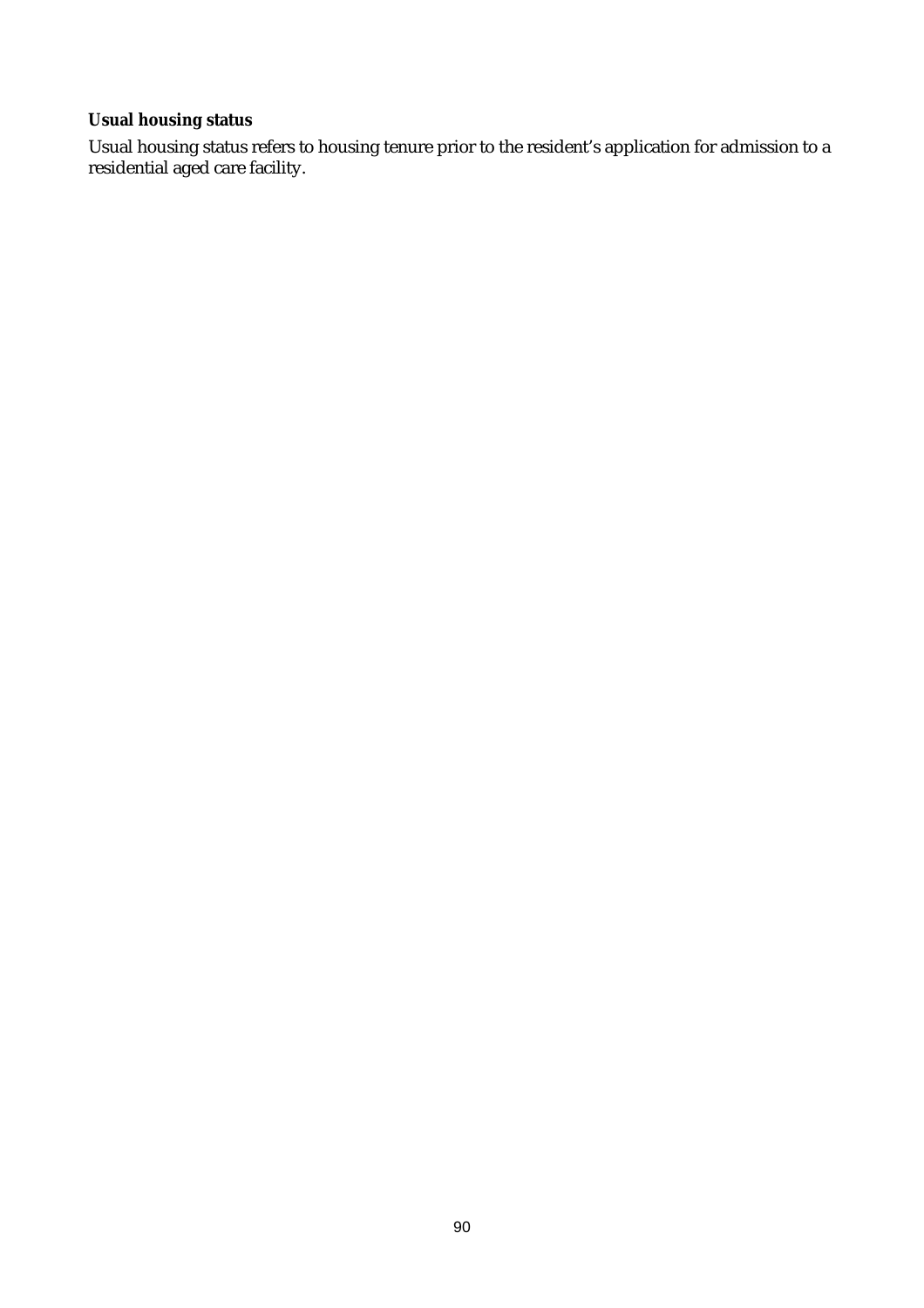**Usual housing status**

Usual housing status refers to housing tenure prior to the resident's application for admission to a residential aged care facility.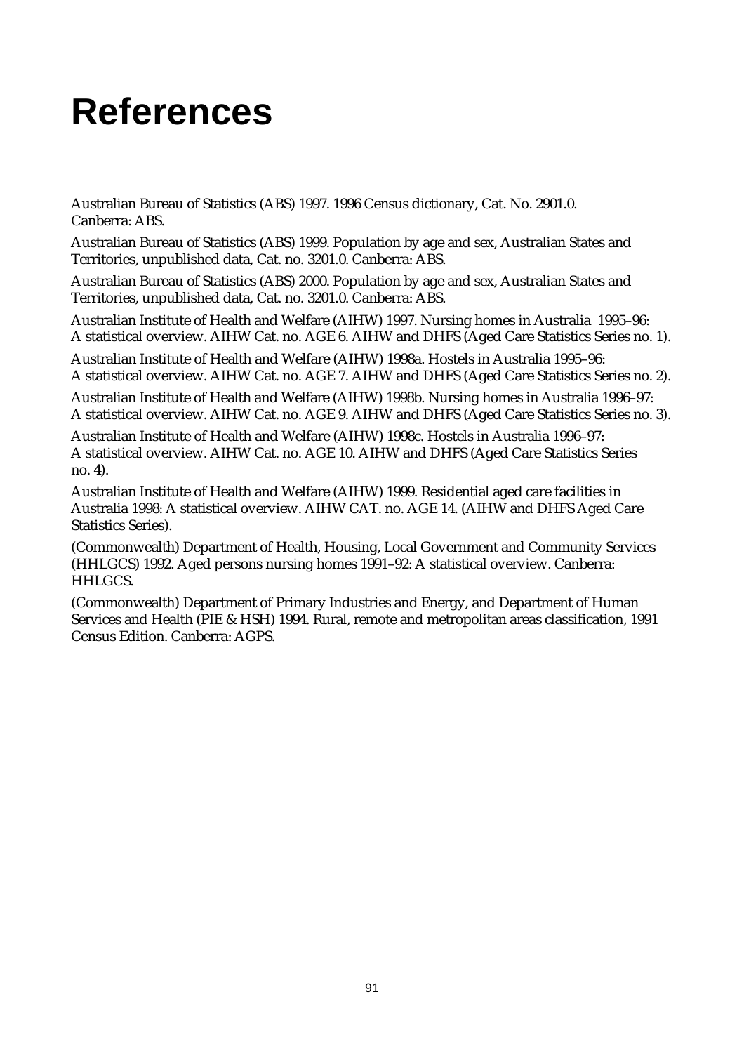# References

Australian Bureau of Statistics (ABS) 1997. 1996 Census dictionary, Cat. No. 2901.0. Canberra: ABS.

Australian Bureau of Statistics (ABS) 1999. Population by age and sex, Australian States and Territories, unpublished data, Cat. no. 3201.0. Canberra: ABS.

Australian Bureau of Statistics (ABS) 2000. Population by age and sex, Australian States and Territories, unpublished data, Cat. no. 3201.0. Canberra: ABS.

Australian Institute of Health and Welfare (AIHW) 1997. Nursing homes in Australia 1995–96: A statistical overview. AIHW Cat. no. AGE 6. AIHW and DHFS (Aged Care Statistics Series no. 1).

Australian Institute of Health and Welfare (AIHW) 1998a. Hostels in Australia 1995–96: A statistical overview. AIHW Cat. no. AGE 7. AIHW and DHFS (Aged Care Statistics Series no. 2).

Australian Institute of Health and Welfare (AIHW) 1998b. Nursing homes in Australia 1996–97: A statistical overview. AIHW Cat. no. AGE 9. AIHW and DHFS (Aged Care Statistics Series no. 3).

Australian Institute of Health and Welfare (AIHW) 1998c. Hostels in Australia 1996–97: A statistical overview. AIHW Cat. no. AGE 10. AIHW and DHFS (Aged Care Statistics Series no. 4).

Australian Institute of Health and Welfare (AIHW) 1999. Residential aged care facilities in Australia 1998: A statistical overview. AIHW CAT. no. AGE 14. (AIHW and DHFS Aged Care Statistics Series).

(Commonwealth) Department of Health, Housing, Local Government and Community Services (HHLGCS) 1992. Aged persons nursing homes 1991–92: A statistical overview. Canberra: HHLGCS.

(Commonwealth) Department of Primary Industries and Energy, and Department of Human Services and Health (PIE & HSH) 1994. Rural, remote and metropolitan areas classification, 1991 Census Edition. Canberra: AGPS.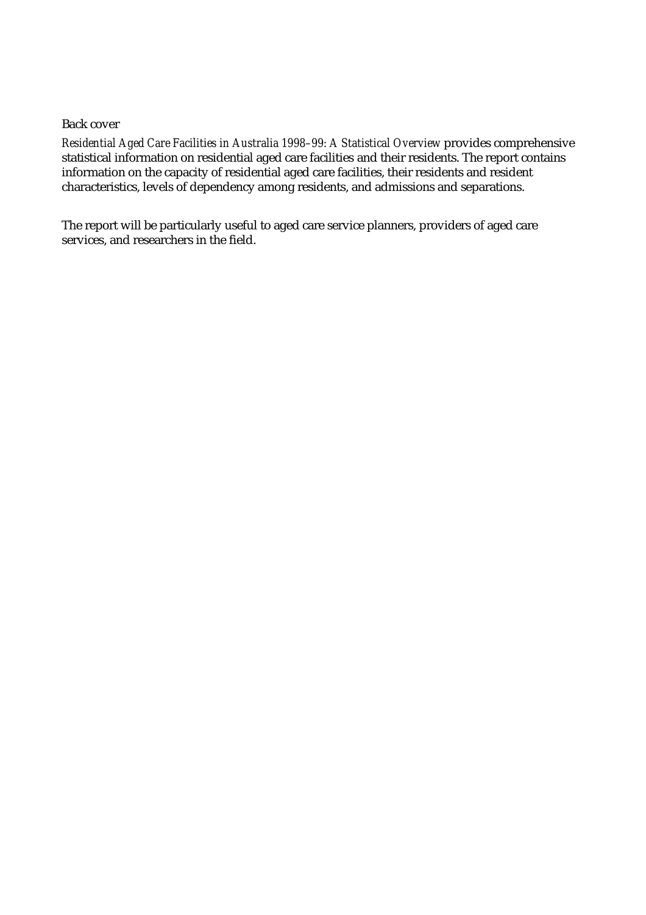Back cover

*Residential Aged Care Facilities in Australia 1998–99: A Statistical Overview* provides comprehensive statistical information on residential aged care facilities and their residents. The report contains information on the capacity of residential aged care facilities, their residents and resident characteristics, levels of dependency among residents, and admissions and separations.

The report will be particularly useful to aged care service planners, providers of aged care services, and researchers in the field.